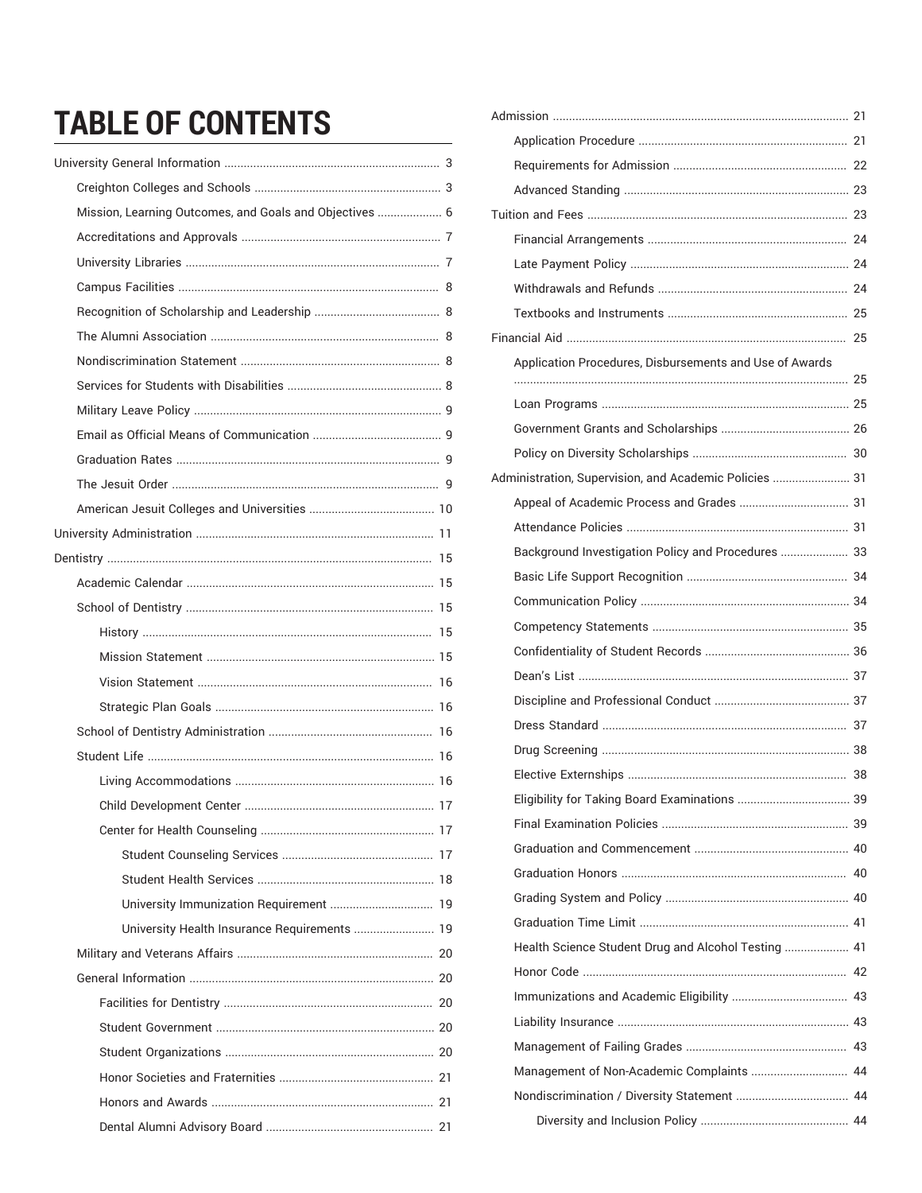# TABLE OF CONTENTS

- University General Information ... 3
  - Creighton Colleges and Schools ... 3
  - Mission, Learning Outcomes, and Goals and Objectives ... 6
  - Accreditations and Approvals ... 7
  - University Libraries ... 7
  - Campus Facilities ... 8
  - Recognition of Scholarship and Leadership ... 8
  - The Alumni Association ... 8
  - Nondiscrimination Statement ... 8
  - Services for Students with Disabilities ... 8
  - Military Leave Policy ... 9
  - Email as Official Means of Communication ... 9
  - Graduation Rates ... 9
  - The Jesuit Order ... 9
  - American Jesuit Colleges and Universities ... 10
- University Administration ... 11
- Dentistry ... 15
  - Academic Calendar ... 15
  - School of Dentistry ... 15
    - History ... 15
    - Mission Statement ... 15
    - Vision Statement ... 16
    - Strategic Plan Goals ... 16
  - School of Dentistry Administration ... 16
  - Student Life ... 16
    - Living Accommodations ... 16
    - Child Development Center ... 17
    - Center for Health Counseling ... 17
      - Student Counseling Services ... 17
      - Student Health Services ... 18
      - University Immunization Requirement ... 19
      - University Health Insurance Requirements ... 19
  - Military and Veterans Affairs ... 20
  - General Information ... 20
    - Facilities for Dentistry ... 20
    - Student Government ... 20
    - Student Organizations ... 20
    - Honor Societies and Fraternities ... 21
    - Honors and Awards ... 21
    - Dental Alumni Advisory Board ... 21
- Admission ... 21
  - Application Procedure ... 21
  - Requirements for Admission ... 22
  - Advanced Standing ... 23
- Tuition and Fees ... 23
  - Financial Arrangements ... 24
  - Late Payment Policy ... 24
  - Withdrawals and Refunds ... 24
  - Textbooks and Instruments ... 25
- Financial Aid ... 25
  - Application Procedures, Disbursements and Use of Awards ... 25
  - Loan Programs ... 25
  - Government Grants and Scholarships ... 26
  - Policy on Diversity Scholarships ... 30
- Administration, Supervision, and Academic Policies ... 31
  - Appeal of Academic Process and Grades ... 31
  - Attendance Policies ... 31
  - Background Investigation Policy and Procedures ... 33
  - Basic Life Support Recognition ... 34
  - Communication Policy ... 34
  - Competency Statements ... 35
  - Confidentiality of Student Records ... 36
  - Dean's List ... 37
  - Discipline and Professional Conduct ... 37
  - Dress Standard ... 37
  - Drug Screening ... 38
  - Elective Externships ... 38
  - Eligibility for Taking Board Examinations ... 39
  - Final Examination Policies ... 39
  - Graduation and Commencement ... 40
  - Graduation Honors ... 40
  - Grading System and Policy ... 40
  - Graduation Time Limit ... 41
  - Health Science Student Drug and Alcohol Testing ... 41
  - Honor Code ... 42
  - Immunizations and Academic Eligibility ... 43
  - Liability Insurance ... 43
  - Management of Failing Grades ... 43
  - Management of Non-Academic Complaints ... 44
  - Nondiscrimination / Diversity Statement ... 44
    - Diversity and Inclusion Policy ... 44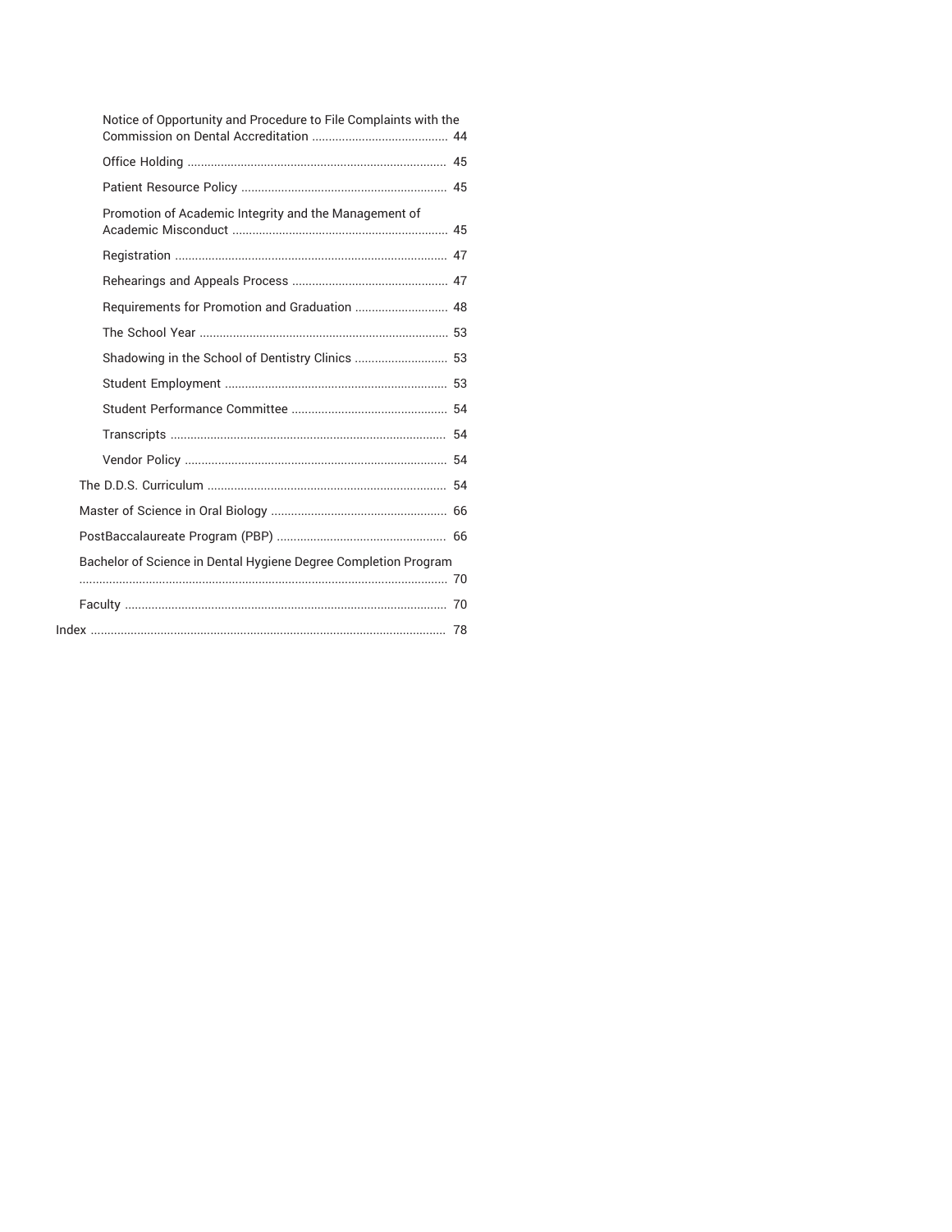- Notice of Opportunity and Procedure to File Complaints with the Commission on Dental Accreditation ........................................ 44
- Office Holding ............................................................................ 45
- Patient Resource Policy ............................................................ 45
- Promotion of Academic Integrity and the Management of Academic Misconduct ................................................................ 45
- Registration ................................................................................ 47
- Rehearings and Appeals Process .............................................. 47
- Requirements for Promotion and Graduation ........................... 48
- The School Year ......................................................................... 53
- Shadowing in the School of Dentistry Clinics ........................... 53
- Student Employment .................................................................. 53
- Student Performance Committee .............................................. 54
- Transcripts ................................................................................. 54
- Vendor Policy ............................................................................. 54

The D.D.S. Curriculum ....................................................................... 54

Master of Science in Oral Biology .................................................... 66

PostBaccalaureate Program (PBP) .................................................. 66

Bachelor of Science in Dental Hygiene Degree Completion Program ............................................................................................... 70

Faculty ................................................................................................ 70

Index .......................................................................................................... 78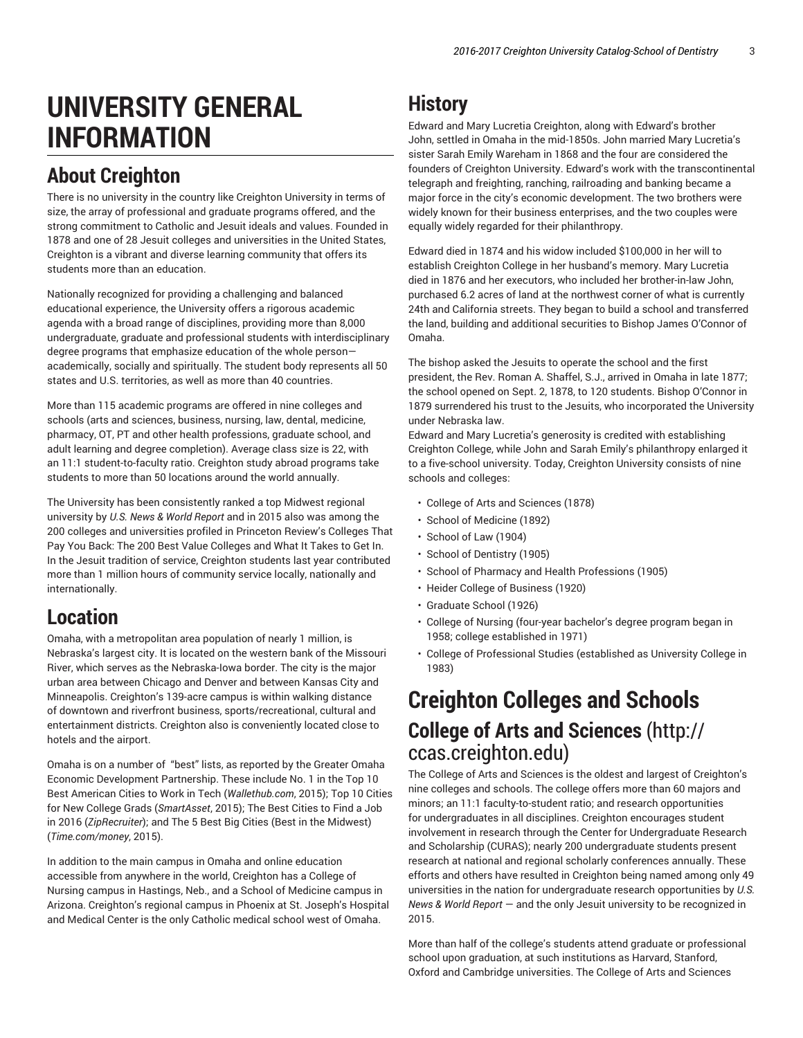# UNIVERSITY GENERAL INFORMATION

## About Creighton

There is no university in the country like Creighton University in terms of size, the array of professional and graduate programs offered, and the strong commitment to Catholic and Jesuit ideals and values. Founded in 1878 and one of 28 Jesuit colleges and universities in the United States, Creighton is a vibrant and diverse learning community that offers its students more than an education.

Nationally recognized for providing a challenging and balanced educational experience, the University offers a rigorous academic agenda with a broad range of disciplines, providing more than 8,000 undergraduate, graduate and professional students with interdisciplinary degree programs that emphasize education of the whole person—academically, socially and spiritually. The student body represents all 50 states and U.S. territories, as well as more than 40 countries.

More than 115 academic programs are offered in nine colleges and schools (arts and sciences, business, nursing, law, dental, medicine, pharmacy, OT, PT and other health professions, graduate school, and adult learning and degree completion). Average class size is 22, with an 11:1 student-to-faculty ratio. Creighton study abroad programs take students to more than 50 locations around the world annually.

The University has been consistently ranked a top Midwest regional university by *U.S. News & World Report* and in 2015 also was among the 200 colleges and universities profiled in Princeton Review's Colleges That Pay You Back: The 200 Best Value Colleges and What It Takes to Get In. In the Jesuit tradition of service, Creighton students last year contributed more than 1 million hours of community service locally, nationally and internationally.

## Location

Omaha, with a metropolitan area population of nearly 1 million, is Nebraska's largest city. It is located on the western bank of the Missouri River, which serves as the Nebraska-Iowa border. The city is the major urban area between Chicago and Denver and between Kansas City and Minneapolis. Creighton's 139-acre campus is within walking distance of downtown and riverfront business, sports/recreational, cultural and entertainment districts. Creighton also is conveniently located close to hotels and the airport.

Omaha is on a number of "best" lists, as reported by the Greater Omaha Economic Development Partnership. These include No. 1 in the Top 10 Best American Cities to Work in Tech (*Wallethub.com*, 2015); Top 10 Cities for New College Grads (*SmartAsset*, 2015); The Best Cities to Find a Job in 2016 (*ZipRecruiter*); and The 5 Best Big Cities (Best in the Midwest) (*Time.com/money*, 2015).

In addition to the main campus in Omaha and online education accessible from anywhere in the world, Creighton has a College of Nursing campus in Hastings, Neb., and a School of Medicine campus in Arizona. Creighton's regional campus in Phoenix at St. Joseph's Hospital and Medical Center is the only Catholic medical school west of Omaha.

## History

Edward and Mary Lucretia Creighton, along with Edward's brother John, settled in Omaha in the mid-1850s. John married Mary Lucretia's sister Sarah Emily Wareham in 1868 and the four are considered the founders of Creighton University. Edward's work with the transcontinental telegraph and freighting, ranching, railroading and banking became a major force in the city's economic development. The two brothers were widely known for their business enterprises, and the two couples were equally widely regarded for their philanthropy.

Edward died in 1874 and his widow included $100,000 in her will to establish Creighton College in her husband's memory. Mary Lucretia died in 1876 and her executors, who included her brother-in-law John, purchased 6.2 acres of land at the northwest corner of what is currently 24th and California streets. They began to build a school and transferred the land, building and additional securities to Bishop James O'Connor of Omaha.

The bishop asked the Jesuits to operate the school and the first president, the Rev. Roman A. Shaffel, S.J., arrived in Omaha in late 1877; the school opened on Sept. 2, 1878, to 120 students. Bishop O'Connor in 1879 surrendered his trust to the Jesuits, who incorporated the University under Nebraska law.
Edward and Mary Lucretia's generosity is credited with establishing Creighton College, while John and Sarah Emily's philanthropy enlarged it to a five-school university. Today, Creighton University consists of nine schools and colleges:

- College of Arts and Sciences (1878)
- School of Medicine (1892)
- School of Law (1904)
- School of Dentistry (1905)
- School of Pharmacy and Health Professions (1905)
- Heider College of Business (1920)
- Graduate School (1926)
- College of Nursing (four-year bachelor's degree program began in 1958; college established in 1971)
- College of Professional Studies (established as University College in 1983)

# Creighton Colleges and Schools

## College of Arts and Sciences (http://ccas.creighton.edu)

The College of Arts and Sciences is the oldest and largest of Creighton's nine colleges and schools. The college offers more than 60 majors and minors; an 11:1 faculty-to-student ratio; and research opportunities for undergraduates in all disciplines. Creighton encourages student involvement in research through the Center for Undergraduate Research and Scholarship (CURAS); nearly 200 undergraduate students present research at national and regional scholarly conferences annually. These efforts and others have resulted in Creighton being named among only 49 universities in the nation for undergraduate research opportunities by *U.S. News & World Report* — and the only Jesuit university to be recognized in 2015.

More than half of the college's students attend graduate or professional school upon graduation, at such institutions as Harvard, Stanford, Oxford and Cambridge universities. The College of Arts and Sciences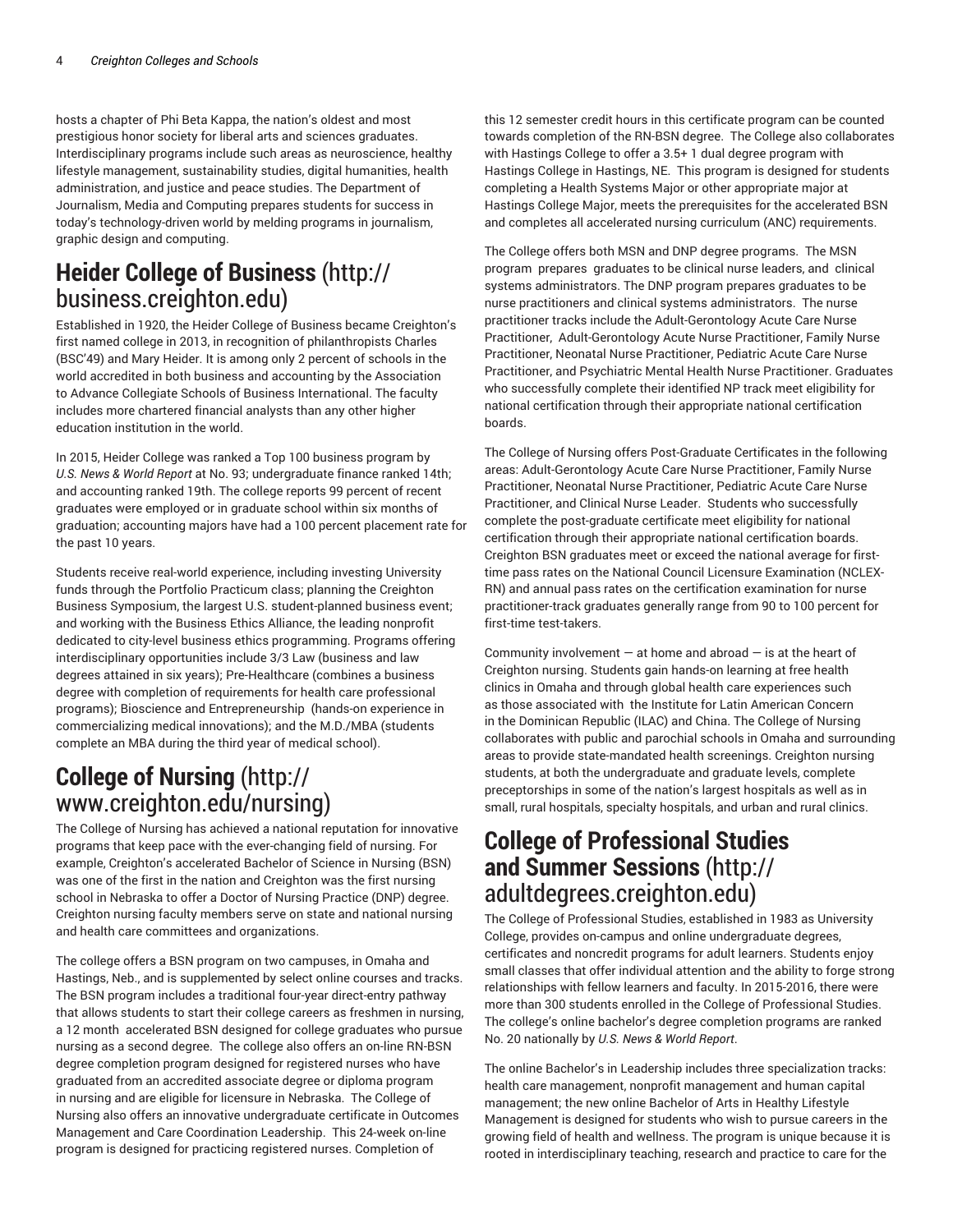hosts a chapter of Phi Beta Kappa, the nation's oldest and most prestigious honor society for liberal arts and sciences graduates. Interdisciplinary programs include such areas as neuroscience, healthy lifestyle management, sustainability studies, digital humanities, health administration, and justice and peace studies. The Department of Journalism, Media and Computing prepares students for success in today's technology-driven world by melding programs in journalism, graphic design and computing.

## Heider College of Business (http://business.creighton.edu)

Established in 1920, the Heider College of Business became Creighton's first named college in 2013, in recognition of philanthropists Charles (BSC'49) and Mary Heider. It is among only 2 percent of schools in the world accredited in both business and accounting by the Association to Advance Collegiate Schools of Business International. The faculty includes more chartered financial analysts than any other higher education institution in the world.

In 2015, Heider College was ranked a Top 100 business program by *U.S. News & World Report* at No. 93; undergraduate finance ranked 14th; and accounting ranked 19th. The college reports 99 percent of recent graduates were employed or in graduate school within six months of graduation; accounting majors have had a 100 percent placement rate for the past 10 years.

Students receive real-world experience, including investing University funds through the Portfolio Practicum class; planning the Creighton Business Symposium, the largest U.S. student-planned business event; and working with the Business Ethics Alliance, the leading nonprofit dedicated to city-level business ethics programming. Programs offering interdisciplinary opportunities include 3/3 Law (business and law degrees attained in six years); Pre-Healthcare (combines a business degree with completion of requirements for health care professional programs); Bioscience and Entrepreneurship (hands-on experience in commercializing medical innovations); and the M.D./MBA (students complete an MBA during the third year of medical school).

## College of Nursing (http://www.creighton.edu/nursing)

The College of Nursing has achieved a national reputation for innovative programs that keep pace with the ever-changing field of nursing. For example, Creighton's accelerated Bachelor of Science in Nursing (BSN) was one of the first in the nation and Creighton was the first nursing school in Nebraska to offer a Doctor of Nursing Practice (DNP) degree. Creighton nursing faculty members serve on state and national nursing and health care committees and organizations.

The college offers a BSN program on two campuses, in Omaha and Hastings, Neb., and is supplemented by select online courses and tracks. The BSN program includes a traditional four-year direct-entry pathway that allows students to start their college careers as freshmen in nursing, a 12 month accelerated BSN designed for college graduates who pursue nursing as a second degree. The college also offers an on-line RN-BSN degree completion program designed for registered nurses who have graduated from an accredited associate degree or diploma program in nursing and are eligible for licensure in Nebraska. The College of Nursing also offers an innovative undergraduate certificate in Outcomes Management and Care Coordination Leadership. This 24-week on-line program is designed for practicing registered nurses. Completion of this 12 semester credit hours in this certificate program can be counted towards completion of the RN-BSN degree. The College also collaborates with Hastings College to offer a 3.5+ 1 dual degree program with Hastings College in Hastings, NE. This program is designed for students completing a Health Systems Major or other appropriate major at Hastings College Major, meets the prerequisites for the accelerated BSN and completes all accelerated nursing curriculum (ANC) requirements.

The College offers both MSN and DNP degree programs. The MSN program prepares graduates to be clinical nurse leaders, and clinical systems administrators. The DNP program prepares graduates to be nurse practitioners and clinical systems administrators. The nurse practitioner tracks include the Adult-Gerontology Acute Care Nurse Practitioner, Adult-Gerontology Acute Nurse Practitioner, Family Nurse Practitioner, Neonatal Nurse Practitioner, Pediatric Acute Care Nurse Practitioner, and Psychiatric Mental Health Nurse Practitioner. Graduates who successfully complete their identified NP track meet eligibility for national certification through their appropriate national certification boards.

The College of Nursing offers Post-Graduate Certificates in the following areas: Adult-Gerontology Acute Care Nurse Practitioner, Family Nurse Practitioner, Neonatal Nurse Practitioner, Pediatric Acute Care Nurse Practitioner, and Clinical Nurse Leader. Students who successfully complete the post-graduate certificate meet eligibility for national certification through their appropriate national certification boards. Creighton BSN graduates meet or exceed the national average for first-time pass rates on the National Council Licensure Examination (NCLEX-RN) and annual pass rates on the certification examination for nurse practitioner-track graduates generally range from 90 to 100 percent for first-time test-takers.

Community involvement — at home and abroad — is at the heart of Creighton nursing. Students gain hands-on learning at free health clinics in Omaha and through global health care experiences such as those associated with the Institute for Latin American Concern in the Dominican Republic (ILAC) and China. The College of Nursing collaborates with public and parochial schools in Omaha and surrounding areas to provide state-mandated health screenings. Creighton nursing students, at both the undergraduate and graduate levels, complete preceptorships in some of the nation's largest hospitals as well as in small, rural hospitals, specialty hospitals, and urban and rural clinics.

## College of Professional Studies and Summer Sessions (http://adultdegrees.creighton.edu)

The College of Professional Studies, established in 1983 as University College, provides on-campus and online undergraduate degrees, certificates and noncredit programs for adult learners. Students enjoy small classes that offer individual attention and the ability to forge strong relationships with fellow learners and faculty. In 2015-2016, there were more than 300 students enrolled in the College of Professional Studies. The college's online bachelor's degree completion programs are ranked No. 20 nationally by *U.S. News & World Report*.

The online Bachelor's in Leadership includes three specialization tracks: health care management, nonprofit management and human capital management; the new online Bachelor of Arts in Healthy Lifestyle Management is designed for students who wish to pursue careers in the growing field of health and wellness. The program is unique because it is rooted in interdisciplinary teaching, research and practice to care for the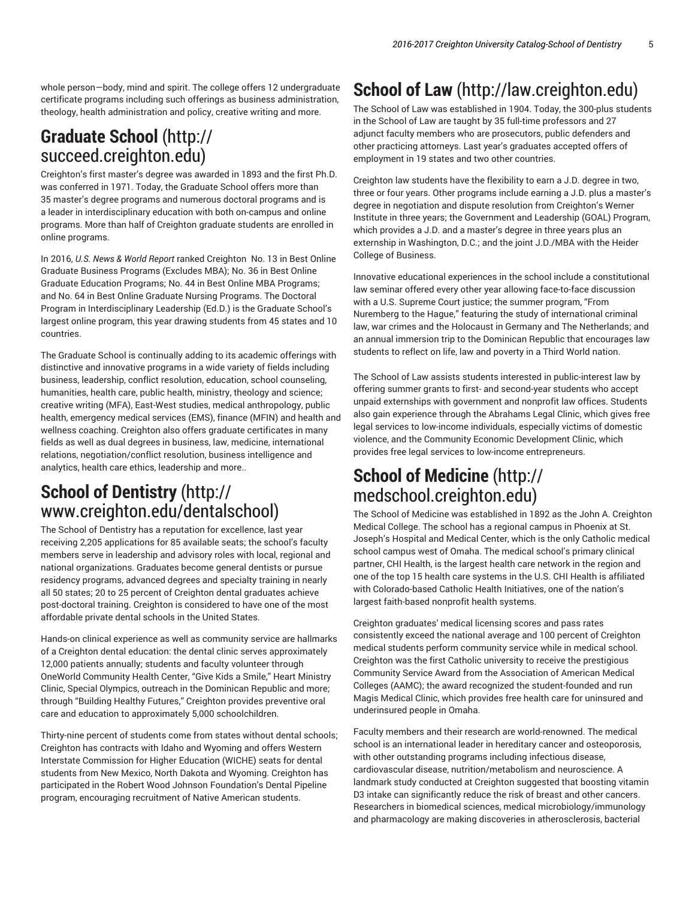whole person—body, mind and spirit. The college offers 12 undergraduate certificate programs including such offerings as business administration, theology, health administration and policy, creative writing and more.

## Graduate School (http://succeed.creighton.edu)

Creighton's first master's degree was awarded in 1893 and the first Ph.D. was conferred in 1971. Today, the Graduate School offers more than 35 master's degree programs and numerous doctoral programs and is a leader in interdisciplinary education with both on-campus and online programs. More than half of Creighton graduate students are enrolled in online programs.

In 2016, *U.S. News & World Report* ranked Creighton No. 13 in Best Online Graduate Business Programs (Excludes MBA); No. 36 in Best Online Graduate Education Programs; No. 44 in Best Online MBA Programs; and No. 64 in Best Online Graduate Nursing Programs. The Doctoral Program in Interdisciplinary Leadership (Ed.D.) is the Graduate School's largest online program, this year drawing students from 45 states and 10 countries.

The Graduate School is continually adding to its academic offerings with distinctive and innovative programs in a wide variety of fields including business, leadership, conflict resolution, education, school counseling, humanities, health care, public health, ministry, theology and science; creative writing (MFA), East-West studies, medical anthropology, public health, emergency medical services (EMS), finance (MFIN) and health and wellness coaching. Creighton also offers graduate certificates in many fields as well as dual degrees in business, law, medicine, international relations, negotiation/conflict resolution, business intelligence and analytics, health care ethics, leadership and more..

## School of Dentistry (http://www.creighton.edu/dentalschool)

The School of Dentistry has a reputation for excellence, last year receiving 2,205 applications for 85 available seats; the school's faculty members serve in leadership and advisory roles with local, regional and national organizations. Graduates become general dentists or pursue residency programs, advanced degrees and specialty training in nearly all 50 states; 20 to 25 percent of Creighton dental graduates achieve post-doctoral training. Creighton is considered to have one of the most affordable private dental schools in the United States.

Hands-on clinical experience as well as community service are hallmarks of a Creighton dental education: the dental clinic serves approximately 12,000 patients annually; students and faculty volunteer through OneWorld Community Health Center, "Give Kids a Smile," Heart Ministry Clinic, Special Olympics, outreach in the Dominican Republic and more; through "Building Healthy Futures," Creighton provides preventive oral care and education to approximately 5,000 schoolchildren.

Thirty-nine percent of students come from states without dental schools; Creighton has contracts with Idaho and Wyoming and offers Western Interstate Commission for Higher Education (WICHE) seats for dental students from New Mexico, North Dakota and Wyoming. Creighton has participated in the Robert Wood Johnson Foundation's Dental Pipeline program, encouraging recruitment of Native American students.

## School of Law (http://law.creighton.edu)

The School of Law was established in 1904. Today, the 300-plus students in the School of Law are taught by 35 full-time professors and 27 adjunct faculty members who are prosecutors, public defenders and other practicing attorneys. Last year's graduates accepted offers of employment in 19 states and two other countries.

Creighton law students have the flexibility to earn a J.D. degree in two, three or four years. Other programs include earning a J.D. plus a master's degree in negotiation and dispute resolution from Creighton's Werner Institute in three years; the Government and Leadership (GOAL) Program, which provides a J.D. and a master's degree in three years plus an externship in Washington, D.C.; and the joint J.D./MBA with the Heider College of Business.

Innovative educational experiences in the school include a constitutional law seminar offered every other year allowing face-to-face discussion with a U.S. Supreme Court justice; the summer program, "From Nuremberg to the Hague," featuring the study of international criminal law, war crimes and the Holocaust in Germany and The Netherlands; and an annual immersion trip to the Dominican Republic that encourages law students to reflect on life, law and poverty in a Third World nation.

The School of Law assists students interested in public-interest law by offering summer grants to first- and second-year students who accept unpaid externships with government and nonprofit law offices. Students also gain experience through the Abrahams Legal Clinic, which gives free legal services to low-income individuals, especially victims of domestic violence, and the Community Economic Development Clinic, which provides free legal services to low-income entrepreneurs.

## School of Medicine (http://medschool.creighton.edu)

The School of Medicine was established in 1892 as the John A. Creighton Medical College. The school has a regional campus in Phoenix at St. Joseph's Hospital and Medical Center, which is the only Catholic medical school campus west of Omaha. The medical school's primary clinical partner, CHI Health, is the largest health care network in the region and one of the top 15 health care systems in the U.S. CHI Health is affiliated with Colorado-based Catholic Health Initiatives, one of the nation's largest faith-based nonprofit health systems.

Creighton graduates' medical licensing scores and pass rates consistently exceed the national average and 100 percent of Creighton medical students perform community service while in medical school. Creighton was the first Catholic university to receive the prestigious Community Service Award from the Association of American Medical Colleges (AAMC); the award recognized the student-founded and run Magis Medical Clinic, which provides free health care for uninsured and underinsured people in Omaha.

Faculty members and their research are world-renowned. The medical school is an international leader in hereditary cancer and osteoporosis, with other outstanding programs including infectious disease, cardiovascular disease, nutrition/metabolism and neuroscience. A landmark study conducted at Creighton suggested that boosting vitamin D3 intake can significantly reduce the risk of breast and other cancers. Researchers in biomedical sciences, medical microbiology/immunology and pharmacology are making discoveries in atherosclerosis, bacterial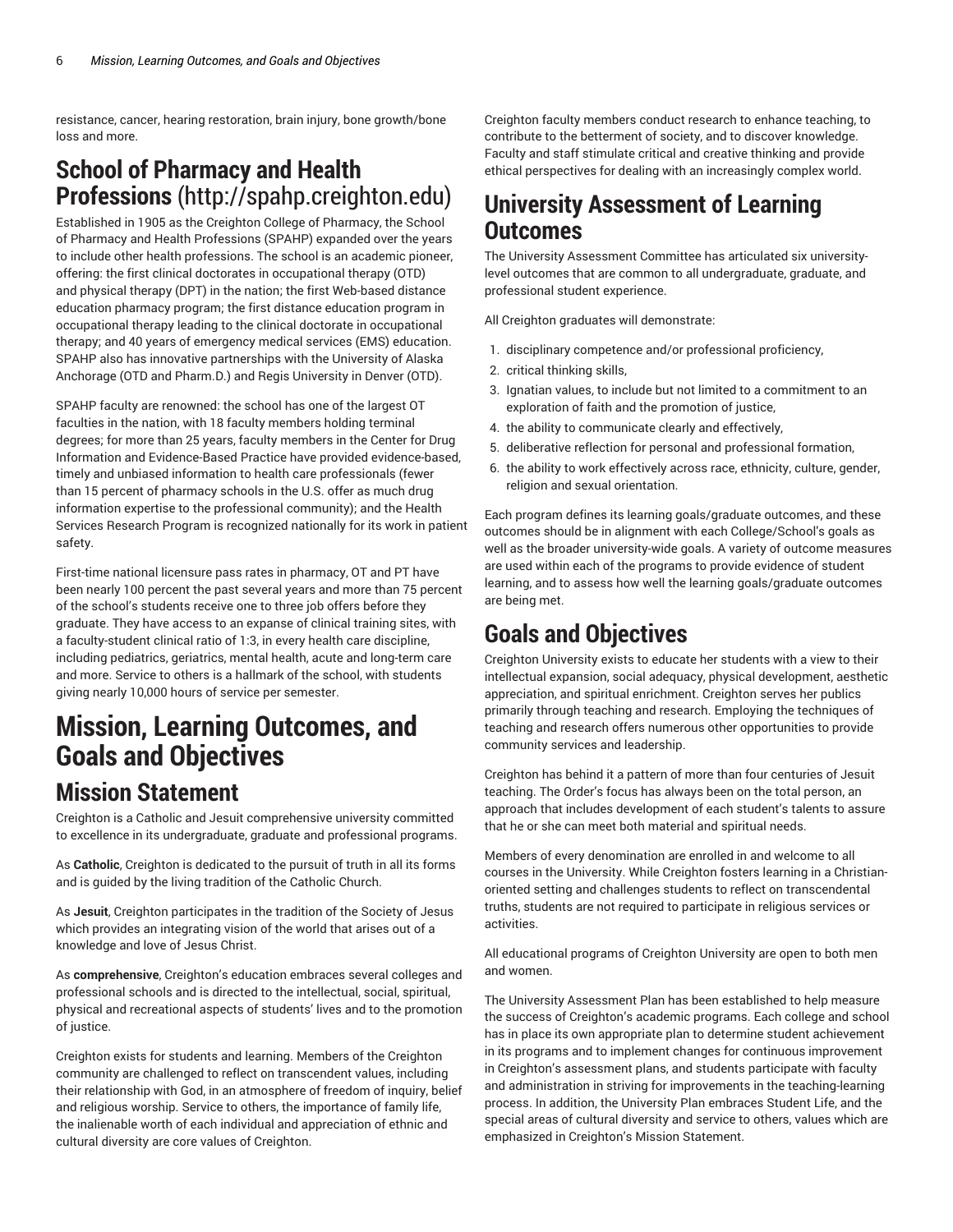resistance, cancer, hearing restoration, brain injury, bone growth/bone loss and more.

## School of Pharmacy and Health Professions (http://spahp.creighton.edu)

Established in 1905 as the Creighton College of Pharmacy, the School of Pharmacy and Health Professions (SPAHP) expanded over the years to include other health professions. The school is an academic pioneer, offering: the first clinical doctorates in occupational therapy (OTD) and physical therapy (DPT) in the nation; the first Web-based distance education pharmacy program; the first distance education program in occupational therapy leading to the clinical doctorate in occupational therapy; and 40 years of emergency medical services (EMS) education. SPAHP also has innovative partnerships with the University of Alaska Anchorage (OTD and Pharm.D.) and Regis University in Denver (OTD).

SPAHP faculty are renowned: the school has one of the largest OT faculties in the nation, with 18 faculty members holding terminal degrees; for more than 25 years, faculty members in the Center for Drug Information and Evidence-Based Practice have provided evidence-based, timely and unbiased information to health care professionals (fewer than 15 percent of pharmacy schools in the U.S. offer as much drug information expertise to the professional community); and the Health Services Research Program is recognized nationally for its work in patient safety.

First-time national licensure pass rates in pharmacy, OT and PT have been nearly 100 percent the past several years and more than 75 percent of the school's students receive one to three job offers before they graduate. They have access to an expanse of clinical training sites, with a faculty-student clinical ratio of 1:3, in every health care discipline, including pediatrics, geriatrics, mental health, acute and long-term care and more. Service to others is a hallmark of the school, with students giving nearly 10,000 hours of service per semester.

# Mission, Learning Outcomes, and Goals and Objectives

## Mission Statement

Creighton is a Catholic and Jesuit comprehensive university committed to excellence in its undergraduate, graduate and professional programs.

As **Catholic**, Creighton is dedicated to the pursuit of truth in all its forms and is guided by the living tradition of the Catholic Church.

As **Jesuit**, Creighton participates in the tradition of the Society of Jesus which provides an integrating vision of the world that arises out of a knowledge and love of Jesus Christ.

As **comprehensive**, Creighton's education embraces several colleges and professional schools and is directed to the intellectual, social, spiritual, physical and recreational aspects of students' lives and to the promotion of justice.

Creighton exists for students and learning. Members of the Creighton community are challenged to reflect on transcendent values, including their relationship with God, in an atmosphere of freedom of inquiry, belief and religious worship. Service to others, the importance of family life, the inalienable worth of each individual and appreciation of ethnic and cultural diversity are core values of Creighton.

Creighton faculty members conduct research to enhance teaching, to contribute to the betterment of society, and to discover knowledge. Faculty and staff stimulate critical and creative thinking and provide ethical perspectives for dealing with an increasingly complex world.

## University Assessment of Learning Outcomes

The University Assessment Committee has articulated six university-level outcomes that are common to all undergraduate, graduate, and professional student experience.

All Creighton graduates will demonstrate:

1. disciplinary competence and/or professional proficiency,
2. critical thinking skills,
3. Ignatian values, to include but not limited to a commitment to an exploration of faith and the promotion of justice,
4. the ability to communicate clearly and effectively,
5. deliberative reflection for personal and professional formation,
6. the ability to work effectively across race, ethnicity, culture, gender, religion and sexual orientation.

Each program defines its learning goals/graduate outcomes, and these outcomes should be in alignment with each College/School's goals as well as the broader university-wide goals. A variety of outcome measures are used within each of the programs to provide evidence of student learning, and to assess how well the learning goals/graduate outcomes are being met.

## Goals and Objectives

Creighton University exists to educate her students with a view to their intellectual expansion, social adequacy, physical development, aesthetic appreciation, and spiritual enrichment. Creighton serves her publics primarily through teaching and research. Employing the techniques of teaching and research offers numerous other opportunities to provide community services and leadership.

Creighton has behind it a pattern of more than four centuries of Jesuit teaching. The Order's focus has always been on the total person, an approach that includes development of each student's talents to assure that he or she can meet both material and spiritual needs.

Members of every denomination are enrolled in and welcome to all courses in the University. While Creighton fosters learning in a Christian-oriented setting and challenges students to reflect on transcendental truths, students are not required to participate in religious services or activities.

All educational programs of Creighton University are open to both men and women.

The University Assessment Plan has been established to help measure the success of Creighton's academic programs. Each college and school has in place its own appropriate plan to determine student achievement in its programs and to implement changes for continuous improvement in Creighton's assessment plans, and students participate with faculty and administration in striving for improvements in the teaching-learning process. In addition, the University Plan embraces Student Life, and the special areas of cultural diversity and service to others, values which are emphasized in Creighton's Mission Statement.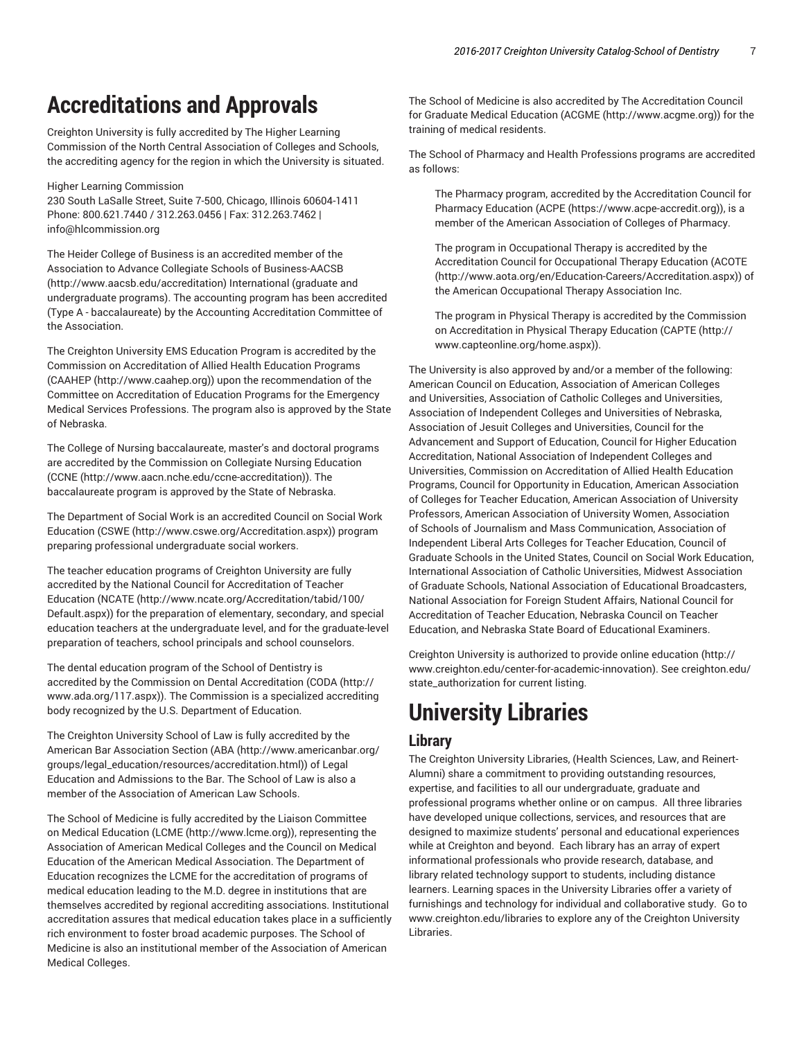# Accreditations and Approvals

Creighton University is fully accredited by The Higher Learning Commission of the North Central Association of Colleges and Schools, the accrediting agency for the region in which the University is situated.

Higher Learning Commission
230 South LaSalle Street, Suite 7-500, Chicago, Illinois 60604-1411
Phone: 800.621.7440 / 312.263.0456 | Fax: 312.263.7462 | info@hlcommission.org

The Heider College of Business is an accredited member of the Association to Advance Collegiate Schools of Business-AACSB (http://www.aacsb.edu/accreditation) International (graduate and undergraduate programs). The accounting program has been accredited (Type A - baccalaureate) by the Accounting Accreditation Committee of the Association.

The Creighton University EMS Education Program is accredited by the Commission on Accreditation of Allied Health Education Programs (CAAHEP (http://www.caahep.org)) upon the recommendation of the Committee on Accreditation of Education Programs for the Emergency Medical Services Professions. The program also is approved by the State of Nebraska.

The College of Nursing baccalaureate, master's and doctoral programs are accredited by the Commission on Collegiate Nursing Education (CCNE (http://www.aacn.nche.edu/ccne-accreditation)). The baccalaureate program is approved by the State of Nebraska.

The Department of Social Work is an accredited Council on Social Work Education (CSWE (http://www.cswe.org/Accreditation.aspx)) program preparing professional undergraduate social workers.

The teacher education programs of Creighton University are fully accredited by the National Council for Accreditation of Teacher Education (NCATE (http://www.ncate.org/Accreditation/tabid/100/Default.aspx)) for the preparation of elementary, secondary, and special education teachers at the undergraduate level, and for the graduate-level preparation of teachers, school principals and school counselors.

The dental education program of the School of Dentistry is accredited by the Commission on Dental Accreditation (CODA (http://www.ada.org/117.aspx)). The Commission is a specialized accrediting body recognized by the U.S. Department of Education.

The Creighton University School of Law is fully accredited by the American Bar Association Section (ABA (http://www.americanbar.org/groups/legal_education/resources/accreditation.html)) of Legal Education and Admissions to the Bar. The School of Law is also a member of the Association of American Law Schools.

The School of Medicine is fully accredited by the Liaison Committee on Medical Education (LCME (http://www.lcme.org)), representing the Association of American Medical Colleges and the Council on Medical Education of the American Medical Association. The Department of Education recognizes the LCME for the accreditation of programs of medical education leading to the M.D. degree in institutions that are themselves accredited by regional accrediting associations. Institutional accreditation assures that medical education takes place in a sufficiently rich environment to foster broad academic purposes. The School of Medicine is also an institutional member of the Association of American Medical Colleges.

The School of Medicine is also accredited by The Accreditation Council for Graduate Medical Education (ACGME (http://www.acgme.org)) for the training of medical residents.

The School of Pharmacy and Health Professions programs are accredited as follows:

> The Pharmacy program, accredited by the Accreditation Council for Pharmacy Education (ACPE (https://www.acpe-accredit.org)), is a member of the American Association of Colleges of Pharmacy.
>
> The program in Occupational Therapy is accredited by the Accreditation Council for Occupational Therapy Education (ACOTE (http://www.aota.org/en/Education-Careers/Accreditation.aspx)) of the American Occupational Therapy Association Inc.
>
> The program in Physical Therapy is accredited by the Commission on Accreditation in Physical Therapy Education (CAPTE (http://www.capteonline.org/home.aspx)).

The University is also approved by and/or a member of the following: American Council on Education, Association of American Colleges and Universities, Association of Catholic Colleges and Universities, Association of Independent Colleges and Universities of Nebraska, Association of Jesuit Colleges and Universities, Council for the Advancement and Support of Education, Council for Higher Education Accreditation, National Association of Independent Colleges and Universities, Commission on Accreditation of Allied Health Education Programs, Council for Opportunity in Education, American Association of Colleges for Teacher Education, American Association of University Professors, American Association of University Women, Association of Schools of Journalism and Mass Communication, Association of Independent Liberal Arts Colleges for Teacher Education, Council of Graduate Schools in the United States, Council on Social Work Education, International Association of Catholic Universities, Midwest Association of Graduate Schools, National Association of Educational Broadcasters, National Association for Foreign Student Affairs, National Council for Accreditation of Teacher Education, Nebraska Council on Teacher Education, and Nebraska State Board of Educational Examiners.

Creighton University is authorized to provide online education (http://www.creighton.edu/center-for-academic-innovation). See creighton.edu/state_authorization for current listing.

# University Libraries

## Library

The Creighton University Libraries, (Health Sciences, Law, and Reinert-Alumni) share a commitment to providing outstanding resources, expertise, and facilities to all our undergraduate, graduate and professional programs whether online or on campus. All three libraries have developed unique collections, services, and resources that are designed to maximize students' personal and educational experiences while at Creighton and beyond. Each library has an array of expert informational professionals who provide research, database, and library related technology support to students, including distance learners. Learning spaces in the University Libraries offer a variety of furnishings and technology for individual and collaborative study. Go to www.creighton.edu/libraries to explore any of the Creighton University Libraries.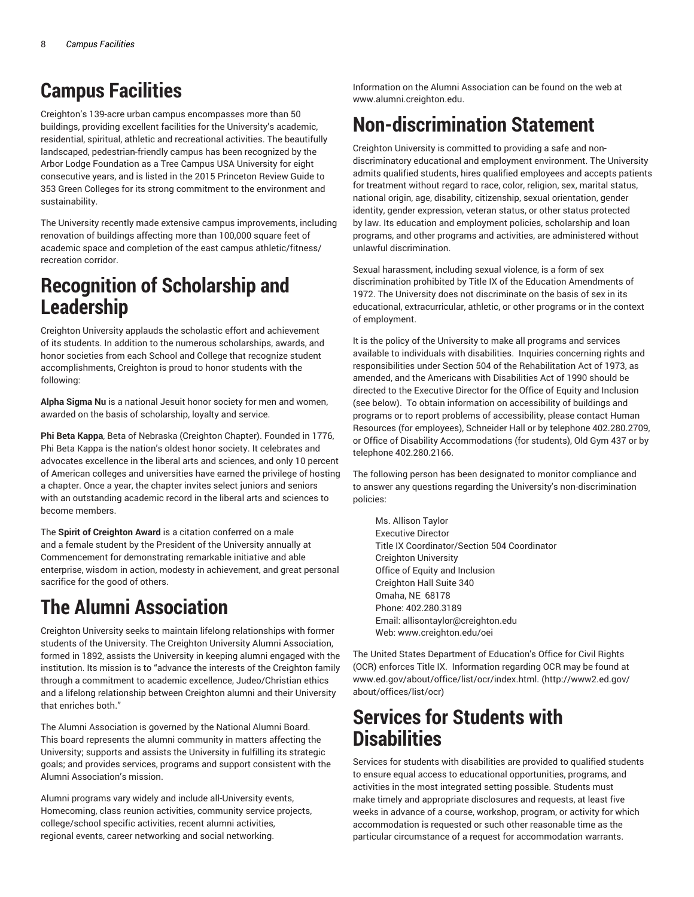# Campus Facilities

Creighton's 139-acre urban campus encompasses more than 50 buildings, providing excellent facilities for the University's academic, residential, spiritual, athletic and recreational activities. The beautifully landscaped, pedestrian-friendly campus has been recognized by the Arbor Lodge Foundation as a Tree Campus USA University for eight consecutive years, and is listed in the 2015 Princeton Review Guide to 353 Green Colleges for its strong commitment to the environment and sustainability.

The University recently made extensive campus improvements, including renovation of buildings affecting more than 100,000 square feet of academic space and completion of the east campus athletic/fitness/recreation corridor.

# Recognition of Scholarship and Leadership

Creighton University applauds the scholastic effort and achievement of its students. In addition to the numerous scholarships, awards, and honor societies from each School and College that recognize student accomplishments, Creighton is proud to honor students with the following:

**Alpha Sigma Nu** is a national Jesuit honor society for men and women, awarded on the basis of scholarship, loyalty and service.

**Phi Beta Kappa**, Beta of Nebraska (Creighton Chapter). Founded in 1776, Phi Beta Kappa is the nation's oldest honor society. It celebrates and advocates excellence in the liberal arts and sciences, and only 10 percent of American colleges and universities have earned the privilege of hosting a chapter. Once a year, the chapter invites select juniors and seniors with an outstanding academic record in the liberal arts and sciences to become members.

The **Spirit of Creighton Award** is a citation conferred on a male and a female student by the President of the University annually at Commencement for demonstrating remarkable initiative and able enterprise, wisdom in action, modesty in achievement, and great personal sacrifice for the good of others.

# The Alumni Association

Creighton University seeks to maintain lifelong relationships with former students of the University. The Creighton University Alumni Association, formed in 1892, assists the University in keeping alumni engaged with the institution. Its mission is to "advance the interests of the Creighton family through a commitment to academic excellence, Judeo/Christian ethics and a lifelong relationship between Creighton alumni and their University that enriches both."

The Alumni Association is governed by the National Alumni Board. This board represents the alumni community in matters affecting the University; supports and assists the University in fulfilling its strategic goals; and provides services, programs and support consistent with the Alumni Association's mission.

Alumni programs vary widely and include all-University events, Homecoming, class reunion activities, community service projects, college/school specific activities, recent alumni activities, regional events, career networking and social networking.

Information on the Alumni Association can be found on the web at www.alumni.creighton.edu.

# Non-discrimination Statement

Creighton University is committed to providing a safe and non-discriminatory educational and employment environment. The University admits qualified students, hires qualified employees and accepts patients for treatment without regard to race, color, religion, sex, marital status, national origin, age, disability, citizenship, sexual orientation, gender identity, gender expression, veteran status, or other status protected by law. Its education and employment policies, scholarship and loan programs, and other programs and activities, are administered without unlawful discrimination.

Sexual harassment, including sexual violence, is a form of sex discrimination prohibited by Title IX of the Education Amendments of 1972. The University does not discriminate on the basis of sex in its educational, extracurricular, athletic, or other programs or in the context of employment.

It is the policy of the University to make all programs and services available to individuals with disabilities. Inquiries concerning rights and responsibilities under Section 504 of the Rehabilitation Act of 1973, as amended, and the Americans with Disabilities Act of 1990 should be directed to the Executive Director for the Office of Equity and Inclusion (see below). To obtain information on accessibility of buildings and programs or to report problems of accessibility, please contact Human Resources (for employees), Schneider Hall or by telephone 402.280.2709, or Office of Disability Accommodations (for students), Old Gym 437 or by telephone 402.280.2166.

The following person has been designated to monitor compliance and to answer any questions regarding the University's non-discrimination policies:

Ms. Allison Taylor
Executive Director
Title IX Coordinator/Section 504 Coordinator
Creighton University
Office of Equity and Inclusion
Creighton Hall Suite 340
Omaha, NE 68178
Phone: 402.280.3189
Email: allisontaylor@creighton.edu
Web: www.creighton.edu/oei

The United States Department of Education's Office for Civil Rights (OCR) enforces Title IX. Information regarding OCR may be found at www.ed.gov/about/office/list/ocr/index.html. (http://www2.ed.gov/about/offices/list/ocr)

# Services for Students with Disabilities

Services for students with disabilities are provided to qualified students to ensure equal access to educational opportunities, programs, and activities in the most integrated setting possible. Students must make timely and appropriate disclosures and requests, at least five weeks in advance of a course, workshop, program, or activity for which accommodation is requested or such other reasonable time as the particular circumstance of a request for accommodation warrants.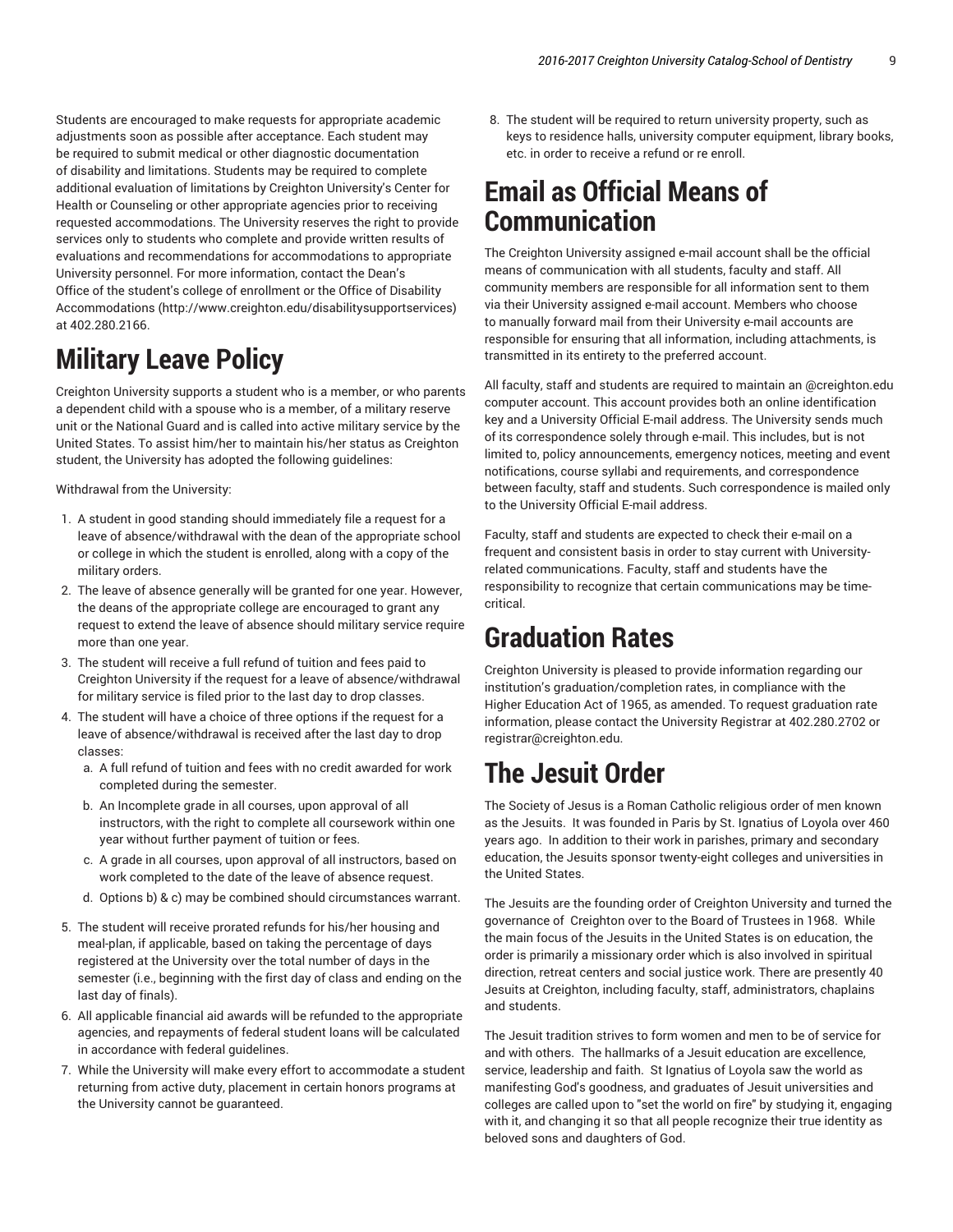Students are encouraged to make requests for appropriate academic adjustments soon as possible after acceptance. Each student may be required to submit medical or other diagnostic documentation of disability and limitations. Students may be required to complete additional evaluation of limitations by Creighton University's Center for Health or Counseling or other appropriate agencies prior to receiving requested accommodations. The University reserves the right to provide services only to students who complete and provide written results of evaluations and recommendations for accommodations to appropriate University personnel. For more information, contact the Dean's Office of the student's college of enrollment or the Office of Disability Accommodations (http://www.creighton.edu/disabilitysupportservices) at 402.280.2166.

# Military Leave Policy

Creighton University supports a student who is a member, or who parents a dependent child with a spouse who is a member, of a military reserve unit or the National Guard and is called into active military service by the United States. To assist him/her to maintain his/her status as Creighton student, the University has adopted the following guidelines:

Withdrawal from the University:

1. A student in good standing should immediately file a request for a leave of absence/withdrawal with the dean of the appropriate school or college in which the student is enrolled, along with a copy of the military orders.
2. The leave of absence generally will be granted for one year. However, the deans of the appropriate college are encouraged to grant any request to extend the leave of absence should military service require more than one year.
3. The student will receive a full refund of tuition and fees paid to Creighton University if the request for a leave of absence/withdrawal for military service is filed prior to the last day to drop classes.
4. The student will have a choice of three options if the request for a leave of absence/withdrawal is received after the last day to drop classes:
    a. A full refund of tuition and fees with no credit awarded for work completed during the semester.
    b. An Incomplete grade in all courses, upon approval of all instructors, with the right to complete all coursework within one year without further payment of tuition or fees.
    c. A grade in all courses, upon approval of all instructors, based on work completed to the date of the leave of absence request.
    d. Options b) & c) may be combined should circumstances warrant.
5. The student will receive prorated refunds for his/her housing and meal-plan, if applicable, based on taking the percentage of days registered at the University over the total number of days in the semester (i.e., beginning with the first day of class and ending on the last day of finals).
6. All applicable financial aid awards will be refunded to the appropriate agencies, and repayments of federal student loans will be calculated in accordance with federal guidelines.
7. While the University will make every effort to accommodate a student returning from active duty, placement in certain honors programs at the University cannot be guaranteed.
8. The student will be required to return university property, such as keys to residence halls, university computer equipment, library books, etc. in order to receive a refund or re enroll.

# Email as Official Means of Communication

The Creighton University assigned e-mail account shall be the official means of communication with all students, faculty and staff. All community members are responsible for all information sent to them via their University assigned e-mail account. Members who choose to manually forward mail from their University e-mail accounts are responsible for ensuring that all information, including attachments, is transmitted in its entirety to the preferred account.

All faculty, staff and students are required to maintain an @creighton.edu computer account. This account provides both an online identification key and a University Official E-mail address. The University sends much of its correspondence solely through e-mail. This includes, but is not limited to, policy announcements, emergency notices, meeting and event notifications, course syllabi and requirements, and correspondence between faculty, staff and students. Such correspondence is mailed only to the University Official E-mail address.

Faculty, staff and students are expected to check their e-mail on a frequent and consistent basis in order to stay current with University-related communications. Faculty, staff and students have the responsibility to recognize that certain communications may be time-critical.

# Graduation Rates

Creighton University is pleased to provide information regarding our institution's graduation/completion rates, in compliance with the Higher Education Act of 1965, as amended. To request graduation rate information, please contact the University Registrar at 402.280.2702 or registrar@creighton.edu.

# The Jesuit Order

The Society of Jesus is a Roman Catholic religious order of men known as the Jesuits. It was founded in Paris by St. Ignatius of Loyola over 460 years ago. In addition to their work in parishes, primary and secondary education, the Jesuits sponsor twenty-eight colleges and universities in the United States.

The Jesuits are the founding order of Creighton University and turned the governance of Creighton over to the Board of Trustees in 1968. While the main focus of the Jesuits in the United States is on education, the order is primarily a missionary order which is also involved in spiritual direction, retreat centers and social justice work. There are presently 40 Jesuits at Creighton, including faculty, staff, administrators, chaplains and students.

The Jesuit tradition strives to form women and men to be of service for and with others. The hallmarks of a Jesuit education are excellence, service, leadership and faith. St Ignatius of Loyola saw the world as manifesting God's goodness, and graduates of Jesuit universities and colleges are called upon to "set the world on fire" by studying it, engaging with it, and changing it so that all people recognize their true identity as beloved sons and daughters of God.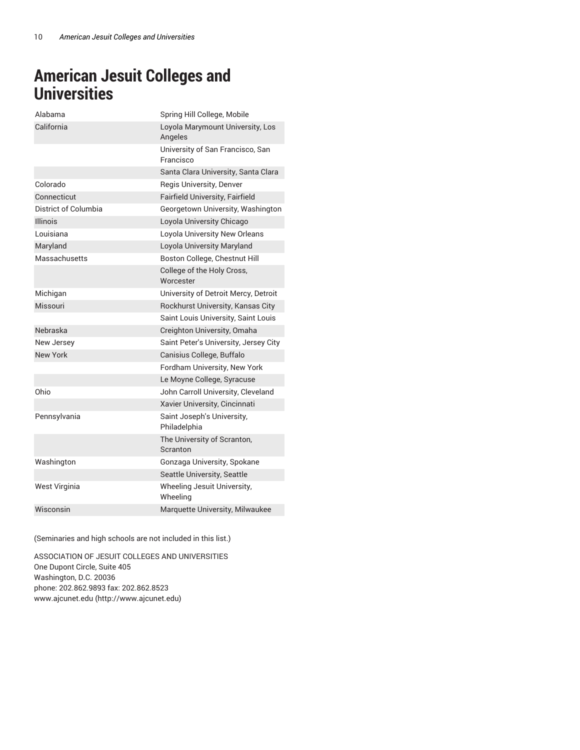# American Jesuit Colleges and Universities

| | |
|---|---|
| Alabama | Spring Hill College, Mobile |
| California | Loyola Marymount University, Los Angeles |
| | University of San Francisco, San Francisco |
| | Santa Clara University, Santa Clara |
| Colorado | Regis University, Denver |
| Connecticut | Fairfield University, Fairfield |
| District of Columbia | Georgetown University, Washington |
| Illinois | Loyola University Chicago |
| Louisiana | Loyola University New Orleans |
| Maryland | Loyola University Maryland |
| Massachusetts | Boston College, Chestnut Hill |
| | College of the Holy Cross, Worcester |
| Michigan | University of Detroit Mercy, Detroit |
| Missouri | Rockhurst University, Kansas City |
| | Saint Louis University, Saint Louis |
| Nebraska | Creighton University, Omaha |
| New Jersey | Saint Peter's University, Jersey City |
| New York | Canisius College, Buffalo |
| | Fordham University, New York |
| | Le Moyne College, Syracuse |
| Ohio | John Carroll University, Cleveland |
| | Xavier University, Cincinnati |
| Pennsylvania | Saint Joseph's University, Philadelphia |
| | The University of Scranton, Scranton |
| Washington | Gonzaga University, Spokane |
| | Seattle University, Seattle |
| West Virginia | Wheeling Jesuit University, Wheeling |
| Wisconsin | Marquette University, Milwaukee |

(Seminaries and high schools are not included in this list.)

ASSOCIATION OF JESUIT COLLEGES AND UNIVERSITIES
One Dupont Circle, Suite 405
Washington, D.C. 20036
phone: 202.862.9893 fax: 202.862.8523
www.ajcunet.edu (http://www.ajcunet.edu)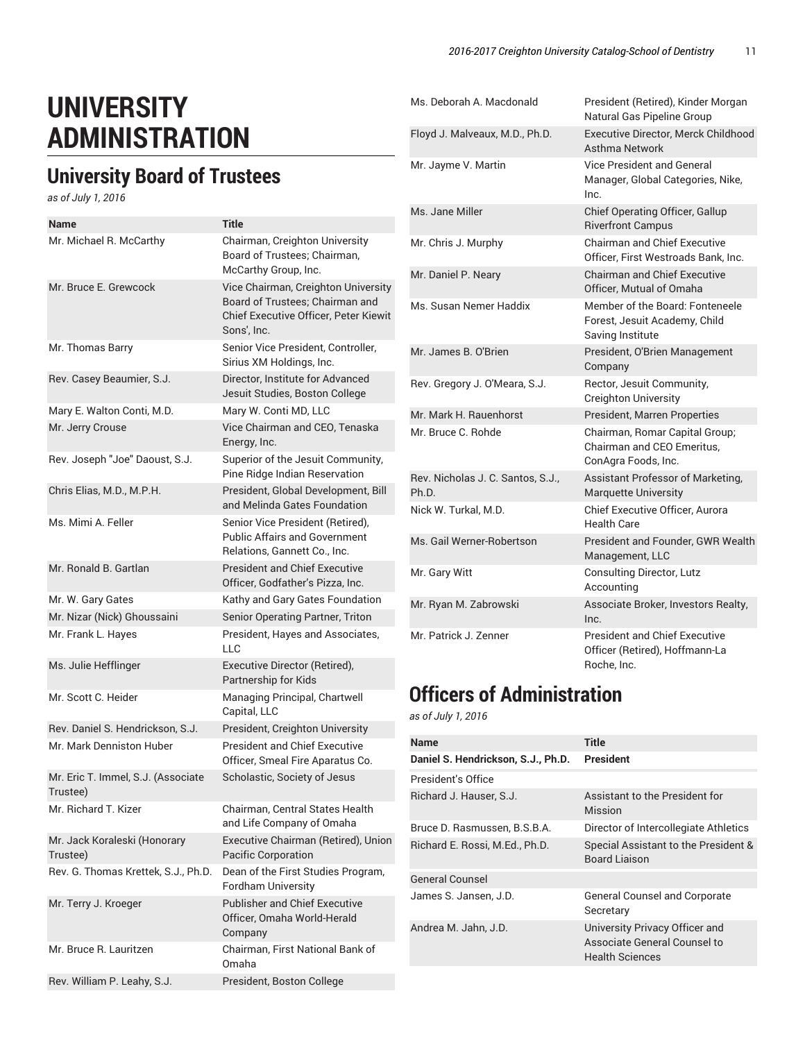# UNIVERSITY ADMINISTRATION

## University Board of Trustees

*as of July 1, 2016*

| Name | Title |
|---|---|
| Mr. Michael R. McCarthy | Chairman, Creighton University Board of Trustees; Chairman, McCarthy Group, Inc. |
| Mr. Bruce E. Grewcock | Vice Chairman, Creighton University Board of Trustees; Chairman and Chief Executive Officer, Peter Kiewit Sons', Inc. |
| Mr. Thomas Barry | Senior Vice President, Controller, Sirius XM Holdings, Inc. |
| Rev. Casey Beaumier, S.J. | Director, Institute for Advanced Jesuit Studies, Boston College |
| Mary E. Walton Conti, M.D. | Mary W. Conti MD, LLC |
| Mr. Jerry Crouse | Vice Chairman and CEO, Tenaska Energy, Inc. |
| Rev. Joseph "Joe" Daoust, S.J. | Superior of the Jesuit Community, Pine Ridge Indian Reservation |
| Chris Elias, M.D., M.P.H. | President, Global Development, Bill and Melinda Gates Foundation |
| Ms. Mimi A. Feller | Senior Vice President (Retired), Public Affairs and Government Relations, Gannett Co., Inc. |
| Mr. Ronald B. Gartlan | President and Chief Executive Officer, Godfather's Pizza, Inc. |
| Mr. W. Gary Gates | Kathy and Gary Gates Foundation |
| Mr. Nizar (Nick) Ghoussaini | Senior Operating Partner, Triton |
| Mr. Frank L. Hayes | President, Hayes and Associates, LLC |
| Ms. Julie Hefflinger | Executive Director (Retired), Partnership for Kids |
| Mr. Scott C. Heider | Managing Principal, Chartwell Capital, LLC |
| Rev. Daniel S. Hendrickson, S.J. | President, Creighton University |
| Mr. Mark Denniston Huber | President and Chief Executive Officer, Smeal Fire Aparatus Co. |
| Mr. Eric T. Immel, S.J. (Associate Trustee) | Scholastic, Society of Jesus |
| Mr. Richard T. Kizer | Chairman, Central States Health and Life Company of Omaha |
| Mr. Jack Koraleski (Honorary Trustee) | Executive Chairman (Retired), Union Pacific Corporation |
| Rev. G. Thomas Krettek, S.J., Ph.D. | Dean of the First Studies Program, Fordham University |
| Mr. Terry J. Kroeger | Publisher and Chief Executive Officer, Omaha World-Herald Company |
| Mr. Bruce R. Lauritzen | Chairman, First National Bank of Omaha |
| Rev. William P. Leahy, S.J. | President, Boston College |
| Ms. Deborah A. Macdonald | President (Retired), Kinder Morgan Natural Gas Pipeline Group |
| Floyd J. Malveaux, M.D., Ph.D. | Executive Director, Merck Childhood Asthma Network |
| Mr. Jayme V. Martin | Vice President and General Manager, Global Categories, Nike, Inc. |
| Ms. Jane Miller | Chief Operating Officer, Gallup Riverfront Campus |
| Mr. Chris J. Murphy | Chairman and Chief Executive Officer, First Westroads Bank, Inc. |
| Mr. Daniel P. Neary | Chairman and Chief Executive Officer, Mutual of Omaha |
| Ms. Susan Nemer Haddix | Member of the Board: Fonteneele Forest, Jesuit Academy, Child Saving Institute |
| Mr. James B. O'Brien | President, O'Brien Management Company |
| Rev. Gregory J. O'Meara, S.J. | Rector, Jesuit Community, Creighton University |
| Mr. Mark H. Rauenhorst | President, Marren Properties |
| Mr. Bruce C. Rohde | Chairman, Romar Capital Group; Chairman and CEO Emeritus, ConAgra Foods, Inc. |
| Rev. Nicholas J. C. Santos, S.J., Ph.D. | Assistant Professor of Marketing, Marquette University |
| Nick W. Turkal, M.D. | Chief Executive Officer, Aurora Health Care |
| Ms. Gail Werner-Robertson | President and Founder, GWR Wealth Management, LLC |
| Mr. Gary Witt | Consulting Director, Lutz Accounting |
| Mr. Ryan M. Zabrowski | Associate Broker, Investors Realty, Inc. |
| Mr. Patrick J. Zenner | President and Chief Executive Officer (Retired), Hoffmann-La Roche, Inc. |

## Officers of Administration

*as of July 1, 2016*

| Name | Title |
|---|---|
| **Daniel S. Hendrickson, S.J., Ph.D.** | **President** |
| President's Office | |
| Richard J. Hauser, S.J. | Assistant to the President for Mission |
| Bruce D. Rasmussen, B.S.B.A. | Director of Intercollegiate Athletics |
| Richard E. Rossi, M.Ed., Ph.D. | Special Assistant to the President & Board Liaison |
| General Counsel | |
| James S. Jansen, J.D. | General Counsel and Corporate Secretary |
| Andrea M. Jahn, J.D. | University Privacy Officer and Associate General Counsel to Health Sciences |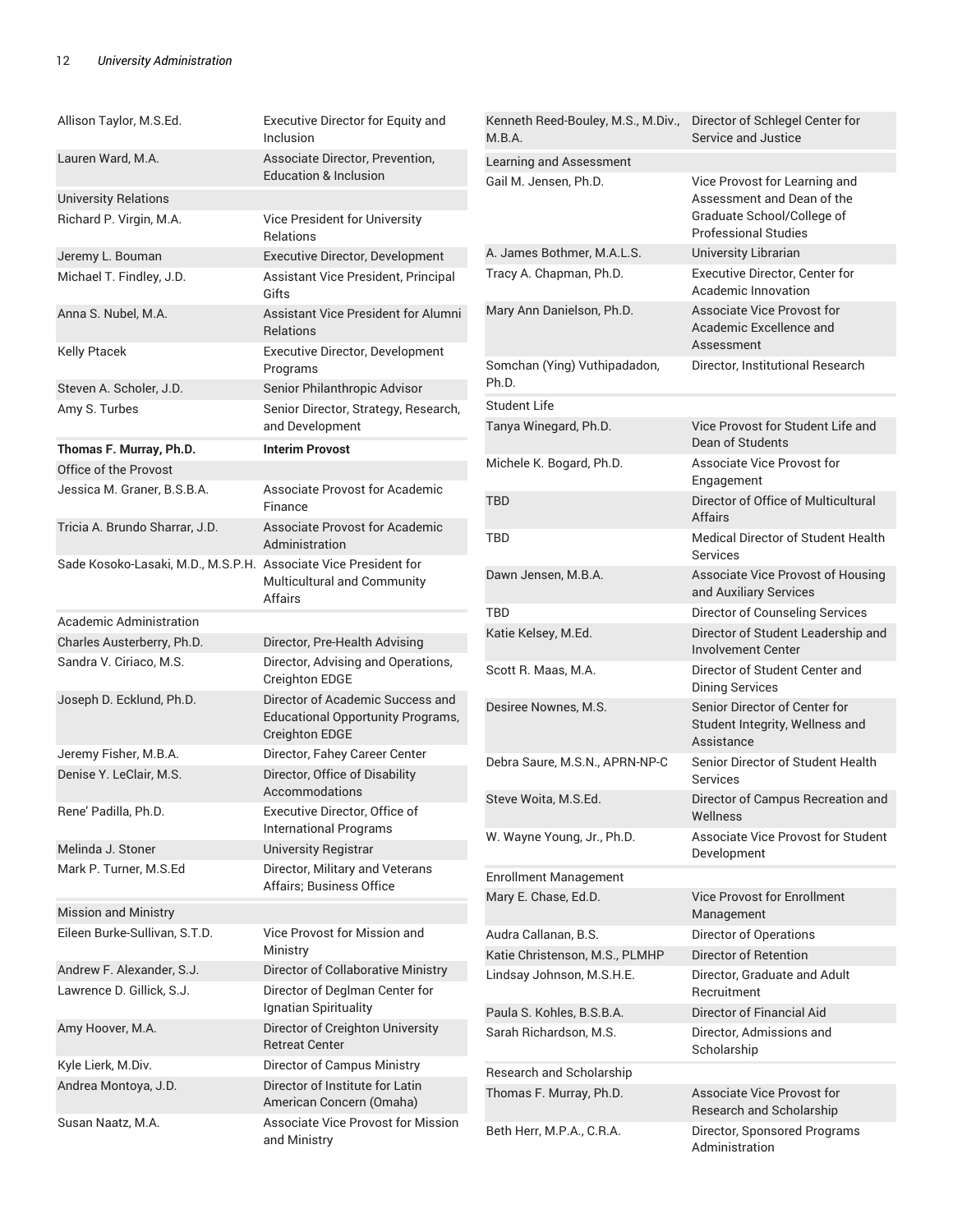| | |
|---|---|
| Allison Taylor, M.S.Ed. | Executive Director for Equity and Inclusion |
| Lauren Ward, M.A. | Associate Director, Prevention, Education & Inclusion |
| University Relations | |
| Richard P. Virgin, M.A. | Vice President for University Relations |
| Jeremy L. Bouman | Executive Director, Development |
| Michael T. Findley, J.D. | Assistant Vice President, Principal Gifts |
| Anna S. Nubel, M.A. | Assistant Vice President for Alumni Relations |
| Kelly Ptacek | Executive Director, Development Programs |
| Steven A. Scholer, J.D. | Senior Philanthropic Advisor |
| Amy S. Turbes | Senior Director, Strategy, Research, and Development |
| **Thomas F. Murray, Ph.D.** | **Interim Provost** |
| Office of the Provost | |
| Jessica M. Graner, B.S.B.A. | Associate Provost for Academic Finance |
| Tricia A. Brundo Sharrar, J.D. | Associate Provost for Academic Administration |
| Sade Kosoko-Lasaki, M.D., M.S.P.H. | Associate Vice President for Multicultural and Community Affairs |
| Academic Administration | |
| Charles Austerberry, Ph.D. | Director, Pre-Health Advising |
| Sandra V. Ciriaco, M.S. | Director, Advising and Operations, Creighton EDGE |
| Joseph D. Ecklund, Ph.D. | Director of Academic Success and Educational Opportunity Programs, Creighton EDGE |
| Jeremy Fisher, M.B.A. | Director, Fahey Career Center |
| Denise Y. LeClair, M.S. | Director, Office of Disability Accommodations |
| Rene' Padilla, Ph.D. | Executive Director, Office of International Programs |
| Melinda J. Stoner | University Registrar |
| Mark P. Turner, M.S.Ed | Director, Military and Veterans Affairs; Business Office |
| Mission and Ministry | |
| Eileen Burke-Sullivan, S.T.D. | Vice Provost for Mission and Ministry |
| Andrew F. Alexander, S.J. | Director of Collaborative Ministry |
| Lawrence D. Gillick, S.J. | Director of Deglman Center for Ignatian Spirituality |
| Amy Hoover, M.A. | Director of Creighton University Retreat Center |
| Kyle Lierk, M.Div. | Director of Campus Ministry |
| Andrea Montoya, J.D. | Director of Institute for Latin American Concern (Omaha) |
| Susan Naatz, M.A. | Associate Vice Provost for Mission and Ministry |
| Kenneth Reed-Bouley, M.S., M.Div., M.B.A. | Director of Schlegel Center for Service and Justice |
| Learning and Assessment | |
| Gail M. Jensen, Ph.D. | Vice Provost for Learning and Assessment and Dean of the Graduate School/College of Professional Studies |
| A. James Bothmer, M.A.L.S. | University Librarian |
| Tracy A. Chapman, Ph.D. | Executive Director, Center for Academic Innovation |
| Mary Ann Danielson, Ph.D. | Associate Vice Provost for Academic Excellence and Assessment |
| Somchan (Ying) Vuthipadadon, Ph.D. | Director, Institutional Research |
| Student Life | |
| Tanya Winegard, Ph.D. | Vice Provost for Student Life and Dean of Students |
| Michele K. Bogard, Ph.D. | Associate Vice Provost for Engagement |
| TBD | Director of Office of Multicultural Affairs |
| TBD | Medical Director of Student Health Services |
| Dawn Jensen, M.B.A. | Associate Vice Provost of Housing and Auxiliary Services |
| TBD | Director of Counseling Services |
| Katie Kelsey, M.Ed. | Director of Student Leadership and Involvement Center |
| Scott R. Maas, M.A. | Director of Student Center and Dining Services |
| Desiree Nownes, M.S. | Senior Director of Center for Student Integrity, Wellness and Assistance |
| Debra Saure, M.S.N., APRN-NP-C | Senior Director of Student Health Services |
| Steve Woita, M.S.Ed. | Director of Campus Recreation and Wellness |
| W. Wayne Young, Jr., Ph.D. | Associate Vice Provost for Student Development |
| Enrollment Management | |
| Mary E. Chase, Ed.D. | Vice Provost for Enrollment Management |
| Audra Callanan, B.S. | Director of Operations |
| Katie Christenson, M.S., PLMHP | Director of Retention |
| Lindsay Johnson, M.S.H.E. | Director, Graduate and Adult Recruitment |
| Paula S. Kohles, B.S.B.A. | Director of Financial Aid |
| Sarah Richardson, M.S. | Director, Admissions and Scholarship |
| Research and Scholarship | |
| Thomas F. Murray, Ph.D. | Associate Vice Provost for Research and Scholarship |
| Beth Herr, M.P.A., C.R.A. | Director, Sponsored Programs Administration |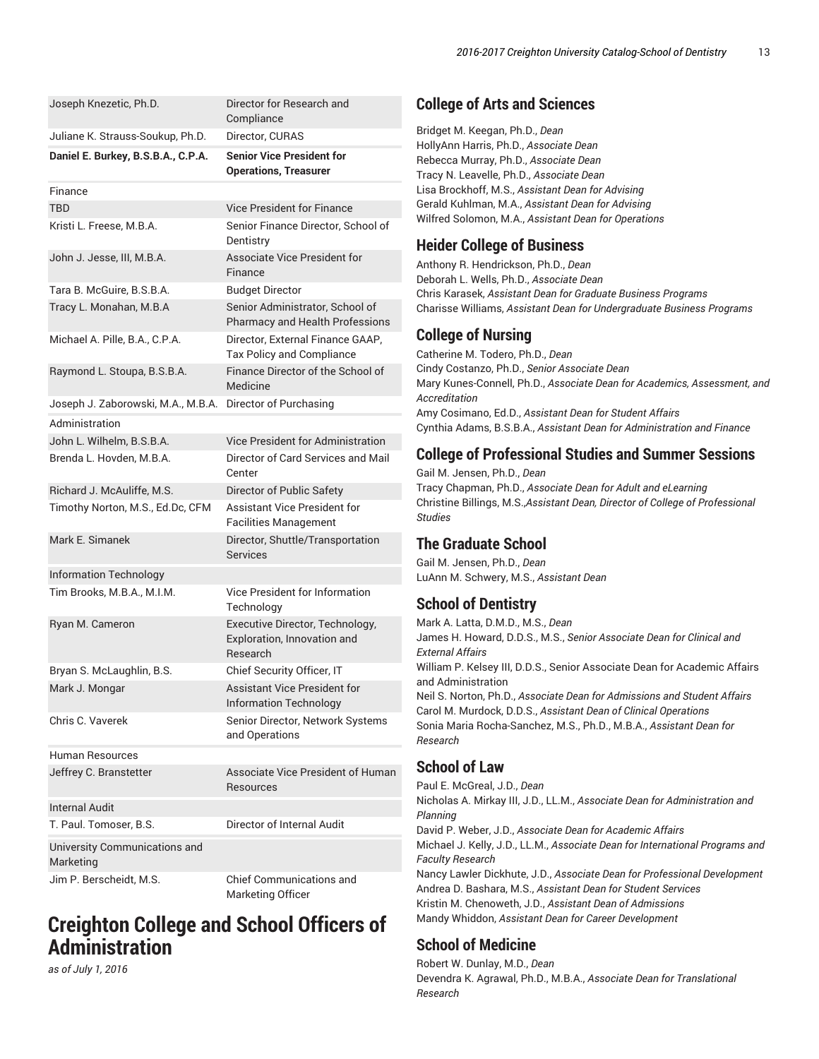| | |
|---|---|
| Joseph Knezetic, Ph.D. | Director for Research and Compliance |
| Juliane K. Strauss-Soukup, Ph.D. | Director, CURAS |
| **Daniel E. Burkey, B.S.B.A., C.P.A.** | **Senior Vice President for Operations, Treasurer** |
| Finance | |
| TBD | Vice President for Finance |
| Kristi L. Freese, M.B.A. | Senior Finance Director, School of Dentistry |
| John J. Jesse, III, M.B.A. | Associate Vice President for Finance |
| Tara B. McGuire, B.S.B.A. | Budget Director |
| Tracy L. Monahan, M.B.A | Senior Administrator, School of Pharmacy and Health Professions |
| Michael A. Pille, B.A., C.P.A. | Director, External Finance GAAP, Tax Policy and Compliance |
| Raymond L. Stoupa, B.S.B.A. | Finance Director of the School of Medicine |
| Joseph J. Zaborowski, M.A., M.B.A. | Director of Purchasing |
| Administration | |
| John L. Wilhelm, B.S.B.A. | Vice President for Administration |
| Brenda L. Hovden, M.B.A. | Director of Card Services and Mail Center |
| Richard J. McAuliffe, M.S. | Director of Public Safety |
| Timothy Norton, M.S., Ed.Dc, CFM | Assistant Vice President for Facilities Management |
| Mark E. Simanek | Director, Shuttle/Transportation Services |
| Information Technology | |
| Tim Brooks, M.B.A., M.I.M. | Vice President for Information Technology |
| Ryan M. Cameron | Executive Director, Technology, Exploration, Innovation and Research |
| Bryan S. McLaughlin, B.S. | Chief Security Officer, IT |
| Mark J. Mongar | Assistant Vice President for Information Technology |
| Chris C. Vaverek | Senior Director, Network Systems and Operations |
| Human Resources | |
| Jeffrey C. Branstetter | Associate Vice President of Human Resources |
| Internal Audit | |
| T. Paul. Tomoser, B.S. | Director of Internal Audit |
| University Communications and Marketing | |
| Jim P. Berscheidt, M.S. | Chief Communications and Marketing Officer |

# Creighton College and School Officers of Administration

*as of July 1, 2016*

## College of Arts and Sciences

Bridget M. Keegan, Ph.D., *Dean*
HollyAnn Harris, Ph.D., *Associate Dean*
Rebecca Murray, Ph.D., *Associate Dean*
Tracy N. Leavelle, Ph.D., *Associate Dean*
Lisa Brockhoff, M.S., *Assistant Dean for Advising*
Gerald Kuhlman, M.A., *Assistant Dean for Advising*
Wilfred Solomon, M.A., *Assistant Dean for Operations*

## Heider College of Business

Anthony R. Hendrickson, Ph.D., *Dean*
Deborah L. Wells, Ph.D., *Associate Dean*
Chris Karasek, *Assistant Dean for Graduate Business Programs*
Charisse Williams, *Assistant Dean for Undergraduate Business Programs*

## College of Nursing

Catherine M. Todero, Ph.D., *Dean*
Cindy Costanzo, Ph.D., *Senior Associate Dean*
Mary Kunes-Connell, Ph.D., *Associate Dean for Academics, Assessment, and Accreditation*
Amy Cosimano, Ed.D., *Assistant Dean for Student Affairs*
Cynthia Adams, B.S.B.A., *Assistant Dean for Administration and Finance*

## College of Professional Studies and Summer Sessions

Gail M. Jensen, Ph.D., *Dean*
Tracy Chapman, Ph.D., *Associate Dean for Adult and eLearning*
Christine Billings, M.S.,*Assistant Dean, Director of College of Professional Studies*

## The Graduate School

Gail M. Jensen, Ph.D., *Dean*
LuAnn M. Schwery, M.S., *Assistant Dean*

## School of Dentistry

Mark A. Latta, D.M.D., M.S., *Dean*
James H. Howard, D.D.S., M.S., *Senior Associate Dean for Clinical and External Affairs*
William P. Kelsey III, D.D.S., Senior Associate Dean for Academic Affairs and Administration
Neil S. Norton, Ph.D., *Associate Dean for Admissions and Student Affairs*
Carol M. Murdock, D.D.S., *Assistant Dean of Clinical Operations*
Sonia Maria Rocha-Sanchez, M.S., Ph.D., M.B.A., *Assistant Dean for Research*

## School of Law

Paul E. McGreal, J.D., *Dean*
Nicholas A. Mirkay III, J.D., LL.M., *Associate Dean for Administration and Planning*
David P. Weber, J.D., *Associate Dean for Academic Affairs*
Michael J. Kelly, J.D., LL.M., *Associate Dean for International Programs and Faculty Research*
Nancy Lawler Dickhute, J.D., *Associate Dean for Professional Development*
Andrea D. Bashara, M.S., *Assistant Dean for Student Services*
Kristin M. Chenoweth, J.D., *Assistant Dean of Admissions*
Mandy Whiddon, *Assistant Dean for Career Development*

## School of Medicine

Robert W. Dunlay, M.D., *Dean*
Devendra K. Agrawal, Ph.D., M.B.A., *Associate Dean for Translational Research*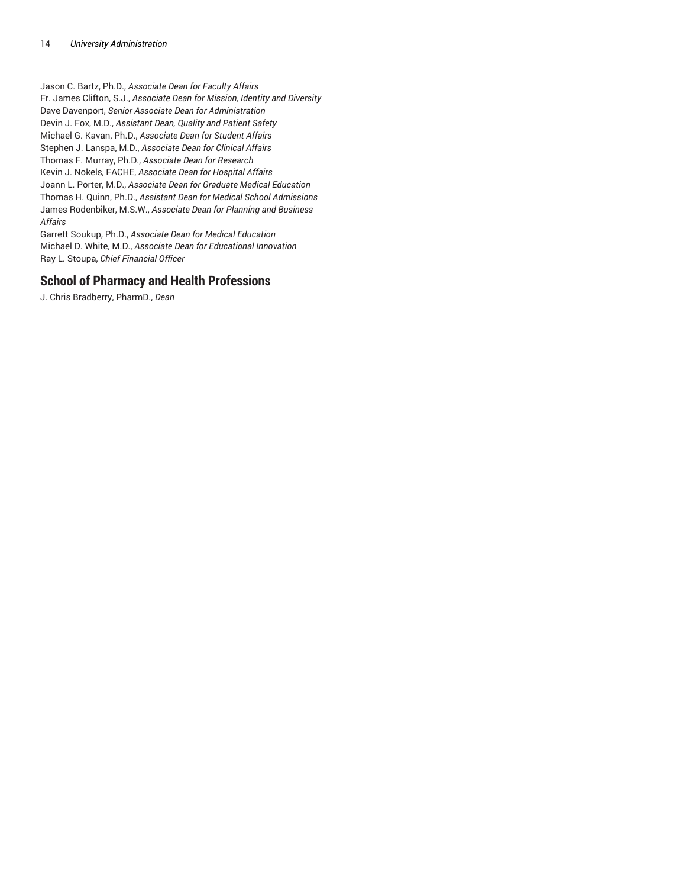Jason C. Bartz, Ph.D., *Associate Dean for Faculty Affairs*
Fr. James Clifton, S.J., *Associate Dean for Mission, Identity and Diversity*
Dave Davenport, *Senior Associate Dean for Administration*
Devin J. Fox, M.D., *Assistant Dean, Quality and Patient Safety*
Michael G. Kavan, Ph.D., *Associate Dean for Student Affairs*
Stephen J. Lanspa, M.D., *Associate Dean for Clinical Affairs*
Thomas F. Murray, Ph.D., *Associate Dean for Research*
Kevin J. Nokels, FACHE, *Associate Dean for Hospital Affairs*
Joann L. Porter, M.D., *Associate Dean for Graduate Medical Education*
Thomas H. Quinn, Ph.D., *Assistant Dean for Medical School Admissions*
James Rodenbiker, M.S.W., *Associate Dean for Planning and Business Affairs*
Garrett Soukup, Ph.D., *Associate Dean for Medical Education*
Michael D. White, M.D., *Associate Dean for Educational Innovation*
Ray L. Stoupa, *Chief Financial Officer*

## School of Pharmacy and Health Professions

J. Chris Bradberry, PharmD., *Dean*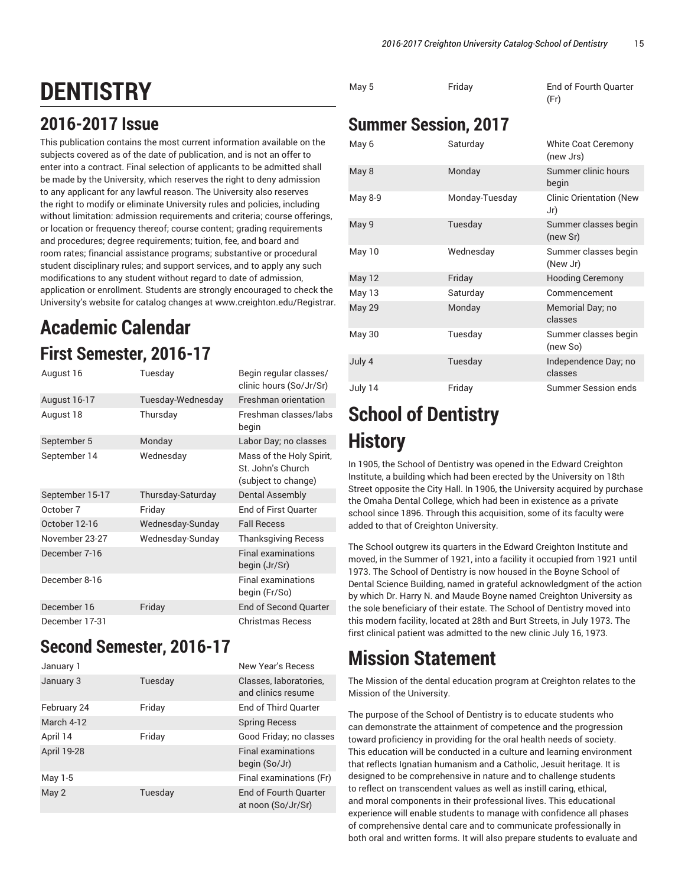# DENTISTRY

## 2016-2017 Issue

This publication contains the most current information available on the subjects covered as of the date of publication, and is not an offer to enter into a contract. Final selection of applicants to be admitted shall be made by the University, which reserves the right to deny admission to any applicant for any lawful reason. The University also reserves the right to modify or eliminate University rules and policies, including without limitation: admission requirements and criteria; course offerings, or location or frequency thereof; course content; grading requirements and procedures; degree requirements; tuition, fee, and board and room rates; financial assistance programs; substantive or procedural student disciplinary rules; and support services, and to apply any such modifications to any student without regard to date of admission, application or enrollment. Students are strongly encouraged to check the University's website for catalog changes at www.creighton.edu/Registrar.

## Academic Calendar

### First Semester, 2016-17

| | | |
|---|---|---|
| August 16 | Tuesday | Begin regular classes/ clinic hours (So/Jr/Sr) |
| August 16-17 | Tuesday-Wednesday | Freshman orientation |
| August 18 | Thursday | Freshman classes/labs begin |
| September 5 | Monday | Labor Day; no classes |
| September 14 | Wednesday | Mass of the Holy Spirit, St. John's Church (subject to change) |
| September 15-17 | Thursday-Saturday | Dental Assembly |
| October 7 | Friday | End of First Quarter |
| October 12-16 | Wednesday-Sunday | Fall Recess |
| November 23-27 | Wednesday-Sunday | Thanksgiving Recess |
| December 7-16 | | Final examinations begin (Jr/Sr) |
| December 8-16 | | Final examinations begin (Fr/So) |
| December 16 | Friday | End of Second Quarter |
| December 17-31 | | Christmas Recess |

### Second Semester, 2016-17

| | | |
|---|---|---|
| January 1 | | New Year's Recess |
| January 3 | Tuesday | Classes, laboratories, and clinics resume |
| February 24 | Friday | End of Third Quarter |
| March 4-12 | | Spring Recess |
| April 14 | Friday | Good Friday; no classes |
| April 19-28 | | Final examinations begin (So/Jr) |
| May 1-5 | | Final examinations (Fr) |
| May 2 | Tuesday | End of Fourth Quarter at noon (So/Jr/Sr) |
| May 5 | Friday | End of Fourth Quarter (Fr) |

### Summer Session, 2017

| | | |
|---|---|---|
| May 6 | Saturday | White Coat Ceremony (new Jrs) |
| May 8 | Monday | Summer clinic hours begin |
| May 8-9 | Monday-Tuesday | Clinic Orientation (New Jr) |
| May 9 | Tuesday | Summer classes begin (new Sr) |
| May 10 | Wednesday | Summer classes begin (New Jr) |
| May 12 | Friday | Hooding Ceremony |
| May 13 | Saturday | Commencement |
| May 29 | Monday | Memorial Day; no classes |
| May 30 | Tuesday | Summer classes begin (new So) |
| July 4 | Tuesday | Independence Day; no classes |
| July 14 | Friday | Summer Session ends |

## School of Dentistry History

In 1905, the School of Dentistry was opened in the Edward Creighton Institute, a building which had been erected by the University on 18th Street opposite the City Hall. In 1906, the University acquired by purchase the Omaha Dental College, which had been in existence as a private school since 1896. Through this acquisition, some of its faculty were added to that of Creighton University.

The School outgrew its quarters in the Edward Creighton Institute and moved, in the Summer of 1921, into a facility it occupied from 1921 until 1973. The School of Dentistry is now housed in the Boyne School of Dental Science Building, named in grateful acknowledgment of the action by which Dr. Harry N. and Maude Boyne named Creighton University as the sole beneficiary of their estate. The School of Dentistry moved into this modern facility, located at 28th and Burt Streets, in July 1973. The first clinical patient was admitted to the new clinic July 16, 1973.

## Mission Statement

The Mission of the dental education program at Creighton relates to the Mission of the University.

The purpose of the School of Dentistry is to educate students who can demonstrate the attainment of competence and the progression toward proficiency in providing for the oral health needs of society. This education will be conducted in a culture and learning environment that reflects Ignatian humanism and a Catholic, Jesuit heritage. It is designed to be comprehensive in nature and to challenge students to reflect on transcendent values as well as instill caring, ethical, and moral components in their professional lives. This educational experience will enable students to manage with confidence all phases of comprehensive dental care and to communicate professionally in both oral and written forms. It will also prepare students to evaluate and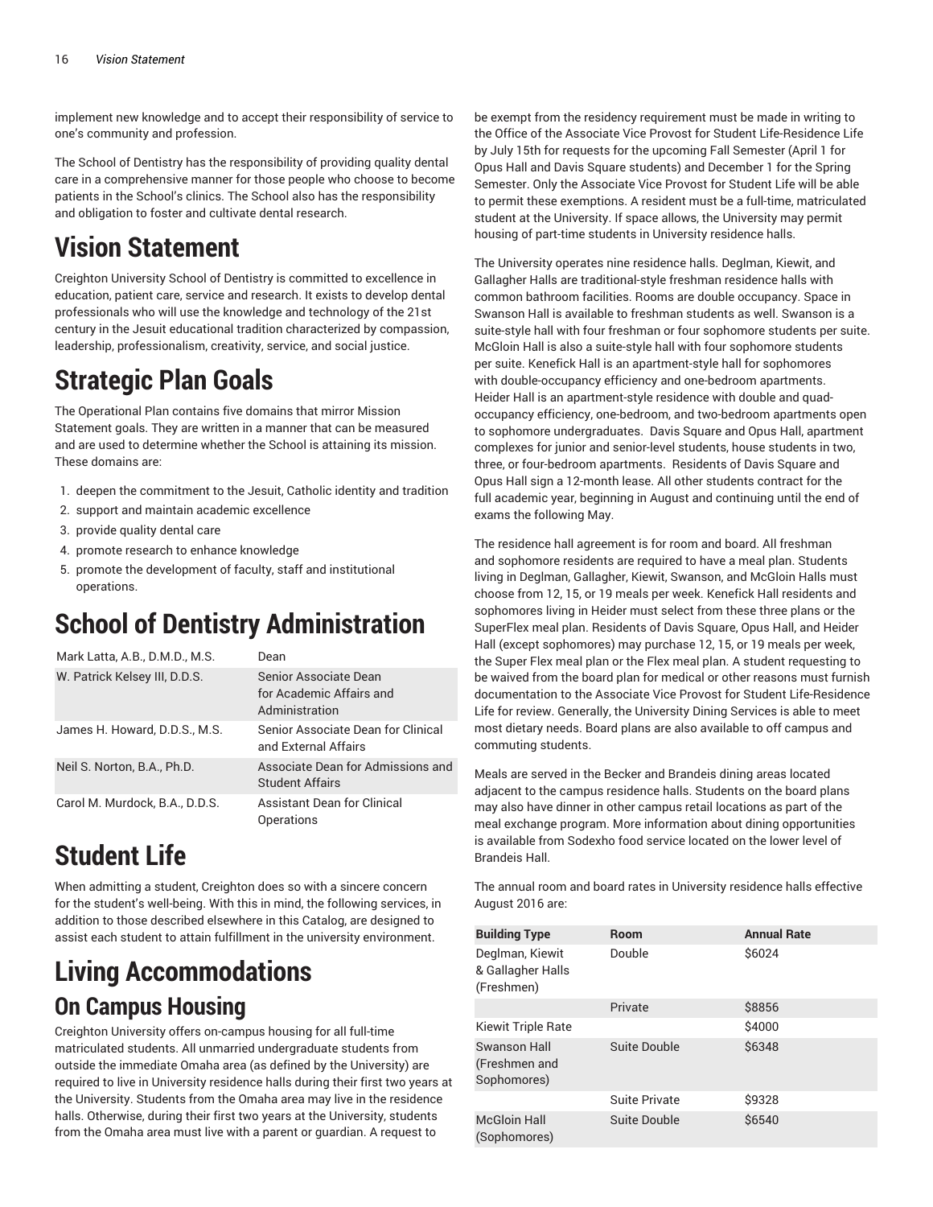implement new knowledge and to accept their responsibility of service to one's community and profession.

The School of Dentistry has the responsibility of providing quality dental care in a comprehensive manner for those people who choose to become patients in the School's clinics. The School also has the responsibility and obligation to foster and cultivate dental research.

# Vision Statement

Creighton University School of Dentistry is committed to excellence in education, patient care, service and research. It exists to develop dental professionals who will use the knowledge and technology of the 21st century in the Jesuit educational tradition characterized by compassion, leadership, professionalism, creativity, service, and social justice.

# Strategic Plan Goals

The Operational Plan contains five domains that mirror Mission Statement goals. They are written in a manner that can be measured and are used to determine whether the School is attaining its mission. These domains are:

1. deepen the commitment to the Jesuit, Catholic identity and tradition
2. support and maintain academic excellence
3. provide quality dental care
4. promote research to enhance knowledge
5. promote the development of faculty, staff and institutional operations.

# School of Dentistry Administration

| | |
|---|---|
| Mark Latta, A.B., D.M.D., M.S. | Dean |
| W. Patrick Kelsey III, D.D.S. | Senior Associate Dean for Academic Affairs and Administration |
| James H. Howard, D.D.S., M.S. | Senior Associate Dean for Clinical and External Affairs |
| Neil S. Norton, B.A., Ph.D. | Associate Dean for Admissions and Student Affairs |
| Carol M. Murdock, B.A., D.D.S. | Assistant Dean for Clinical Operations |

# Student Life

When admitting a student, Creighton does so with a sincere concern for the student's well-being. With this in mind, the following services, in addition to those described elsewhere in this Catalog, are designed to assist each student to attain fulfillment in the university environment.

# Living Accommodations

## On Campus Housing

Creighton University offers on-campus housing for all full-time matriculated students. All unmarried undergraduate students from outside the immediate Omaha area (as defined by the University) are required to live in University residence halls during their first two years at the University. Students from the Omaha area may live in the residence halls. Otherwise, during their first two years at the University, students from the Omaha area must live with a parent or guardian. A request to be exempt from the residency requirement must be made in writing to the Office of the Associate Vice Provost for Student Life-Residence Life by July 15th for requests for the upcoming Fall Semester (April 1 for Opus Hall and Davis Square students) and December 1 for the Spring Semester. Only the Associate Vice Provost for Student Life will be able to permit these exemptions. A resident must be a full-time, matriculated student at the University. If space allows, the University may permit housing of part-time students in University residence halls.

The University operates nine residence halls. Deglman, Kiewit, and Gallagher Halls are traditional-style freshman residence halls with common bathroom facilities. Rooms are double occupancy. Space in Swanson Hall is available to freshman students as well. Swanson is a suite-style hall with four freshman or four sophomore students per suite. McGloin Hall is also a suite-style hall with four sophomore students per suite. Kenefick Hall is an apartment-style hall for sophomores with double-occupancy efficiency and one-bedroom apartments. Heider Hall is an apartment-style residence with double and quad-occupancy efficiency, one-bedroom, and two-bedroom apartments open to sophomore undergraduates. Davis Square and Opus Hall, apartment complexes for junior and senior-level students, house students in two, three, or four-bedroom apartments. Residents of Davis Square and Opus Hall sign a 12-month lease. All other students contract for the full academic year, beginning in August and continuing until the end of exams the following May.

The residence hall agreement is for room and board. All freshman and sophomore residents are required to have a meal plan. Students living in Deglman, Gallagher, Kiewit, Swanson, and McGloin Halls must choose from 12, 15, or 19 meals per week. Kenefick Hall residents and sophomores living in Heider must select from these three plans or the SuperFlex meal plan. Residents of Davis Square, Opus Hall, and Heider Hall (except sophomores) may purchase 12, 15, or 19 meals per week, the Super Flex meal plan or the Flex meal plan. A student requesting to be waived from the board plan for medical or other reasons must furnish documentation to the Associate Vice Provost for Student Life-Residence Life for review. Generally, the University Dining Services is able to meet most dietary needs. Board plans are also available to off campus and commuting students.

Meals are served in the Becker and Brandeis dining areas located adjacent to the campus residence halls. Students on the board plans may also have dinner in other campus retail locations as part of the meal exchange program. More information about dining opportunities is available from Sodexho food service located on the lower level of Brandeis Hall.

The annual room and board rates in University residence halls effective August 2016 are:

| Building Type | Room | Annual Rate |
|---|---|---|
| Deglman, Kiewit & Gallagher Halls (Freshmen) | Double | $6024 |
| | Private | $8856 |
| Kiewit Triple Rate | | $4000 |
| Swanson Hall (Freshmen and Sophomores) | Suite Double | $6348 |
| | Suite Private | $9328 |
| McGloin Hall (Sophomores) | Suite Double | $6540 |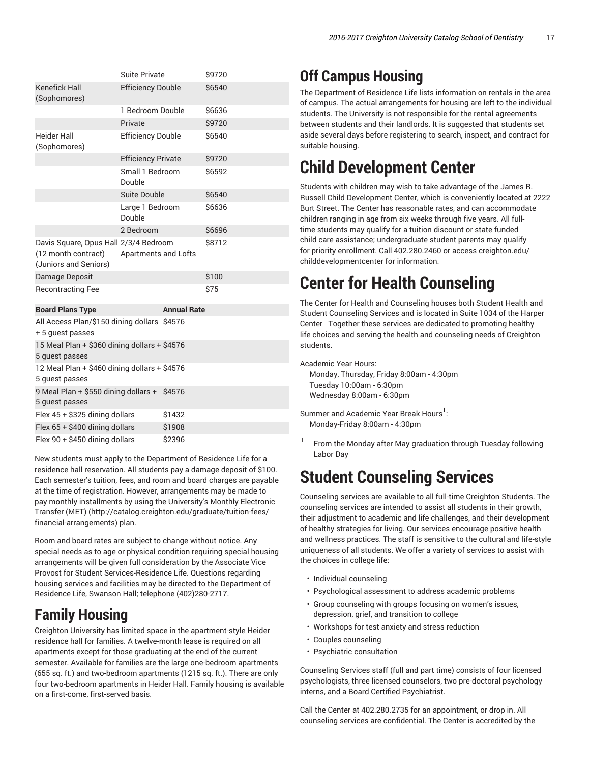| | | |
|---|---|---|
| | Suite Private | $9720 |
| Kenefick Hall (Sophomores) | Efficiency Double | $6540 |
| | 1 Bedroom Double | $6636 |
| | Private | $9720 |
| Heider Hall (Sophomores) | Efficiency Double | $6540 |
| | Efficiency Private | $9720 |
| | Small 1 Bedroom Double | $6592 |
| | Suite Double | $6540 |
| | Large 1 Bedroom Double | $6636 |
| | 2 Bedroom | $6696 |
| Davis Square, Opus Hall (12 month contract) (Juniors and Seniors) | 2/3/4 Bedroom Apartments and Lofts | $8712 |
| Damage Deposit | | $100 |
| Recontracting Fee | | $75 |

| Board Plans Type | Annual Rate |
|---|---|
| All Access Plan/$150 dining dollars + 5 guest passes | $4576 |
| 15 Meal Plan + $360 dining dollars + 5 guest passes | $4576 |
| 12 Meal Plan + $460 dining dollars + 5 guest passes | $4576 |
| 9 Meal Plan + $550 dining dollars + 5 guest passes | $4576 |
| Flex 45 + $325 dining dollars | $1432 |
| Flex 65 + $400 dining dollars | $1908 |
| Flex 90 + $450 dining dollars | $2396 |

New students must apply to the Department of Residence Life for a residence hall reservation. All students pay a damage deposit of $100. Each semester's tuition, fees, and room and board charges are payable at the time of registration. However, arrangements may be made to pay monthly installments by using the University's Monthly Electronic Transfer (MET) (http://catalog.creighton.edu/graduate/tuition-fees/financial-arrangements) plan.

Room and board rates are subject to change without notice. Any special needs as to age or physical condition requiring special housing arrangements will be given full consideration by the Associate Vice Provost for Student Services-Residence Life. Questions regarding housing services and facilities may be directed to the Department of Residence Life, Swanson Hall; telephone (402)280-2717.

# Family Housing

Creighton University has limited space in the apartment-style Heider residence hall for families. A twelve-month lease is required on all apartments except for those graduating at the end of the current semester. Available for families are the large one-bedroom apartments (655 sq. ft.) and two-bedroom apartments (1215 sq. ft.). There are only four two-bedroom apartments in Heider Hall. Family housing is available on a first-come, first-served basis.

# Off Campus Housing

The Department of Residence Life lists information on rentals in the area of campus. The actual arrangements for housing are left to the individual students. The University is not responsible for the rental agreements between students and their landlords. It is suggested that students set aside several days before registering to search, inspect, and contract for suitable housing.

# Child Development Center

Students with children may wish to take advantage of the James R. Russell Child Development Center, which is conveniently located at 2222 Burt Street. The Center has reasonable rates, and can accommodate children ranging in age from six weeks through five years. All full-time students may qualify for a tuition discount or state funded child care assistance; undergraduate student parents may qualify for priority enrollment. Call 402.280.2460 or access creighton.edu/childdevelopmentcenter for information.

# Center for Health Counseling

The Center for Health and Counseling houses both Student Health and Student Counseling Services and is located in Suite 1034 of the Harper Center Together these services are dedicated to promoting healthy life choices and serving the health and counseling needs of Creighton students.

Academic Year Hours:
Monday, Thursday, Friday 8:00am - 4:30pm
Tuesday 10:00am - 6:30pm
Wednesday 8:00am - 6:30pm

Summer and Academic Year Break Hours[1]:
Monday-Friday 8:00am - 4:30pm

[1] From the Monday after May graduation through Tuesday following Labor Day

# Student Counseling Services

Counseling services are available to all full-time Creighton Students. The counseling services are intended to assist all students in their growth, their adjustment to academic and life challenges, and their development of healthy strategies for living. Our services encourage positive health and wellness practices. The staff is sensitive to the cultural and life-style uniqueness of all students. We offer a variety of services to assist with the choices in college life:

- Individual counseling
- Psychological assessment to address academic problems
- Group counseling with groups focusing on women's issues, depression, grief, and transition to college
- Workshops for test anxiety and stress reduction
- Couples counseling
- Psychiatric consultation

Counseling Services staff (full and part time) consists of four licensed psychologists, three licensed counselors, two pre-doctoral psychology interns, and a Board Certified Psychiatrist.

Call the Center at 402.280.2735 for an appointment, or drop in. All counseling services are confidential. The Center is accredited by the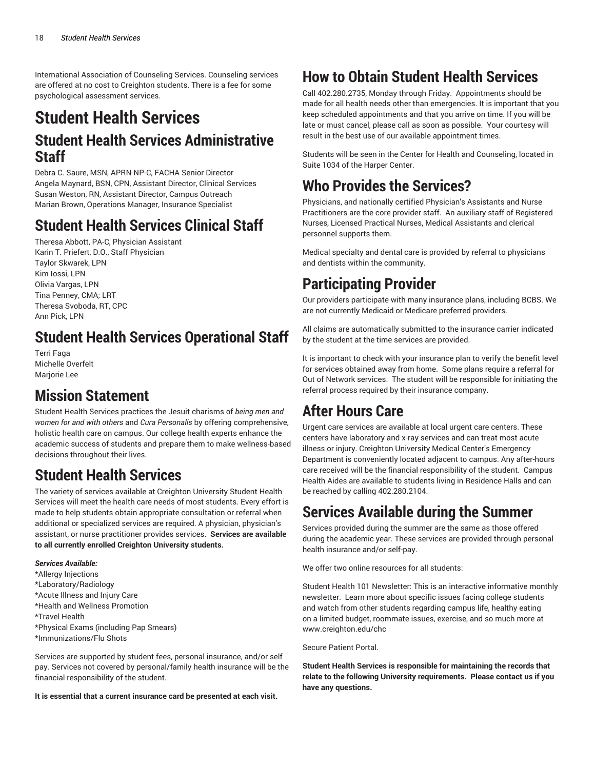International Association of Counseling Services. Counseling services are offered at no cost to Creighton students. There is a fee for some psychological assessment services.

# Student Health Services

## Student Health Services Administrative Staff

Debra C. Saure, MSN, APRN-NP-C, FACHA Senior Director
Angela Maynard, BSN, CPN, Assistant Director, Clinical Services
Susan Weston, RN, Assistant Director, Campus Outreach
Marian Brown, Operations Manager, Insurance Specialist

## Student Health Services Clinical Staff

Theresa Abbott, PA-C, Physician Assistant
Karin T. Priefert, D.O., Staff Physician
Taylor Skwarek, LPN
Kim Iossi, LPN
Olivia Vargas, LPN
Tina Penney, CMA; LRT
Theresa Svoboda, RT, CPC
Ann Pick, LPN

## Student Health Services Operational Staff

Terri Faga
Michelle Overfelt
Marjorie Lee

## Mission Statement

Student Health Services practices the Jesuit charisms of *being men and women for and with others* and *Cura Personalis* by offering comprehensive, holistic health care on campus. Our college health experts enhance the academic success of students and prepare them to make wellness-based decisions throughout their lives.

## Student Health Services

The variety of services available at Creighton University Student Health Services will meet the health care needs of most students. Every effort is made to help students obtain appropriate consultation or referral when additional or specialized services are required. A physician, physician's assistant, or nurse practitioner provides services. **Services are available to all currently enrolled Creighton University students.**

***Services Available:***

*Allergy Injections
*Laboratory/Radiology
*Acute Illness and Injury Care
*Health and Wellness Promotion
*Travel Health
*Physical Exams (including Pap Smears)
*Immunizations/Flu Shots

Services are supported by student fees, personal insurance, and/or self pay. Services not covered by personal/family health insurance will be the financial responsibility of the student.

**It is essential that a current insurance card be presented at each visit.**

## How to Obtain Student Health Services

Call 402.280.2735, Monday through Friday. Appointments should be made for all health needs other than emergencies. It is important that you keep scheduled appointments and that you arrive on time. If you will be late or must cancel, please call as soon as possible. Your courtesy will result in the best use of our available appointment times.

Students will be seen in the Center for Health and Counseling, located in Suite 1034 of the Harper Center.

## Who Provides the Services?

Physicians, and nationally certified Physician's Assistants and Nurse Practitioners are the core provider staff. An auxiliary staff of Registered Nurses, Licensed Practical Nurses, Medical Assistants and clerical personnel supports them.

Medical specialty and dental care is provided by referral to physicians and dentists within the community.

## Participating Provider

Our providers participate with many insurance plans, including BCBS. We are not currently Medicaid or Medicare preferred providers.

All claims are automatically submitted to the insurance carrier indicated by the student at the time services are provided.

It is important to check with your insurance plan to verify the benefit level for services obtained away from home. Some plans require a referral for Out of Network services. The student will be responsible for initiating the referral process required by their insurance company.

## After Hours Care

Urgent care services are available at local urgent care centers. These centers have laboratory and x-ray services and can treat most acute illness or injury. Creighton University Medical Center's Emergency Department is conveniently located adjacent to campus. Any after-hours care received will be the financial responsibility of the student. Campus Health Aides are available to students living in Residence Halls and can be reached by calling 402.280.2104.

## Services Available during the Summer

Services provided during the summer are the same as those offered during the academic year. These services are provided through personal health insurance and/or self-pay.

We offer two online resources for all students:

Student Health 101 Newsletter: This is an interactive informative monthly newsletter. Learn more about specific issues facing college students and watch from other students regarding campus life, healthy eating on a limited budget, roommate issues, exercise, and so much more at www.creighton.edu/chc

Secure Patient Portal.

**Student Health Services is responsible for maintaining the records that relate to the following University requirements. Please contact us if you have any questions.**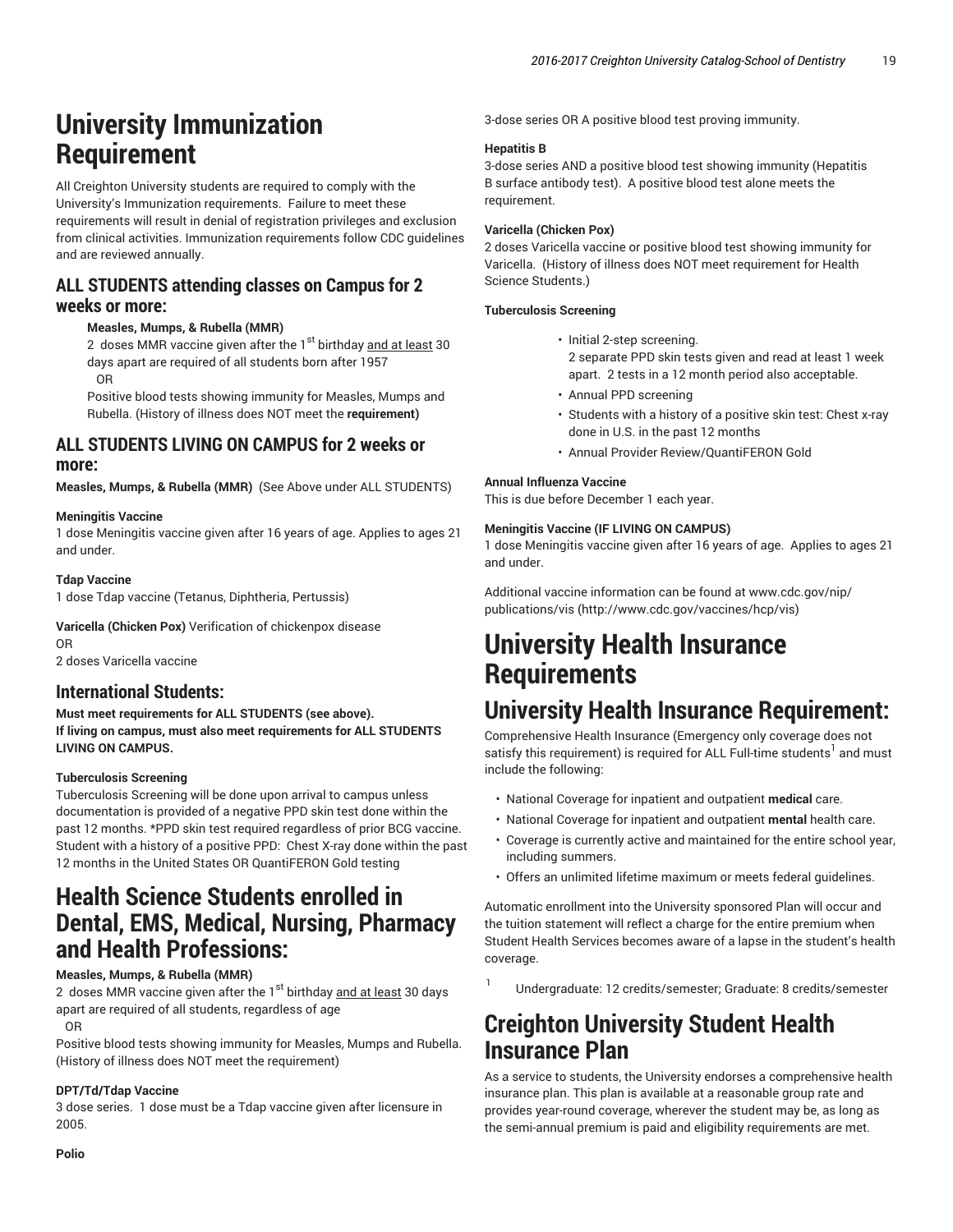# University Immunization Requirement

All Creighton University students are required to comply with the University's Immunization requirements. Failure to meet these requirements will result in denial of registration privileges and exclusion from clinical activities. Immunization requirements follow CDC guidelines and are reviewed annually.

## ALL STUDENTS attending classes on Campus for 2 weeks or more:

**Measles, Mumps, & Rubella (MMR)**

2 doses MMR vaccine given after the 1st birthday and at least 30 days apart are required of all students born after 1957

OR

Positive blood tests showing immunity for Measles, Mumps and Rubella. (History of illness does NOT meet the **requirement)**

## ALL STUDENTS LIVING ON CAMPUS for 2 weeks or more:

**Measles, Mumps, & Rubella (MMR)** (See Above under ALL STUDENTS)

**Meningitis Vaccine**

1 dose Meningitis vaccine given after 16 years of age. Applies to ages 21 and under.

**Tdap Vaccine**

1 dose Tdap vaccine (Tetanus, Diphtheria, Pertussis)

**Varicella (Chicken Pox)** Verification of chickenpox disease

OR

2 doses Varicella vaccine

## International Students:

**Must meet requirements for ALL STUDENTS (see above).**
**If living on campus, must also meet requirements for ALL STUDENTS LIVING ON CAMPUS.**

**Tuberculosis Screening**

Tuberculosis Screening will be done upon arrival to campus unless documentation is provided of a negative PPD skin test done within the past 12 months. *PPD skin test required regardless of prior BCG vaccine. Student with a history of a positive PPD: Chest X-ray done within the past 12 months in the United States OR QuantiFERON Gold testing

# Health Science Students enrolled in Dental, EMS, Medical, Nursing, Pharmacy and Health Professions:

**Measles, Mumps, & Rubella (MMR)**

2 doses MMR vaccine given after the 1st birthday and at least 30 days apart are required of all students, regardless of age

OR

Positive blood tests showing immunity for Measles, Mumps and Rubella. (History of illness does NOT meet the requirement)

**DPT/Td/Tdap Vaccine**

3 dose series. 1 dose must be a Tdap vaccine given after licensure in 2005.

**Polio**

3-dose series OR A positive blood test proving immunity.

**Hepatitis B**

3-dose series AND a positive blood test showing immunity (Hepatitis B surface antibody test). A positive blood test alone meets the requirement.

**Varicella (Chicken Pox)**

2 doses Varicella vaccine or positive blood test showing immunity for Varicella. (History of illness does NOT meet requirement for Health Science Students.)

**Tuberculosis Screening**

- Initial 2-step screening.
  2 separate PPD skin tests given and read at least 1 week apart. 2 tests in a 12 month period also acceptable.
- Annual PPD screening
- Students with a history of a positive skin test: Chest x-ray done in U.S. in the past 12 months
- Annual Provider Review/QuantiFERON Gold

**Annual Influenza Vaccine**

This is due before December 1 each year.

**Meningitis Vaccine (IF LIVING ON CAMPUS)**

1 dose Meningitis vaccine given after 16 years of age. Applies to ages 21 and under.

Additional vaccine information can be found at www.cdc.gov/nip/publications/vis (http://www.cdc.gov/vaccines/hcp/vis)

# University Health Insurance Requirements

## University Health Insurance Requirement:

Comprehensive Health Insurance (Emergency only coverage does not satisfy this requirement) is required for ALL Full-time students[1] and must include the following:

- National Coverage for inpatient and outpatient **medical** care.
- National Coverage for inpatient and outpatient **mental** health care.
- Coverage is currently active and maintained for the entire school year, including summers.
- Offers an unlimited lifetime maximum or meets federal guidelines.

Automatic enrollment into the University sponsored Plan will occur and the tuition statement will reflect a charge for the entire premium when Student Health Services becomes aware of a lapse in the student's health coverage.

[1] Undergraduate: 12 credits/semester; Graduate: 8 credits/semester

# Creighton University Student Health Insurance Plan

As a service to students, the University endorses a comprehensive health insurance plan. This plan is available at a reasonable group rate and provides year-round coverage, wherever the student may be, as long as the semi-annual premium is paid and eligibility requirements are met.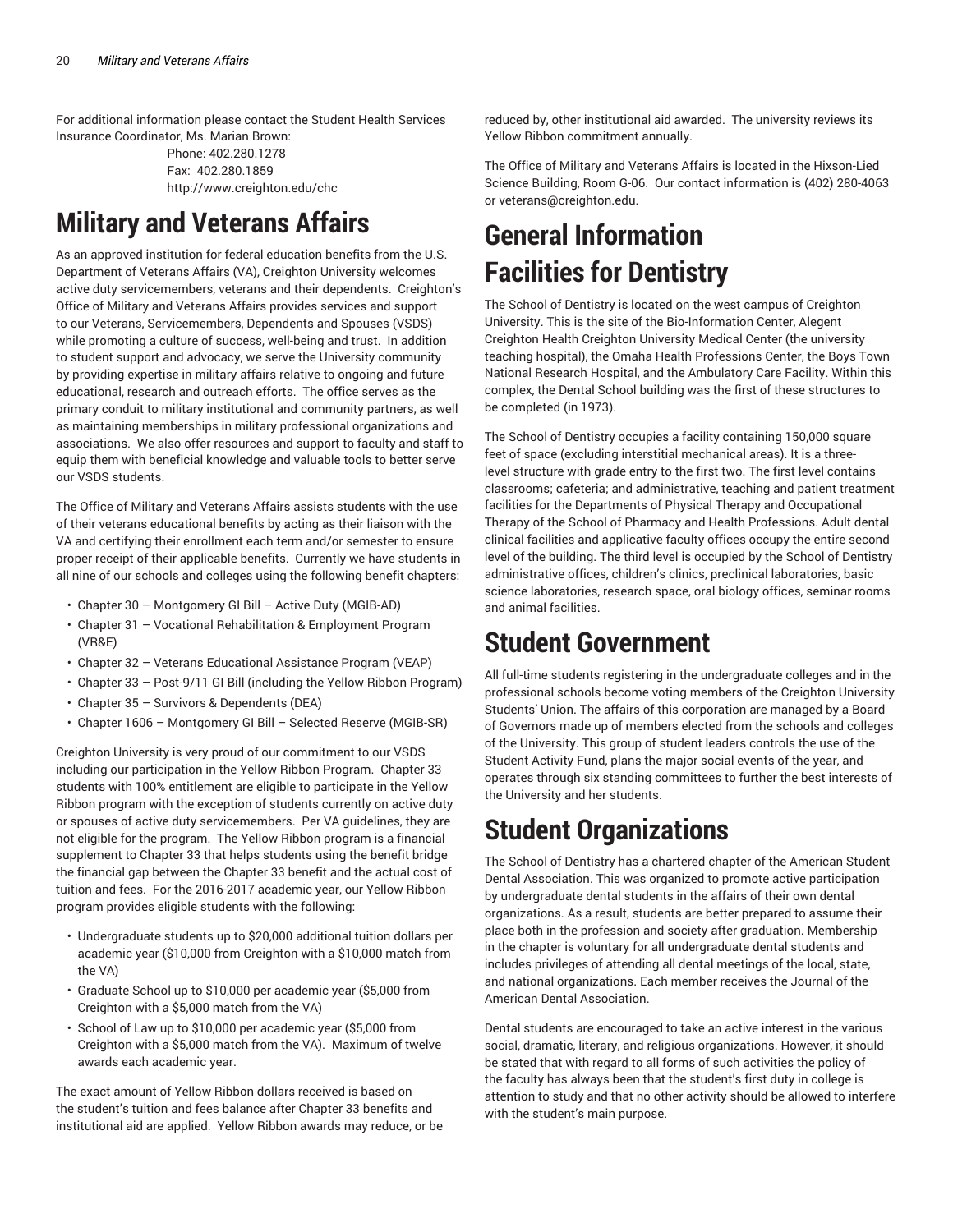For additional information please contact the Student Health Services Insurance Coordinator, Ms. Marian Brown:

Phone: 402.280.1278
Fax: 402.280.1859
http://www.creighton.edu/chc

# Military and Veterans Affairs

As an approved institution for federal education benefits from the U.S. Department of Veterans Affairs (VA), Creighton University welcomes active duty servicemembers, veterans and their dependents. Creighton's Office of Military and Veterans Affairs provides services and support to our Veterans, Servicemembers, Dependents and Spouses (VSDS) while promoting a culture of success, well-being and trust. In addition to student support and advocacy, we serve the University community by providing expertise in military affairs relative to ongoing and future educational, research and outreach efforts. The office serves as the primary conduit to military institutional and community partners, as well as maintaining memberships in military professional organizations and associations. We also offer resources and support to faculty and staff to equip them with beneficial knowledge and valuable tools to better serve our VSDS students.

The Office of Military and Veterans Affairs assists students with the use of their veterans educational benefits by acting as their liaison with the VA and certifying their enrollment each term and/or semester to ensure proper receipt of their applicable benefits. Currently we have students in all nine of our schools and colleges using the following benefit chapters:

- Chapter 30 – Montgomery GI Bill – Active Duty (MGIB-AD)
- Chapter 31 – Vocational Rehabilitation & Employment Program (VR&E)
- Chapter 32 – Veterans Educational Assistance Program (VEAP)
- Chapter 33 – Post-9/11 GI Bill (including the Yellow Ribbon Program)
- Chapter 35 – Survivors & Dependents (DEA)
- Chapter 1606 – Montgomery GI Bill – Selected Reserve (MGIB-SR)

Creighton University is very proud of our commitment to our VSDS including our participation in the Yellow Ribbon Program. Chapter 33 students with 100% entitlement are eligible to participate in the Yellow Ribbon program with the exception of students currently on active duty or spouses of active duty servicemembers. Per VA guidelines, they are not eligible for the program. The Yellow Ribbon program is a financial supplement to Chapter 33 that helps students using the benefit bridge the financial gap between the Chapter 33 benefit and the actual cost of tuition and fees. For the 2016-2017 academic year, our Yellow Ribbon program provides eligible students with the following:

- Undergraduate students up to $20,000 additional tuition dollars per academic year ($10,000 from Creighton with a $10,000 match from the VA)
- Graduate School up to $10,000 per academic year ($5,000 from Creighton with a $5,000 match from the VA)
- School of Law up to $10,000 per academic year ($5,000 from Creighton with a $5,000 match from the VA). Maximum of twelve awards each academic year.

The exact amount of Yellow Ribbon dollars received is based on the student's tuition and fees balance after Chapter 33 benefits and institutional aid are applied. Yellow Ribbon awards may reduce, or be reduced by, other institutional aid awarded. The university reviews its Yellow Ribbon commitment annually.

The Office of Military and Veterans Affairs is located in the Hixson-Lied Science Building, Room G-06. Our contact information is (402) 280-4063 or veterans@creighton.edu.

# General Information Facilities for Dentistry

The School of Dentistry is located on the west campus of Creighton University. This is the site of the Bio-Information Center, Alegent Creighton Health Creighton University Medical Center (the university teaching hospital), the Omaha Health Professions Center, the Boys Town National Research Hospital, and the Ambulatory Care Facility. Within this complex, the Dental School building was the first of these structures to be completed (in 1973).

The School of Dentistry occupies a facility containing 150,000 square feet of space (excluding interstitial mechanical areas). It is a three-level structure with grade entry to the first two. The first level contains classrooms; cafeteria; and administrative, teaching and patient treatment facilities for the Departments of Physical Therapy and Occupational Therapy of the School of Pharmacy and Health Professions. Adult dental clinical facilities and applicative faculty offices occupy the entire second level of the building. The third level is occupied by the School of Dentistry administrative offices, children's clinics, preclinical laboratories, basic science laboratories, research space, oral biology offices, seminar rooms and animal facilities.

# Student Government

All full-time students registering in the undergraduate colleges and in the professional schools become voting members of the Creighton University Students' Union. The affairs of this corporation are managed by a Board of Governors made up of members elected from the schools and colleges of the University. This group of student leaders controls the use of the Student Activity Fund, plans the major social events of the year, and operates through six standing committees to further the best interests of the University and her students.

# Student Organizations

The School of Dentistry has a chartered chapter of the American Student Dental Association. This was organized to promote active participation by undergraduate dental students in the affairs of their own dental organizations. As a result, students are better prepared to assume their place both in the profession and society after graduation. Membership in the chapter is voluntary for all undergraduate dental students and includes privileges of attending all dental meetings of the local, state, and national organizations. Each member receives the Journal of the American Dental Association.

Dental students are encouraged to take an active interest in the various social, dramatic, literary, and religious organizations. However, it should be stated that with regard to all forms of such activities the policy of the faculty has always been that the student's first duty in college is attention to study and that no other activity should be allowed to interfere with the student's main purpose.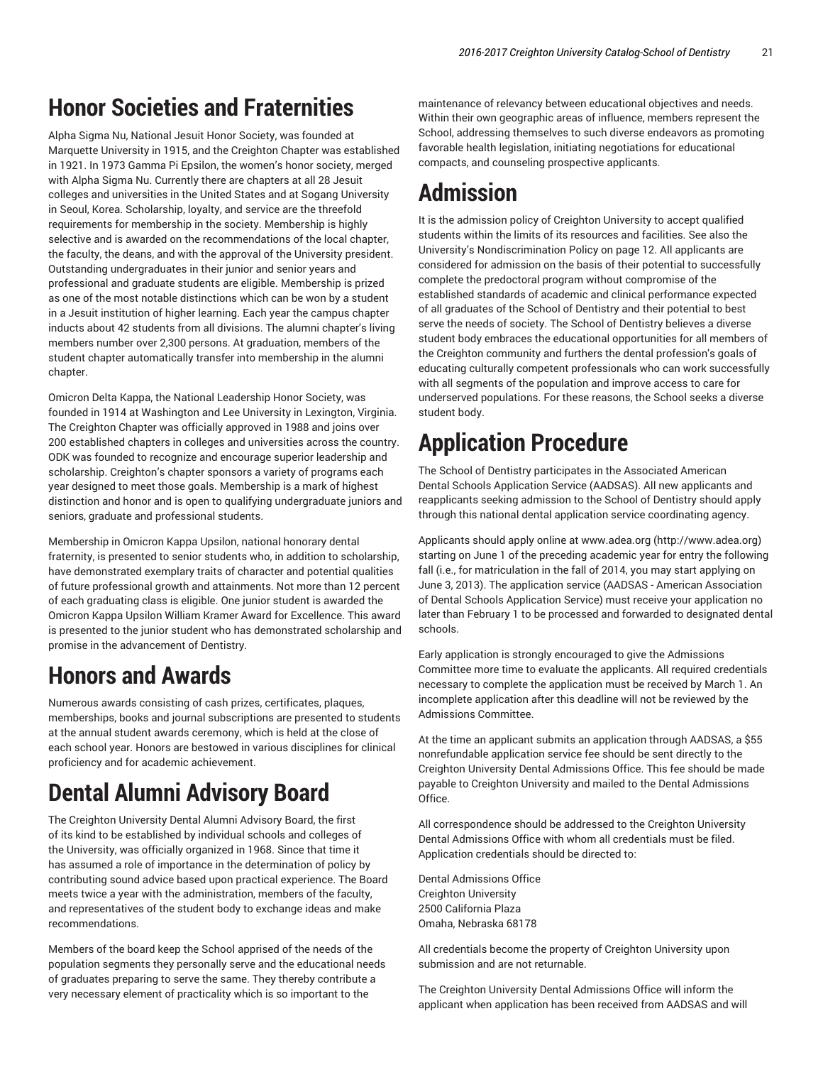# Honor Societies and Fraternities

Alpha Sigma Nu, National Jesuit Honor Society, was founded at Marquette University in 1915, and the Creighton Chapter was established in 1921. In 1973 Gamma Pi Epsilon, the women's honor society, merged with Alpha Sigma Nu. Currently there are chapters at all 28 Jesuit colleges and universities in the United States and at Sogang University in Seoul, Korea. Scholarship, loyalty, and service are the threefold requirements for membership in the society. Membership is highly selective and is awarded on the recommendations of the local chapter, the faculty, the deans, and with the approval of the University president. Outstanding undergraduates in their junior and senior years and professional and graduate students are eligible. Membership is prized as one of the most notable distinctions which can be won by a student in a Jesuit institution of higher learning. Each year the campus chapter inducts about 42 students from all divisions. The alumni chapter's living members number over 2,300 persons. At graduation, members of the student chapter automatically transfer into membership in the alumni chapter.

Omicron Delta Kappa, the National Leadership Honor Society, was founded in 1914 at Washington and Lee University in Lexington, Virginia. The Creighton Chapter was officially approved in 1988 and joins over 200 established chapters in colleges and universities across the country. ODK was founded to recognize and encourage superior leadership and scholarship. Creighton's chapter sponsors a variety of programs each year designed to meet those goals. Membership is a mark of highest distinction and honor and is open to qualifying undergraduate juniors and seniors, graduate and professional students.

Membership in Omicron Kappa Upsilon, national honorary dental fraternity, is presented to senior students who, in addition to scholarship, have demonstrated exemplary traits of character and potential qualities of future professional growth and attainments. Not more than 12 percent of each graduating class is eligible. One junior student is awarded the Omicron Kappa Upsilon William Kramer Award for Excellence. This award is presented to the junior student who has demonstrated scholarship and promise in the advancement of Dentistry.

# Honors and Awards

Numerous awards consisting of cash prizes, certificates, plaques, memberships, books and journal subscriptions are presented to students at the annual student awards ceremony, which is held at the close of each school year. Honors are bestowed in various disciplines for clinical proficiency and for academic achievement.

# Dental Alumni Advisory Board

The Creighton University Dental Alumni Advisory Board, the first of its kind to be established by individual schools and colleges of the University, was officially organized in 1968. Since that time it has assumed a role of importance in the determination of policy by contributing sound advice based upon practical experience. The Board meets twice a year with the administration, members of the faculty, and representatives of the student body to exchange ideas and make recommendations.

Members of the board keep the School apprised of the needs of the population segments they personally serve and the educational needs of graduates preparing to serve the same. They thereby contribute a very necessary element of practicality which is so important to the maintenance of relevancy between educational objectives and needs. Within their own geographic areas of influence, members represent the School, addressing themselves to such diverse endeavors as promoting favorable health legislation, initiating negotiations for educational compacts, and counseling prospective applicants.

# Admission

It is the admission policy of Creighton University to accept qualified students within the limits of its resources and facilities. See also the University's Nondiscrimination Policy on page 12. All applicants are considered for admission on the basis of their potential to successfully complete the predoctoral program without compromise of the established standards of academic and clinical performance expected of all graduates of the School of Dentistry and their potential to best serve the needs of society. The School of Dentistry believes a diverse student body embraces the educational opportunities for all members of the Creighton community and furthers the dental profession's goals of educating culturally competent professionals who can work successfully with all segments of the population and improve access to care for underserved populations. For these reasons, the School seeks a diverse student body.

# Application Procedure

The School of Dentistry participates in the Associated American Dental Schools Application Service (AADSAS). All new applicants and reapplicants seeking admission to the School of Dentistry should apply through this national dental application service coordinating agency.

Applicants should apply online at www.adea.org (http://www.adea.org) starting on June 1 of the preceding academic year for entry the following fall (i.e., for matriculation in the fall of 2014, you may start applying on June 3, 2013). The application service (AADSAS - American Association of Dental Schools Application Service) must receive your application no later than February 1 to be processed and forwarded to designated dental schools.

Early application is strongly encouraged to give the Admissions Committee more time to evaluate the applicants. All required credentials necessary to complete the application must be received by March 1. An incomplete application after this deadline will not be reviewed by the Admissions Committee.

At the time an applicant submits an application through AADSAS, a $55 nonrefundable application service fee should be sent directly to the Creighton University Dental Admissions Office. This fee should be made payable to Creighton University and mailed to the Dental Admissions Office.

All correspondence should be addressed to the Creighton University Dental Admissions Office with whom all credentials must be filed. Application credentials should be directed to:

Dental Admissions Office
Creighton University
2500 California Plaza
Omaha, Nebraska 68178

All credentials become the property of Creighton University upon submission and are not returnable.

The Creighton University Dental Admissions Office will inform the applicant when application has been received from AADSAS and will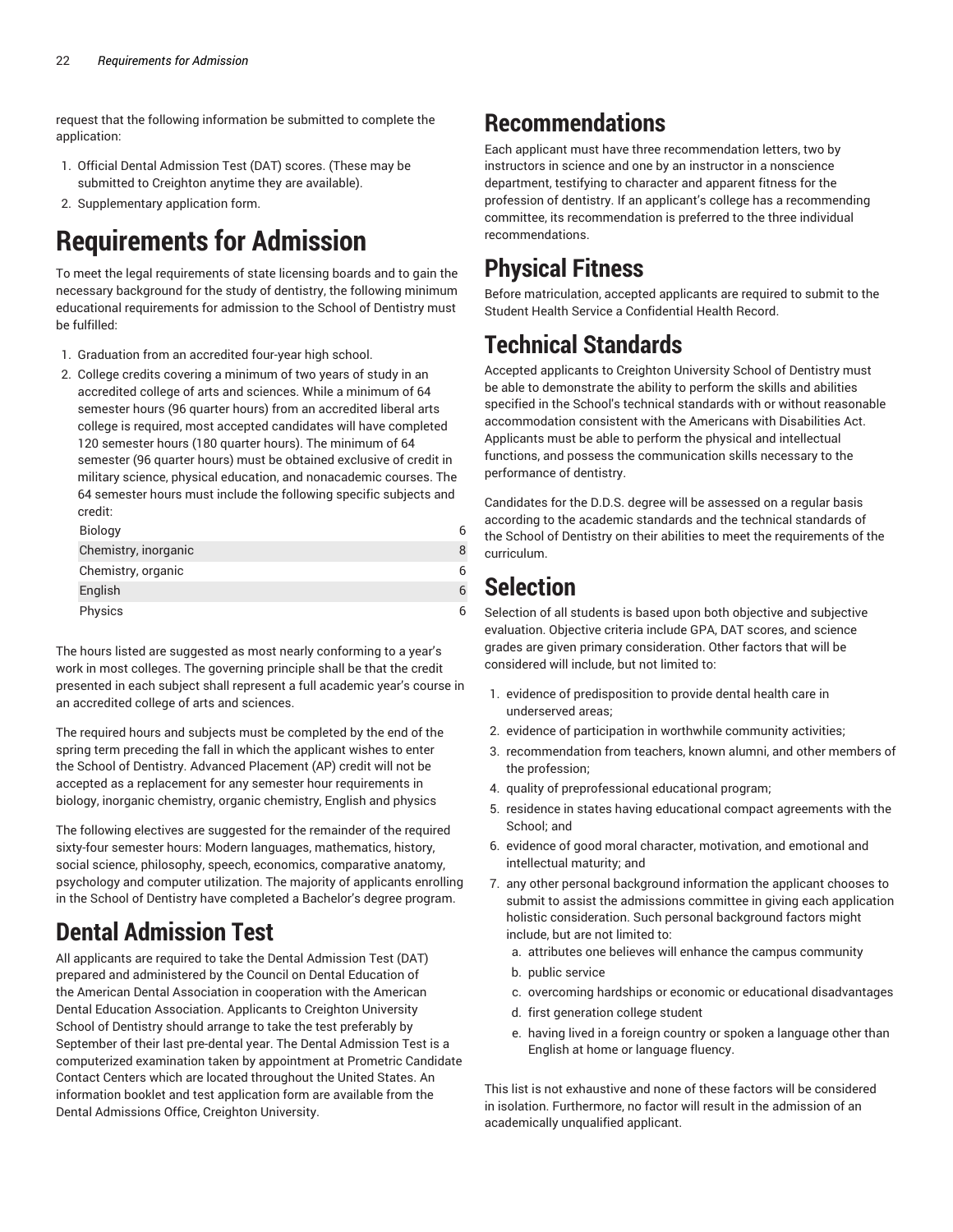request that the following information be submitted to complete the application:

1. Official Dental Admission Test (DAT) scores. (These may be submitted to Creighton anytime they are available).
2. Supplementary application form.

# Requirements for Admission

To meet the legal requirements of state licensing boards and to gain the necessary background for the study of dentistry, the following minimum educational requirements for admission to the School of Dentistry must be fulfilled:

1. Graduation from an accredited four-year high school.
2. College credits covering a minimum of two years of study in an accredited college of arts and sciences. While a minimum of 64 semester hours (96 quarter hours) from an accredited liberal arts college is required, most accepted candidates will have completed 120 semester hours (180 quarter hours). The minimum of 64 semester (96 quarter hours) must be obtained exclusive of credit in military science, physical education, and nonacademic courses. The 64 semester hours must include the following specific subjects and credit:

| | |
|---|---|
| Biology | 6 |
| Chemistry, inorganic | 8 |
| Chemistry, organic | 6 |
| English | 6 |
| Physics | 6 |

The hours listed are suggested as most nearly conforming to a year's work in most colleges. The governing principle shall be that the credit presented in each subject shall represent a full academic year's course in an accredited college of arts and sciences.

The required hours and subjects must be completed by the end of the spring term preceding the fall in which the applicant wishes to enter the School of Dentistry. Advanced Placement (AP) credit will not be accepted as a replacement for any semester hour requirements in biology, inorganic chemistry, organic chemistry, English and physics

The following electives are suggested for the remainder of the required sixty-four semester hours: Modern languages, mathematics, history, social science, philosophy, speech, economics, comparative anatomy, psychology and computer utilization. The majority of applicants enrolling in the School of Dentistry have completed a Bachelor's degree program.

# Dental Admission Test

All applicants are required to take the Dental Admission Test (DAT) prepared and administered by the Council on Dental Education of the American Dental Association in cooperation with the American Dental Education Association. Applicants to Creighton University School of Dentistry should arrange to take the test preferably by September of their last pre-dental year. The Dental Admission Test is a computerized examination taken by appointment at Prometric Candidate Contact Centers which are located throughout the United States. An information booklet and test application form are available from the Dental Admissions Office, Creighton University.

# Recommendations

Each applicant must have three recommendation letters, two by instructors in science and one by an instructor in a nonscience department, testifying to character and apparent fitness for the profession of dentistry. If an applicant's college has a recommending committee, its recommendation is preferred to the three individual recommendations.

# Physical Fitness

Before matriculation, accepted applicants are required to submit to the Student Health Service a Confidential Health Record.

# Technical Standards

Accepted applicants to Creighton University School of Dentistry must be able to demonstrate the ability to perform the skills and abilities specified in the School's technical standards with or without reasonable accommodation consistent with the Americans with Disabilities Act. Applicants must be able to perform the physical and intellectual functions, and possess the communication skills necessary to the performance of dentistry.

Candidates for the D.D.S. degree will be assessed on a regular basis according to the academic standards and the technical standards of the School of Dentistry on their abilities to meet the requirements of the curriculum.

# Selection

Selection of all students is based upon both objective and subjective evaluation. Objective criteria include GPA, DAT scores, and science grades are given primary consideration. Other factors that will be considered will include, but not limited to:

1. evidence of predisposition to provide dental health care in underserved areas;
2. evidence of participation in worthwhile community activities;
3. recommendation from teachers, known alumni, and other members of the profession;
4. quality of preprofessional educational program;
5. residence in states having educational compact agreements with the School; and
6. evidence of good moral character, motivation, and emotional and intellectual maturity; and
7. any other personal background information the applicant chooses to submit to assist the admissions committee in giving each application holistic consideration. Such personal background factors might include, but are not limited to:
   a. attributes one believes will enhance the campus community
   b. public service
   c. overcoming hardships or economic or educational disadvantages
   d. first generation college student
   e. having lived in a foreign country or spoken a language other than English at home or language fluency.

This list is not exhaustive and none of these factors will be considered in isolation. Furthermore, no factor will result in the admission of an academically unqualified applicant.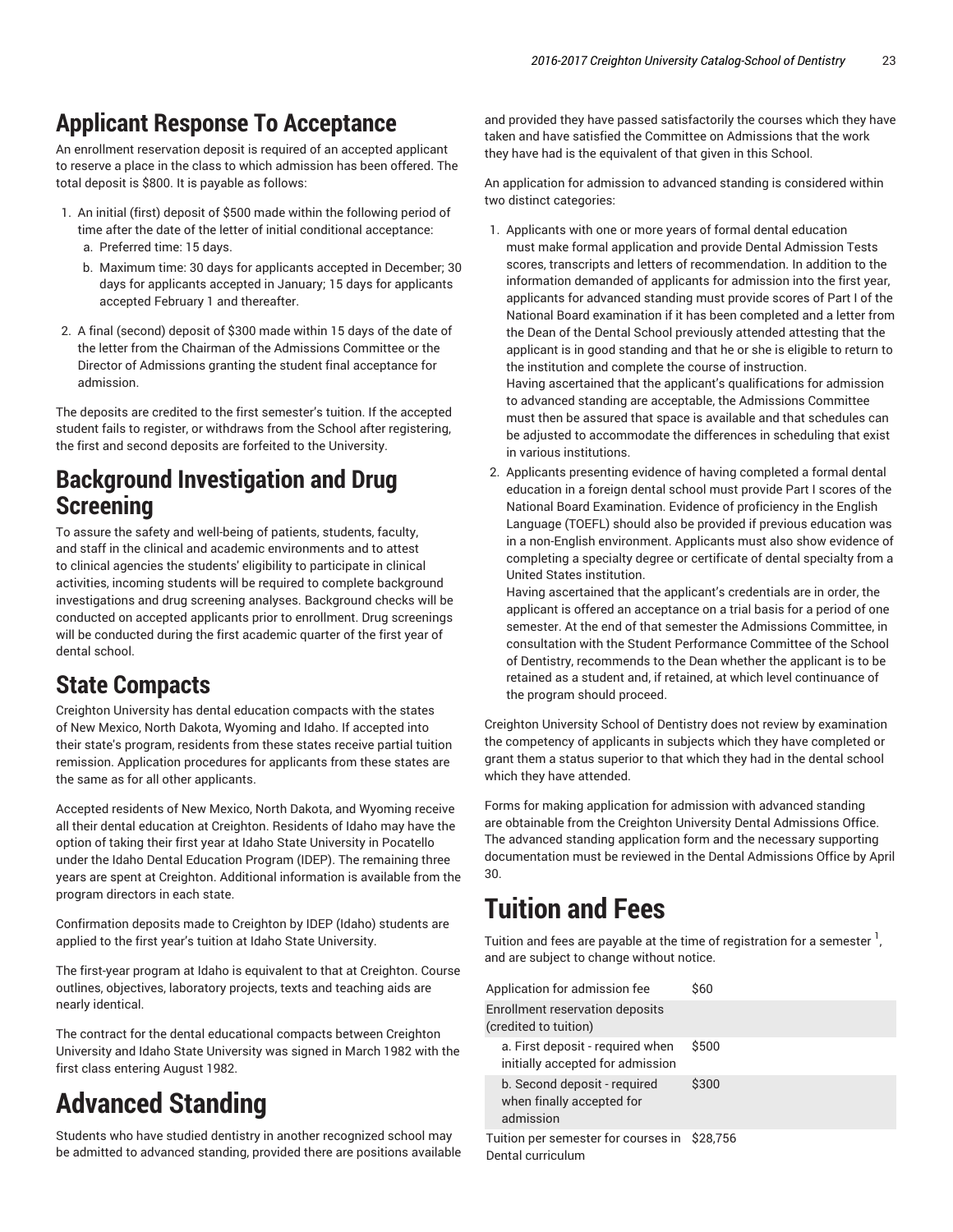## Applicant Response To Acceptance

An enrollment reservation deposit is required of an accepted applicant to reserve a place in the class to which admission has been offered. The total deposit is $800. It is payable as follows:

1. An initial (first) deposit of $500 made within the following period of time after the date of the letter of initial conditional acceptance:
   a. Preferred time: 15 days.
   b. Maximum time: 30 days for applicants accepted in December; 30 days for applicants accepted in January; 15 days for applicants accepted February 1 and thereafter.
2. A final (second) deposit of $300 made within 15 days of the date of the letter from the Chairman of the Admissions Committee or the Director of Admissions granting the student final acceptance for admission.

The deposits are credited to the first semester's tuition. If the accepted student fails to register, or withdraws from the School after registering, the first and second deposits are forfeited to the University.

## Background Investigation and Drug Screening

To assure the safety and well-being of patients, students, faculty, and staff in the clinical and academic environments and to attest to clinical agencies the students' eligibility to participate in clinical activities, incoming students will be required to complete background investigations and drug screening analyses. Background checks will be conducted on accepted applicants prior to enrollment. Drug screenings will be conducted during the first academic quarter of the first year of dental school.

## State Compacts

Creighton University has dental education compacts with the states of New Mexico, North Dakota, Wyoming and Idaho. If accepted into their state's program, residents from these states receive partial tuition remission. Application procedures for applicants from these states are the same as for all other applicants.

Accepted residents of New Mexico, North Dakota, and Wyoming receive all their dental education at Creighton. Residents of Idaho may have the option of taking their first year at Idaho State University in Pocatello under the Idaho Dental Education Program (IDEP). The remaining three years are spent at Creighton. Additional information is available from the program directors in each state.

Confirmation deposits made to Creighton by IDEP (Idaho) students are applied to the first year's tuition at Idaho State University.

The first-year program at Idaho is equivalent to that at Creighton. Course outlines, objectives, laboratory projects, texts and teaching aids are nearly identical.

The contract for the dental educational compacts between Creighton University and Idaho State University was signed in March 1982 with the first class entering August 1982.

# Advanced Standing

Students who have studied dentistry in another recognized school may be admitted to advanced standing, provided there are positions available and provided they have passed satisfactorily the courses which they have taken and have satisfied the Committee on Admissions that the work they have had is the equivalent of that given in this School.

An application for admission to advanced standing is considered within two distinct categories:

1. Applicants with one or more years of formal dental education must make formal application and provide Dental Admission Tests scores, transcripts and letters of recommendation. In addition to the information demanded of applicants for admission into the first year, applicants for advanced standing must provide scores of Part I of the National Board examination if it has been completed and a letter from the Dean of the Dental School previously attended attesting that the applicant is in good standing and that he or she is eligible to return to the institution and complete the course of instruction.
   Having ascertained that the applicant's qualifications for admission to advanced standing are acceptable, the Admissions Committee must then be assured that space is available and that schedules can be adjusted to accommodate the differences in scheduling that exist in various institutions.
2. Applicants presenting evidence of having completed a formal dental education in a foreign dental school must provide Part I scores of the National Board Examination. Evidence of proficiency in the English Language (TOEFL) should also be provided if previous education was in a non-English environment. Applicants must also show evidence of completing a specialty degree or certificate of dental specialty from a United States institution.
   Having ascertained that the applicant's credentials are in order, the applicant is offered an acceptance on a trial basis for a period of one semester. At the end of that semester the Admissions Committee, in consultation with the Student Performance Committee of the School of Dentistry, recommends to the Dean whether the applicant is to be retained as a student and, if retained, at which level continuance of the program should proceed.

Creighton University School of Dentistry does not review by examination the competency of applicants in subjects which they have completed or grant them a status superior to that which they had in the dental school which they have attended.

Forms for making application for admission with advanced standing are obtainable from the Creighton University Dental Admissions Office. The advanced standing application form and the necessary supporting documentation must be reviewed in the Dental Admissions Office by April 30.

# Tuition and Fees

Tuition and fees are payable at the time of registration for a semester [1], and are subject to change without notice.

| | |
|---|---|
| Application for admission fee | $60 |
| Enrollment reservation deposits (credited to tuition) | |
| a. First deposit - required when initially accepted for admission | $500 |
| b. Second deposit - required when finally accepted for admission | $300 |
| Tuition per semester for courses in Dental curriculum | $28,756 |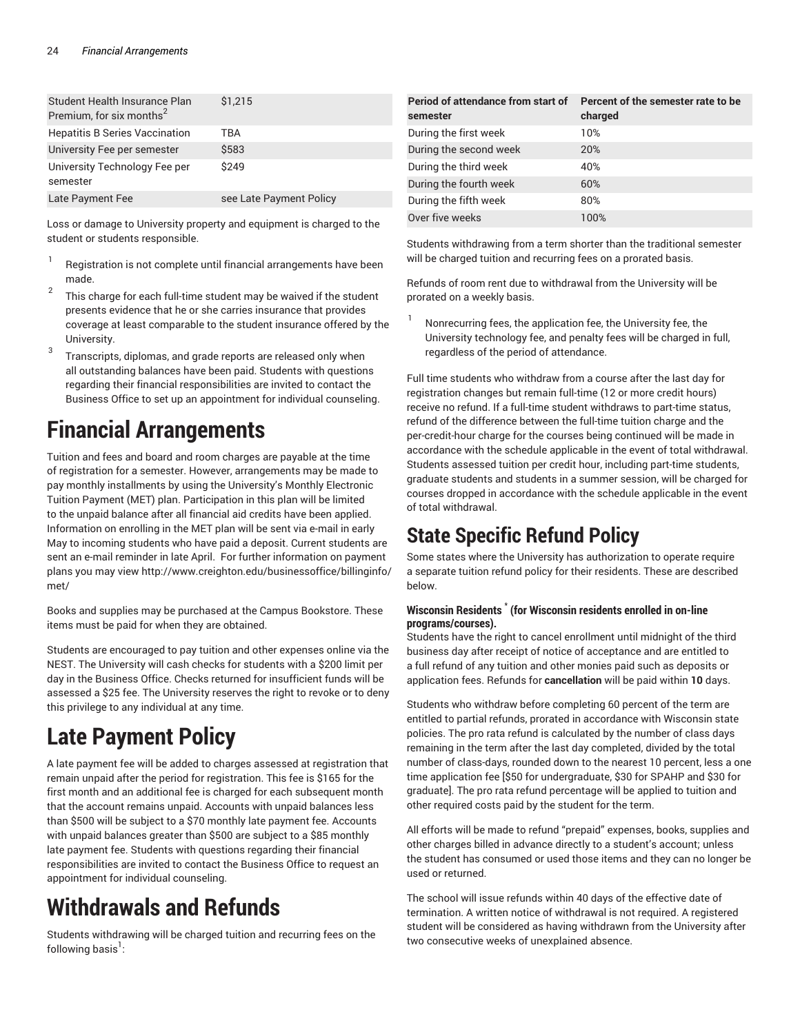| Student Health Insurance Plan Premium, for six months[2] | $1,215 |
| --- | --- |
| Hepatitis B Series Vaccination | TBA |
| University Fee per semester | $583 |
| University Technology Fee per semester | $249 |
| Late Payment Fee | see Late Payment Policy |

Loss or damage to University property and equipment is charged to the student or students responsible.

1. Registration is not complete until financial arrangements have been made.
2. This charge for each full-time student may be waived if the student presents evidence that he or she carries insurance that provides coverage at least comparable to the student insurance offered by the University.
3. Transcripts, diplomas, and grade reports are released only when all outstanding balances have been paid. Students with questions regarding their financial responsibilities are invited to contact the Business Office to set up an appointment for individual counseling.

# Financial Arrangements

Tuition and fees and board and room charges are payable at the time of registration for a semester. However, arrangements may be made to pay monthly installments by using the University's Monthly Electronic Tuition Payment (MET) plan. Participation in this plan will be limited to the unpaid balance after all financial aid credits have been applied. Information on enrolling in the MET plan will be sent via e-mail in early May to incoming students who have paid a deposit. Current students are sent an e-mail reminder in late April. For further information on payment plans you may view http://www.creighton.edu/businessoffice/billinginfo/met/

Books and supplies may be purchased at the Campus Bookstore. These items must be paid for when they are obtained.

Students are encouraged to pay tuition and other expenses online via the NEST. The University will cash checks for students with a $200 limit per day in the Business Office. Checks returned for insufficient funds will be assessed a $25 fee. The University reserves the right to revoke or to deny this privilege to any individual at any time.

# Late Payment Policy

A late payment fee will be added to charges assessed at registration that remain unpaid after the period for registration. This fee is $165 for the first month and an additional fee is charged for each subsequent month that the account remains unpaid. Accounts with unpaid balances less than $500 will be subject to a $70 monthly late payment fee. Accounts with unpaid balances greater than $500 are subject to a $85 monthly late payment fee. Students with questions regarding their financial responsibilities are invited to contact the Business Office to request an appointment for individual counseling.

# Withdrawals and Refunds

Students withdrawing will be charged tuition and recurring fees on the following basis[1]:

| Period of attendance from start of semester | Percent of the semester rate to be charged |
| --- | --- |
| During the first week | 10% |
| During the second week | 20% |
| During the third week | 40% |
| During the fourth week | 60% |
| During the fifth week | 80% |
| Over five weeks | 100% |

Students withdrawing from a term shorter than the traditional semester will be charged tuition and recurring fees on a prorated basis.

Refunds of room rent due to withdrawal from the University will be prorated on a weekly basis.

1. Nonrecurring fees, the application fee, the University fee, the University technology fee, and penalty fees will be charged in full, regardless of the period of attendance.

Full time students who withdraw from a course after the last day for registration changes but remain full-time (12 or more credit hours) receive no refund. If a full-time student withdraws to part-time status, refund of the difference between the full-time tuition charge and the per-credit-hour charge for the courses being continued will be made in accordance with the schedule applicable in the event of total withdrawal. Students assessed tuition per credit hour, including part-time students, graduate students and students in a summer session, will be charged for courses dropped in accordance with the schedule applicable in the event of total withdrawal.

# State Specific Refund Policy

Some states where the University has authorization to operate require a separate tuition refund policy for their residents. These are described below.

#### Wisconsin Residents * (for Wisconsin residents enrolled in on-line programs/courses).

Students have the right to cancel enrollment until midnight of the third business day after receipt of notice of acceptance and are entitled to a full refund of any tuition and other monies paid such as deposits or application fees. Refunds for **cancellation** will be paid within **10** days.

Students who withdraw before completing 60 percent of the term are entitled to partial refunds, prorated in accordance with Wisconsin state policies. The pro rata refund is calculated by the number of class days remaining in the term after the last day completed, divided by the total number of class-days, rounded down to the nearest 10 percent, less a one time application fee [$50 for undergraduate, $30 for SPAHP and $30 for graduate]. The pro rata refund percentage will be applied to tuition and other required costs paid by the student for the term.

All efforts will be made to refund "prepaid" expenses, books, supplies and other charges billed in advance directly to a student's account; unless the student has consumed or used those items and they can no longer be used or returned.

The school will issue refunds within 40 days of the effective date of termination. A written notice of withdrawal is not required. A registered student will be considered as having withdrawn from the University after two consecutive weeks of unexplained absence.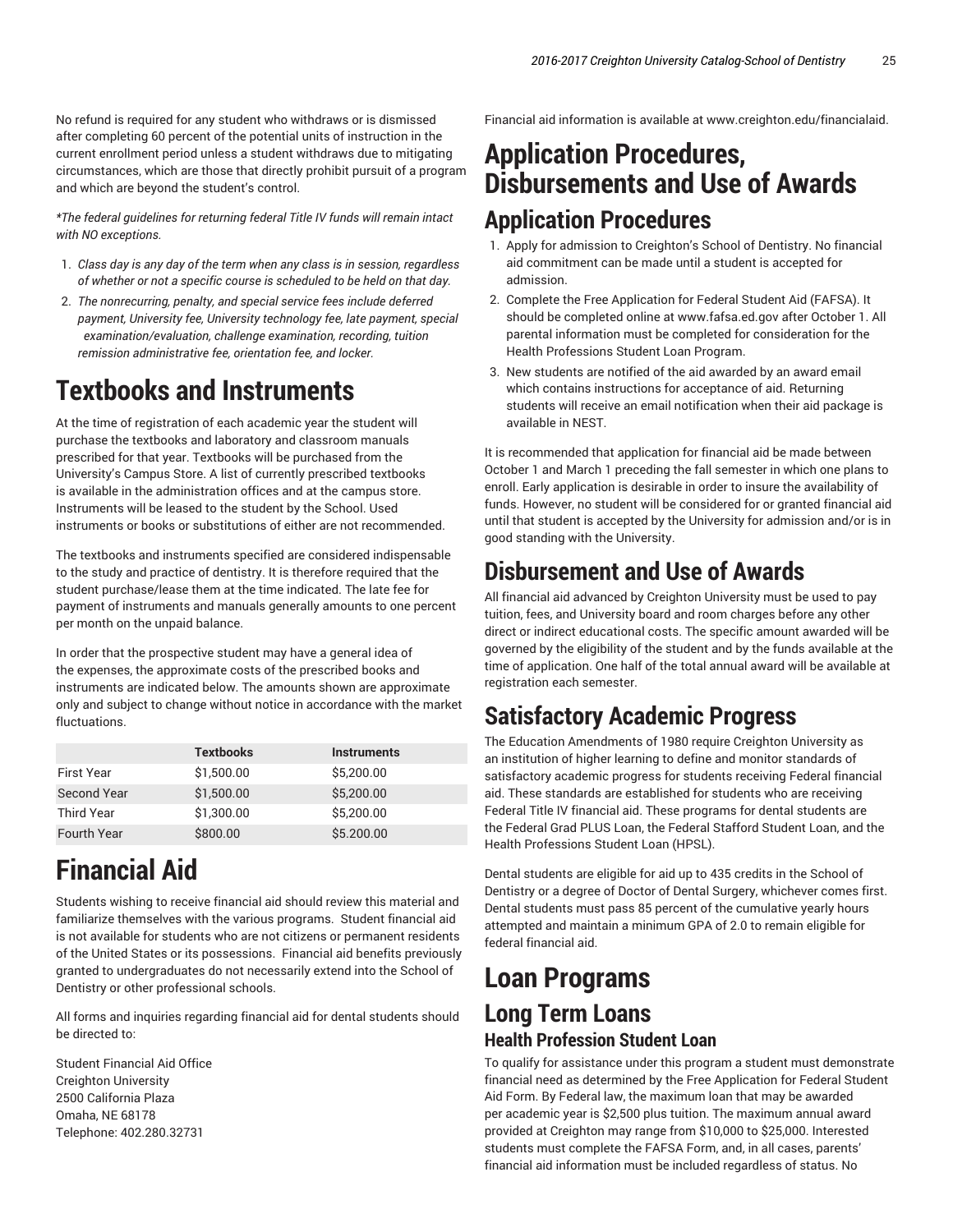No refund is required for any student who withdraws or is dismissed after completing 60 percent of the potential units of instruction in the current enrollment period unless a student withdraws due to mitigating circumstances, which are those that directly prohibit pursuit of a program and which are beyond the student's control.

*\*The federal guidelines for returning federal Title IV funds will remain intact with NO exceptions.*

1. *Class day is any day of the term when any class is in session, regardless of whether or not a specific course is scheduled to be held on that day.*
2. *The nonrecurring, penalty, and special service fees include deferred payment, University fee, University technology fee, late payment, special examination/evaluation, challenge examination, recording, tuition remission administrative fee, orientation fee, and locker.*

# Textbooks and Instruments

At the time of registration of each academic year the student will purchase the textbooks and laboratory and classroom manuals prescribed for that year. Textbooks will be purchased from the University's Campus Store. A list of currently prescribed textbooks is available in the administration offices and at the campus store. Instruments will be leased to the student by the School. Used instruments or books or substitutions of either are not recommended.

The textbooks and instruments specified are considered indispensable to the study and practice of dentistry. It is therefore required that the student purchase/lease them at the time indicated. The late fee for payment of instruments and manuals generally amounts to one percent per month on the unpaid balance.

In order that the prospective student may have a general idea of the expenses, the approximate costs of the prescribed books and instruments are indicated below. The amounts shown are approximate only and subject to change without notice in accordance with the market fluctuations.

| | Textbooks | Instruments |
|---|---|---|
| First Year | $1,500.00 | $5,200.00 |
| Second Year | $1,500.00 | $5,200.00 |
| Third Year | $1,300.00 | $5,200.00 |
| Fourth Year | $800.00 | $5.200.00 |

# Financial Aid

Students wishing to receive financial aid should review this material and familiarize themselves with the various programs. Student financial aid is not available for students who are not citizens or permanent residents of the United States or its possessions. Financial aid benefits previously granted to undergraduates do not necessarily extend into the School of Dentistry or other professional schools.

All forms and inquiries regarding financial aid for dental students should be directed to:

Student Financial Aid Office
Creighton University
2500 California Plaza
Omaha, NE 68178
Telephone: 402.280.32731

Financial aid information is available at www.creighton.edu/financialaid.

# Application Procedures, Disbursements and Use of Awards

## Application Procedures

1. Apply for admission to Creighton's School of Dentistry. No financial aid commitment can be made until a student is accepted for admission.
2. Complete the Free Application for Federal Student Aid (FAFSA). It should be completed online at www.fafsa.ed.gov after October 1. All parental information must be completed for consideration for the Health Professions Student Loan Program.
3. New students are notified of the aid awarded by an award email which contains instructions for acceptance of aid. Returning students will receive an email notification when their aid package is available in NEST.

It is recommended that application for financial aid be made between October 1 and March 1 preceding the fall semester in which one plans to enroll. Early application is desirable in order to insure the availability of funds. However, no student will be considered for or granted financial aid until that student is accepted by the University for admission and/or is in good standing with the University.

## Disbursement and Use of Awards

All financial aid advanced by Creighton University must be used to pay tuition, fees, and University board and room charges before any other direct or indirect educational costs. The specific amount awarded will be governed by the eligibility of the student and by the funds available at the time of application. One half of the total annual award will be available at registration each semester.

## Satisfactory Academic Progress

The Education Amendments of 1980 require Creighton University as an institution of higher learning to define and monitor standards of satisfactory academic progress for students receiving Federal financial aid. These standards are established for students who are receiving Federal Title IV financial aid. These programs for dental students are the Federal Grad PLUS Loan, the Federal Stafford Student Loan, and the Health Professions Student Loan (HPSL).

Dental students are eligible for aid up to 435 credits in the School of Dentistry or a degree of Doctor of Dental Surgery, whichever comes first. Dental students must pass 85 percent of the cumulative yearly hours attempted and maintain a minimum GPA of 2.0 to remain eligible for federal financial aid.

# Loan Programs

## Long Term Loans

### Health Profession Student Loan

To qualify for assistance under this program a student must demonstrate financial need as determined by the Free Application for Federal Student Aid Form. By Federal law, the maximum loan that may be awarded per academic year is $2,500 plus tuition. The maximum annual award provided at Creighton may range from $10,000 to $25,000. Interested students must complete the FAFSA Form, and, in all cases, parents' financial aid information must be included regardless of status. No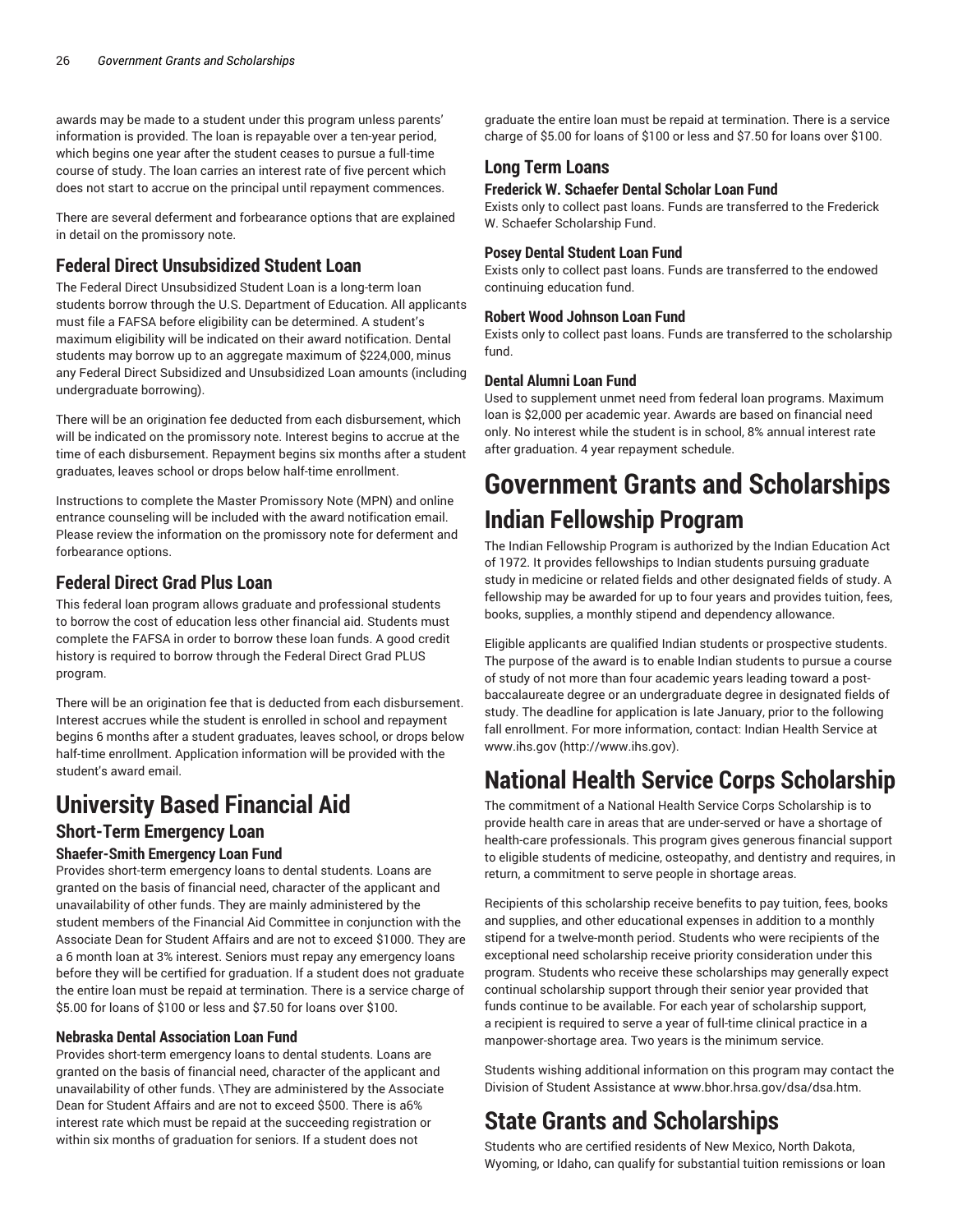awards may be made to a student under this program unless parents' information is provided. The loan is repayable over a ten-year period, which begins one year after the student ceases to pursue a full-time course of study. The loan carries an interest rate of five percent which does not start to accrue on the principal until repayment commences.

There are several deferment and forbearance options that are explained in detail on the promissory note.

### Federal Direct Unsubsidized Student Loan

The Federal Direct Unsubsidized Student Loan is a long-term loan students borrow through the U.S. Department of Education. All applicants must file a FAFSA before eligibility can be determined. A student's maximum eligibility will be indicated on their award notification. Dental students may borrow up to an aggregate maximum of $224,000, minus any Federal Direct Subsidized and Unsubsidized Loan amounts (including undergraduate borrowing).

There will be an origination fee deducted from each disbursement, which will be indicated on the promissory note. Interest begins to accrue at the time of each disbursement. Repayment begins six months after a student graduates, leaves school or drops below half-time enrollment.

Instructions to complete the Master Promissory Note (MPN) and online entrance counseling will be included with the award notification email. Please review the information on the promissory note for deferment and forbearance options.

### Federal Direct Grad Plus Loan

This federal loan program allows graduate and professional students to borrow the cost of education less other financial aid. Students must complete the FAFSA in order to borrow these loan funds. A good credit history is required to borrow through the Federal Direct Grad PLUS program.

There will be an origination fee that is deducted from each disbursement. Interest accrues while the student is enrolled in school and repayment begins 6 months after a student graduates, leaves school, or drops below half-time enrollment. Application information will be provided with the student's award email.

# University Based Financial Aid

## Short-Term Emergency Loan

### Shaefer-Smith Emergency Loan Fund

Provides short-term emergency loans to dental students. Loans are granted on the basis of financial need, character of the applicant and unavailability of other funds. They are mainly administered by the student members of the Financial Aid Committee in conjunction with the Associate Dean for Student Affairs and are not to exceed $1000. They are a 6 month loan at 3% interest. Seniors must repay any emergency loans before they will be certified for graduation. If a student does not graduate the entire loan must be repaid at termination. There is a service charge of $5.00 for loans of $100 or less and $7.50 for loans over $100.

### Nebraska Dental Association Loan Fund

Provides short-term emergency loans to dental students. Loans are granted on the basis of financial need, character of the applicant and unavailability of other funds. \They are administered by the Associate Dean for Student Affairs and are not to exceed $500. There is a6% interest rate which must be repaid at the succeeding registration or within six months of graduation for seniors. If a student does not graduate the entire loan must be repaid at termination. There is a service charge of $5.00 for loans of $100 or less and $7.50 for loans over $100.

## Long Term Loans

### Frederick W. Schaefer Dental Scholar Loan Fund

Exists only to collect past loans. Funds are transferred to the Frederick W. Schaefer Scholarship Fund.

### Posey Dental Student Loan Fund

Exists only to collect past loans. Funds are transferred to the endowed continuing education fund.

### Robert Wood Johnson Loan Fund

Exists only to collect past loans. Funds are transferred to the scholarship fund.

### Dental Alumni Loan Fund

Used to supplement unmet need from federal loan programs. Maximum loan is $2,000 per academic year. Awards are based on financial need only. No interest while the student is in school, 8% annual interest rate after graduation. 4 year repayment schedule.

# Government Grants and Scholarships

## Indian Fellowship Program

The Indian Fellowship Program is authorized by the Indian Education Act of 1972. It provides fellowships to Indian students pursuing graduate study in medicine or related fields and other designated fields of study. A fellowship may be awarded for up to four years and provides tuition, fees, books, supplies, a monthly stipend and dependency allowance.

Eligible applicants are qualified Indian students or prospective students. The purpose of the award is to enable Indian students to pursue a course of study of not more than four academic years leading toward a post-baccalaureate degree or an undergraduate degree in designated fields of study. The deadline for application is late January, prior to the following fall enrollment. For more information, contact: Indian Health Service at www.ihs.gov (http://www.ihs.gov).

# National Health Service Corps Scholarship

The commitment of a National Health Service Corps Scholarship is to provide health care in areas that are under-served or have a shortage of health-care professionals. This program gives generous financial support to eligible students of medicine, osteopathy, and dentistry and requires, in return, a commitment to serve people in shortage areas.

Recipients of this scholarship receive benefits to pay tuition, fees, books and supplies, and other educational expenses in addition to a monthly stipend for a twelve-month period. Students who were recipients of the exceptional need scholarship receive priority consideration under this program. Students who receive these scholarships may generally expect continual scholarship support through their senior year provided that funds continue to be available. For each year of scholarship support, a recipient is required to serve a year of full-time clinical practice in a manpower-shortage area. Two years is the minimum service.

Students wishing additional information on this program may contact the Division of Student Assistance at www.bhor.hrsa.gov/dsa/dsa.htm.

# State Grants and Scholarships

Students who are certified residents of New Mexico, North Dakota, Wyoming, or Idaho, can qualify for substantial tuition remissions or loan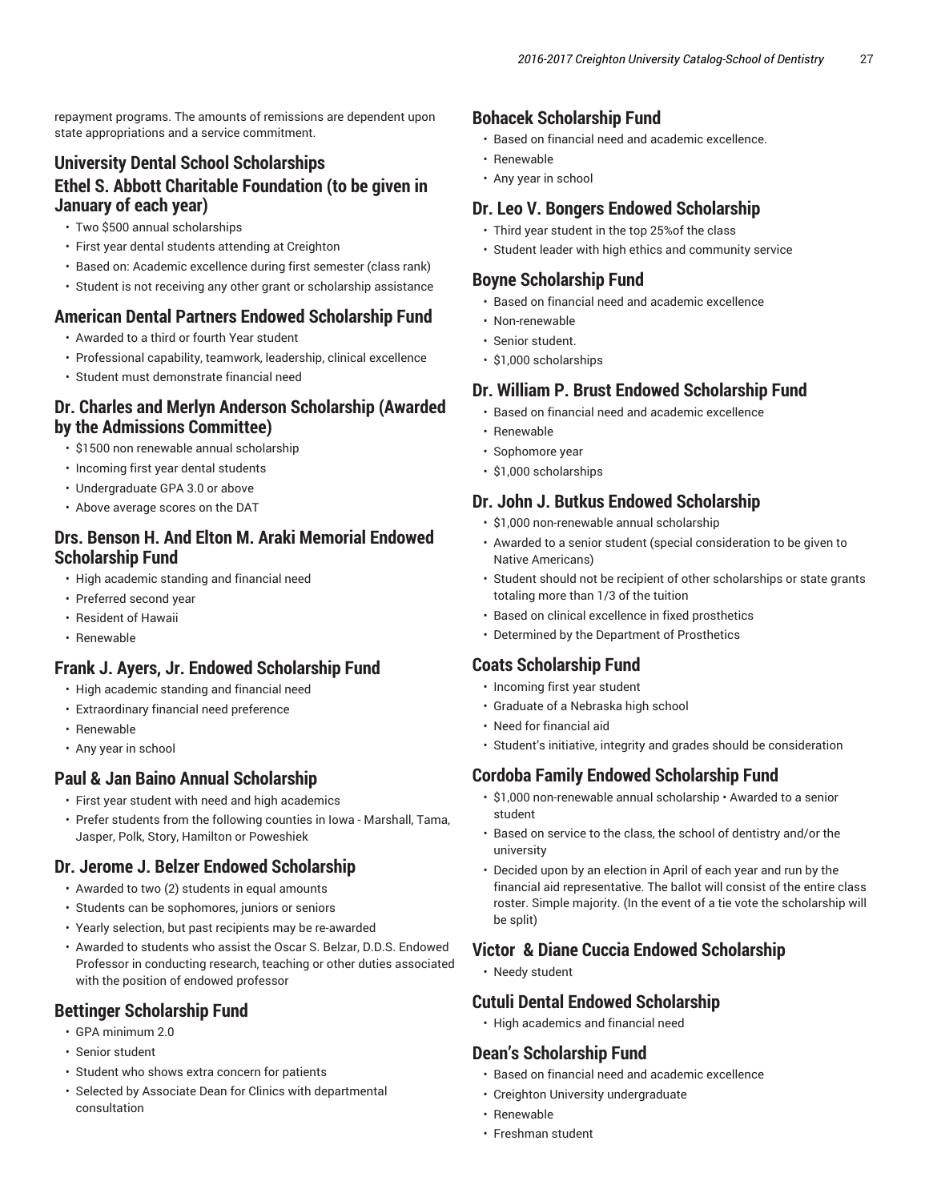repayment programs. The amounts of remissions are dependent upon state appropriations and a service commitment.

## University Dental School Scholarships

### Ethel S. Abbott Charitable Foundation (to be given in January of each year)

- Two $500 annual scholarships
- First year dental students attending at Creighton
- Based on: Academic excellence during first semester (class rank)
- Student is not receiving any other grant or scholarship assistance

### American Dental Partners Endowed Scholarship Fund

- Awarded to a third or fourth Year student
- Professional capability, teamwork, leadership, clinical excellence
- Student must demonstrate financial need

### Dr. Charles and Merlyn Anderson Scholarship (Awarded by the Admissions Committee)

- $1500 non renewable annual scholarship
- Incoming first year dental students
- Undergraduate GPA 3.0 or above
- Above average scores on the DAT

### Drs. Benson H. And Elton M. Araki Memorial Endowed Scholarship Fund

- High academic standing and financial need
- Preferred second year
- Resident of Hawaii
- Renewable

### Frank J. Ayers, Jr. Endowed Scholarship Fund

- High academic standing and financial need
- Extraordinary financial need preference
- Renewable
- Any year in school

### Paul & Jan Baino Annual Scholarship

- First year student with need and high academics
- Prefer students from the following counties in Iowa - Marshall, Tama, Jasper, Polk, Story, Hamilton or Poweshiek

### Dr. Jerome J. Belzer Endowed Scholarship

- Awarded to two (2) students in equal amounts
- Students can be sophomores, juniors or seniors
- Yearly selection, but past recipients may be re-awarded
- Awarded to students who assist the Oscar S. Belzar, D.D.S. Endowed Professor in conducting research, teaching or other duties associated with the position of endowed professor

### Bettinger Scholarship Fund

- GPA minimum 2.0
- Senior student
- Student who shows extra concern for patients
- Selected by Associate Dean for Clinics with departmental consultation

### Bohacek Scholarship Fund

- Based on financial need and academic excellence.
- Renewable
- Any year in school

### Dr. Leo V. Bongers Endowed Scholarship

- Third year student in the top 25%of the class
- Student leader with high ethics and community service

### Boyne Scholarship Fund

- Based on financial need and academic excellence
- Non-renewable
- Senior student.
- $1,000 scholarships

### Dr. William P. Brust Endowed Scholarship Fund

- Based on financial need and academic excellence
- Renewable
- Sophomore year
- $1,000 scholarships

### Dr. John J. Butkus Endowed Scholarship

- $1,000 non-renewable annual scholarship
- Awarded to a senior student (special consideration to be given to Native Americans)
- Student should not be recipient of other scholarships or state grants totaling more than 1/3 of the tuition
- Based on clinical excellence in fixed prosthetics
- Determined by the Department of Prosthetics

### Coats Scholarship Fund

- Incoming first year student
- Graduate of a Nebraska high school
- Need for financial aid
- Student's initiative, integrity and grades should be consideration

### Cordoba Family Endowed Scholarship Fund

- $1,000 non-renewable annual scholarship • Awarded to a senior student
- Based on service to the class, the school of dentistry and/or the university
- Decided upon by an election in April of each year and run by the financial aid representative. The ballot will consist of the entire class roster. Simple majority. (In the event of a tie vote the scholarship will be split)

### Victor & Diane Cuccia Endowed Scholarship

- Needy student

### Cutuli Dental Endowed Scholarship

- High academics and financial need

### Dean's Scholarship Fund

- Based on financial need and academic excellence
- Creighton University undergraduate
- Renewable
- Freshman student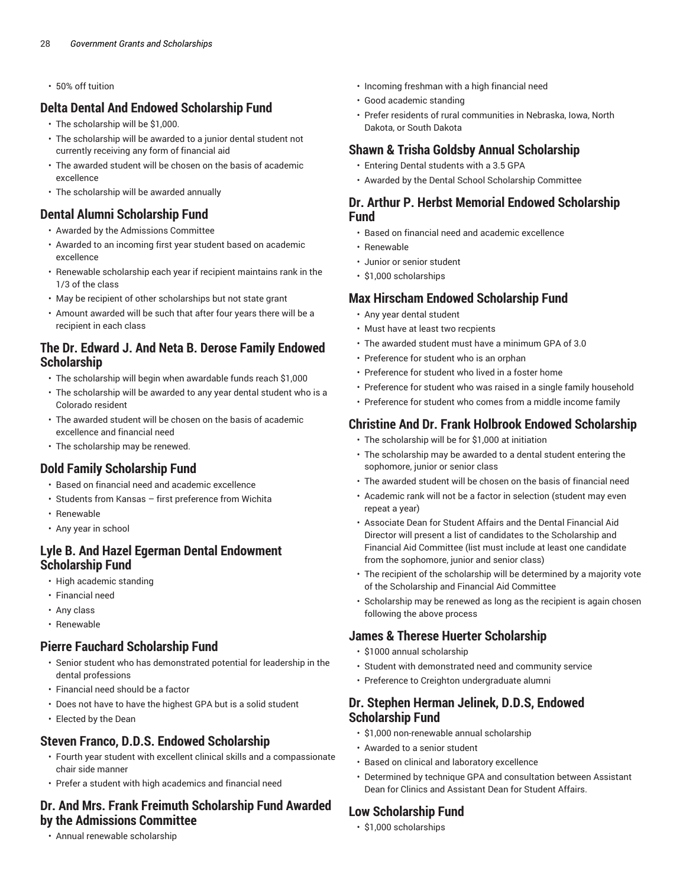- 50% off tuition

## Delta Dental And Endowed Scholarship Fund

- The scholarship will be $1,000.
- The scholarship will be awarded to a junior dental student not currently receiving any form of financial aid
- The awarded student will be chosen on the basis of academic excellence
- The scholarship will be awarded annually

## Dental Alumni Scholarship Fund

- Awarded by the Admissions Committee
- Awarded to an incoming first year student based on academic excellence
- Renewable scholarship each year if recipient maintains rank in the 1/3 of the class
- May be recipient of other scholarships but not state grant
- Amount awarded will be such that after four years there will be a recipient in each class

## The Dr. Edward J. And Neta B. Derose Family Endowed Scholarship

- The scholarship will begin when awardable funds reach $1,000
- The scholarship will be awarded to any year dental student who is a Colorado resident
- The awarded student will be chosen on the basis of academic excellence and financial need
- The scholarship may be renewed.

## Dold Family Scholarship Fund

- Based on financial need and academic excellence
- Students from Kansas – first preference from Wichita
- Renewable
- Any year in school

## Lyle B. And Hazel Egerman Dental Endowment Scholarship Fund

- High academic standing
- Financial need
- Any class
- Renewable

## Pierre Fauchard Scholarship Fund

- Senior student who has demonstrated potential for leadership in the dental professions
- Financial need should be a factor
- Does not have to have the highest GPA but is a solid student
- Elected by the Dean

## Steven Franco, D.D.S. Endowed Scholarship

- Fourth year student with excellent clinical skills and a compassionate chair side manner
- Prefer a student with high academics and financial need

## Dr. And Mrs. Frank Freimuth Scholarship Fund Awarded by the Admissions Committee

- Annual renewable scholarship
- Incoming freshman with a high financial need
- Good academic standing
- Prefer residents of rural communities in Nebraska, Iowa, North Dakota, or South Dakota

## Shawn & Trisha Goldsby Annual Scholarship

- Entering Dental students with a 3.5 GPA
- Awarded by the Dental School Scholarship Committee

## Dr. Arthur P. Herbst Memorial Endowed Scholarship Fund

- Based on financial need and academic excellence
- Renewable
- Junior or senior student
- $1,000 scholarships

## Max Hirscham Endowed Scholarship Fund

- Any year dental student
- Must have at least two recpients
- The awarded student must have a minimum GPA of 3.0
- Preference for student who is an orphan
- Preference for student who lived in a foster home
- Preference for student who was raised in a single family household
- Preference for student who comes from a middle income family

## Christine And Dr. Frank Holbrook Endowed Scholarship

- The scholarship will be for $1,000 at initiation
- The scholarship may be awarded to a dental student entering the sophomore, junior or senior class
- The awarded student will be chosen on the basis of financial need
- Academic rank will not be a factor in selection (student may even repeat a year)
- Associate Dean for Student Affairs and the Dental Financial Aid Director will present a list of candidates to the Scholarship and Financial Aid Committee (list must include at least one candidate from the sophomore, junior and senior class)
- The recipient of the scholarship will be determined by a majority vote of the Scholarship and Financial Aid Committee
- Scholarship may be renewed as long as the recipient is again chosen following the above process

## James & Therese Huerter Scholarship

- $1000 annual scholarship
- Student with demonstrated need and community service
- Preference to Creighton undergraduate alumni

## Dr. Stephen Herman Jelinek, D.D.S, Endowed Scholarship Fund

- $1,000 non-renewable annual scholarship
- Awarded to a senior student
- Based on clinical and laboratory excellence
- Determined by technique GPA and consultation between Assistant Dean for Clinics and Assistant Dean for Student Affairs.

## Low Scholarship Fund

- $1,000 scholarships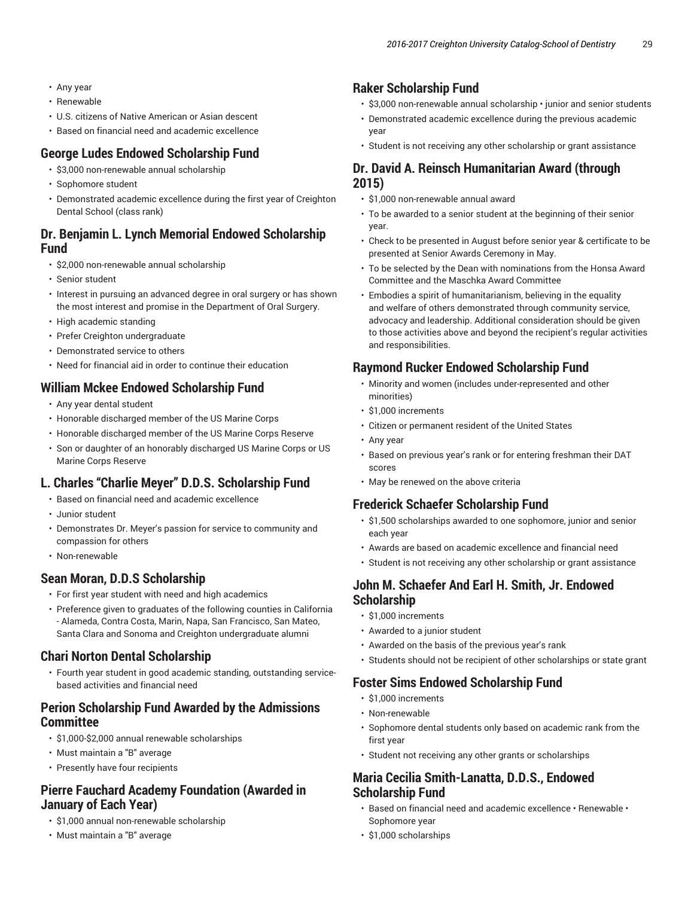- Any year
- Renewable
- U.S. citizens of Native American or Asian descent
- Based on financial need and academic excellence

## George Ludes Endowed Scholarship Fund

- $3,000 non-renewable annual scholarship
- Sophomore student
- Demonstrated academic excellence during the first year of Creighton Dental School (class rank)

## Dr. Benjamin L. Lynch Memorial Endowed Scholarship Fund

- $2,000 non-renewable annual scholarship
- Senior student
- Interest in pursuing an advanced degree in oral surgery or has shown the most interest and promise in the Department of Oral Surgery.
- High academic standing
- Prefer Creighton undergraduate
- Demonstrated service to others
- Need for financial aid in order to continue their education

## William Mckee Endowed Scholarship Fund

- Any year dental student
- Honorable discharged member of the US Marine Corps
- Honorable discharged member of the US Marine Corps Reserve
- Son or daughter of an honorably discharged US Marine Corps or US Marine Corps Reserve

## L. Charles "Charlie Meyer" D.D.S. Scholarship Fund

- Based on financial need and academic excellence
- Junior student
- Demonstrates Dr. Meyer's passion for service to community and compassion for others
- Non-renewable

## Sean Moran, D.D.S Scholarship

- For first year student with need and high academics
- Preference given to graduates of the following counties in California - Alameda, Contra Costa, Marin, Napa, San Francisco, San Mateo, Santa Clara and Sonoma and Creighton undergraduate alumni

## Chari Norton Dental Scholarship

- Fourth year student in good academic standing, outstanding service-based activities and financial need

## Perion Scholarship Fund Awarded by the Admissions Committee

- $1,000-$2,000 annual renewable scholarships
- Must maintain a "B" average
- Presently have four recipients

## Pierre Fauchard Academy Foundation (Awarded in January of Each Year)

- $1,000 annual non-renewable scholarship
- Must maintain a "B" average

## Raker Scholarship Fund

- $3,000 non-renewable annual scholarship • junior and senior students
- Demonstrated academic excellence during the previous academic year
- Student is not receiving any other scholarship or grant assistance

## Dr. David A. Reinsch Humanitarian Award (through 2015)

- $1,000 non-renewable annual award
- To be awarded to a senior student at the beginning of their senior year.
- Check to be presented in August before senior year & certificate to be presented at Senior Awards Ceremony in May.
- To be selected by the Dean with nominations from the Honsa Award Committee and the Maschka Award Committee
- Embodies a spirit of humanitarianism, believing in the equality and welfare of others demonstrated through community service, advocacy and leadership. Additional consideration should be given to those activities above and beyond the recipient's regular activities and responsibilities.

## Raymond Rucker Endowed Scholarship Fund

- Minority and women (includes under-represented and other minorities)
- $1,000 increments
- Citizen or permanent resident of the United States
- Any year
- Based on previous year's rank or for entering freshman their DAT scores
- May be renewed on the above criteria

## Frederick Schaefer Scholarship Fund

- $1,500 scholarships awarded to one sophomore, junior and senior each year
- Awards are based on academic excellence and financial need
- Student is not receiving any other scholarship or grant assistance

## John M. Schaefer And Earl H. Smith, Jr. Endowed Scholarship

- $1,000 increments
- Awarded to a junior student
- Awarded on the basis of the previous year's rank
- Students should not be recipient of other scholarships or state grant

## Foster Sims Endowed Scholarship Fund

- $1,000 increments
- Non-renewable
- Sophomore dental students only based on academic rank from the first year
- Student not receiving any other grants or scholarships

## Maria Cecilia Smith-Lanatta, D.D.S., Endowed Scholarship Fund

- Based on financial need and academic excellence • Renewable • Sophomore year
- $1,000 scholarships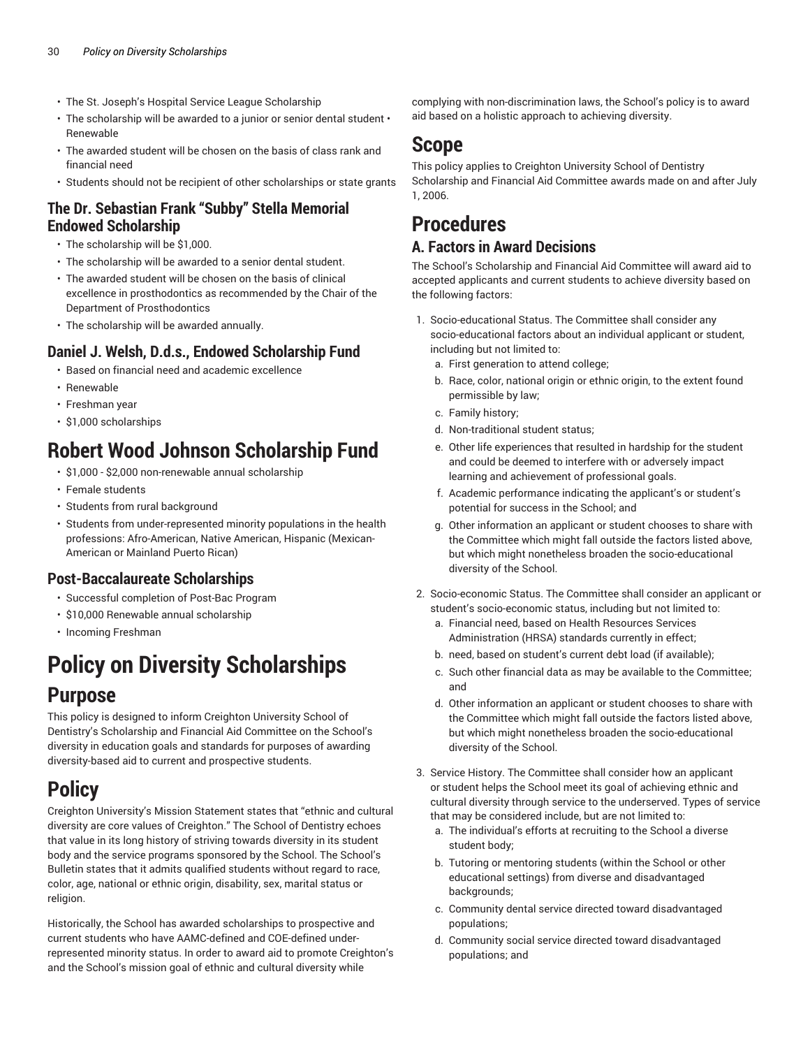- The St. Joseph's Hospital Service League Scholarship
- The scholarship will be awarded to a junior or senior dental student • Renewable
- The awarded student will be chosen on the basis of class rank and financial need
- Students should not be recipient of other scholarships or state grants

### The Dr. Sebastian Frank "Subby" Stella Memorial Endowed Scholarship

- The scholarship will be $1,000.
- The scholarship will be awarded to a senior dental student.
- The awarded student will be chosen on the basis of clinical excellence in prosthodontics as recommended by the Chair of the Department of Prosthodontics
- The scholarship will be awarded annually.

### Daniel J. Welsh, D.d.s., Endowed Scholarship Fund

- Based on financial need and academic excellence
- Renewable
- Freshman year
- $1,000 scholarships

## Robert Wood Johnson Scholarship Fund

- $1,000 - $2,000 non-renewable annual scholarship
- Female students
- Students from rural background
- Students from under-represented minority populations in the health professions: Afro-American, Native American, Hispanic (Mexican-American or Mainland Puerto Rican)

### Post-Baccalaureate Scholarships

- Successful completion of Post-Bac Program
- $10,000 Renewable annual scholarship
- Incoming Freshman

# Policy on Diversity Scholarships

## Purpose

This policy is designed to inform Creighton University School of Dentistry's Scholarship and Financial Aid Committee on the School's diversity in education goals and standards for purposes of awarding diversity-based aid to current and prospective students.

## Policy

Creighton University's Mission Statement states that "ethnic and cultural diversity are core values of Creighton." The School of Dentistry echoes that value in its long history of striving towards diversity in its student body and the service programs sponsored by the School. The School's Bulletin states that it admits qualified students without regard to race, color, age, national or ethnic origin, disability, sex, marital status or religion.

Historically, the School has awarded scholarships to prospective and current students who have AAMC-defined and COE-defined under-represented minority status. In order to award aid to promote Creighton's and the School's mission goal of ethnic and cultural diversity while complying with non-discrimination laws, the School's policy is to award aid based on a holistic approach to achieving diversity.

## Scope

This policy applies to Creighton University School of Dentistry Scholarship and Financial Aid Committee awards made on and after July 1, 2006.

## Procedures

### A. Factors in Award Decisions

The School's Scholarship and Financial Aid Committee will award aid to accepted applicants and current students to achieve diversity based on the following factors:

1. Socio-educational Status. The Committee shall consider any socio-educational factors about an individual applicant or student, including but not limited to:
   a. First generation to attend college;
   b. Race, color, national origin or ethnic origin, to the extent found permissible by law;
   c. Family history;
   d. Non-traditional student status;
   e. Other life experiences that resulted in hardship for the student and could be deemed to interfere with or adversely impact learning and achievement of professional goals.
   f. Academic performance indicating the applicant's or student's potential for success in the School; and
   g. Other information an applicant or student chooses to share with the Committee which might fall outside the factors listed above, but which might nonetheless broaden the socio-educational diversity of the School.
2. Socio-economic Status. The Committee shall consider an applicant or student's socio-economic status, including but not limited to:
   a. Financial need, based on Health Resources Services Administration (HRSA) standards currently in effect;
   b. need, based on student's current debt load (if available);
   c. Such other financial data as may be available to the Committee; and
   d. Other information an applicant or student chooses to share with the Committee which might fall outside the factors listed above, but which might nonetheless broaden the socio-educational diversity of the School.
3. Service History. The Committee shall consider how an applicant or student helps the School meet its goal of achieving ethnic and cultural diversity through service to the underserved. Types of service that may be considered include, but are not limited to:
   a. The individual's efforts at recruiting to the School a diverse student body;
   b. Tutoring or mentoring students (within the School or other educational settings) from diverse and disadvantaged backgrounds;
   c. Community dental service directed toward disadvantaged populations;
   d. Community social service directed toward disadvantaged populations; and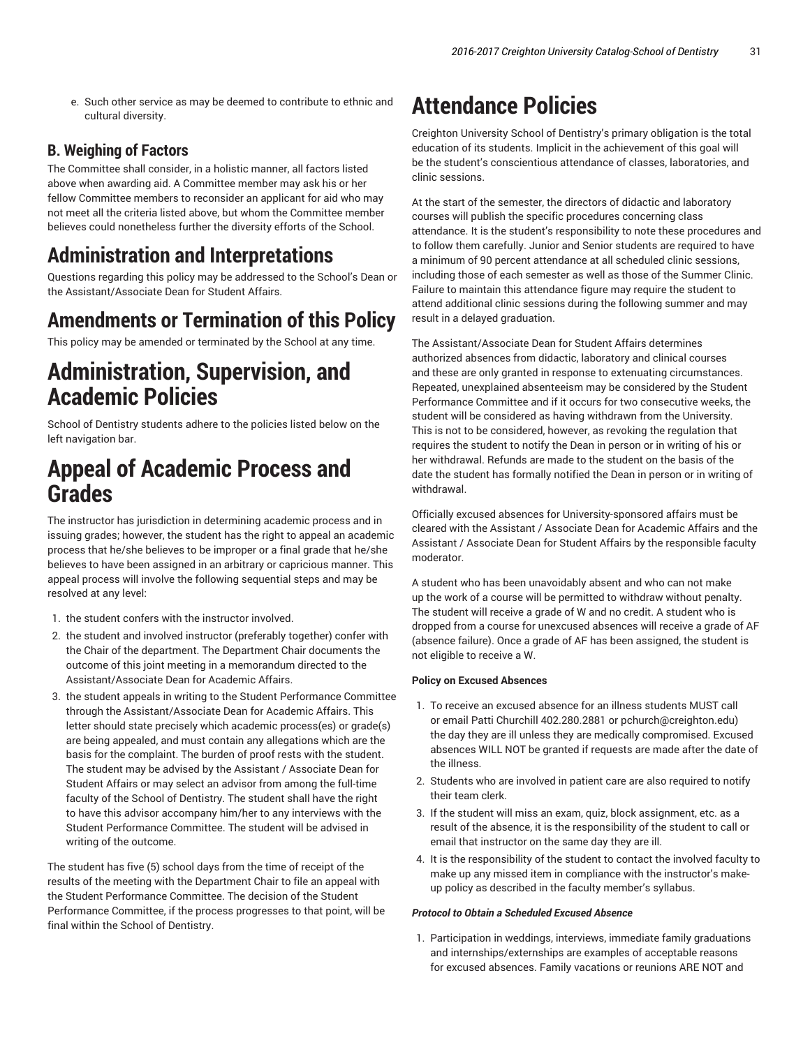e. Such other service as may be deemed to contribute to ethnic and cultural diversity.

### B. Weighing of Factors

The Committee shall consider, in a holistic manner, all factors listed above when awarding aid. A Committee member may ask his or her fellow Committee members to reconsider an applicant for aid who may not meet all the criteria listed above, but whom the Committee member believes could nonetheless further the diversity efforts of the School.

## Administration and Interpretations

Questions regarding this policy may be addressed to the School's Dean or the Assistant/Associate Dean for Student Affairs.

## Amendments or Termination of this Policy

This policy may be amended or terminated by the School at any time.

# Administration, Supervision, and Academic Policies

School of Dentistry students adhere to the policies listed below on the left navigation bar.

# Appeal of Academic Process and Grades

The instructor has jurisdiction in determining academic process and in issuing grades; however, the student has the right to appeal an academic process that he/she believes to be improper or a final grade that he/she believes to have been assigned in an arbitrary or capricious manner. This appeal process will involve the following sequential steps and may be resolved at any level:

1. the student confers with the instructor involved.
2. the student and involved instructor (preferably together) confer with the Chair of the department. The Department Chair documents the outcome of this joint meeting in a memorandum directed to the Assistant/Associate Dean for Academic Affairs.
3. the student appeals in writing to the Student Performance Committee through the Assistant/Associate Dean for Academic Affairs. This letter should state precisely which academic process(es) or grade(s) are being appealed, and must contain any allegations which are the basis for the complaint. The burden of proof rests with the student. The student may be advised by the Assistant / Associate Dean for Student Affairs or may select an advisor from among the full-time faculty of the School of Dentistry. The student shall have the right to have this advisor accompany him/her to any interviews with the Student Performance Committee. The student will be advised in writing of the outcome.

The student has five (5) school days from the time of receipt of the results of the meeting with the Department Chair to file an appeal with the Student Performance Committee. The decision of the Student Performance Committee, if the process progresses to that point, will be final within the School of Dentistry.

# Attendance Policies

Creighton University School of Dentistry's primary obligation is the total education of its students. Implicit in the achievement of this goal will be the student's conscientious attendance of classes, laboratories, and clinic sessions.

At the start of the semester, the directors of didactic and laboratory courses will publish the specific procedures concerning class attendance. It is the student's responsibility to note these procedures and to follow them carefully. Junior and Senior students are required to have a minimum of 90 percent attendance at all scheduled clinic sessions, including those of each semester as well as those of the Summer Clinic. Failure to maintain this attendance figure may require the student to attend additional clinic sessions during the following summer and may result in a delayed graduation.

The Assistant/Associate Dean for Student Affairs determines authorized absences from didactic, laboratory and clinical courses and these are only granted in response to extenuating circumstances. Repeated, unexplained absenteeism may be considered by the Student Performance Committee and if it occurs for two consecutive weeks, the student will be considered as having withdrawn from the University. This is not to be considered, however, as revoking the regulation that requires the student to notify the Dean in person or in writing of his or her withdrawal. Refunds are made to the student on the basis of the date the student has formally notified the Dean in person or in writing of withdrawal.

Officially excused absences for University-sponsored affairs must be cleared with the Assistant / Associate Dean for Academic Affairs and the Assistant / Associate Dean for Student Affairs by the responsible faculty moderator.

A student who has been unavoidably absent and who can not make up the work of a course will be permitted to withdraw without penalty. The student will receive a grade of W and no credit. A student who is dropped from a course for unexcused absences will receive a grade of AF (absence failure). Once a grade of AF has been assigned, the student is not eligible to receive a W.

**Policy on Excused Absences**

1. To receive an excused absence for an illness students MUST call or email Patti Churchill 402.280.2881 or pchurch@creighton.edu) the day they are ill unless they are medically compromised. Excused absences WILL NOT be granted if requests are made after the date of the illness.
2. Students who are involved in patient care are also required to notify their team clerk.
3. If the student will miss an exam, quiz, block assignment, etc. as a result of the absence, it is the responsibility of the student to call or email that instructor on the same day they are ill.
4. It is the responsibility of the student to contact the involved faculty to make up any missed item in compliance with the instructor's make-up policy as described in the faculty member's syllabus.

***Protocol to Obtain a Scheduled Excused Absence***

1. Participation in weddings, interviews, immediate family graduations and internships/externships are examples of acceptable reasons for excused absences. Family vacations or reunions ARE NOT and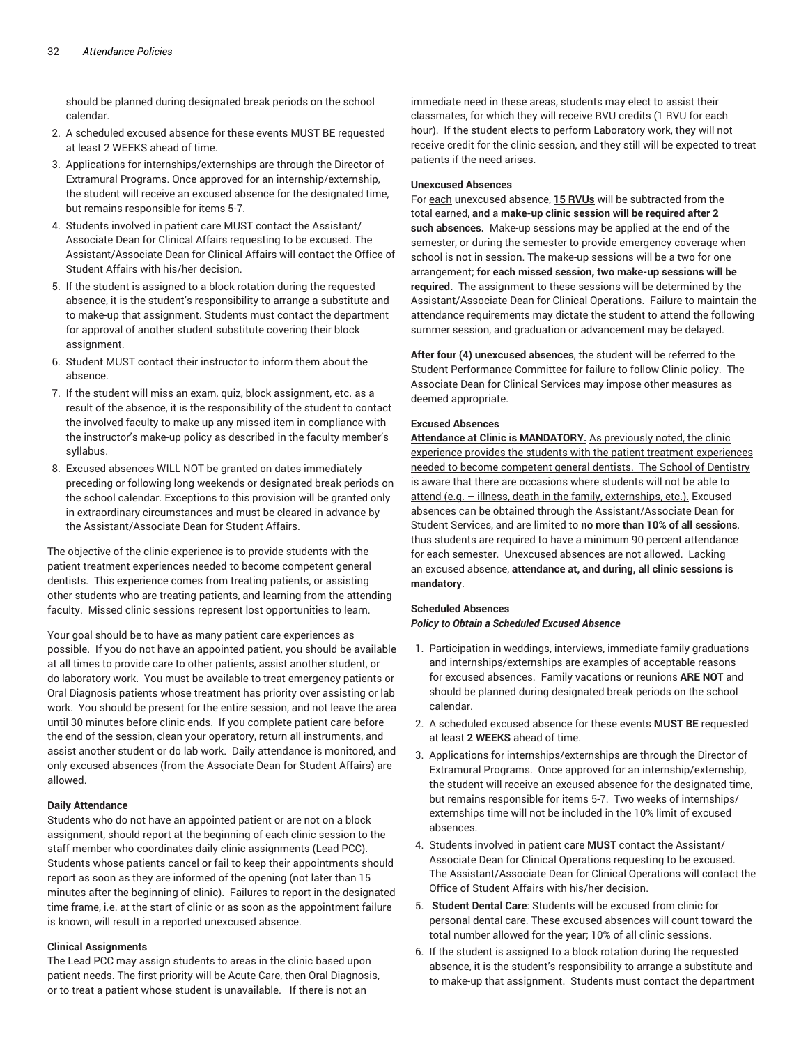should be planned during designated break periods on the school calendar.

2. A scheduled excused absence for these events MUST BE requested at least 2 WEEKS ahead of time.
3. Applications for internships/externships are through the Director of Extramural Programs. Once approved for an internship/externship, the student will receive an excused absence for the designated time, but remains responsible for items 5-7.
4. Students involved in patient care MUST contact the Assistant/Associate Dean for Clinical Affairs requesting to be excused. The Assistant/Associate Dean for Clinical Affairs will contact the Office of Student Affairs with his/her decision.
5. If the student is assigned to a block rotation during the requested absence, it is the student's responsibility to arrange a substitute and to make-up that assignment. Students must contact the department for approval of another student substitute covering their block assignment.
6. Student MUST contact their instructor to inform them about the absence.
7. If the student will miss an exam, quiz, block assignment, etc. as a result of the absence, it is the responsibility of the student to contact the involved faculty to make up any missed item in compliance with the instructor's make-up policy as described in the faculty member's syllabus.
8. Excused absences WILL NOT be granted on dates immediately preceding or following long weekends or designated break periods on the school calendar. Exceptions to this provision will be granted only in extraordinary circumstances and must be cleared in advance by the Assistant/Associate Dean for Student Affairs.

The objective of the clinic experience is to provide students with the patient treatment experiences needed to become competent general dentists. This experience comes from treating patients, or assisting other students who are treating patients, and learning from the attending faculty. Missed clinic sessions represent lost opportunities to learn.

Your goal should be to have as many patient care experiences as possible. If you do not have an appointed patient, you should be available at all times to provide care to other patients, assist another student, or do laboratory work. You must be available to treat emergency patients or Oral Diagnosis patients whose treatment has priority over assisting or lab work. You should be present for the entire session, and not leave the area until 30 minutes before clinic ends. If you complete patient care before the end of the session, clean your operatory, return all instruments, and assist another student or do lab work. Daily attendance is monitored, and only excused absences (from the Associate Dean for Student Affairs) are allowed.

**Daily Attendance**

Students who do not have an appointed patient or are not on a block assignment, should report at the beginning of each clinic session to the staff member who coordinates daily clinic assignments (Lead PCC). Students whose patients cancel or fail to keep their appointments should report as soon as they are informed of the opening (not later than 15 minutes after the beginning of clinic). Failures to report in the designated time frame, i.e. at the start of clinic or as soon as the appointment failure is known, will result in a reported unexcused absence.

**Clinical Assignments**

The Lead PCC may assign students to areas in the clinic based upon patient needs. The first priority will be Acute Care, then Oral Diagnosis, or to treat a patient whose student is unavailable. If there is not an immediate need in these areas, students may elect to assist their classmates, for which they will receive RVU credits (1 RVU for each hour). If the student elects to perform Laboratory work, they will not receive credit for the clinic session, and they still will be expected to treat patients if the need arises.

**Unexcused Absences**

For each unexcused absence, **15 RVUs** will be subtracted from the total earned, **and** a **make-up clinic session will be required after 2 such absences.** Make-up sessions may be applied at the end of the semester, or during the semester to provide emergency coverage when school is not in session. The make-up sessions will be a two for one arrangement; **for each missed session, two make-up sessions will be required.** The assignment to these sessions will be determined by the Assistant/Associate Dean for Clinical Operations. Failure to maintain the attendance requirements may dictate the student to attend the following summer session, and graduation or advancement may be delayed.

**After four (4) unexcused absences**, the student will be referred to the Student Performance Committee for failure to follow Clinic policy. The Associate Dean for Clinical Services may impose other measures as deemed appropriate.

**Excused Absences**

**Attendance at Clinic is MANDATORY.** As previously noted, the clinic experience provides the students with the patient treatment experiences needed to become competent general dentists. The School of Dentistry is aware that there are occasions where students will not be able to attend (e.g. – illness, death in the family, externships, etc.). Excused absences can be obtained through the Assistant/Associate Dean for Student Services, and are limited to **no more than 10% of all sessions**, thus students are required to have a minimum 90 percent attendance for each semester. Unexcused absences are not allowed. Lacking an excused absence, **attendance at, and during, all clinic sessions is mandatory**.

**Scheduled Absences**

***Policy to Obtain a Scheduled Excused Absence***

1. Participation in weddings, interviews, immediate family graduations and internships/externships are examples of acceptable reasons for excused absences. Family vacations or reunions **ARE NOT** and should be planned during designated break periods on the school calendar.
2. A scheduled excused absence for these events **MUST BE** requested at least **2 WEEKS** ahead of time.
3. Applications for internships/externships are through the Director of Extramural Programs. Once approved for an internship/externship, the student will receive an excused absence for the designated time, but remains responsible for items 5-7. Two weeks of internships/externships time will not be included in the 10% limit of excused absences.
4. Students involved in patient care **MUST** contact the Assistant/Associate Dean for Clinical Operations requesting to be excused. The Assistant/Associate Dean for Clinical Operations will contact the Office of Student Affairs with his/her decision.
5. **Student Dental Care**: Students will be excused from clinic for personal dental care. These excused absences will count toward the total number allowed for the year; 10% of all clinic sessions.
6. If the student is assigned to a block rotation during the requested absence, it is the student's responsibility to arrange a substitute and to make-up that assignment. Students must contact the department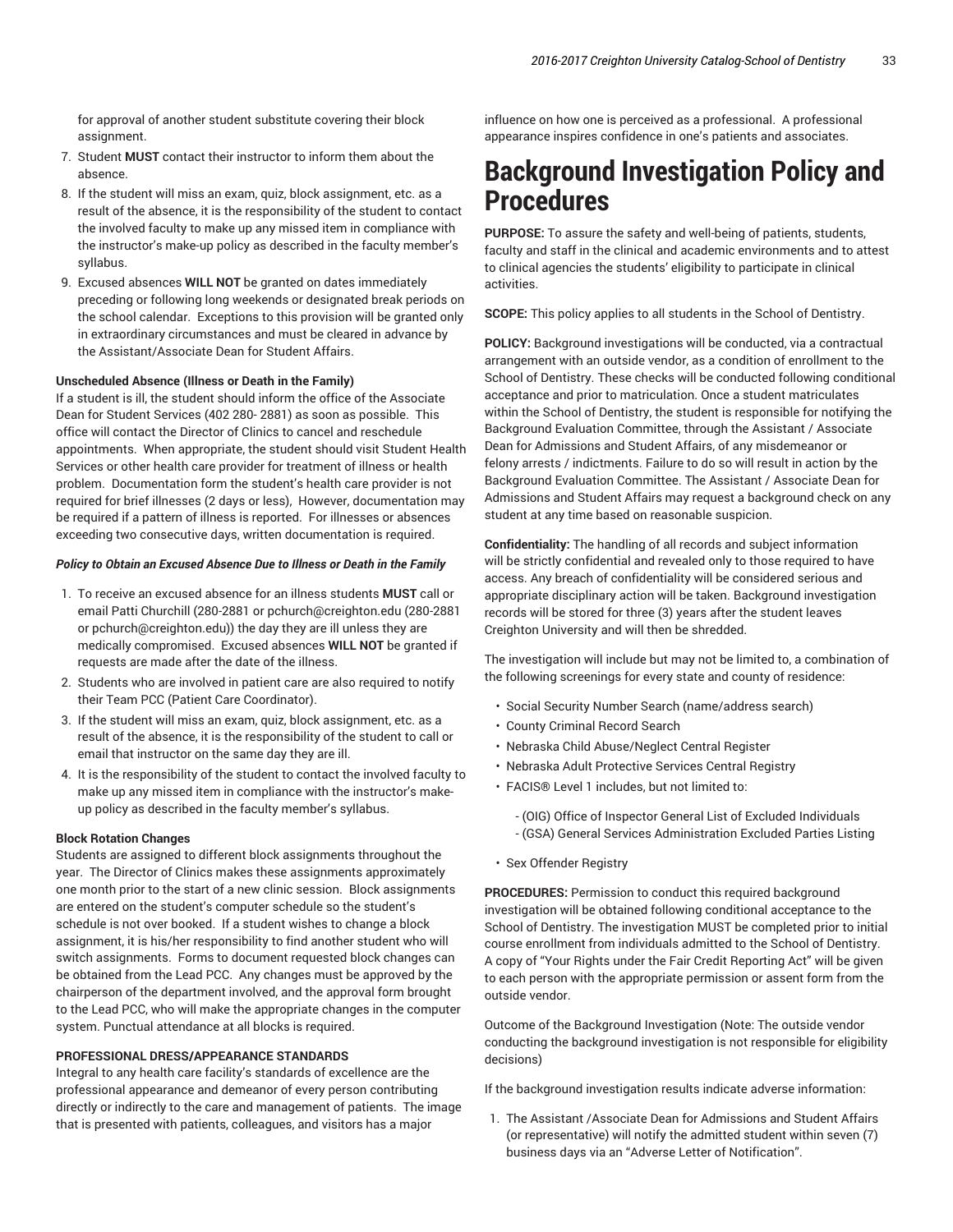for approval of another student substitute covering their block assignment.

7. Student **MUST** contact their instructor to inform them about the absence.
8. If the student will miss an exam, quiz, block assignment, etc. as a result of the absence, it is the responsibility of the student to contact the involved faculty to make up any missed item in compliance with the instructor's make-up policy as described in the faculty member's syllabus.
9. Excused absences **WILL NOT** be granted on dates immediately preceding or following long weekends or designated break periods on the school calendar. Exceptions to this provision will be granted only in extraordinary circumstances and must be cleared in advance by the Assistant/Associate Dean for Student Affairs.

**Unscheduled Absence (Illness or Death in the Family)**

If a student is ill, the student should inform the office of the Associate Dean for Student Services (402 280- 2881) as soon as possible. This office will contact the Director of Clinics to cancel and reschedule appointments. When appropriate, the student should visit Student Health Services or other health care provider for treatment of illness or health problem. Documentation form the student's health care provider is not required for brief illnesses (2 days or less), However, documentation may be required if a pattern of illness is reported. For illnesses or absences exceeding two consecutive days, written documentation is required.

***Policy to Obtain an Excused Absence Due to Illness or Death in the Family***

1. To receive an excused absence for an illness students **MUST** call or email Patti Churchill (280-2881 or pchurch@creighton.edu (280-2881 or pchurch@creighton.edu)) the day they are ill unless they are medically compromised. Excused absences **WILL NOT** be granted if requests are made after the date of the illness.
2. Students who are involved in patient care are also required to notify their Team PCC (Patient Care Coordinator).
3. If the student will miss an exam, quiz, block assignment, etc. as a result of the absence, it is the responsibility of the student to call or email that instructor on the same day they are ill.
4. It is the responsibility of the student to contact the involved faculty to make up any missed item in compliance with the instructor's make-up policy as described in the faculty member's syllabus.

**Block Rotation Changes**

Students are assigned to different block assignments throughout the year. The Director of Clinics makes these assignments approximately one month prior to the start of a new clinic session. Block assignments are entered on the student's computer schedule so the student's schedule is not over booked. If a student wishes to change a block assignment, it is his/her responsibility to find another student who will switch assignments. Forms to document requested block changes can be obtained from the Lead PCC. Any changes must be approved by the chairperson of the department involved, and the approval form brought to the Lead PCC, who will make the appropriate changes in the computer system. Punctual attendance at all blocks is required.

**PROFESSIONAL DRESS/APPEARANCE STANDARDS**

Integral to any health care facility's standards of excellence are the professional appearance and demeanor of every person contributing directly or indirectly to the care and management of patients. The image that is presented with patients, colleagues, and visitors has a major influence on how one is perceived as a professional. A professional appearance inspires confidence in one's patients and associates.

# Background Investigation Policy and Procedures

**PURPOSE:** To assure the safety and well-being of patients, students, faculty and staff in the clinical and academic environments and to attest to clinical agencies the students' eligibility to participate in clinical activities.

**SCOPE:** This policy applies to all students in the School of Dentistry.

**POLICY:** Background investigations will be conducted, via a contractual arrangement with an outside vendor, as a condition of enrollment to the School of Dentistry. These checks will be conducted following conditional acceptance and prior to matriculation. Once a student matriculates within the School of Dentistry, the student is responsible for notifying the Background Evaluation Committee, through the Assistant / Associate Dean for Admissions and Student Affairs, of any misdemeanor or felony arrests / indictments. Failure to do so will result in action by the Background Evaluation Committee. The Assistant / Associate Dean for Admissions and Student Affairs may request a background check on any student at any time based on reasonable suspicion.

**Confidentiality:** The handling of all records and subject information will be strictly confidential and revealed only to those required to have access. Any breach of confidentiality will be considered serious and appropriate disciplinary action will be taken. Background investigation records will be stored for three (3) years after the student leaves Creighton University and will then be shredded.

The investigation will include but may not be limited to, a combination of the following screenings for every state and county of residence:

- Social Security Number Search (name/address search)
- County Criminal Record Search
- Nebraska Child Abuse/Neglect Central Register
- Nebraska Adult Protective Services Central Registry
- FACIS® Level 1 includes, but not limited to:
  - (OIG) Office of Inspector General List of Excluded Individuals
  - (GSA) General Services Administration Excluded Parties Listing
- Sex Offender Registry

**PROCEDURES:** Permission to conduct this required background investigation will be obtained following conditional acceptance to the School of Dentistry. The investigation MUST be completed prior to initial course enrollment from individuals admitted to the School of Dentistry. A copy of "Your Rights under the Fair Credit Reporting Act" will be given to each person with the appropriate permission or assent form from the outside vendor.

Outcome of the Background Investigation (Note: The outside vendor conducting the background investigation is not responsible for eligibility decisions)

If the background investigation results indicate adverse information:

1. The Assistant /Associate Dean for Admissions and Student Affairs (or representative) will notify the admitted student within seven (7) business days via an "Adverse Letter of Notification".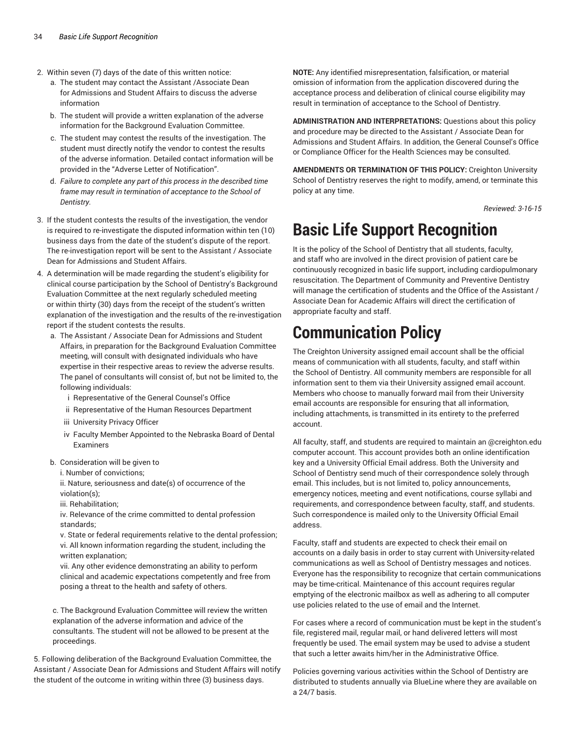2. Within seven (7) days of the date of this written notice:
   a. The student may contact the Assistant /Associate Dean for Admissions and Student Affairs to discuss the adverse information
   b. The student will provide a written explanation of the adverse information for the Background Evaluation Committee.
   c. The student may contest the results of the investigation. The student must directly notify the vendor to contest the results of the adverse information. Detailed contact information will be provided in the "Adverse Letter of Notification".
   d. *Failure to complete any part of this process in the described time frame may result in termination of acceptance to the School of Dentistry.*
3. If the student contests the results of the investigation, the vendor is required to re-investigate the disputed information within ten (10) business days from the date of the student's dispute of the report. The re-investigation report will be sent to the Assistant / Associate Dean for Admissions and Student Affairs.
4. A determination will be made regarding the student's eligibility for clinical course participation by the School of Dentistry's Background Evaluation Committee at the next regularly scheduled meeting or within thirty (30) days from the receipt of the student's written explanation of the investigation and the results of the re-investigation report if the student contests the results.
   a. The Assistant / Associate Dean for Admissions and Student Affairs, in preparation for the Background Evaluation Committee meeting, will consult with designated individuals who have expertise in their respective areas to review the adverse results. The panel of consultants will consist of, but not be limited to, the following individuals:
      i Representative of the General Counsel's Office
      ii Representative of the Human Resources Department
      iii University Privacy Officer
      iv Faculty Member Appointed to the Nebraska Board of Dental Examiners
   b. Consideration will be given to
      i. Number of convictions;
      ii. Nature, seriousness and date(s) of occurrence of the violation(s);
      iii. Rehabilitation;
      iv. Relevance of the crime committed to dental profession standards;
      v. State or federal requirements relative to the dental profession;
      vi. All known information regarding the student, including the written explanation;
      vii. Any other evidence demonstrating an ability to perform clinical and academic expectations competently and free from posing a threat to the health and safety of others.

   c. The Background Evaluation Committee will review the written explanation of the adverse information and advice of the consultants. The student will not be allowed to be present at the proceedings.

5. Following deliberation of the Background Evaluation Committee, the Assistant / Associate Dean for Admissions and Student Affairs will notify the student of the outcome in writing within three (3) business days.

**NOTE:** Any identified misrepresentation, falsification, or material omission of information from the application discovered during the acceptance process and deliberation of clinical course eligibility may result in termination of acceptance to the School of Dentistry.

**ADMINISTRATION AND INTERPRETATIONS:** Questions about this policy and procedure may be directed to the Assistant / Associate Dean for Admissions and Student Affairs. In addition, the General Counsel's Office or Compliance Officer for the Health Sciences may be consulted.

**AMENDMENTS OR TERMINATION OF THIS POLICY:** Creighton University School of Dentistry reserves the right to modify, amend, or terminate this policy at any time.

*Reviewed: 3-16-15*

# Basic Life Support Recognition

It is the policy of the School of Dentistry that all students, faculty, and staff who are involved in the direct provision of patient care be continuously recognized in basic life support, including cardiopulmonary resuscitation. The Department of Community and Preventive Dentistry will manage the certification of students and the Office of the Assistant / Associate Dean for Academic Affairs will direct the certification of appropriate faculty and staff.

# Communication Policy

The Creighton University assigned email account shall be the official means of communication with all students, faculty, and staff within the School of Dentistry. All community members are responsible for all information sent to them via their University assigned email account. Members who choose to manually forward mail from their University email accounts are responsible for ensuring that all information, including attachments, is transmitted in its entirety to the preferred account.

All faculty, staff, and students are required to maintain an @creighton.edu computer account. This account provides both an online identification key and a University Official Email address. Both the University and School of Dentistry send much of their correspondence solely through email. This includes, but is not limited to, policy announcements, emergency notices, meeting and event notifications, course syllabi and requirements, and correspondence between faculty, staff, and students. Such correspondence is mailed only to the University Official Email address.

Faculty, staff and students are expected to check their email on accounts on a daily basis in order to stay current with University-related communications as well as School of Dentistry messages and notices. Everyone has the responsibility to recognize that certain communications may be time-critical. Maintenance of this account requires regular emptying of the electronic mailbox as well as adhering to all computer use policies related to the use of email and the Internet.

For cases where a record of communication must be kept in the student's file, registered mail, regular mail, or hand delivered letters will most frequently be used. The email system may be used to advise a student that such a letter awaits him/her in the Administrative Office.

Policies governing various activities within the School of Dentistry are distributed to students annually via BlueLine where they are available on a 24/7 basis.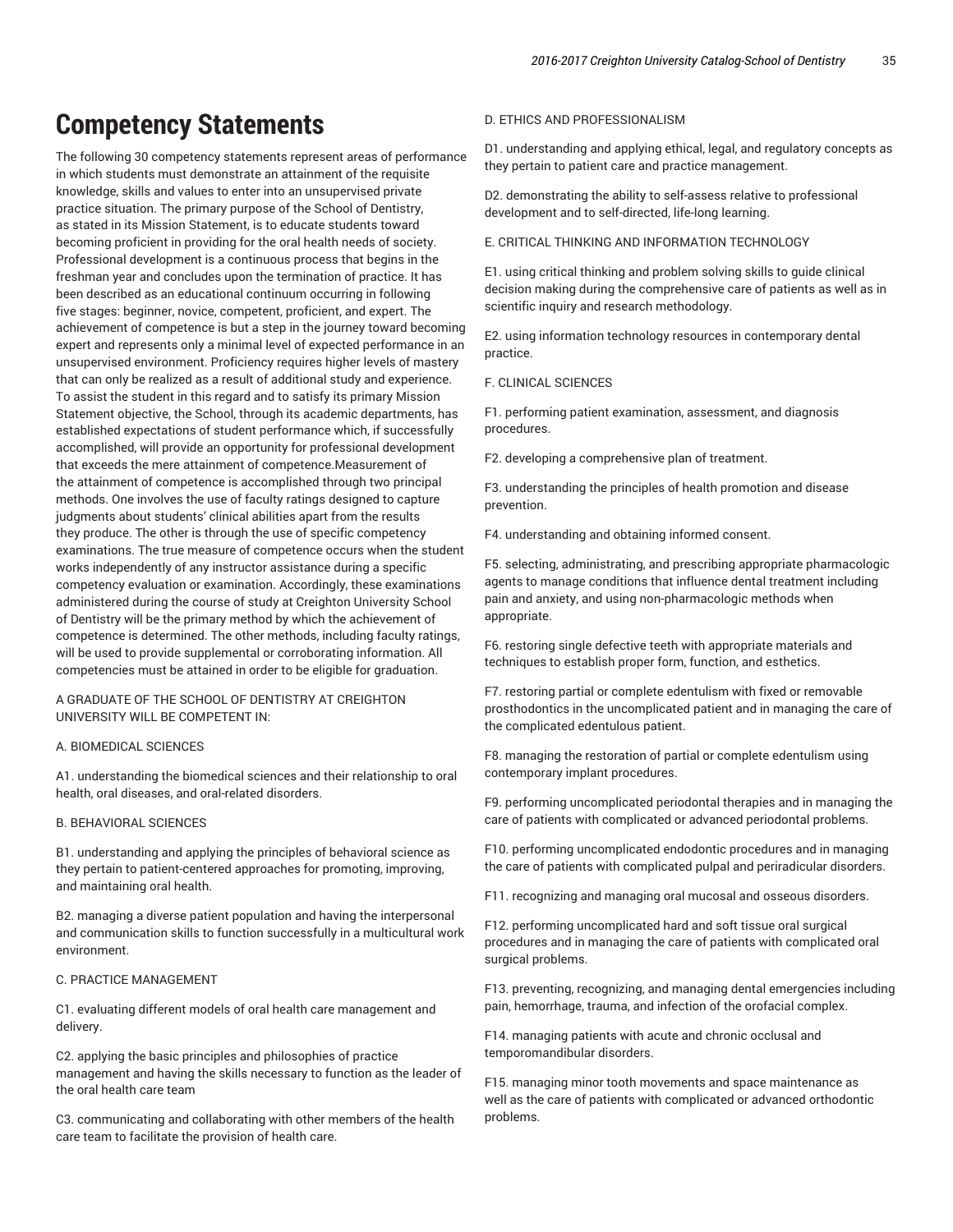# Competency Statements

The following 30 competency statements represent areas of performance in which students must demonstrate an attainment of the requisite knowledge, skills and values to enter into an unsupervised private practice situation. The primary purpose of the School of Dentistry, as stated in its Mission Statement, is to educate students toward becoming proficient in providing for the oral health needs of society. Professional development is a continuous process that begins in the freshman year and concludes upon the termination of practice. It has been described as an educational continuum occurring in following five stages: beginner, novice, competent, proficient, and expert. The achievement of competence is but a step in the journey toward becoming expert and represents only a minimal level of expected performance in an unsupervised environment. Proficiency requires higher levels of mastery that can only be realized as a result of additional study and experience. To assist the student in this regard and to satisfy its primary Mission Statement objective, the School, through its academic departments, has established expectations of student performance which, if successfully accomplished, will provide an opportunity for professional development that exceeds the mere attainment of competence.Measurement of the attainment of competence is accomplished through two principal methods. One involves the use of faculty ratings designed to capture judgments about students' clinical abilities apart from the results they produce. The other is through the use of specific competency examinations. The true measure of competence occurs when the student works independently of any instructor assistance during a specific competency evaluation or examination. Accordingly, these examinations administered during the course of study at Creighton University School of Dentistry will be the primary method by which the achievement of competence is determined. The other methods, including faculty ratings, will be used to provide supplemental or corroborating information. All competencies must be attained in order to be eligible for graduation.

A GRADUATE OF THE SCHOOL OF DENTISTRY AT CREIGHTON UNIVERSITY WILL BE COMPETENT IN:

A. BIOMEDICAL SCIENCES

A1. understanding the biomedical sciences and their relationship to oral health, oral diseases, and oral-related disorders.

B. BEHAVIORAL SCIENCES

B1. understanding and applying the principles of behavioral science as they pertain to patient-centered approaches for promoting, improving, and maintaining oral health.

B2. managing a diverse patient population and having the interpersonal and communication skills to function successfully in a multicultural work environment.

C. PRACTICE MANAGEMENT

C1. evaluating different models of oral health care management and delivery.

C2. applying the basic principles and philosophies of practice management and having the skills necessary to function as the leader of the oral health care team

C3. communicating and collaborating with other members of the health care team to facilitate the provision of health care.

D. ETHICS AND PROFESSIONALISM

D1. understanding and applying ethical, legal, and regulatory concepts as they pertain to patient care and practice management.

D2. demonstrating the ability to self-assess relative to professional development and to self-directed, life-long learning.

E. CRITICAL THINKING AND INFORMATION TECHNOLOGY

E1. using critical thinking and problem solving skills to guide clinical decision making during the comprehensive care of patients as well as in scientific inquiry and research methodology.

E2. using information technology resources in contemporary dental practice.

F. CLINICAL SCIENCES

F1. performing patient examination, assessment, and diagnosis procedures.

F2. developing a comprehensive plan of treatment.

F3. understanding the principles of health promotion and disease prevention.

F4. understanding and obtaining informed consent.

F5. selecting, administrating, and prescribing appropriate pharmacologic agents to manage conditions that influence dental treatment including pain and anxiety, and using non-pharmacologic methods when appropriate.

F6. restoring single defective teeth with appropriate materials and techniques to establish proper form, function, and esthetics.

F7. restoring partial or complete edentulism with fixed or removable prosthodontics in the uncomplicated patient and in managing the care of the complicated edentulous patient.

F8. managing the restoration of partial or complete edentulism using contemporary implant procedures.

F9. performing uncomplicated periodontal therapies and in managing the care of patients with complicated or advanced periodontal problems.

F10. performing uncomplicated endodontic procedures and in managing the care of patients with complicated pulpal and periradicular disorders.

F11. recognizing and managing oral mucosal and osseous disorders.

F12. performing uncomplicated hard and soft tissue oral surgical procedures and in managing the care of patients with complicated oral surgical problems.

F13. preventing, recognizing, and managing dental emergencies including pain, hemorrhage, trauma, and infection of the orofacial complex.

F14. managing patients with acute and chronic occlusal and temporomandibular disorders.

F15. managing minor tooth movements and space maintenance as well as the care of patients with complicated or advanced orthodontic problems.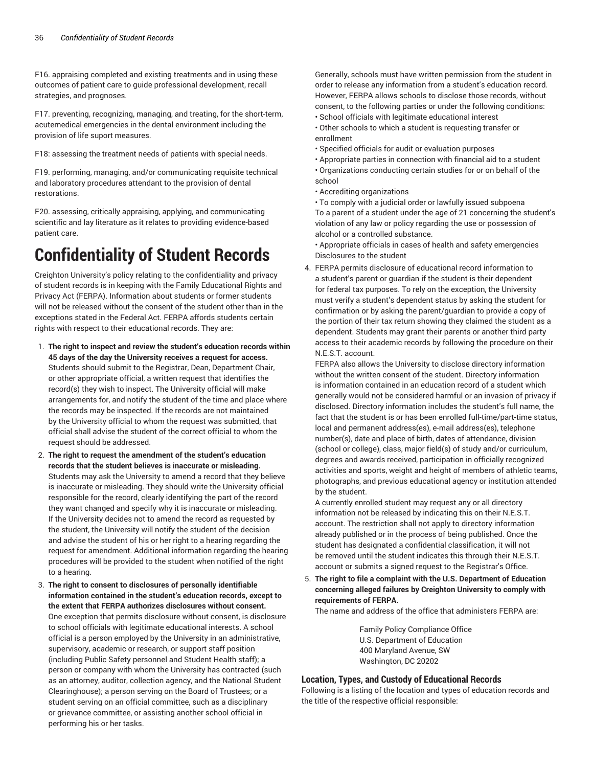F16. appraising completed and existing treatments and in using these outcomes of patient care to guide professional development, recall strategies, and prognoses.

F17. preventing, recognizing, managing, and treating, for the short-term, acutemedical emergencies in the dental environment including the provision of life suport measures.

F18: assessing the treatment needs of patients with special needs.

F19. performing, managing, and/or communicating requisite technical and laboratory procedures attendant to the provision of dental restorations.

F20. assessing, critically appraising, applying, and communicating scientific and lay literature as it relates to providing evidence-based patient care.

# Confidentiality of Student Records

Creighton University's policy relating to the confidentiality and privacy of student records is in keeping with the Family Educational Rights and Privacy Act (FERPA). Information about students or former students will not be released without the consent of the student other than in the exceptions stated in the Federal Act. FERPA affords students certain rights with respect to their educational records. They are:

1. **The right to inspect and review the student's education records within 45 days of the day the University receives a request for access.** Students should submit to the Registrar, Dean, Department Chair, or other appropriate official, a written request that identifies the record(s) they wish to inspect. The University official will make arrangements for, and notify the student of the time and place where the records may be inspected. If the records are not maintained by the University official to whom the request was submitted, that official shall advise the student of the correct official to whom the request should be addressed.
2. **The right to request the amendment of the student's education records that the student believes is inaccurate or misleading.** Students may ask the University to amend a record that they believe is inaccurate or misleading. They should write the University official responsible for the record, clearly identifying the part of the record they want changed and specify why it is inaccurate or misleading. If the University decides not to amend the record as requested by the student, the University will notify the student of the decision and advise the student of his or her right to a hearing regarding the request for amendment. Additional information regarding the hearing procedures will be provided to the student when notified of the right to a hearing.
3. **The right to consent to disclosures of personally identifiable information contained in the student's education records, except to the extent that FERPA authorizes disclosures without consent.** One exception that permits disclosure without consent, is disclosure to school officials with legitimate educational interests. A school official is a person employed by the University in an administrative, supervisory, academic or research, or support staff position (including Public Safety personnel and Student Health staff); a person or company with whom the University has contracted (such as an attorney, auditor, collection agency, and the National Student Clearinghouse); a person serving on the Board of Trustees; or a student serving on an official committee, such as a disciplinary or grievance committee, or assisting another school official in performing his or her tasks.
   Generally, schools must have written permission from the student in order to release any information from a student's education record. However, FERPA allows schools to disclose those records, without consent, to the following parties or under the following conditions:
   • School officials with legitimate educational interest
   • Other schools to which a student is requesting transfer or enrollment
   • Specified officials for audit or evaluation purposes
   • Appropriate parties in connection with financial aid to a student
   • Organizations conducting certain studies for or on behalf of the school
   • Accrediting organizations
   • To comply with a judicial order or lawfully issued subpoena
   To a parent of a student under the age of 21 concerning the student's violation of any law or policy regarding the use or possession of alcohol or a controlled substance.
   • Appropriate officials in cases of health and safety emergencies
   Disclosures to the student
4. FERPA permits disclosure of educational record information to a student's parent or guardian if the student is their dependent for federal tax purposes. To rely on the exception, the University must verify a student's dependent status by asking the student for confirmation or by asking the parent/guardian to provide a copy of the portion of their tax return showing they claimed the student as a dependent. Students may grant their parents or another third party access to their academic records by following the procedure on their N.E.S.T. account.
   FERPA also allows the University to disclose directory information without the written consent of the student. Directory information is information contained in an education record of a student which generally would not be considered harmful or an invasion of privacy if disclosed. Directory information includes the student's full name, the fact that the student is or has been enrolled full-time/part-time status, local and permanent address(es), e-mail address(es), telephone number(s), date and place of birth, dates of attendance, division (school or college), class, major field(s) of study and/or curriculum, degrees and awards received, participation in officially recognized activities and sports, weight and height of members of athletic teams, photographs, and previous educational agency or institution attended by the student.
   A currently enrolled student may request any or all directory information not be released by indicating this on their N.E.S.T. account. The restriction shall not apply to directory information already published or in the process of being published. Once the student has designated a confidential classification, it will not be removed until the student indicates this through their N.E.S.T. account or submits a signed request to the Registrar's Office.
5. **The right to file a complaint with the U.S. Department of Education concerning alleged failures by Creighton University to comply with requirements of FERPA.**
   The name and address of the office that administers FERPA are:

   Family Policy Compliance Office
   U.S. Department of Education
   400 Maryland Avenue, SW
   Washington, DC 20202

### Location, Types, and Custody of Educational Records

Following is a listing of the location and types of education records and the title of the respective official responsible: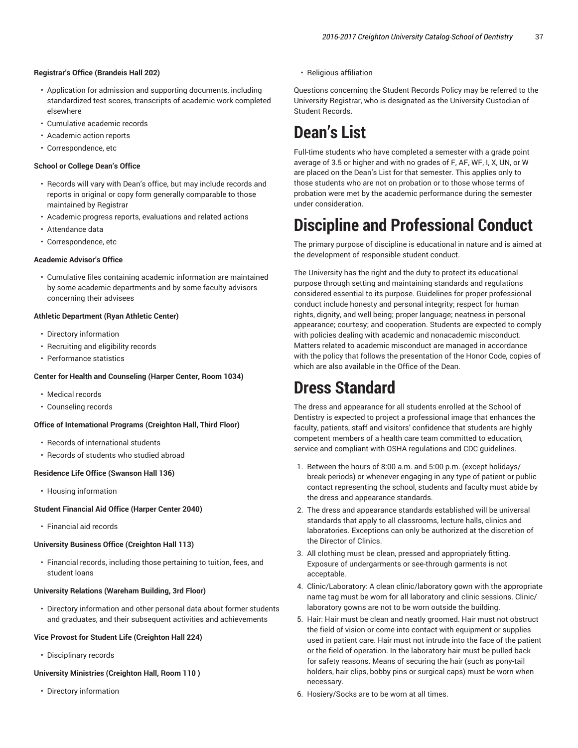**Registrar's Office (Brandeis Hall 202)**

- Application for admission and supporting documents, including standardized test scores, transcripts of academic work completed elsewhere
- Cumulative academic records
- Academic action reports
- Correspondence, etc

**School or College Dean's Office**

- Records will vary with Dean's office, but may include records and reports in original or copy form generally comparable to those maintained by Registrar
- Academic progress reports, evaluations and related actions
- Attendance data
- Correspondence, etc

**Academic Advisor's Office**

- Cumulative files containing academic information are maintained by some academic departments and by some faculty advisors concerning their advisees

**Athletic Department (Ryan Athletic Center)**

- Directory information
- Recruiting and eligibility records
- Performance statistics

**Center for Health and Counseling (Harper Center, Room 1034)**

- Medical records
- Counseling records

**Office of International Programs (Creighton Hall, Third Floor)**

- Records of international students
- Records of students who studied abroad

**Residence Life Office (Swanson Hall 136)**

- Housing information

**Student Financial Aid Office (Harper Center 2040)**

- Financial aid records

**University Business Office (Creighton Hall 113)**

- Financial records, including those pertaining to tuition, fees, and student loans

**University Relations (Wareham Building, 3rd Floor)**

- Directory information and other personal data about former students and graduates, and their subsequent activities and achievements

**Vice Provost for Student Life (Creighton Hall 224)**

- Disciplinary records

**University Ministries (Creighton Hall, Room 110 )**

- Directory information
- Religious affiliation

Questions concerning the Student Records Policy may be referred to the University Registrar, who is designated as the University Custodian of Student Records.

# Dean's List

Full-time students who have completed a semester with a grade point average of 3.5 or higher and with no grades of F, AF, WF, I, X, UN, or W are placed on the Dean's List for that semester. This applies only to those students who are not on probation or to those whose terms of probation were met by the academic performance during the semester under consideration.

# Discipline and Professional Conduct

The primary purpose of discipline is educational in nature and is aimed at the development of responsible student conduct.

The University has the right and the duty to protect its educational purpose through setting and maintaining standards and regulations considered essential to its purpose. Guidelines for proper professional conduct include honesty and personal integrity; respect for human rights, dignity, and well being; proper language; neatness in personal appearance; courtesy; and cooperation. Students are expected to comply with policies dealing with academic and nonacademic misconduct. Matters related to academic misconduct are managed in accordance with the policy that follows the presentation of the Honor Code, copies of which are also available in the Office of the Dean.

# Dress Standard

The dress and appearance for all students enrolled at the School of Dentistry is expected to project a professional image that enhances the faculty, patients, staff and visitors' confidence that students are highly competent members of a health care team committed to education, service and compliant with OSHA regulations and CDC guidelines.

1. Between the hours of 8:00 a.m. and 5:00 p.m. (except holidays/break periods) or whenever engaging in any type of patient or public contact representing the school, students and faculty must abide by the dress and appearance standards.
2. The dress and appearance standards established will be universal standards that apply to all classrooms, lecture halls, clinics and laboratories. Exceptions can only be authorized at the discretion of the Director of Clinics.
3. All clothing must be clean, pressed and appropriately fitting. Exposure of undergarments or see-through garments is not acceptable.
4. Clinic/Laboratory: A clean clinic/laboratory gown with the appropriate name tag must be worn for all laboratory and clinic sessions. Clinic/laboratory gowns are not to be worn outside the building.
5. Hair: Hair must be clean and neatly groomed. Hair must not obstruct the field of vision or come into contact with equipment or supplies used in patient care. Hair must not intrude into the face of the patient or the field of operation. In the laboratory hair must be pulled back for safety reasons. Means of securing the hair (such as pony-tail holders, hair clips, bobby pins or surgical caps) must be worn when necessary.
6. Hosiery/Socks are to be worn at all times.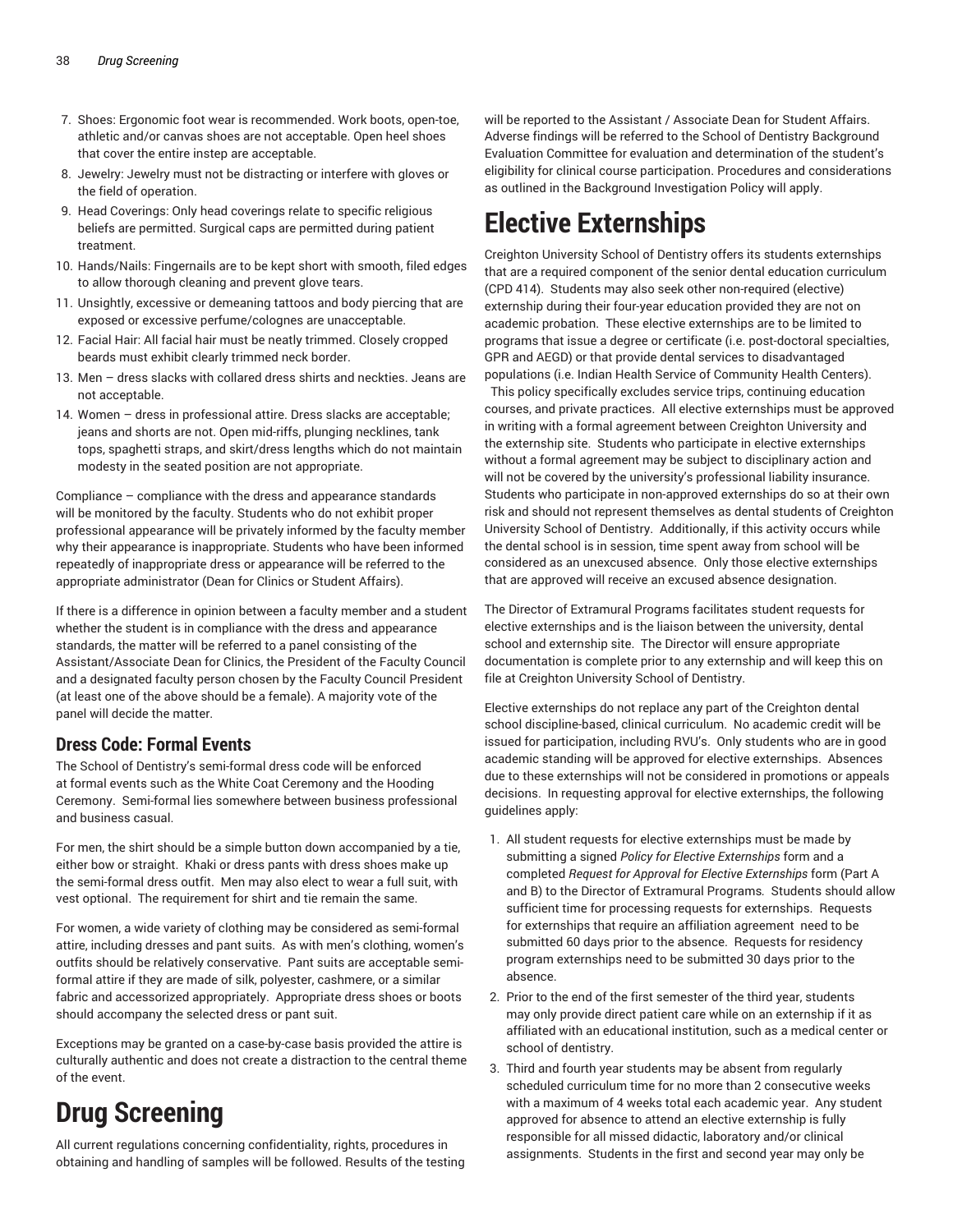7. Shoes: Ergonomic foot wear is recommended. Work boots, open-toe, athletic and/or canvas shoes are not acceptable. Open heel shoes that cover the entire instep are acceptable.
8. Jewelry: Jewelry must not be distracting or interfere with gloves or the field of operation.
9. Head Coverings: Only head coverings relate to specific religious beliefs are permitted. Surgical caps are permitted during patient treatment.
10. Hands/Nails: Fingernails are to be kept short with smooth, filed edges to allow thorough cleaning and prevent glove tears.
11. Unsightly, excessive or demeaning tattoos and body piercing that are exposed or excessive perfume/colognes are unacceptable.
12. Facial Hair: All facial hair must be neatly trimmed. Closely cropped beards must exhibit clearly trimmed neck border.
13. Men – dress slacks with collared dress shirts and neckties. Jeans are not acceptable.
14. Women – dress in professional attire. Dress slacks are acceptable; jeans and shorts are not. Open mid-riffs, plunging necklines, tank tops, spaghetti straps, and skirt/dress lengths which do not maintain modesty in the seated position are not appropriate.

Compliance – compliance with the dress and appearance standards will be monitored by the faculty. Students who do not exhibit proper professional appearance will be privately informed by the faculty member why their appearance is inappropriate. Students who have been informed repeatedly of inappropriate dress or appearance will be referred to the appropriate administrator (Dean for Clinics or Student Affairs).

If there is a difference in opinion between a faculty member and a student whether the student is in compliance with the dress and appearance standards, the matter will be referred to a panel consisting of the Assistant/Associate Dean for Clinics, the President of the Faculty Council and a designated faculty person chosen by the Faculty Council President (at least one of the above should be a female). A majority vote of the panel will decide the matter.

### Dress Code: Formal Events

The School of Dentistry's semi-formal dress code will be enforced at formal events such as the White Coat Ceremony and the Hooding Ceremony. Semi-formal lies somewhere between business professional and business casual.

For men, the shirt should be a simple button down accompanied by a tie, either bow or straight. Khaki or dress pants with dress shoes make up the semi-formal dress outfit. Men may also elect to wear a full suit, with vest optional. The requirement for shirt and tie remain the same.

For women, a wide variety of clothing may be considered as semi-formal attire, including dresses and pant suits. As with men's clothing, women's outfits should be relatively conservative. Pant suits are acceptable semi-formal attire if they are made of silk, polyester, cashmere, or a similar fabric and accessorized appropriately. Appropriate dress shoes or boots should accompany the selected dress or pant suit.

Exceptions may be granted on a case-by-case basis provided the attire is culturally authentic and does not create a distraction to the central theme of the event.

# Drug Screening

All current regulations concerning confidentiality, rights, procedures in obtaining and handling of samples will be followed. Results of the testing will be reported to the Assistant / Associate Dean for Student Affairs. Adverse findings will be referred to the School of Dentistry Background Evaluation Committee for evaluation and determination of the student's eligibility for clinical course participation. Procedures and considerations as outlined in the Background Investigation Policy will apply.

# Elective Externships

Creighton University School of Dentistry offers its students externships that are a required component of the senior dental education curriculum (CPD 414). Students may also seek other non-required (elective) externship during their four-year education provided they are not on academic probation. These elective externships are to be limited to programs that issue a degree or certificate (i.e. post-doctoral specialties, GPR and AEGD) or that provide dental services to disadvantaged populations (i.e. Indian Health Service of Community Health Centers). This policy specifically excludes service trips, continuing education courses, and private practices. All elective externships must be approved in writing with a formal agreement between Creighton University and the externship site. Students who participate in elective externships without a formal agreement may be subject to disciplinary action and will not be covered by the university's professional liability insurance. Students who participate in non-approved externships do so at their own risk and should not represent themselves as dental students of Creighton University School of Dentistry. Additionally, if this activity occurs while the dental school is in session, time spent away from school will be considered as an unexcused absence. Only those elective externships that are approved will receive an excused absence designation.

The Director of Extramural Programs facilitates student requests for elective externships and is the liaison between the university, dental school and externship site. The Director will ensure appropriate documentation is complete prior to any externship and will keep this on file at Creighton University School of Dentistry.

Elective externships do not replace any part of the Creighton dental school discipline-based, clinical curriculum. No academic credit will be issued for participation, including RVU's. Only students who are in good academic standing will be approved for elective externships. Absences due to these externships will not be considered in promotions or appeals decisions. In requesting approval for elective externships, the following guidelines apply:

1. All student requests for elective externships must be made by submitting a signed *Policy for Elective Externships* form and a completed *Request for Approval for Elective Externships* form (Part A and B) to the Director of Extramural Programs. Students should allow sufficient time for processing requests for externships. Requests for externships that require an affiliation agreement need to be submitted 60 days prior to the absence. Requests for residency program externships need to be submitted 30 days prior to the absence.
2. Prior to the end of the first semester of the third year, students may only provide direct patient care while on an externship if it as affiliated with an educational institution, such as a medical center or school of dentistry.
3. Third and fourth year students may be absent from regularly scheduled curriculum time for no more than 2 consecutive weeks with a maximum of 4 weeks total each academic year. Any student approved for absence to attend an elective externship is fully responsible for all missed didactic, laboratory and/or clinical assignments. Students in the first and second year may only be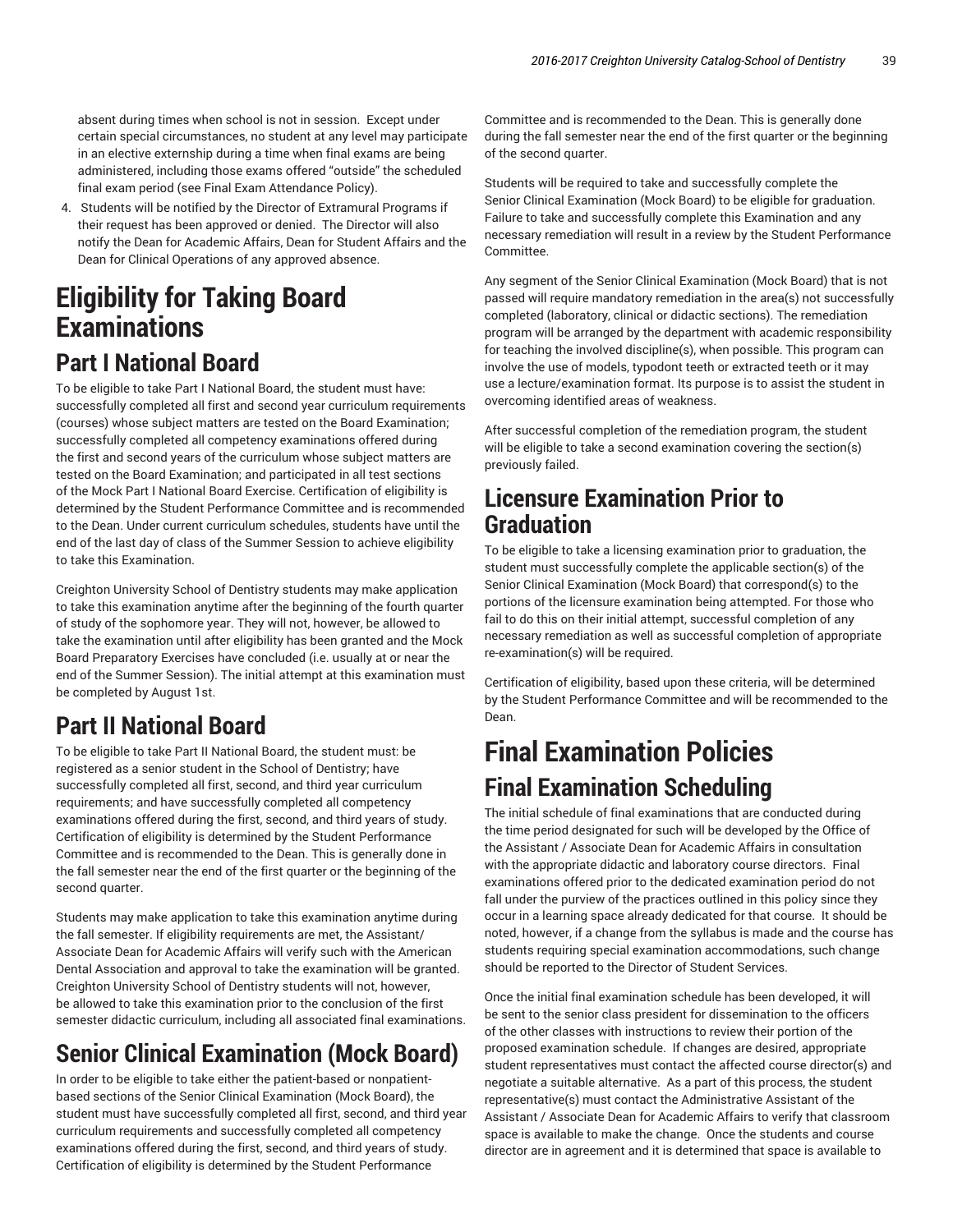absent during times when school is not in session. Except under certain special circumstances, no student at any level may participate in an elective externship during a time when final exams are being administered, including those exams offered "outside" the scheduled final exam period (see Final Exam Attendance Policy).

4. Students will be notified by the Director of Extramural Programs if their request has been approved or denied. The Director will also notify the Dean for Academic Affairs, Dean for Student Affairs and the Dean for Clinical Operations of any approved absence.

# Eligibility for Taking Board Examinations

## Part I National Board

To be eligible to take Part I National Board, the student must have: successfully completed all first and second year curriculum requirements (courses) whose subject matters are tested on the Board Examination; successfully completed all competency examinations offered during the first and second years of the curriculum whose subject matters are tested on the Board Examination; and participated in all test sections of the Mock Part I National Board Exercise. Certification of eligibility is determined by the Student Performance Committee and is recommended to the Dean. Under current curriculum schedules, students have until the end of the last day of class of the Summer Session to achieve eligibility to take this Examination.

Creighton University School of Dentistry students may make application to take this examination anytime after the beginning of the fourth quarter of study of the sophomore year. They will not, however, be allowed to take the examination until after eligibility has been granted and the Mock Board Preparatory Exercises have concluded (i.e. usually at or near the end of the Summer Session). The initial attempt at this examination must be completed by August 1st.

## Part II National Board

To be eligible to take Part II National Board, the student must: be registered as a senior student in the School of Dentistry; have successfully completed all first, second, and third year curriculum requirements; and have successfully completed all competency examinations offered during the first, second, and third years of study. Certification of eligibility is determined by the Student Performance Committee and is recommended to the Dean. This is generally done in the fall semester near the end of the first quarter or the beginning of the second quarter.

Students may make application to take this examination anytime during the fall semester. If eligibility requirements are met, the Assistant/Associate Dean for Academic Affairs will verify such with the American Dental Association and approval to take the examination will be granted. Creighton University School of Dentistry students will not, however, be allowed to take this examination prior to the conclusion of the first semester didactic curriculum, including all associated final examinations.

## Senior Clinical Examination (Mock Board)

In order to be eligible to take either the patient-based or nonpatient-based sections of the Senior Clinical Examination (Mock Board), the student must have successfully completed all first, second, and third year curriculum requirements and successfully completed all competency examinations offered during the first, second, and third years of study. Certification of eligibility is determined by the Student Performance Committee and is recommended to the Dean. This is generally done during the fall semester near the end of the first quarter or the beginning of the second quarter.

Students will be required to take and successfully complete the Senior Clinical Examination (Mock Board) to be eligible for graduation. Failure to take and successfully complete this Examination and any necessary remediation will result in a review by the Student Performance Committee.

Any segment of the Senior Clinical Examination (Mock Board) that is not passed will require mandatory remediation in the area(s) not successfully completed (laboratory, clinical or didactic sections). The remediation program will be arranged by the department with academic responsibility for teaching the involved discipline(s), when possible. This program can involve the use of models, typodont teeth or extracted teeth or it may use a lecture/examination format. Its purpose is to assist the student in overcoming identified areas of weakness.

After successful completion of the remediation program, the student will be eligible to take a second examination covering the section(s) previously failed.

## Licensure Examination Prior to Graduation

To be eligible to take a licensing examination prior to graduation, the student must successfully complete the applicable section(s) of the Senior Clinical Examination (Mock Board) that correspond(s) to the portions of the licensure examination being attempted. For those who fail to do this on their initial attempt, successful completion of any necessary remediation as well as successful completion of appropriate re-examination(s) will be required.

Certification of eligibility, based upon these criteria, will be determined by the Student Performance Committee and will be recommended to the Dean.

# Final Examination Policies

## Final Examination Scheduling

The initial schedule of final examinations that are conducted during the time period designated for such will be developed by the Office of the Assistant / Associate Dean for Academic Affairs in consultation with the appropriate didactic and laboratory course directors. Final examinations offered prior to the dedicated examination period do not fall under the purview of the practices outlined in this policy since they occur in a learning space already dedicated for that course. It should be noted, however, if a change from the syllabus is made and the course has students requiring special examination accommodations, such change should be reported to the Director of Student Services.

Once the initial final examination schedule has been developed, it will be sent to the senior class president for dissemination to the officers of the other classes with instructions to review their portion of the proposed examination schedule. If changes are desired, appropriate student representatives must contact the affected course director(s) and negotiate a suitable alternative. As a part of this process, the student representative(s) must contact the Administrative Assistant of the Assistant / Associate Dean for Academic Affairs to verify that classroom space is available to make the change. Once the students and course director are in agreement and it is determined that space is available to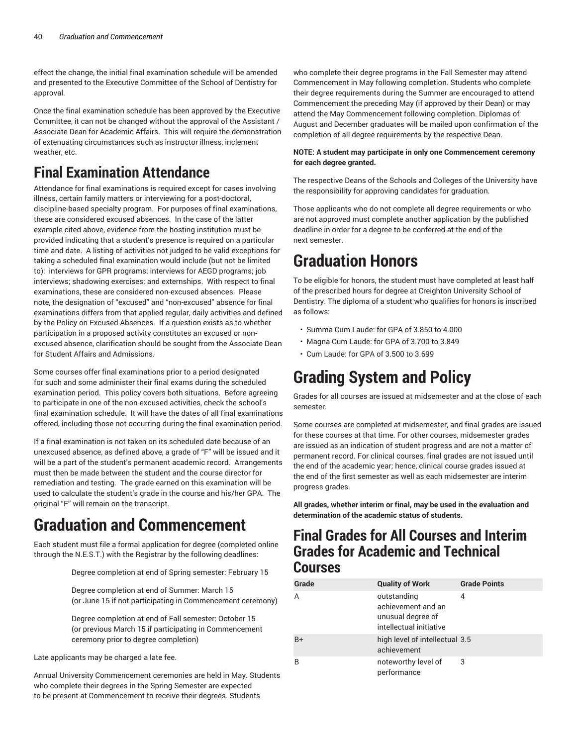effect the change, the initial final examination schedule will be amended and presented to the Executive Committee of the School of Dentistry for approval.

Once the final examination schedule has been approved by the Executive Committee, it can not be changed without the approval of the Assistant / Associate Dean for Academic Affairs. This will require the demonstration of extenuating circumstances such as instructor illness, inclement weather, etc.

# Final Examination Attendance

Attendance for final examinations is required except for cases involving illness, certain family matters or interviewing for a post-doctoral, discipline-based specialty program. For purposes of final examinations, these are considered excused absences. In the case of the latter example cited above, evidence from the hosting institution must be provided indicating that a student's presence is required on a particular time and date. A listing of activities not judged to be valid exceptions for taking a scheduled final examination would include (but not be limited to): interviews for GPR programs; interviews for AEGD programs; job interviews; shadowing exercises; and externships. With respect to final examinations, these are considered non-excused absences. Please note, the designation of "excused" and "non-excused" absence for final examinations differs from that applied regular, daily activities and defined by the Policy on Excused Absences. If a question exists as to whether participation in a proposed activity constitutes an excused or non-excused absence, clarification should be sought from the Associate Dean for Student Affairs and Admissions.

Some courses offer final examinations prior to a period designated for such and some administer their final exams during the scheduled examination period. This policy covers both situations. Before agreeing to participate in one of the non-excused activities, check the school's final examination schedule. It will have the dates of all final examinations offered, including those not occurring during the final examination period.

If a final examination is not taken on its scheduled date because of an unexcused absence, as defined above, a grade of "F" will be issued and it will be a part of the student's permanent academic record. Arrangements must then be made between the student and the course director for remediation and testing. The grade earned on this examination will be used to calculate the student's grade in the course and his/her GPA. The original "F" will remain on the transcript.

# Graduation and Commencement

Each student must file a formal application for degree (completed online through the N.E.S.T.) with the Registrar by the following deadlines:

Degree completion at end of Spring semester: February 15

Degree completion at end of Summer: March 15
(or June 15 if not participating in Commencement ceremony)

Degree completion at end of Fall semester: October 15
(or previous March 15 if participating in Commencement ceremony prior to degree completion)

Late applicants may be charged a late fee.

Annual University Commencement ceremonies are held in May. Students who complete their degrees in the Spring Semester are expected to be present at Commencement to receive their degrees. Students who complete their degree programs in the Fall Semester may attend Commencement in May following completion. Students who complete their degree requirements during the Summer are encouraged to attend Commencement the preceding May (if approved by their Dean) or may attend the May Commencement following completion. Diplomas of August and December graduates will be mailed upon confirmation of the completion of all degree requirements by the respective Dean.

**NOTE: A student may participate in only one Commencement ceremony for each degree granted.**

The respective Deans of the Schools and Colleges of the University have the responsibility for approving candidates for graduation.

Those applicants who do not complete all degree requirements or who are not approved must complete another application by the published deadline in order for a degree to be conferred at the end of the next semester.

# Graduation Honors

To be eligible for honors, the student must have completed at least half of the prescribed hours for degree at Creighton University School of Dentistry. The diploma of a student who qualifies for honors is inscribed as follows:

- Summa Cum Laude: for GPA of 3.850 to 4.000
- Magna Cum Laude: for GPA of 3.700 to 3.849
- Cum Laude: for GPA of 3.500 to 3.699

# Grading System and Policy

Grades for all courses are issued at midsemester and at the close of each semester.

Some courses are completed at midsemester, and final grades are issued for these courses at that time. For other courses, midsemester grades are issued as an indication of student progress and are not a matter of permanent record. For clinical courses, final grades are not issued until the end of the academic year; hence, clinical course grades issued at the end of the first semester as well as each midsemester are interim progress grades.

**All grades, whether interim or final, may be used in the evaluation and determination of the academic status of students.**

## Final Grades for All Courses and Interim Grades for Academic and Technical Courses

| Grade | Quality of Work | Grade Points |
|---|---|---|
| A | outstanding achievement and an unusual degree of intellectual initiative | 4 |
| B+ | high level of intellectual achievement | 3.5 |
| B | noteworthy level of performance | 3 |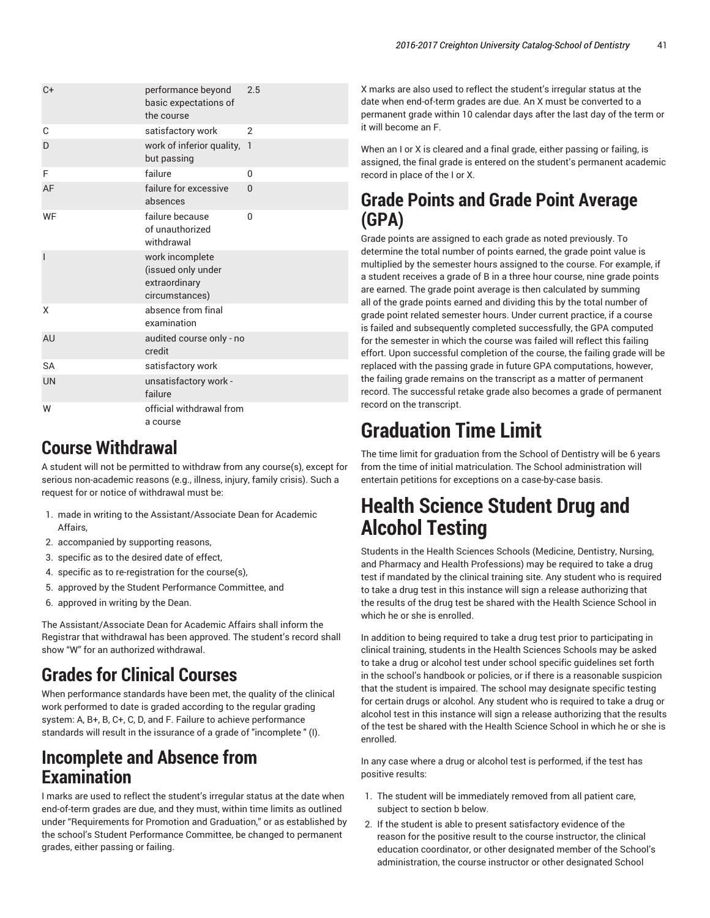| C+ | performance beyond basic expectations of the course | 2.5 |
|---|---|---|
| C | satisfactory work | 2 |
| D | work of inferior quality, but passing | 1 |
| F | failure | 0 |
| AF | failure for excessive absences | 0 |
| WF | failure because of unauthorized withdrawal | 0 |
| I | work incomplete (issued only under extraordinary circumstances) | |
| X | absence from final examination | |
| AU | audited course only - no credit | |
| SA | satisfactory work | |
| UN | unsatisfactory work - failure | |
| W | official withdrawal from a course | |

## Course Withdrawal

A student will not be permitted to withdraw from any course(s), except for serious non-academic reasons (e.g., illness, injury, family crisis). Such a request for or notice of withdrawal must be:

1. made in writing to the Assistant/Associate Dean for Academic Affairs,
2. accompanied by supporting reasons,
3. specific as to the desired date of effect,
4. specific as to re-registration for the course(s),
5. approved by the Student Performance Committee, and
6. approved in writing by the Dean.

The Assistant/Associate Dean for Academic Affairs shall inform the Registrar that withdrawal has been approved. The student's record shall show "W" for an authorized withdrawal.

## Grades for Clinical Courses

When performance standards have been met, the quality of the clinical work performed to date is graded according to the regular grading system: A, B+, B, C+, C, D, and F. Failure to achieve performance standards will result in the issurance of a grade of "incomplete " (I).

## Incomplete and Absence from Examination

I marks are used to reflect the student's irregular status at the date when end-of-term grades are due, and they must, within time limits as outlined under "Requirements for Promotion and Graduation," or as established by the school's Student Performance Committee, be changed to permanent grades, either passing or failing.

X marks are also used to reflect the student's irregular status at the date when end-of-term grades are due. An X must be converted to a permanent grade within 10 calendar days after the last day of the term or it will become an F.

When an I or X is cleared and a final grade, either passing or failing, is assigned, the final grade is entered on the student's permanent academic record in place of the I or X.

## Grade Points and Grade Point Average (GPA)

Grade points are assigned to each grade as noted previously. To determine the total number of points earned, the grade point value is multiplied by the semester hours assigned to the course. For example, if a student receives a grade of B in a three hour course, nine grade points are earned. The grade point average is then calculated by summing all of the grade points earned and dividing this by the total number of grade point related semester hours. Under current practice, if a course is failed and subsequently completed successfully, the GPA computed for the semester in which the course was failed will reflect this failing effort. Upon successful completion of the course, the failing grade will be replaced with the passing grade in future GPA computations, however, the failing grade remains on the transcript as a matter of permanent record. The successful retake grade also becomes a grade of permanent record on the transcript.

# Graduation Time Limit

The time limit for graduation from the School of Dentistry will be 6 years from the time of initial matriculation. The School administration will entertain petitions for exceptions on a case-by-case basis.

# Health Science Student Drug and Alcohol Testing

Students in the Health Sciences Schools (Medicine, Dentistry, Nursing, and Pharmacy and Health Professions) may be required to take a drug test if mandated by the clinical training site. Any student who is required to take a drug test in this instance will sign a release authorizing that the results of the drug test be shared with the Health Science School in which he or she is enrolled.

In addition to being required to take a drug test prior to participating in clinical training, students in the Health Sciences Schools may be asked to take a drug or alcohol test under school specific guidelines set forth in the school's handbook or policies, or if there is a reasonable suspicion that the student is impaired. The school may designate specific testing for certain drugs or alcohol. Any student who is required to take a drug or alcohol test in this instance will sign a release authorizing that the results of the test be shared with the Health Science School in which he or she is enrolled.

In any case where a drug or alcohol test is performed, if the test has positive results:

1. The student will be immediately removed from all patient care, subject to section b below.
2. If the student is able to present satisfactory evidence of the reason for the positive result to the course instructor, the clinical education coordinator, or other designated member of the School's administration, the course instructor or other designated School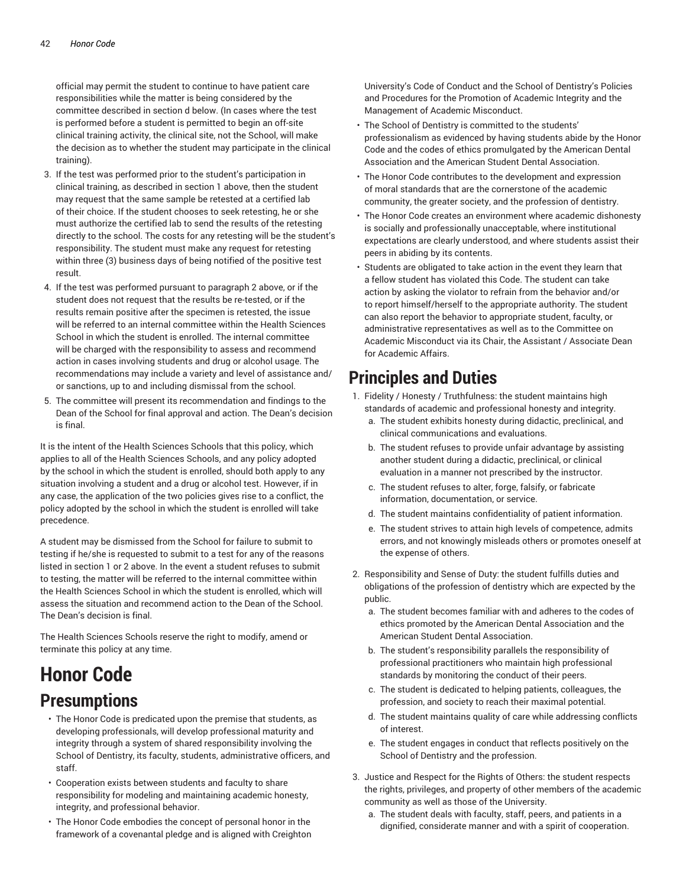official may permit the student to continue to have patient care responsibilities while the matter is being considered by the committee described in section d below. (In cases where the test is performed before a student is permitted to begin an off-site clinical training activity, the clinical site, not the School, will make the decision as to whether the student may participate in the clinical training).

3. If the test was performed prior to the student's participation in clinical training, as described in section 1 above, then the student may request that the same sample be retested at a certified lab of their choice. If the student chooses to seek retesting, he or she must authorize the certified lab to send the results of the retesting directly to the school. The costs for any retesting will be the student's responsibility. The student must make any request for retesting within three (3) business days of being notified of the positive test result.
4. If the test was performed pursuant to paragraph 2 above, or if the student does not request that the results be re-tested, or if the results remain positive after the specimen is retested, the issue will be referred to an internal committee within the Health Sciences School in which the student is enrolled. The internal committee will be charged with the responsibility to assess and recommend action in cases involving students and drug or alcohol usage. The recommendations may include a variety and level of assistance and/or sanctions, up to and including dismissal from the school.
5. The committee will present its recommendation and findings to the Dean of the School for final approval and action. The Dean's decision is final.

It is the intent of the Health Sciences Schools that this policy, which applies to all of the Health Sciences Schools, and any policy adopted by the school in which the student is enrolled, should both apply to any situation involving a student and a drug or alcohol test. However, if in any case, the application of the two policies gives rise to a conflict, the policy adopted by the school in which the student is enrolled will take precedence.

A student may be dismissed from the School for failure to submit to testing if he/she is requested to submit to a test for any of the reasons listed in section 1 or 2 above. In the event a student refuses to submit to testing, the matter will be referred to the internal committee within the Health Sciences School in which the student is enrolled, which will assess the situation and recommend action to the Dean of the School. The Dean's decision is final.

The Health Sciences Schools reserve the right to modify, amend or terminate this policy at any time.

# Honor Code

## Presumptions

- The Honor Code is predicated upon the premise that students, as developing professionals, will develop professional maturity and integrity through a system of shared responsibility involving the School of Dentistry, its faculty, students, administrative officers, and staff.
- Cooperation exists between students and faculty to share responsibility for modeling and maintaining academic honesty, integrity, and professional behavior.
- The Honor Code embodies the concept of personal honor in the framework of a covenantal pledge and is aligned with Creighton University's Code of Conduct and the School of Dentistry's Policies and Procedures for the Promotion of Academic Integrity and the Management of Academic Misconduct.
- The School of Dentistry is committed to the students' professionalism as evidenced by having students abide by the Honor Code and the codes of ethics promulgated by the American Dental Association and the American Student Dental Association.
- The Honor Code contributes to the development and expression of moral standards that are the cornerstone of the academic community, the greater society, and the profession of dentistry.
- The Honor Code creates an environment where academic dishonesty is socially and professionally unacceptable, where institutional expectations are clearly understood, and where students assist their peers in abiding by its contents.
- Students are obligated to take action in the event they learn that a fellow student has violated this Code. The student can take action by asking the violator to refrain from the behavior and/or to report himself/herself to the appropriate authority. The student can also report the behavior to appropriate student, faculty, or administrative representatives as well as to the Committee on Academic Misconduct via its Chair, the Assistant / Associate Dean for Academic Affairs.

## Principles and Duties

1. Fidelity / Honesty / Truthfulness: the student maintains high standards of academic and professional honesty and integrity.
   a. The student exhibits honesty during didactic, preclinical, and clinical communications and evaluations.
   b. The student refuses to provide unfair advantage by assisting another student during a didactic, preclinical, or clinical evaluation in a manner not prescribed by the instructor.
   c. The student refuses to alter, forge, falsify, or fabricate information, documentation, or service.
   d. The student maintains confidentiality of patient information.
   e. The student strives to attain high levels of competence, admits errors, and not knowingly misleads others or promotes oneself at the expense of others.
2. Responsibility and Sense of Duty: the student fulfills duties and obligations of the profession of dentistry which are expected by the public.
   a. The student becomes familiar with and adheres to the codes of ethics promoted by the American Dental Association and the American Student Dental Association.
   b. The student's responsibility parallels the responsibility of professional practitioners who maintain high professional standards by monitoring the conduct of their peers.
   c. The student is dedicated to helping patients, colleagues, the profession, and society to reach their maximal potential.
   d. The student maintains quality of care while addressing conflicts of interest.
   e. The student engages in conduct that reflects positively on the School of Dentistry and the profession.
3. Justice and Respect for the Rights of Others: the student respects the rights, privileges, and property of other members of the academic community as well as those of the University.
   a. The student deals with faculty, staff, peers, and patients in a dignified, considerate manner and with a spirit of cooperation.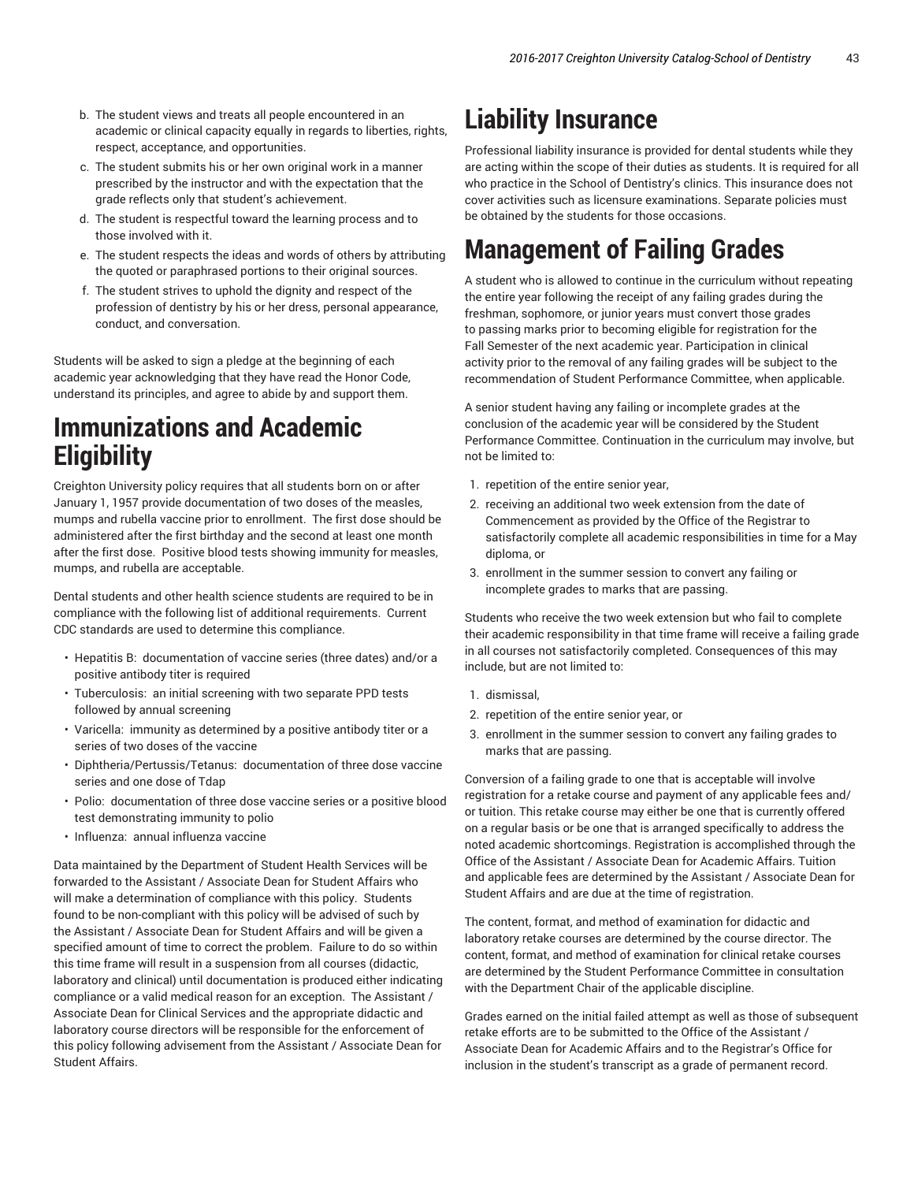b. The student views and treats all people encountered in an academic or clinical capacity equally in regards to liberties, rights, respect, acceptance, and opportunities.
c. The student submits his or her own original work in a manner prescribed by the instructor and with the expectation that the grade reflects only that student's achievement.
d. The student is respectful toward the learning process and to those involved with it.
e. The student respects the ideas and words of others by attributing the quoted or paraphrased portions to their original sources.
f. The student strives to uphold the dignity and respect of the profession of dentistry by his or her dress, personal appearance, conduct, and conversation.

Students will be asked to sign a pledge at the beginning of each academic year acknowledging that they have read the Honor Code, understand its principles, and agree to abide by and support them.

# Immunizations and Academic Eligibility

Creighton University policy requires that all students born on or after January 1, 1957 provide documentation of two doses of the measles, mumps and rubella vaccine prior to enrollment. The first dose should be administered after the first birthday and the second at least one month after the first dose. Positive blood tests showing immunity for measles, mumps, and rubella are acceptable.

Dental students and other health science students are required to be in compliance with the following list of additional requirements. Current CDC standards are used to determine this compliance.

- Hepatitis B: documentation of vaccine series (three dates) and/or a positive antibody titer is required
- Tuberculosis: an initial screening with two separate PPD tests followed by annual screening
- Varicella: immunity as determined by a positive antibody titer or a series of two doses of the vaccine
- Diphtheria/Pertussis/Tetanus: documentation of three dose vaccine series and one dose of Tdap
- Polio: documentation of three dose vaccine series or a positive blood test demonstrating immunity to polio
- Influenza: annual influenza vaccine

Data maintained by the Department of Student Health Services will be forwarded to the Assistant / Associate Dean for Student Affairs who will make a determination of compliance with this policy. Students found to be non-compliant with this policy will be advised of such by the Assistant / Associate Dean for Student Affairs and will be given a specified amount of time to correct the problem. Failure to do so within this time frame will result in a suspension from all courses (didactic, laboratory and clinical) until documentation is produced either indicating compliance or a valid medical reason for an exception. The Assistant / Associate Dean for Clinical Services and the appropriate didactic and laboratory course directors will be responsible for the enforcement of this policy following advisement from the Assistant / Associate Dean for Student Affairs.

# Liability Insurance

Professional liability insurance is provided for dental students while they are acting within the scope of their duties as students. It is required for all who practice in the School of Dentistry's clinics. This insurance does not cover activities such as licensure examinations. Separate policies must be obtained by the students for those occasions.

# Management of Failing Grades

A student who is allowed to continue in the curriculum without repeating the entire year following the receipt of any failing grades during the freshman, sophomore, or junior years must convert those grades to passing marks prior to becoming eligible for registration for the Fall Semester of the next academic year. Participation in clinical activity prior to the removal of any failing grades will be subject to the recommendation of Student Performance Committee, when applicable.

A senior student having any failing or incomplete grades at the conclusion of the academic year will be considered by the Student Performance Committee. Continuation in the curriculum may involve, but not be limited to:

1. repetition of the entire senior year,
2. receiving an additional two week extension from the date of Commencement as provided by the Office of the Registrar to satisfactorily complete all academic responsibilities in time for a May diploma, or
3. enrollment in the summer session to convert any failing or incomplete grades to marks that are passing.

Students who receive the two week extension but who fail to complete their academic responsibility in that time frame will receive a failing grade in all courses not satisfactorily completed. Consequences of this may include, but are not limited to:

1. dismissal,
2. repetition of the entire senior year, or
3. enrollment in the summer session to convert any failing grades to marks that are passing.

Conversion of a failing grade to one that is acceptable will involve registration for a retake course and payment of any applicable fees and/or tuition. This retake course may either be one that is currently offered on a regular basis or be one that is arranged specifically to address the noted academic shortcomings. Registration is accomplished through the Office of the Assistant / Associate Dean for Academic Affairs. Tuition and applicable fees are determined by the Assistant / Associate Dean for Student Affairs and are due at the time of registration.

The content, format, and method of examination for didactic and laboratory retake courses are determined by the course director. The content, format, and method of examination for clinical retake courses are determined by the Student Performance Committee in consultation with the Department Chair of the applicable discipline.

Grades earned on the initial failed attempt as well as those of subsequent retake efforts are to be submitted to the Office of the Assistant / Associate Dean for Academic Affairs and to the Registrar's Office for inclusion in the student's transcript as a grade of permanent record.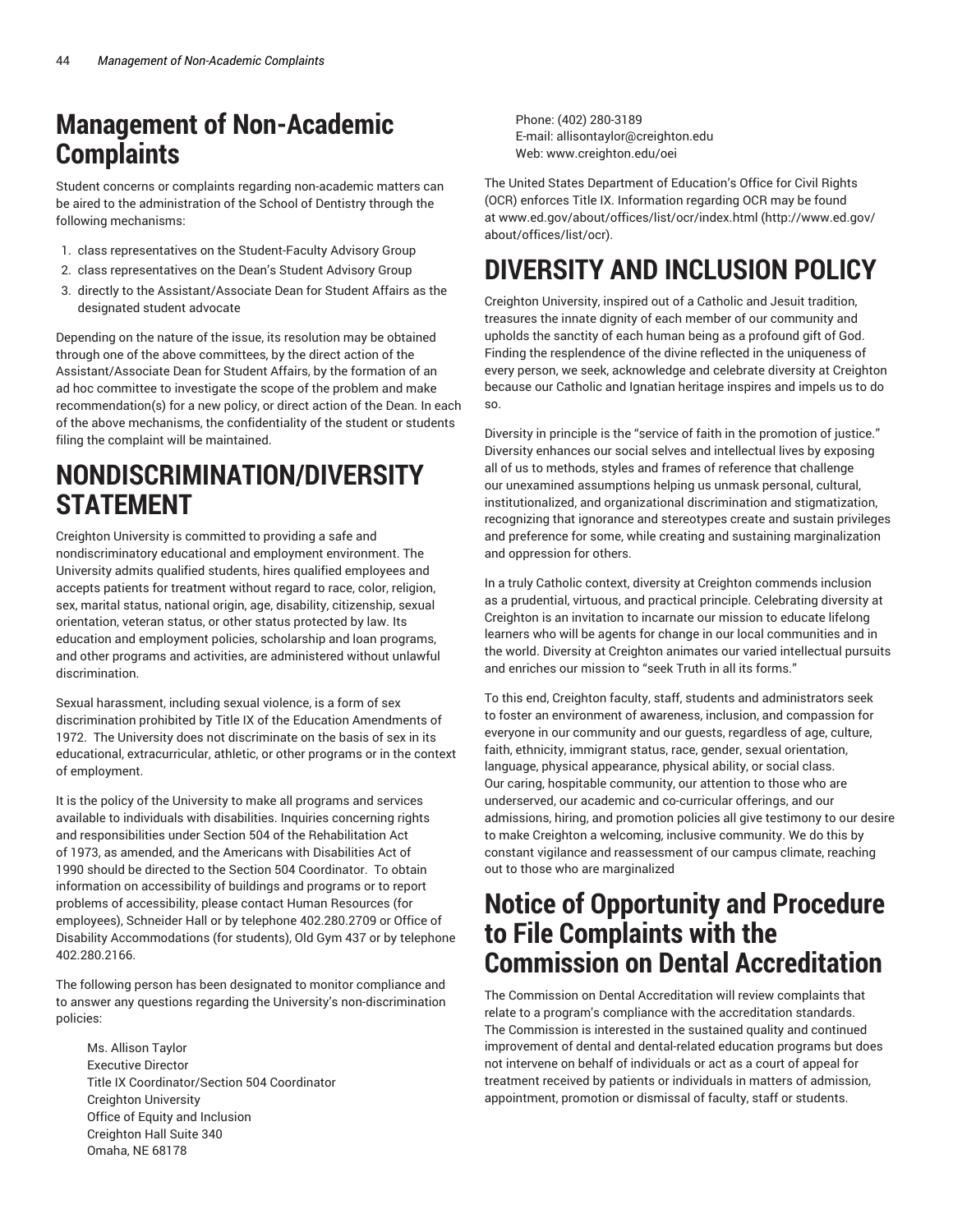# Management of Non-Academic Complaints

Student concerns or complaints regarding non-academic matters can be aired to the administration of the School of Dentistry through the following mechanisms:

1. class representatives on the Student-Faculty Advisory Group
2. class representatives on the Dean's Student Advisory Group
3. directly to the Assistant/Associate Dean for Student Affairs as the designated student advocate

Depending on the nature of the issue, its resolution may be obtained through one of the above committees, by the direct action of the Assistant/Associate Dean for Student Affairs, by the formation of an ad hoc committee to investigate the scope of the problem and make recommendation(s) for a new policy, or direct action of the Dean. In each of the above mechanisms, the confidentiality of the student or students filing the complaint will be maintained.

## NONDISCRIMINATION/DIVERSITY STATEMENT

Creighton University is committed to providing a safe and nondiscriminatory educational and employment environment. The University admits qualified students, hires qualified employees and accepts patients for treatment without regard to race, color, religion, sex, marital status, national origin, age, disability, citizenship, sexual orientation, veteran status, or other status protected by law. Its education and employment policies, scholarship and loan programs, and other programs and activities, are administered without unlawful discrimination.

Sexual harassment, including sexual violence, is a form of sex discrimination prohibited by Title IX of the Education Amendments of 1972. The University does not discriminate on the basis of sex in its educational, extracurricular, athletic, or other programs or in the context of employment.

It is the policy of the University to make all programs and services available to individuals with disabilities. Inquiries concerning rights and responsibilities under Section 504 of the Rehabilitation Act of 1973, as amended, and the Americans with Disabilities Act of 1990 should be directed to the Section 504 Coordinator. To obtain information on accessibility of buildings and programs or to report problems of accessibility, please contact Human Resources (for employees), Schneider Hall or by telephone 402.280.2709 or Office of Disability Accommodations (for students), Old Gym 437 or by telephone 402.280.2166.

The following person has been designated to monitor compliance and to answer any questions regarding the University's non-discrimination policies:

> Ms. Allison Taylor
> Executive Director
> Title IX Coordinator/Section 504 Coordinator
> Creighton University
> Office of Equity and Inclusion
> Creighton Hall Suite 340
> Omaha, NE 68178
> Phone: (402) 280-3189
> E-mail: allisontaylor@creighton.edu
> Web: www.creighton.edu/oei

The United States Department of Education's Office for Civil Rights (OCR) enforces Title IX. Information regarding OCR may be found at www.ed.gov/about/offices/list/ocr/index.html (http://www.ed.gov/about/offices/list/ocr).

## DIVERSITY AND INCLUSION POLICY

Creighton University, inspired out of a Catholic and Jesuit tradition, treasures the innate dignity of each member of our community and upholds the sanctity of each human being as a profound gift of God. Finding the resplendence of the divine reflected in the uniqueness of every person, we seek, acknowledge and celebrate diversity at Creighton because our Catholic and Ignatian heritage inspires and impels us to do so.

Diversity in principle is the "service of faith in the promotion of justice." Diversity enhances our social selves and intellectual lives by exposing all of us to methods, styles and frames of reference that challenge our unexamined assumptions helping us unmask personal, cultural, institutionalized, and organizational discrimination and stigmatization, recognizing that ignorance and stereotypes create and sustain privileges and preference for some, while creating and sustaining marginalization and oppression for others.

In a truly Catholic context, diversity at Creighton commends inclusion as a prudential, virtuous, and practical principle. Celebrating diversity at Creighton is an invitation to incarnate our mission to educate lifelong learners who will be agents for change in our local communities and in the world. Diversity at Creighton animates our varied intellectual pursuits and enriches our mission to "seek Truth in all its forms."

To this end, Creighton faculty, staff, students and administrators seek to foster an environment of awareness, inclusion, and compassion for everyone in our community and our guests, regardless of age, culture, faith, ethnicity, immigrant status, race, gender, sexual orientation, language, physical appearance, physical ability, or social class. Our caring, hospitable community, our attention to those who are underserved, our academic and co-curricular offerings, and our admissions, hiring, and promotion policies all give testimony to our desire to make Creighton a welcoming, inclusive community. We do this by constant vigilance and reassessment of our campus climate, reaching out to those who are marginalized

# Notice of Opportunity and Procedure to File Complaints with the Commission on Dental Accreditation

The Commission on Dental Accreditation will review complaints that relate to a program's compliance with the accreditation standards. The Commission is interested in the sustained quality and continued improvement of dental and dental-related education programs but does not intervene on behalf of individuals or act as a court of appeal for treatment received by patients or individuals in matters of admission, appointment, promotion or dismissal of faculty, staff or students.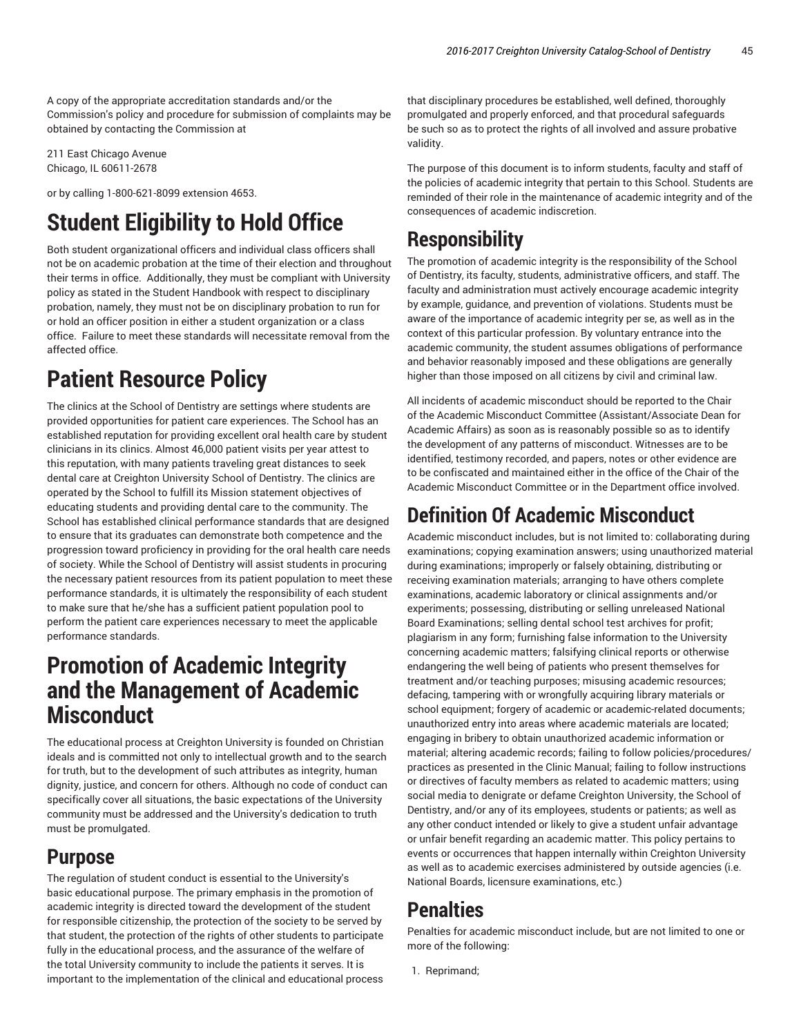A copy of the appropriate accreditation standards and/or the Commission's policy and procedure for submission of complaints may be obtained by contacting the Commission at

211 East Chicago Avenue
Chicago, IL 60611-2678

or by calling 1-800-621-8099 extension 4653.

# Student Eligibility to Hold Office

Both student organizational officers and individual class officers shall not be on academic probation at the time of their election and throughout their terms in office. Additionally, they must be compliant with University policy as stated in the Student Handbook with respect to disciplinary probation, namely, they must not be on disciplinary probation to run for or hold an officer position in either a student organization or a class office. Failure to meet these standards will necessitate removal from the affected office.

# Patient Resource Policy

The clinics at the School of Dentistry are settings where students are provided opportunities for patient care experiences. The School has an established reputation for providing excellent oral health care by student clinicians in its clinics. Almost 46,000 patient visits per year attest to this reputation, with many patients traveling great distances to seek dental care at Creighton University School of Dentistry. The clinics are operated by the School to fulfill its Mission statement objectives of educating students and providing dental care to the community. The School has established clinical performance standards that are designed to ensure that its graduates can demonstrate both competence and the progression toward proficiency in providing for the oral health care needs of society. While the School of Dentistry will assist students in procuring the necessary patient resources from its patient population to meet these performance standards, it is ultimately the responsibility of each student to make sure that he/she has a sufficient patient population pool to perform the patient care experiences necessary to meet the applicable performance standards.

# Promotion of Academic Integrity and the Management of Academic Misconduct

The educational process at Creighton University is founded on Christian ideals and is committed not only to intellectual growth and to the search for truth, but to the development of such attributes as integrity, human dignity, justice, and concern for others. Although no code of conduct can specifically cover all situations, the basic expectations of the University community must be addressed and the University's dedication to truth must be promulgated.

## Purpose

The regulation of student conduct is essential to the University's basic educational purpose. The primary emphasis in the promotion of academic integrity is directed toward the development of the student for responsible citizenship, the protection of the society to be served by that student, the protection of the rights of other students to participate fully in the educational process, and the assurance of the welfare of the total University community to include the patients it serves. It is important to the implementation of the clinical and educational process that disciplinary procedures be established, well defined, thoroughly promulgated and properly enforced, and that procedural safeguards be such so as to protect the rights of all involved and assure probative validity.

The purpose of this document is to inform students, faculty and staff of the policies of academic integrity that pertain to this School. Students are reminded of their role in the maintenance of academic integrity and of the consequences of academic indiscretion.

## Responsibility

The promotion of academic integrity is the responsibility of the School of Dentistry, its faculty, students, administrative officers, and staff. The faculty and administration must actively encourage academic integrity by example, guidance, and prevention of violations. Students must be aware of the importance of academic integrity per se, as well as in the context of this particular profession. By voluntary entrance into the academic community, the student assumes obligations of performance and behavior reasonably imposed and these obligations are generally higher than those imposed on all citizens by civil and criminal law.

All incidents of academic misconduct should be reported to the Chair of the Academic Misconduct Committee (Assistant/Associate Dean for Academic Affairs) as soon as is reasonably possible so as to identify the development of any patterns of misconduct. Witnesses are to be identified, testimony recorded, and papers, notes or other evidence are to be confiscated and maintained either in the office of the Chair of the Academic Misconduct Committee or in the Department office involved.

## Definition Of Academic Misconduct

Academic misconduct includes, but is not limited to: collaborating during examinations; copying examination answers; using unauthorized material during examinations; improperly or falsely obtaining, distributing or receiving examination materials; arranging to have others complete examinations, academic laboratory or clinical assignments and/or experiments; possessing, distributing or selling unreleased National Board Examinations; selling dental school test archives for profit; plagiarism in any form; furnishing false information to the University concerning academic matters; falsifying clinical reports or otherwise endangering the well being of patients who present themselves for treatment and/or teaching purposes; misusing academic resources; defacing, tampering with or wrongfully acquiring library materials or school equipment; forgery of academic or academic-related documents; unauthorized entry into areas where academic materials are located; engaging in bribery to obtain unauthorized academic information or material; altering academic records; failing to follow policies/procedures/practices as presented in the Clinic Manual; failing to follow instructions or directives of faculty members as related to academic matters; using social media to denigrate or defame Creighton University, the School of Dentistry, and/or any of its employees, students or patients; as well as any other conduct intended or likely to give a student unfair advantage or unfair benefit regarding an academic matter. This policy pertains to events or occurrences that happen internally within Creighton University as well as to academic exercises administered by outside agencies (i.e. National Boards, licensure examinations, etc.)

## Penalties

Penalties for academic misconduct include, but are not limited to one or more of the following:

1. Reprimand;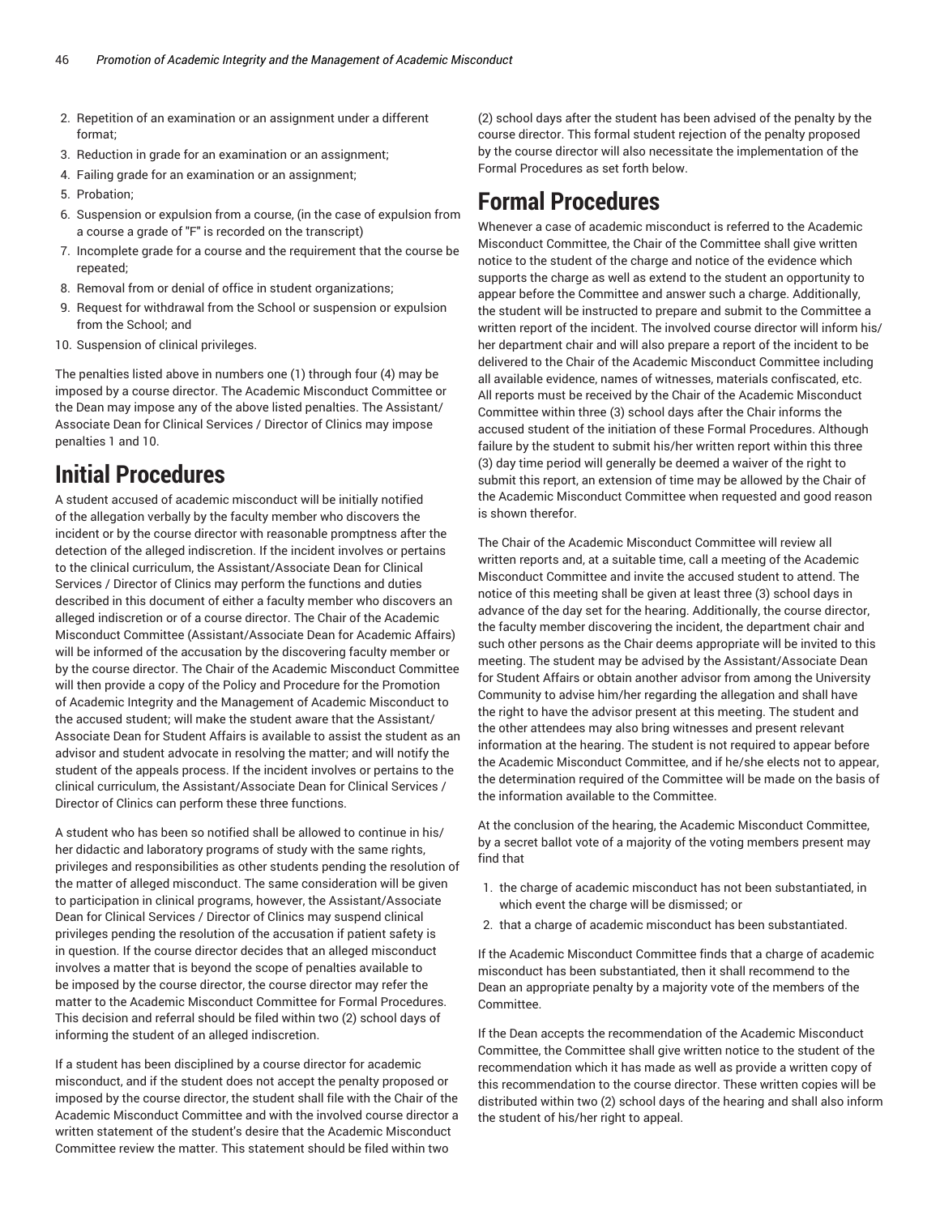2. Repetition of an examination or an assignment under a different format;
3. Reduction in grade for an examination or an assignment;
4. Failing grade for an examination or an assignment;
5. Probation;
6. Suspension or expulsion from a course, (in the case of expulsion from a course a grade of "F" is recorded on the transcript)
7. Incomplete grade for a course and the requirement that the course be repeated;
8. Removal from or denial of office in student organizations;
9. Request for withdrawal from the School or suspension or expulsion from the School; and
10. Suspension of clinical privileges.

The penalties listed above in numbers one (1) through four (4) may be imposed by a course director. The Academic Misconduct Committee or the Dean may impose any of the above listed penalties. The Assistant/ Associate Dean for Clinical Services / Director of Clinics may impose penalties 1 and 10.

## Initial Procedures

A student accused of academic misconduct will be initially notified of the allegation verbally by the faculty member who discovers the incident or by the course director with reasonable promptness after the detection of the alleged indiscretion. If the incident involves or pertains to the clinical curriculum, the Assistant/Associate Dean for Clinical Services / Director of Clinics may perform the functions and duties described in this document of either a faculty member who discovers an alleged indiscretion or of a course director. The Chair of the Academic Misconduct Committee (Assistant/Associate Dean for Academic Affairs) will be informed of the accusation by the discovering faculty member or by the course director. The Chair of the Academic Misconduct Committee will then provide a copy of the Policy and Procedure for the Promotion of Academic Integrity and the Management of Academic Misconduct to the accused student; will make the student aware that the Assistant/ Associate Dean for Student Affairs is available to assist the student as an advisor and student advocate in resolving the matter; and will notify the student of the appeals process. If the incident involves or pertains to the clinical curriculum, the Assistant/Associate Dean for Clinical Services / Director of Clinics can perform these three functions.

A student who has been so notified shall be allowed to continue in his/ her didactic and laboratory programs of study with the same rights, privileges and responsibilities as other students pending the resolution of the matter of alleged misconduct. The same consideration will be given to participation in clinical programs, however, the Assistant/Associate Dean for Clinical Services / Director of Clinics may suspend clinical privileges pending the resolution of the accusation if patient safety is in question. If the course director decides that an alleged misconduct involves a matter that is beyond the scope of penalties available to be imposed by the course director, the course director may refer the matter to the Academic Misconduct Committee for Formal Procedures. This decision and referral should be filed within two (2) school days of informing the student of an alleged indiscretion.

If a student has been disciplined by a course director for academic misconduct, and if the student does not accept the penalty proposed or imposed by the course director, the student shall file with the Chair of the Academic Misconduct Committee and with the involved course director a written statement of the student's desire that the Academic Misconduct Committee review the matter. This statement should be filed within two (2) school days after the student has been advised of the penalty by the course director. This formal student rejection of the penalty proposed by the course director will also necessitate the implementation of the Formal Procedures as set forth below.

## Formal Procedures

Whenever a case of academic misconduct is referred to the Academic Misconduct Committee, the Chair of the Committee shall give written notice to the student of the charge and notice of the evidence which supports the charge as well as extend to the student an opportunity to appear before the Committee and answer such a charge. Additionally, the student will be instructed to prepare and submit to the Committee a written report of the incident. The involved course director will inform his/ her department chair and will also prepare a report of the incident to be delivered to the Chair of the Academic Misconduct Committee including all available evidence, names of witnesses, materials confiscated, etc. All reports must be received by the Chair of the Academic Misconduct Committee within three (3) school days after the Chair informs the accused student of the initiation of these Formal Procedures. Although failure by the student to submit his/her written report within this three (3) day time period will generally be deemed a waiver of the right to submit this report, an extension of time may be allowed by the Chair of the Academic Misconduct Committee when requested and good reason is shown therefor.

The Chair of the Academic Misconduct Committee will review all written reports and, at a suitable time, call a meeting of the Academic Misconduct Committee and invite the accused student to attend. The notice of this meeting shall be given at least three (3) school days in advance of the day set for the hearing. Additionally, the course director, the faculty member discovering the incident, the department chair and such other persons as the Chair deems appropriate will be invited to this meeting. The student may be advised by the Assistant/Associate Dean for Student Affairs or obtain another advisor from among the University Community to advise him/her regarding the allegation and shall have the right to have the advisor present at this meeting. The student and the other attendees may also bring witnesses and present relevant information at the hearing. The student is not required to appear before the Academic Misconduct Committee, and if he/she elects not to appear, the determination required of the Committee will be made on the basis of the information available to the Committee.

At the conclusion of the hearing, the Academic Misconduct Committee, by a secret ballot vote of a majority of the voting members present may find that

1. the charge of academic misconduct has not been substantiated, in which event the charge will be dismissed; or
2. that a charge of academic misconduct has been substantiated.

If the Academic Misconduct Committee finds that a charge of academic misconduct has been substantiated, then it shall recommend to the Dean an appropriate penalty by a majority vote of the members of the Committee.

If the Dean accepts the recommendation of the Academic Misconduct Committee, the Committee shall give written notice to the student of the recommendation which it has made as well as provide a written copy of this recommendation to the course director. These written copies will be distributed within two (2) school days of the hearing and shall also inform the student of his/her right to appeal.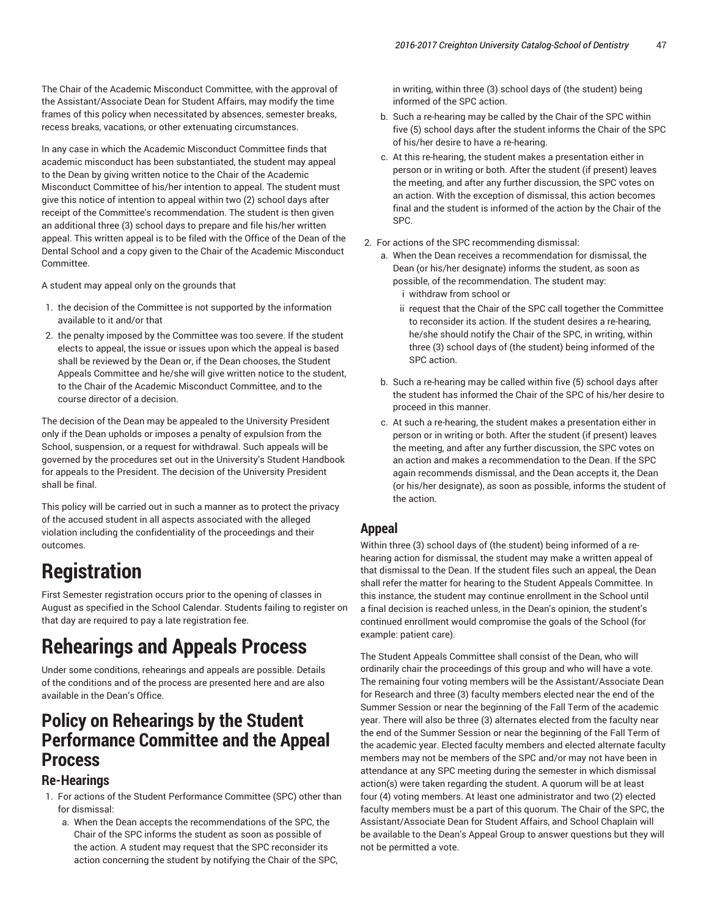The Chair of the Academic Misconduct Committee, with the approval of the Assistant/Associate Dean for Student Affairs, may modify the time frames of this policy when necessitated by absences, semester breaks, recess breaks, vacations, or other extenuating circumstances.

In any case in which the Academic Misconduct Committee finds that academic misconduct has been substantiated, the student may appeal to the Dean by giving written notice to the Chair of the Academic Misconduct Committee of his/her intention to appeal. The student must give this notice of intention to appeal within two (2) school days after receipt of the Committee's recommendation. The student is then given an additional three (3) school days to prepare and file his/her written appeal. This written appeal is to be filed with the Office of the Dean of the Dental School and a copy given to the Chair of the Academic Misconduct Committee.

A student may appeal only on the grounds that

1. the decision of the Committee is not supported by the information available to it and/or that
2. the penalty imposed by the Committee was too severe. If the student elects to appeal, the issue or issues upon which the appeal is based shall be reviewed by the Dean or, if the Dean chooses, the Student Appeals Committee and he/she will give written notice to the student, to the Chair of the Academic Misconduct Committee, and to the course director of a decision.

The decision of the Dean may be appealed to the University President only if the Dean upholds or imposes a penalty of expulsion from the School, suspension, or a request for withdrawal. Such appeals will be governed by the procedures set out in the University's Student Handbook for appeals to the President. The decision of the University President shall be final.

This policy will be carried out in such a manner as to protect the privacy of the accused student in all aspects associated with the alleged violation including the confidentiality of the proceedings and their outcomes.

# Registration

First Semester registration occurs prior to the opening of classes in August as specified in the School Calendar. Students failing to register on that day are required to pay a late registration fee.

# Rehearings and Appeals Process

Under some conditions, rehearings and appeals are possible. Details of the conditions and of the process are presented here and are also available in the Dean's Office.

## Policy on Rehearings by the Student Performance Committee and the Appeal Process

### Re-Hearings

1. For actions of the Student Performance Committee (SPC) other than for dismissal:
   a. When the Dean accepts the recommendations of the SPC, the Chair of the SPC informs the student as soon as possible of the action. A student may request that the SPC reconsider its action concerning the student by notifying the Chair of the SPC, in writing, within three (3) school days of (the student) being informed of the SPC action.
   b. Such a re-hearing may be called by the Chair of the SPC within five (5) school days after the student informs the Chair of the SPC of his/her desire to have a re-hearing.
   c. At this re-hearing, the student makes a presentation either in person or in writing or both. After the student (if present) leaves the meeting, and after any further discussion, the SPC votes on an action. With the exception of dismissal, this action becomes final and the student is informed of the action by the Chair of the SPC.
2. For actions of the SPC recommending dismissal:
   a. When the Dean receives a recommendation for dismissal, the Dean (or his/her designate) informs the student, as soon as possible, of the recommendation. The student may:
      i withdraw from school or
      ii request that the Chair of the SPC call together the Committee to reconsider its action. If the student desires a re-hearing, he/she should notify the Chair of the SPC, in writing, within three (3) school days of (the student) being informed of the SPC action.
   b. Such a re-hearing may be called within five (5) school days after the student has informed the Chair of the SPC of his/her desire to proceed in this manner.
   c. At such a re-hearing, the student makes a presentation either in person or in writing or both. After the student (if present) leaves the meeting, and after any further discussion, the SPC votes on an action and makes a recommendation to the Dean. If the SPC again recommends dismissal, and the Dean accepts it, the Dean (or his/her designate), as soon as possible, informs the student of the action.

### Appeal

Within three (3) school days of (the student) being informed of a re-hearing action for dismissal, the student may make a written appeal of that dismissal to the Dean. If the student files such an appeal, the Dean shall refer the matter for hearing to the Student Appeals Committee. In this instance, the student may continue enrollment in the School until a final decision is reached unless, in the Dean's opinion, the student's continued enrollment would compromise the goals of the School (for example: patient care).

The Student Appeals Committee shall consist of the Dean, who will ordinarily chair the proceedings of this group and who will have a vote. The remaining four voting members will be the Assistant/Associate Dean for Research and three (3) faculty members elected near the end of the Summer Session or near the beginning of the Fall Term of the academic year. There will also be three (3) alternates elected from the faculty near the end of the Summer Session or near the beginning of the Fall Term of the academic year. Elected faculty members and elected alternate faculty members may not be members of the SPC and/or may not have been in attendance at any SPC meeting during the semester in which dismissal action(s) were taken regarding the student. A quorum will be at least four (4) voting members. At least one administrator and two (2) elected faculty members must be a part of this quorum. The Chair of the SPC, the Assistant/Associate Dean for Student Affairs, and School Chaplain will be available to the Dean's Appeal Group to answer questions but they will not be permitted a vote.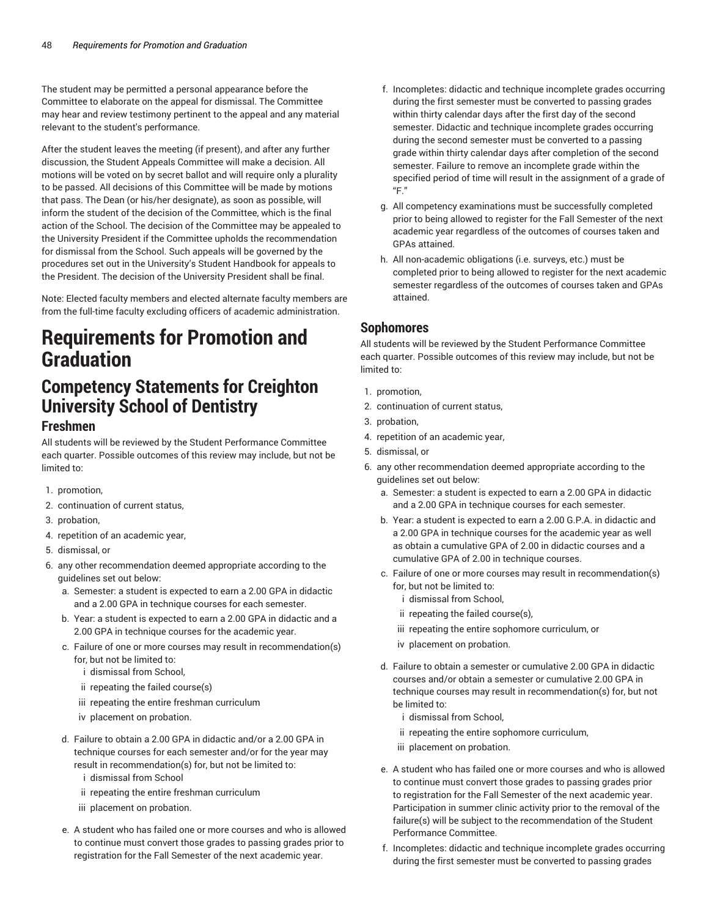The student may be permitted a personal appearance before the Committee to elaborate on the appeal for dismissal. The Committee may hear and review testimony pertinent to the appeal and any material relevant to the student's performance.

After the student leaves the meeting (if present), and after any further discussion, the Student Appeals Committee will make a decision. All motions will be voted on by secret ballot and will require only a plurality to be passed. All decisions of this Committee will be made by motions that pass. The Dean (or his/her designate), as soon as possible, will inform the student of the decision of the Committee, which is the final action of the School. The decision of the Committee may be appealed to the University President if the Committee upholds the recommendation for dismissal from the School. Such appeals will be governed by the procedures set out in the University's Student Handbook for appeals to the President. The decision of the University President shall be final.

Note: Elected faculty members and elected alternate faculty members are from the full-time faculty excluding officers of academic administration.

# Requirements for Promotion and Graduation

## Competency Statements for Creighton University School of Dentistry

### Freshmen

All students will be reviewed by the Student Performance Committee each quarter. Possible outcomes of this review may include, but not be limited to:

1. promotion,
2. continuation of current status,
3. probation,
4. repetition of an academic year,
5. dismissal, or
6. any other recommendation deemed appropriate according to the guidelines set out below:
   a. Semester: a student is expected to earn a 2.00 GPA in didactic and a 2.00 GPA in technique courses for each semester.
   b. Year: a student is expected to earn a 2.00 GPA in didactic and a 2.00 GPA in technique courses for the academic year.
   c. Failure of one or more courses may result in recommendation(s) for, but not be limited to:
      i dismissal from School,
      ii repeating the failed course(s)
      iii repeating the entire freshman curriculum
      iv placement on probation.
   d. Failure to obtain a 2.00 GPA in didactic and/or a 2.00 GPA in technique courses for each semester and/or for the year may result in recommendation(s) for, but not be limited to:
      i dismissal from School
      ii repeating the entire freshman curriculum
      iii placement on probation.
   e. A student who has failed one or more courses and who is allowed to continue must convert those grades to passing grades prior to registration for the Fall Semester of the next academic year.
   f. Incompletes: didactic and technique incomplete grades occurring during the first semester must be converted to passing grades within thirty calendar days after the first day of the second semester. Didactic and technique incomplete grades occurring during the second semester must be converted to a passing grade within thirty calendar days after completion of the second semester. Failure to remove an incomplete grade within the specified period of time will result in the assignment of a grade of "F."
   g. All competency examinations must be successfully completed prior to being allowed to register for the Fall Semester of the next academic year regardless of the outcomes of courses taken and GPAs attained.
   h. All non-academic obligations (i.e. surveys, etc.) must be completed prior to being allowed to register for the next academic semester regardless of the outcomes of courses taken and GPAs attained.

### Sophomores

All students will be reviewed by the Student Performance Committee each quarter. Possible outcomes of this review may include, but not be limited to:

1. promotion,
2. continuation of current status,
3. probation,
4. repetition of an academic year,
5. dismissal, or
6. any other recommendation deemed appropriate according to the guidelines set out below:
   a. Semester: a student is expected to earn a 2.00 GPA in didactic and a 2.00 GPA in technique courses for each semester.
   b. Year: a student is expected to earn a 2.00 G.P.A. in didactic and a 2.00 GPA in technique courses for the academic year as well as obtain a cumulative GPA of 2.00 in didactic courses and a cumulative GPA of 2.00 in technique courses.
   c. Failure of one or more courses may result in recommendation(s) for, but not be limited to:
      i dismissal from School,
      ii repeating the failed course(s),
      iii repeating the entire sophomore curriculum, or
      iv placement on probation.
   d. Failure to obtain a semester or cumulative 2.00 GPA in didactic courses and/or obtain a semester or cumulative 2.00 GPA in technique courses may result in recommendation(s) for, but not be limited to:
      i dismissal from School,
      ii repeating the entire sophomore curriculum,
      iii placement on probation.
   e. A student who has failed one or more courses and who is allowed to continue must convert those grades to passing grades prior to registration for the Fall Semester of the next academic year. Participation in summer clinic activity prior to the removal of the failure(s) will be subject to the recommendation of the Student Performance Committee.
   f. Incompletes: didactic and technique incomplete grades occurring during the first semester must be converted to passing grades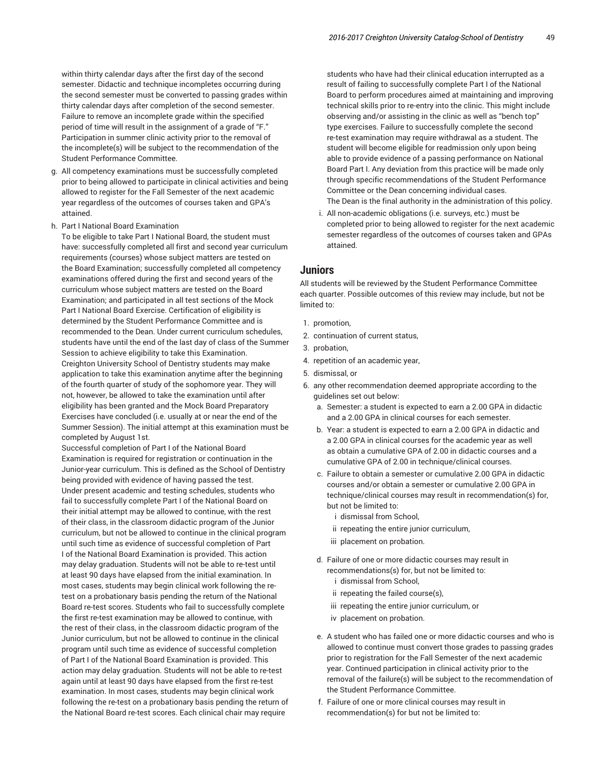within thirty calendar days after the first day of the second semester. Didactic and technique incompletes occurring during the second semester must be converted to passing grades within thirty calendar days after completion of the second semester. Failure to remove an incomplete grade within the specified period of time will result in the assignment of a grade of "F." Participation in summer clinic activity prior to the removal of the incomplete(s) will be subject to the recommendation of the Student Performance Committee.

g. All competency examinations must be successfully completed prior to being allowed to participate in clinical activities and being allowed to register for the Fall Semester of the next academic year regardless of the outcomes of courses taken and GPA's attained.

h. Part I National Board Examination
To be eligible to take Part I National Board, the student must have: successfully completed all first and second year curriculum requirements (courses) whose subject matters are tested on the Board Examination; successfully completed all competency examinations offered during the first and second years of the curriculum whose subject matters are tested on the Board Examination; and participated in all test sections of the Mock Part I National Board Exercise. Certification of eligibility is determined by the Student Performance Committee and is recommended to the Dean. Under current curriculum schedules, students have until the end of the last day of class of the Summer Session to achieve eligibility to take this Examination. Creighton University School of Dentistry students may make application to take this examination anytime after the beginning of the fourth quarter of study of the sophomore year. They will not, however, be allowed to take the examination until after eligibility has been granted and the Mock Board Preparatory Exercises have concluded (i.e. usually at or near the end of the Summer Session). The initial attempt at this examination must be completed by August 1st.
Successful completion of Part I of the National Board Examination is required for registration or continuation in the Junior-year curriculum. This is defined as the School of Dentistry being provided with evidence of having passed the test. Under present academic and testing schedules, students who fail to successfully complete Part I of the National Board on their initial attempt may be allowed to continue, with the rest of their class, in the classroom didactic program of the Junior curriculum, but not be allowed to continue in the clinical program until such time as evidence of successful completion of Part I of the National Board Examination is provided. This action may delay graduation. Students will not be able to re-test until at least 90 days have elapsed from the initial examination. In most cases, students may begin clinical work following the re-test on a probationary basis pending the return of the National Board re-test scores. Students who fail to successfully complete the first re-test examination may be allowed to continue, with the rest of their class, in the classroom didactic program of the Junior curriculum, but not be allowed to continue in the clinical program until such time as evidence of successful completion of Part I of the National Board Examination is provided. This action may delay graduation. Students will not be able to re-test again until at least 90 days have elapsed from the first re-test examination. In most cases, students may begin clinical work following the re-test on a probationary basis pending the return of the National Board re-test scores. Each clinical chair may require students who have had their clinical education interrupted as a result of failing to successfully complete Part I of the National Board to perform procedures aimed at maintaining and improving technical skills prior to re-entry into the clinic. This might include observing and/or assisting in the clinic as well as "bench top" type exercises. Failure to successfully complete the second re-test examination may require withdrawal as a student. The student will become eligible for readmission only upon being able to provide evidence of a passing performance on National Board Part I. Any deviation from this practice will be made only through specific recommendations of the Student Performance Committee or the Dean concerning individual cases.
The Dean is the final authority in the administration of this policy.

i. All non-academic obligations (i.e. surveys, etc.) must be completed prior to being allowed to register for the next academic semester regardless of the outcomes of courses taken and GPAs attained.

## Juniors

All students will be reviewed by the Student Performance Committee each quarter. Possible outcomes of this review may include, but not be limited to:

1. promotion,
2. continuation of current status,
3. probation,
4. repetition of an academic year,
5. dismissal, or
6. any other recommendation deemed appropriate according to the guidelines set out below:
   a. Semester: a student is expected to earn a 2.00 GPA in didactic and a 2.00 GPA in clinical courses for each semester.
   b. Year: a student is expected to earn a 2.00 GPA in didactic and a 2.00 GPA in clinical courses for the academic year as well as obtain a cumulative GPA of 2.00 in didactic courses and a cumulative GPA of 2.00 in technique/clinical courses.
   c. Failure to obtain a semester or cumulative 2.00 GPA in didactic courses and/or obtain a semester or cumulative 2.00 GPA in technique/clinical courses may result in recommendation(s) for, but not be limited to:
      i dismissal from School,
      ii repeating the entire junior curriculum,
      iii placement on probation.
   d. Failure of one or more didactic courses may result in recommendations(s) for, but not be limited to:
      i dismissal from School,
      ii repeating the failed course(s),
      iii repeating the entire junior curriculum, or
      iv placement on probation.
   e. A student who has failed one or more didactic courses and who is allowed to continue must convert those grades to passing grades prior to registration for the Fall Semester of the next academic year. Continued participation in clinical activity prior to the removal of the failure(s) will be subject to the recommendation of the Student Performance Committee.
   f. Failure of one or more clinical courses may result in recommendation(s) for but not be limited to: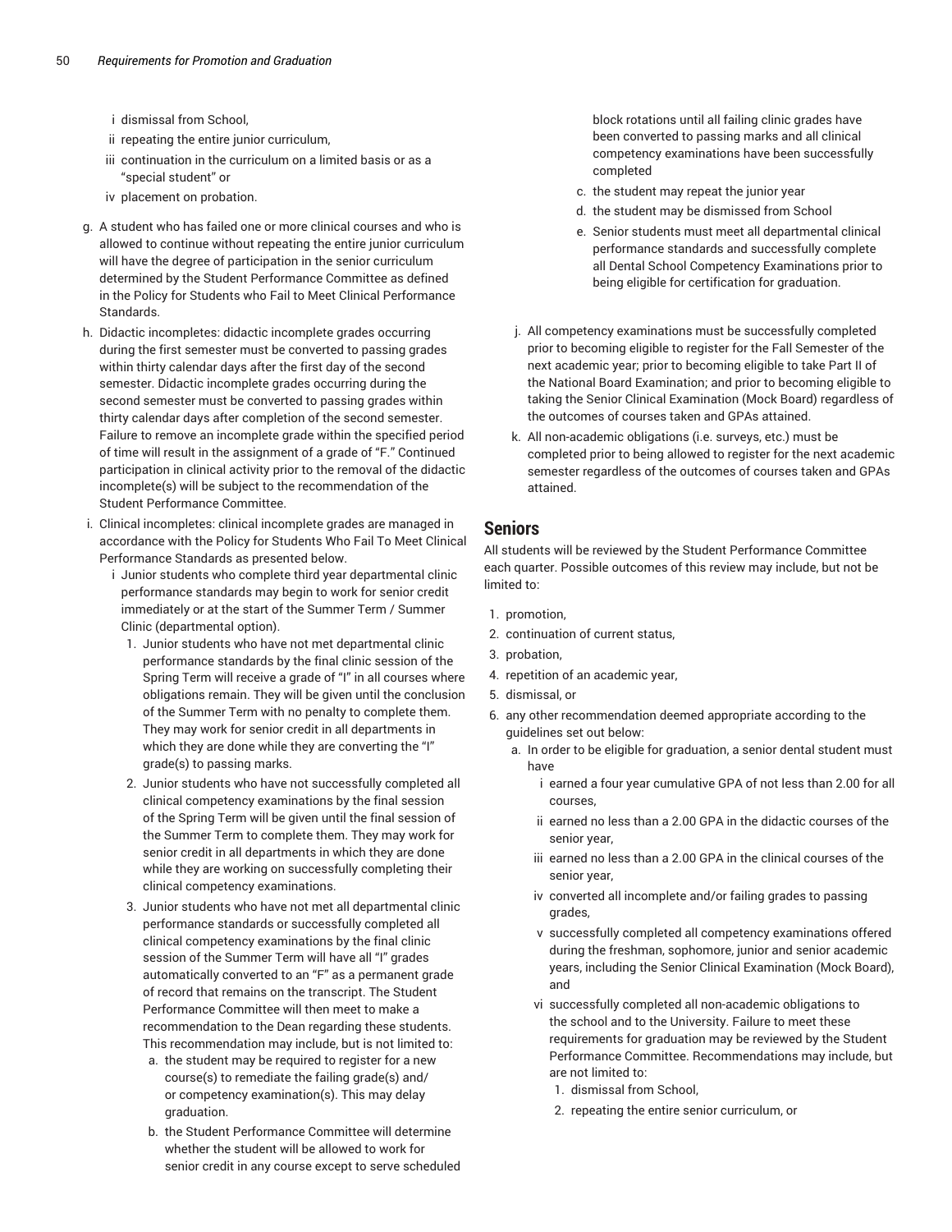- i dismissal from School,
- ii repeating the entire junior curriculum,
- iii continuation in the curriculum on a limited basis or as a "special student" or
- iv placement on probation.

g. A student who has failed one or more clinical courses and who is allowed to continue without repeating the entire junior curriculum will have the degree of participation in the senior curriculum determined by the Student Performance Committee as defined in the Policy for Students who Fail to Meet Clinical Performance Standards.

h. Didactic incompletes: didactic incomplete grades occurring during the first semester must be converted to passing grades within thirty calendar days after the first day of the second semester. Didactic incomplete grades occurring during the second semester must be converted to passing grades within thirty calendar days after completion of the second semester. Failure to remove an incomplete grade within the specified period of time will result in the assignment of a grade of "F." Continued participation in clinical activity prior to the removal of the didactic incomplete(s) will be subject to the recommendation of the Student Performance Committee.

i. Clinical incompletes: clinical incomplete grades are managed in accordance with the Policy for Students Who Fail To Meet Clinical Performance Standards as presented below.
   - i Junior students who complete third year departmental clinic performance standards may begin to work for senior credit immediately or at the start of the Summer Term / Summer Clinic (departmental option).
     1. Junior students who have not met departmental clinic performance standards by the final clinic session of the Spring Term will receive a grade of "I" in all courses where obligations remain. They will be given until the conclusion of the Summer Term with no penalty to complete them. They may work for senior credit in all departments in which they are done while they are converting the "I" grade(s) to passing marks.
     2. Junior students who have not successfully completed all clinical competency examinations by the final session of the Spring Term will be given until the final session of the Summer Term to complete them. They may work for senior credit in all departments in which they are done while they are working on successfully completing their clinical competency examinations.
     3. Junior students who have not met all departmental clinic performance standards or successfully completed all clinical competency examinations by the final clinic session of the Summer Term will have all "I" grades automatically converted to an "F" as a permanent grade of record that remains on the transcript. The Student Performance Committee will then meet to make a recommendation to the Dean regarding these students. This recommendation may include, but is not limited to:
        a. the student may be required to register for a new course(s) to remediate the failing grade(s) and/or competency examination(s). This may delay graduation.
        b. the Student Performance Committee will determine whether the student will be allowed to work for senior credit in any course except to serve scheduled block rotations until all failing clinic grades have been converted to passing marks and all clinical competency examinations have been successfully completed
        c. the student may repeat the junior year
        d. the student may be dismissed from School
        e. Senior students must meet all departmental clinical performance standards and successfully complete all Dental School Competency Examinations prior to being eligible for certification for graduation.

j. All competency examinations must be successfully completed prior to becoming eligible to register for the Fall Semester of the next academic year; prior to becoming eligible to take Part II of the National Board Examination; and prior to becoming eligible to taking the Senior Clinical Examination (Mock Board) regardless of the outcomes of courses taken and GPAs attained.

k. All non-academic obligations (i.e. surveys, etc.) must be completed prior to being allowed to register for the next academic semester regardless of the outcomes of courses taken and GPAs attained.

## Seniors

All students will be reviewed by the Student Performance Committee each quarter. Possible outcomes of this review may include, but not be limited to:

1. promotion,
2. continuation of current status,
3. probation,
4. repetition of an academic year,
5. dismissal, or
6. any other recommendation deemed appropriate according to the guidelines set out below:
   a. In order to be eligible for graduation, a senior dental student must have
      - i earned a four year cumulative GPA of not less than 2.00 for all courses,
      - ii earned no less than a 2.00 GPA in the didactic courses of the senior year,
      - iii earned no less than a 2.00 GPA in the clinical courses of the senior year,
      - iv converted all incomplete and/or failing grades to passing grades,
      - v successfully completed all competency examinations offered during the freshman, sophomore, junior and senior academic years, including the Senior Clinical Examination (Mock Board), and
      - vi successfully completed all non-academic obligations to the school and to the University. Failure to meet these requirements for graduation may be reviewed by the Student Performance Committee. Recommendations may include, but are not limited to:
        1. dismissal from School,
        2. repeating the entire senior curriculum, or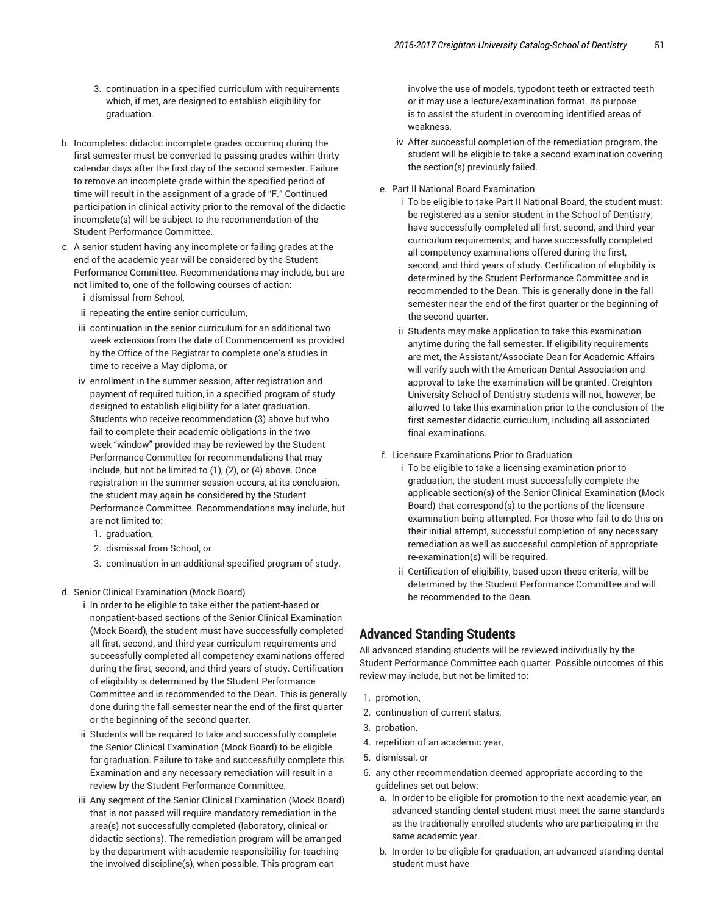3. continuation in a specified curriculum with requirements which, if met, are designed to establish eligibility for graduation.

b. Incompletes: didactic incomplete grades occurring during the first semester must be converted to passing grades within thirty calendar days after the first day of the second semester. Failure to remove an incomplete grade within the specified period of time will result in the assignment of a grade of "F." Continued participation in clinical activity prior to the removal of the didactic incomplete(s) will be subject to the recommendation of the Student Performance Committee.

c. A senior student having any incomplete or failing grades at the end of the academic year will be considered by the Student Performance Committee. Recommendations may include, but are not limited to, one of the following courses of action:
   - i dismissal from School,
   - ii repeating the entire senior curriculum,
   - iii continuation in the senior curriculum for an additional two week extension from the date of Commencement as provided by the Office of the Registrar to complete one's studies in time to receive a May diploma, or
   - iv enrollment in the summer session, after registration and payment of required tuition, in a specified program of study designed to establish eligibility for a later graduation. Students who receive recommendation (3) above but who fail to complete their academic obligations in the two week "window" provided may be reviewed by the Student Performance Committee for recommendations that may include, but not be limited to (1), (2), or (4) above. Once registration in the summer session occurs, at its conclusion, the student may again be considered by the Student Performance Committee. Recommendations may include, but are not limited to:
     1. graduation,
     2. dismissal from School, or
     3. continuation in an additional specified program of study.

d. Senior Clinical Examination (Mock Board)
   - i In order to be eligible to take either the patient-based or nonpatient-based sections of the Senior Clinical Examination (Mock Board), the student must have successfully completed all first, second, and third year curriculum requirements and successfully completed all competency examinations offered during the first, second, and third years of study. Certification of eligibility is determined by the Student Performance Committee and is recommended to the Dean. This is generally done during the fall semester near the end of the first quarter or the beginning of the second quarter.
   - ii Students will be required to take and successfully complete the Senior Clinical Examination (Mock Board) to be eligible for graduation. Failure to take and successfully complete this Examination and any necessary remediation will result in a review by the Student Performance Committee.
   - iii Any segment of the Senior Clinical Examination (Mock Board) that is not passed will require mandatory remediation in the area(s) not successfully completed (laboratory, clinical or didactic sections). The remediation program will be arranged by the department with academic responsibility for teaching the involved discipline(s), when possible. This program can involve the use of models, typodont teeth or extracted teeth or it may use a lecture/examination format. Its purpose is to assist the student in overcoming identified areas of weakness.
   - iv After successful completion of the remediation program, the student will be eligible to take a second examination covering the section(s) previously failed.

e. Part II National Board Examination
   - i To be eligible to take Part II National Board, the student must: be registered as a senior student in the School of Dentistry; have successfully completed all first, second, and third year curriculum requirements; and have successfully completed all competency examinations offered during the first, second, and third years of study. Certification of eligibility is determined by the Student Performance Committee and is recommended to the Dean. This is generally done in the fall semester near the end of the first quarter or the beginning of the second quarter.
   - ii Students may make application to take this examination anytime during the fall semester. If eligibility requirements are met, the Assistant/Associate Dean for Academic Affairs will verify such with the American Dental Association and approval to take the examination will be granted. Creighton University School of Dentistry students will not, however, be allowed to take this examination prior to the conclusion of the first semester didactic curriculum, including all associated final examinations.

f. Licensure Examinations Prior to Graduation
   - i To be eligible to take a licensing examination prior to graduation, the student must successfully complete the applicable section(s) of the Senior Clinical Examination (Mock Board) that correspond(s) to the portions of the licensure examination being attempted. For those who fail to do this on their initial attempt, successful completion of any necessary remediation as well as successful completion of appropriate re-examination(s) will be required.
   - ii Certification of eligibility, based upon these criteria, will be determined by the Student Performance Committee and will be recommended to the Dean.

## Advanced Standing Students

All advanced standing students will be reviewed individually by the Student Performance Committee each quarter. Possible outcomes of this review may include, but not be limited to:

1. promotion,
2. continuation of current status,
3. probation,
4. repetition of an academic year,
5. dismissal, or
6. any other recommendation deemed appropriate according to the guidelines set out below:
   a. In order to be eligible for promotion to the next academic year, an advanced standing dental student must meet the same standards as the traditionally enrolled students who are participating in the same academic year.
   b. In order to be eligible for graduation, an advanced standing dental student must have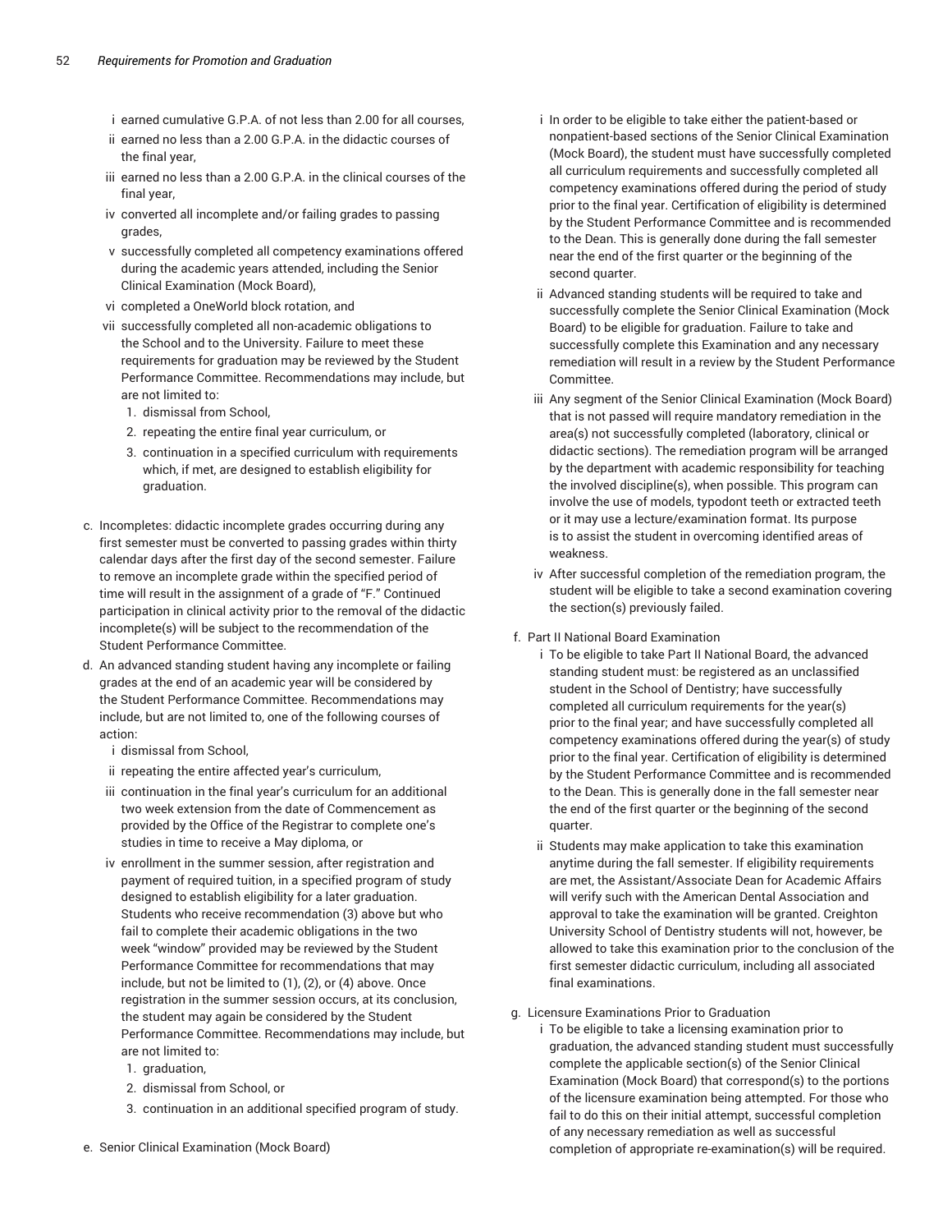i earned cumulative G.P.A. of not less than 2.00 for all courses,

ii earned no less than a 2.00 G.P.A. in the didactic courses of the final year,

iii earned no less than a 2.00 G.P.A. in the clinical courses of the final year,

iv converted all incomplete and/or failing grades to passing grades,

v successfully completed all competency examinations offered during the academic years attended, including the Senior Clinical Examination (Mock Board),

vi completed a OneWorld block rotation, and

vii successfully completed all non-academic obligations to the School and to the University. Failure to meet these requirements for graduation may be reviewed by the Student Performance Committee. Recommendations may include, but are not limited to:

1. dismissal from School,
2. repeating the entire final year curriculum, or
3. continuation in a specified curriculum with requirements which, if met, are designed to establish eligibility for graduation.

c. Incompletes: didactic incomplete grades occurring during any first semester must be converted to passing grades within thirty calendar days after the first day of the second semester. Failure to remove an incomplete grade within the specified period of time will result in the assignment of a grade of "F." Continued participation in clinical activity prior to the removal of the didactic incomplete(s) will be subject to the recommendation of the Student Performance Committee.

d. An advanced standing student having any incomplete or failing grades at the end of an academic year will be considered by the Student Performance Committee. Recommendations may include, but are not limited to, one of the following courses of action:

i dismissal from School,

ii repeating the entire affected year's curriculum,

iii continuation in the final year's curriculum for an additional two week extension from the date of Commencement as provided by the Office of the Registrar to complete one's studies in time to receive a May diploma, or

iv enrollment in the summer session, after registration and payment of required tuition, in a specified program of study designed to establish eligibility for a later graduation. Students who receive recommendation (3) above but who fail to complete their academic obligations in the two week "window" provided may be reviewed by the Student Performance Committee for recommendations that may include, but not be limited to (1), (2), or (4) above. Once registration in the summer session occurs, at its conclusion, the student may again be considered by the Student Performance Committee. Recommendations may include, but are not limited to:

1. graduation,
2. dismissal from School, or
3. continuation in an additional specified program of study.

e. Senior Clinical Examination (Mock Board)

i In order to be eligible to take either the patient-based or nonpatient-based sections of the Senior Clinical Examination (Mock Board), the student must have successfully completed all curriculum requirements and successfully completed all competency examinations offered during the period of study prior to the final year. Certification of eligibility is determined by the Student Performance Committee and is recommended to the Dean. This is generally done during the fall semester near the end of the first quarter or the beginning of the second quarter.

ii Advanced standing students will be required to take and successfully complete the Senior Clinical Examination (Mock Board) to be eligible for graduation. Failure to take and successfully complete this Examination and any necessary remediation will result in a review by the Student Performance Committee.

iii Any segment of the Senior Clinical Examination (Mock Board) that is not passed will require mandatory remediation in the area(s) not successfully completed (laboratory, clinical or didactic sections). The remediation program will be arranged by the department with academic responsibility for teaching the involved discipline(s), when possible. This program can involve the use of models, typodont teeth or extracted teeth or it may use a lecture/examination format. Its purpose is to assist the student in overcoming identified areas of weakness.

iv After successful completion of the remediation program, the student will be eligible to take a second examination covering the section(s) previously failed.

f. Part II National Board Examination

i To be eligible to take Part II National Board, the advanced standing student must: be registered as an unclassified student in the School of Dentistry; have successfully completed all curriculum requirements for the year(s) prior to the final year; and have successfully completed all competency examinations offered during the year(s) of study prior to the final year. Certification of eligibility is determined by the Student Performance Committee and is recommended to the Dean. This is generally done in the fall semester near the end of the first quarter or the beginning of the second quarter.

ii Students may make application to take this examination anytime during the fall semester. If eligibility requirements are met, the Assistant/Associate Dean for Academic Affairs will verify such with the American Dental Association and approval to take the examination will be granted. Creighton University School of Dentistry students will not, however, be allowed to take this examination prior to the conclusion of the first semester didactic curriculum, including all associated final examinations.

g. Licensure Examinations Prior to Graduation

i To be eligible to take a licensing examination prior to graduation, the advanced standing student must successfully complete the applicable section(s) of the Senior Clinical Examination (Mock Board) that correspond(s) to the portions of the licensure examination being attempted. For those who fail to do this on their initial attempt, successful completion of any necessary remediation as well as successful completion of appropriate re-examination(s) will be required.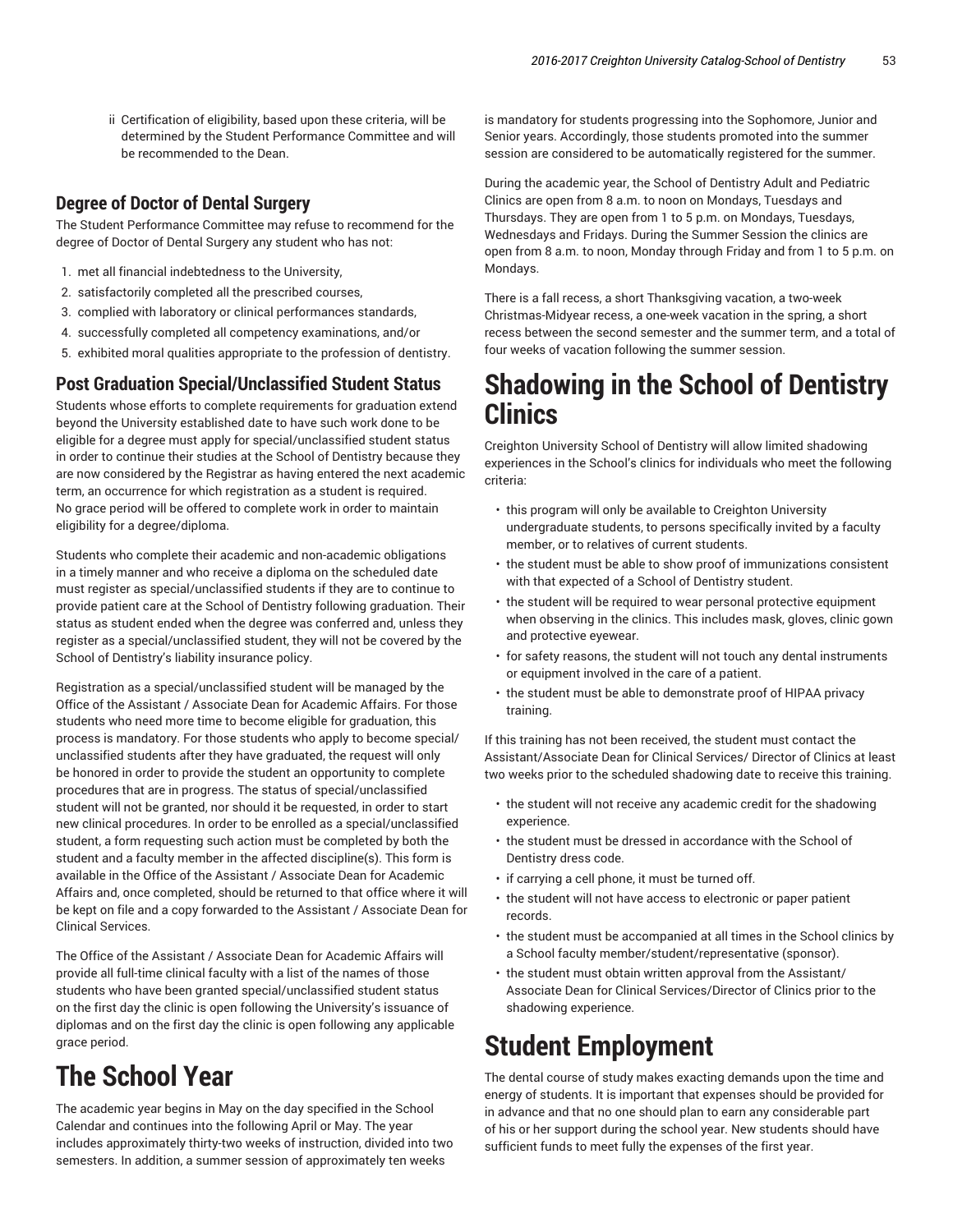ii Certification of eligibility, based upon these criteria, will be determined by the Student Performance Committee and will be recommended to the Dean.

### Degree of Doctor of Dental Surgery

The Student Performance Committee may refuse to recommend for the degree of Doctor of Dental Surgery any student who has not:

1. met all financial indebtedness to the University,
2. satisfactorily completed all the prescribed courses,
3. complied with laboratory or clinical performances standards,
4. successfully completed all competency examinations, and/or
5. exhibited moral qualities appropriate to the profession of dentistry.

### Post Graduation Special/Unclassified Student Status

Students whose efforts to complete requirements for graduation extend beyond the University established date to have such work done to be eligible for a degree must apply for special/unclassified student status in order to continue their studies at the School of Dentistry because they are now considered by the Registrar as having entered the next academic term, an occurrence for which registration as a student is required. No grace period will be offered to complete work in order to maintain eligibility for a degree/diploma.

Students who complete their academic and non-academic obligations in a timely manner and who receive a diploma on the scheduled date must register as special/unclassified students if they are to continue to provide patient care at the School of Dentistry following graduation. Their status as student ended when the degree was conferred and, unless they register as a special/unclassified student, they will not be covered by the School of Dentistry's liability insurance policy.

Registration as a special/unclassified student will be managed by the Office of the Assistant / Associate Dean for Academic Affairs. For those students who need more time to become eligible for graduation, this process is mandatory. For those students who apply to become special/unclassified students after they have graduated, the request will only be honored in order to provide the student an opportunity to complete procedures that are in progress. The status of special/unclassified student will not be granted, nor should it be requested, in order to start new clinical procedures. In order to be enrolled as a special/unclassified student, a form requesting such action must be completed by both the student and a faculty member in the affected discipline(s). This form is available in the Office of the Assistant / Associate Dean for Academic Affairs and, once completed, should be returned to that office where it will be kept on file and a copy forwarded to the Assistant / Associate Dean for Clinical Services.

The Office of the Assistant / Associate Dean for Academic Affairs will provide all full-time clinical faculty with a list of the names of those students who have been granted special/unclassified student status on the first day the clinic is open following the University's issuance of diplomas and on the first day the clinic is open following any applicable grace period.

# The School Year

The academic year begins in May on the day specified in the School Calendar and continues into the following April or May. The year includes approximately thirty-two weeks of instruction, divided into two semesters. In addition, a summer session of approximately ten weeks is mandatory for students progressing into the Sophomore, Junior and Senior years. Accordingly, those students promoted into the summer session are considered to be automatically registered for the summer.

During the academic year, the School of Dentistry Adult and Pediatric Clinics are open from 8 a.m. to noon on Mondays, Tuesdays and Thursdays. They are open from 1 to 5 p.m. on Mondays, Tuesdays, Wednesdays and Fridays. During the Summer Session the clinics are open from 8 a.m. to noon, Monday through Friday and from 1 to 5 p.m. on Mondays.

There is a fall recess, a short Thanksgiving vacation, a two-week Christmas-Midyear recess, a one-week vacation in the spring, a short recess between the second semester and the summer term, and a total of four weeks of vacation following the summer session.

# Shadowing in the School of Dentistry Clinics

Creighton University School of Dentistry will allow limited shadowing experiences in the School's clinics for individuals who meet the following criteria:

- this program will only be available to Creighton University undergraduate students, to persons specifically invited by a faculty member, or to relatives of current students.
- the student must be able to show proof of immunizations consistent with that expected of a School of Dentistry student.
- the student will be required to wear personal protective equipment when observing in the clinics. This includes mask, gloves, clinic gown and protective eyewear.
- for safety reasons, the student will not touch any dental instruments or equipment involved in the care of a patient.
- the student must be able to demonstrate proof of HIPAA privacy training.

If this training has not been received, the student must contact the Assistant/Associate Dean for Clinical Services/ Director of Clinics at least two weeks prior to the scheduled shadowing date to receive this training.

- the student will not receive any academic credit for the shadowing experience.
- the student must be dressed in accordance with the School of Dentistry dress code.
- if carrying a cell phone, it must be turned off.
- the student will not have access to electronic or paper patient records.
- the student must be accompanied at all times in the School clinics by a School faculty member/student/representative (sponsor).
- the student must obtain written approval from the Assistant/Associate Dean for Clinical Services/Director of Clinics prior to the shadowing experience.

# Student Employment

The dental course of study makes exacting demands upon the time and energy of students. It is important that expenses should be provided for in advance and that no one should plan to earn any considerable part of his or her support during the school year. New students should have sufficient funds to meet fully the expenses of the first year.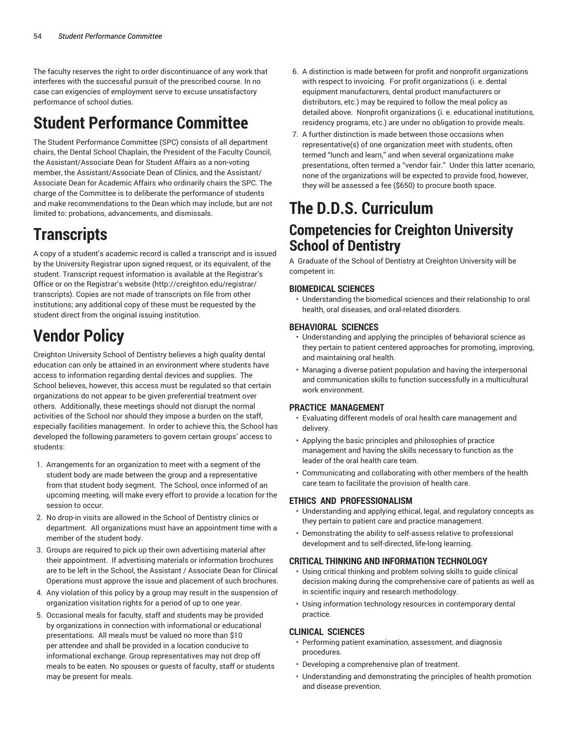The faculty reserves the right to order discontinuance of any work that interferes with the successful pursuit of the prescribed course. In no case can exigencies of employment serve to excuse unsatisfactory performance of school duties.

# Student Performance Committee

The Student Performance Committee (SPC) consists of all department chairs, the Dental School Chaplain, the President of the Faculty Council, the Assistant/Associate Dean for Student Affairs as a non-voting member, the Assistant/Associate Dean of Clinics, and the Assistant/ Associate Dean for Academic Affairs who ordinarily chairs the SPC. The charge of the Committee is to deliberate the performance of students and make recommendations to the Dean which may include, but are not limited to: probations, advancements, and dismissals.

# Transcripts

A copy of a student's academic record is called a transcript and is issued by the University Registrar upon signed request, or its equivalent, of the student. Transcript request information is available at the Registrar's Office or on the Registrar's website (http://creighton.edu/registrar/transcripts). Copies are not made of transcripts on file from other institutions; any additional copy of these must be requested by the student direct from the original issuing institution.

# Vendor Policy

Creighton University School of Dentistry believes a high quality dental education can only be attained in an environment where students have access to information regarding dental devices and supplies. The School believes, however, this access must be regulated so that certain organizations do not appear to be given preferential treatment over others. Additionally, these meetings should not disrupt the normal activities of the School nor should they impose a burden on the staff, especially facilities management. In order to achieve this, the School has developed the following parameters to govern certain groups' access to students:

1. Arrangements for an organization to meet with a segment of the student body are made between the group and a representative from that student body segment. The School, once informed of an upcoming meeting, will make every effort to provide a location for the session to occur.
2. No drop-in visits are allowed in the School of Dentistry clinics or department. All organizations must have an appointment time with a member of the student body.
3. Groups are required to pick up their own advertising material after their appointment. If advertising materials or information brochures are to be left in the School, the Assistant / Associate Dean for Clinical Operations must approve the issue and placement of such brochures.
4. Any violation of this policy by a group may result in the suspension of organization visitation rights for a period of up to one year.
5. Occasional meals for faculty, staff and students may be provided by organizations in connection with informational or educational presentations. All meals must be valued no more than $10 per attendee and shall be provided in a location conducive to informational exchange. Group representatives may not drop off meals to be eaten. No spouses or guests of faculty, staff or students may be present for meals.
6. A distinction is made between for profit and nonprofit organizations with respect to invoicing. For profit organizations (i. e. dental equipment manufacturers, dental product manufacturers or distributors, etc.) may be required to follow the meal policy as detailed above. Nonprofit organizations (i. e. educational institutions, residency programs, etc.) are under no obligation to provide meals.
7. A further distinction is made between those occasions when representative(s) of one organization meet with students, often termed "lunch and learn," and when several organizations make presentations, often termed a "vendor fair." Under this latter scenario, none of the organizations will be expected to provide food, however, they will be assessed a fee ($650) to procure booth space.

# The D.D.S. Curriculum

## Competencies for Creighton University School of Dentistry

A Graduate of the School of Dentistry at Creighton University will be competent in:

### BIOMEDICAL SCIENCES

- Understanding the biomedical sciences and their relationship to oral health, oral diseases, and oral-related disorders.

### BEHAVIORAL SCIENCES

- Understanding and applying the principles of behavioral science as they pertain to patient centered approaches for promoting, improving, and maintaining oral health.
- Managing a diverse patient population and having the interpersonal and communication skills to function successfully in a multicultural work environment.

### PRACTICE MANAGEMENT

- Evaluating different models of oral health care management and delivery.
- Applying the basic principles and philosophies of practice management and having the skills necessary to function as the leader of the oral health care team.
- Communicating and collaborating with other members of the health care team to facilitate the provision of health care.

### ETHICS AND PROFESSIONALISM

- Understanding and applying ethical, legal, and regulatory concepts as they pertain to patient care and practice management.
- Demonstrating the ability to self-assess relative to professional development and to self-directed, life-long learning.

### CRITICAL THINKING AND INFORMATION TECHNOLOGY

- Using critical thinking and problem solving skills to guide clinical decision making during the comprehensive care of patients as well as in scientific inquiry and research methodology.
- Using information technology resources in contemporary dental practice.

### CLINICAL SCIENCES

- Performing patient examination, assessment, and diagnosis procedures.
- Developing a comprehensive plan of treatment.
- Understanding and demonstrating the principles of health promotion and disease prevention.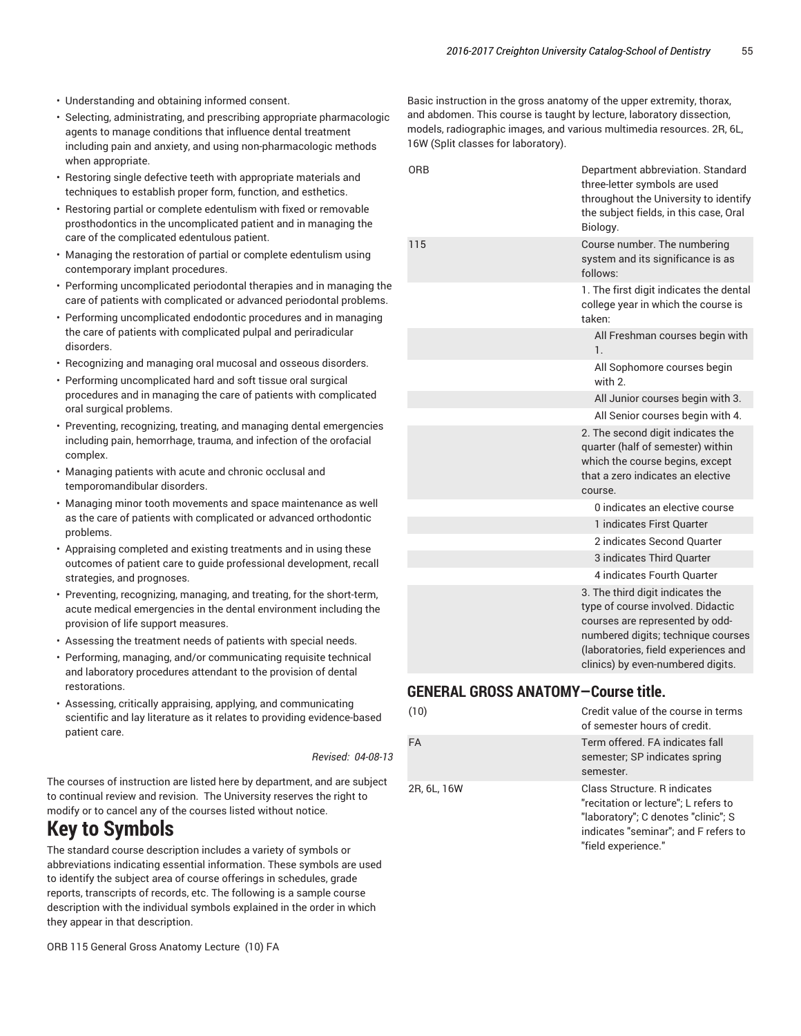- Understanding and obtaining informed consent.
- Selecting, administrating, and prescribing appropriate pharmacologic agents to manage conditions that influence dental treatment including pain and anxiety, and using non-pharmacologic methods when appropriate.
- Restoring single defective teeth with appropriate materials and techniques to establish proper form, function, and esthetics.
- Restoring partial or complete edentulism with fixed or removable prosthodontics in the uncomplicated patient and in managing the care of the complicated edentulous patient.
- Managing the restoration of partial or complete edentulism using contemporary implant procedures.
- Performing uncomplicated periodontal therapies and in managing the care of patients with complicated or advanced periodontal problems.
- Performing uncomplicated endodontic procedures and in managing the care of patients with complicated pulpal and periradicular disorders.
- Recognizing and managing oral mucosal and osseous disorders.
- Performing uncomplicated hard and soft tissue oral surgical procedures and in managing the care of patients with complicated oral surgical problems.
- Preventing, recognizing, treating, and managing dental emergencies including pain, hemorrhage, trauma, and infection of the orofacial complex.
- Managing patients with acute and chronic occlusal and temporomandibular disorders.
- Managing minor tooth movements and space maintenance as well as the care of patients with complicated or advanced orthodontic problems.
- Appraising completed and existing treatments and in using these outcomes of patient care to guide professional development, recall strategies, and prognoses.
- Preventing, recognizing, managing, and treating, for the short-term, acute medical emergencies in the dental environment including the provision of life support measures.
- Assessing the treatment needs of patients with special needs.
- Performing, managing, and/or communicating requisite technical and laboratory procedures attendant to the provision of dental restorations.
- Assessing, critically appraising, applying, and communicating scientific and lay literature as it relates to providing evidence-based patient care.

*Revised: 04-08-13*

The courses of instruction are listed here by department, and are subject to continual review and revision. The University reserves the right to modify or to cancel any of the courses listed without notice.

# Key to Symbols

The standard course description includes a variety of symbols or abbreviations indicating essential information. These symbols are used to identify the subject area of course offerings in schedules, grade reports, transcripts of records, etc. The following is a sample course description with the individual symbols explained in the order in which they appear in that description.

ORB 115 General Gross Anatomy Lecture (10) FA

Basic instruction in the gross anatomy of the upper extremity, thorax, and abdomen. This course is taught by lecture, laboratory dissection, models, radiographic images, and various multimedia resources. 2R, 6L, 16W (Split classes for laboratory).

| | |
|---|---|
| ORB | Department abbreviation. Standard three-letter symbols are used throughout the University to identify the subject fields, in this case, Oral Biology. |
| 115 | Course number. The numbering system and its significance is as follows: |
| | 1. The first digit indicates the dental college year in which the course is taken: |
| | All Freshman courses begin with 1. |
| | All Sophomore courses begin with 2. |
| | All Junior courses begin with 3. |
| | All Senior courses begin with 4. |
| | 2. The second digit indicates the quarter (half of semester) within which the course begins, except that a zero indicates an elective course. |
| | 0 indicates an elective course |
| | 1 indicates First Quarter |
| | 2 indicates Second Quarter |
| | 3 indicates Third Quarter |
| | 4 indicates Fourth Quarter |
| | 3. The third digit indicates the type of course involved. Didactic courses are represented by odd-numbered digits; technique courses (laboratories, field experiences and clinics) by even-numbered digits. |

## GENERAL GROSS ANATOMY—Course title.

| | |
|---|---|
| (10) | Credit value of the course in terms of semester hours of credit. |
| FA | Term offered. FA indicates fall semester; SP indicates spring semester. |
| 2R, 6L, 16W | Class Structure. R indicates "recitation or lecture"; L refers to "laboratory"; C denotes "clinic"; S indicates "seminar"; and F refers to "field experience." |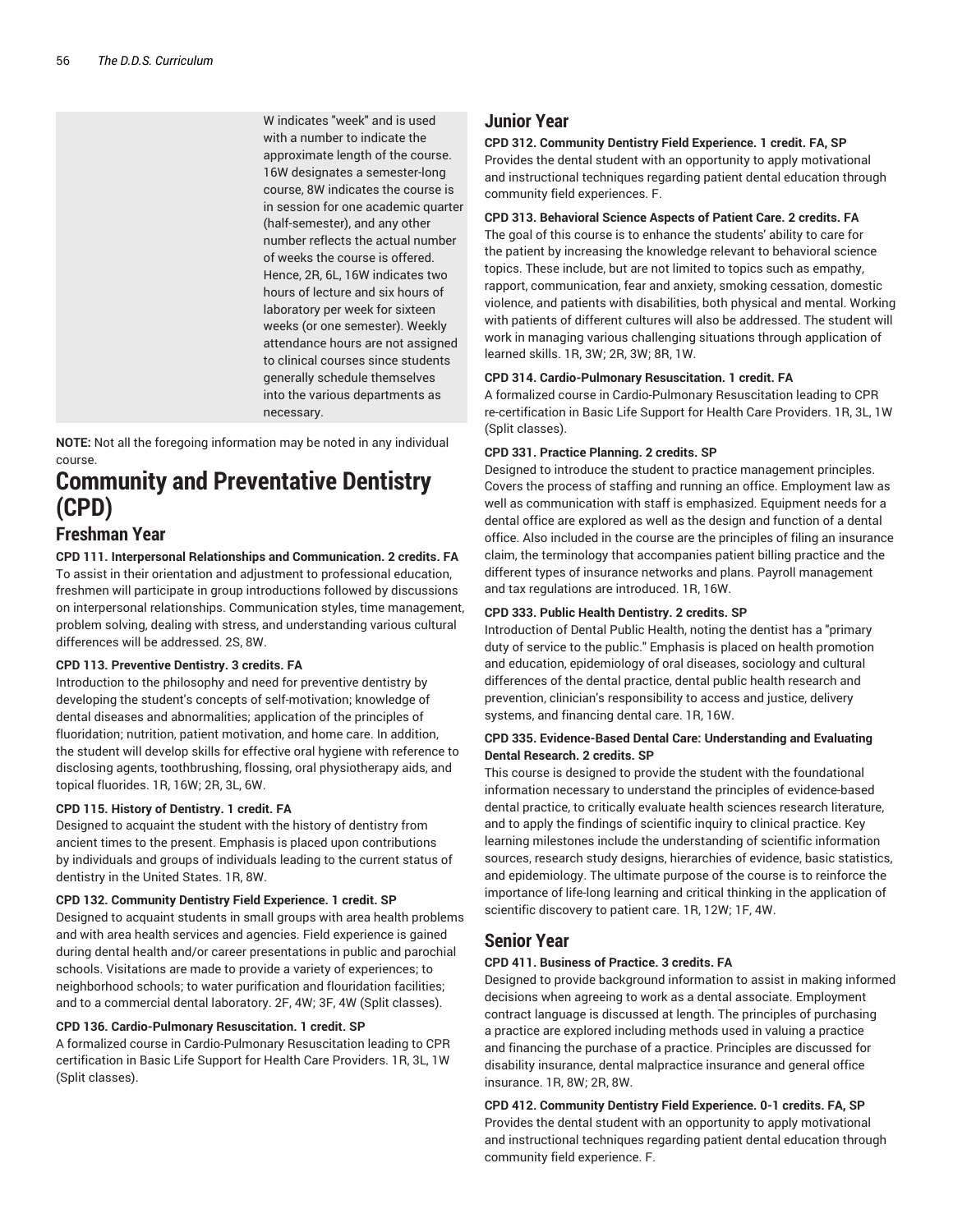W indicates "week" and is used with a number to indicate the approximate length of the course. 16W designates a semester-long course, 8W indicates the course is in session for one academic quarter (half-semester), and any other number reflects the actual number of weeks the course is offered. Hence, 2R, 6L, 16W indicates two hours of lecture and six hours of laboratory per week for sixteen weeks (or one semester). Weekly attendance hours are not assigned to clinical courses since students generally schedule themselves into the various departments as necessary.

**NOTE:** Not all the foregoing information may be noted in any individual course.

# Community and Preventative Dentistry (CPD)

## Freshman Year

**CPD 111. Interpersonal Relationships and Communication. 2 credits. FA**
To assist in their orientation and adjustment to professional education, freshmen will participate in group introductions followed by discussions on interpersonal relationships. Communication styles, time management, problem solving, dealing with stress, and understanding various cultural differences will be addressed. 2S, 8W.

**CPD 113. Preventive Dentistry. 3 credits. FA**
Introduction to the philosophy and need for preventive dentistry by developing the student's concepts of self-motivation; knowledge of dental diseases and abnormalities; application of the principles of fluoridation; nutrition, patient motivation, and home care. In addition, the student will develop skills for effective oral hygiene with reference to disclosing agents, toothbrushing, flossing, oral physiotherapy aids, and topical fluorides. 1R, 16W; 2R, 3L, 6W.

**CPD 115. History of Dentistry. 1 credit. FA**
Designed to acquaint the student with the history of dentistry from ancient times to the present. Emphasis is placed upon contributions by individuals and groups of individuals leading to the current status of dentistry in the United States. 1R, 8W.

**CPD 132. Community Dentistry Field Experience. 1 credit. SP**
Designed to acquaint students in small groups with area health problems and with area health services and agencies. Field experience is gained during dental health and/or career presentations in public and parochial schools. Visitations are made to provide a variety of experiences; to neighborhood schools; to water purification and flouridation facilities; and to a commercial dental laboratory. 2F, 4W; 3F, 4W (Split classes).

**CPD 136. Cardio-Pulmonary Resuscitation. 1 credit. SP**
A formalized course in Cardio-Pulmonary Resuscitation leading to CPR certification in Basic Life Support for Health Care Providers. 1R, 3L, 1W (Split classes).

## Junior Year

**CPD 312. Community Dentistry Field Experience. 1 credit. FA, SP**
Provides the dental student with an opportunity to apply motivational and instructional techniques regarding patient dental education through community field experiences. F.

**CPD 313. Behavioral Science Aspects of Patient Care. 2 credits. FA**
The goal of this course is to enhance the students' ability to care for the patient by increasing the knowledge relevant to behavioral science topics. These include, but are not limited to topics such as empathy, rapport, communication, fear and anxiety, smoking cessation, domestic violence, and patients with disabilities, both physical and mental. Working with patients of different cultures will also be addressed. The student will work in managing various challenging situations through application of learned skills. 1R, 3W; 2R, 3W; 8R, 1W.

**CPD 314. Cardio-Pulmonary Resuscitation. 1 credit. FA**
A formalized course in Cardio-Pulmonary Resuscitation leading to CPR re-certification in Basic Life Support for Health Care Providers. 1R, 3L, 1W (Split classes).

**CPD 331. Practice Planning. 2 credits. SP**
Designed to introduce the student to practice management principles. Covers the process of staffing and running an office. Employment law as well as communication with staff is emphasized. Equipment needs for a dental office are explored as well as the design and function of a dental office. Also included in the course are the principles of filing an insurance claim, the terminology that accompanies patient billing practice and the different types of insurance networks and plans. Payroll management and tax regulations are introduced. 1R, 16W.

**CPD 333. Public Health Dentistry. 2 credits. SP**
Introduction of Dental Public Health, noting the dentist has a "primary duty of service to the public." Emphasis is placed on health promotion and education, epidemiology of oral diseases, sociology and cultural differences of the dental practice, dental public health research and prevention, clinician's responsibility to access and justice, delivery systems, and financing dental care. 1R, 16W.

**CPD 335. Evidence-Based Dental Care: Understanding and Evaluating Dental Research. 2 credits. SP**
This course is designed to provide the student with the foundational information necessary to understand the principles of evidence-based dental practice, to critically evaluate health sciences research literature, and to apply the findings of scientific inquiry to clinical practice. Key learning milestones include the understanding of scientific information sources, research study designs, hierarchies of evidence, basic statistics, and epidemiology. The ultimate purpose of the course is to reinforce the importance of life-long learning and critical thinking in the application of scientific discovery to patient care. 1R, 12W; 1F, 4W.

## Senior Year

**CPD 411. Business of Practice. 3 credits. FA**
Designed to provide background information to assist in making informed decisions when agreeing to work as a dental associate. Employment contract language is discussed at length. The principles of purchasing a practice are explored including methods used in valuing a practice and financing the purchase of a practice. Principles are discussed for disability insurance, dental malpractice insurance and general office insurance. 1R, 8W; 2R, 8W.

**CPD 412. Community Dentistry Field Experience. 0-1 credits. FA, SP**
Provides the dental student with an opportunity to apply motivational and instructional techniques regarding patient dental education through community field experience. F.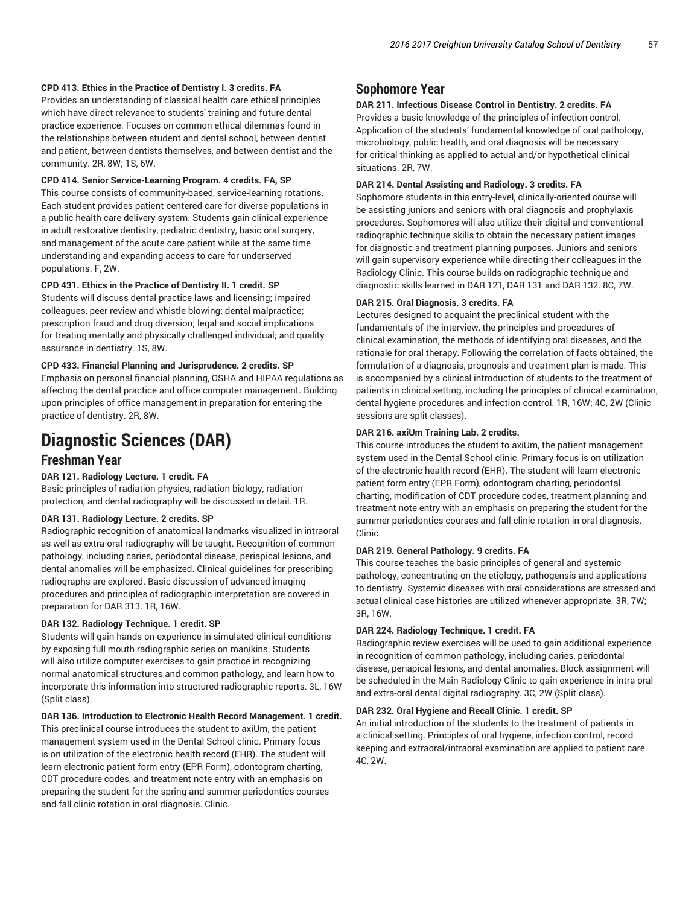**CPD 413. Ethics in the Practice of Dentistry I. 3 credits. FA**

Provides an understanding of classical health care ethical principles which have direct relevance to students' training and future dental practice experience. Focuses on common ethical dilemmas found in the relationships between student and dental school, between dentist and patient, between dentists themselves, and between dentist and the community. 2R, 8W; 1S, 6W.

**CPD 414. Senior Service-Learning Program. 4 credits. FA, SP**

This course consists of community-based, service-learning rotations. Each student provides patient-centered care for diverse populations in a public health care delivery system. Students gain clinical experience in adult restorative dentistry, pediatric dentistry, basic oral surgery, and management of the acute care patient while at the same time understanding and expanding access to care for underserved populations. F, 2W.

**CPD 431. Ethics in the Practice of Dentistry II. 1 credit. SP**

Students will discuss dental practice laws and licensing; impaired colleagues, peer review and whistle blowing; dental malpractice; prescription fraud and drug diversion; legal and social implications for treating mentally and physically challenged individual; and quality assurance in dentistry. 1S, 8W.

**CPD 433. Financial Planning and Jurisprudence. 2 credits. SP**

Emphasis on personal financial planning, OSHA and HIPAA regulations as affecting the dental practice and office computer management. Building upon principles of office management in preparation for entering the practice of dentistry. 2R, 8W.

# Diagnostic Sciences (DAR)

## Freshman Year

**DAR 121. Radiology Lecture. 1 credit. FA**

Basic principles of radiation physics, radiation biology, radiation protection, and dental radiography will be discussed in detail. 1R.

**DAR 131. Radiology Lecture. 2 credits. SP**

Radiographic recognition of anatomical landmarks visualized in intraoral as well as extra-oral radiography will be taught. Recognition of common pathology, including caries, periodontal disease, periapical lesions, and dental anomalies will be emphasized. Clinical guidelines for prescribing radiographs are explored. Basic discussion of advanced imaging procedures and principles of radiographic interpretation are covered in preparation for DAR 313. 1R, 16W.

**DAR 132. Radiology Technique. 1 credit. SP**

Students will gain hands on experience in simulated clinical conditions by exposing full mouth radiographic series on manikins. Students will also utilize computer exercises to gain practice in recognizing normal anatomical structures and common pathology, and learn how to incorporate this information into structured radiographic reports. 3L, 16W (Split class).

**DAR 136. Introduction to Electronic Health Record Management. 1 credit.**

This preclinical course introduces the student to axiUm, the patient management system used in the Dental School clinic. Primary focus is on utilization of the electronic health record (EHR). The student will learn electronic patient form entry (EPR Form), odontogram charting, CDT procedure codes, and treatment note entry with an emphasis on preparing the student for the spring and summer periodontics courses and fall clinic rotation in oral diagnosis. Clinic.

## Sophomore Year

**DAR 211. Infectious Disease Control in Dentistry. 2 credits. FA**

Provides a basic knowledge of the principles of infection control. Application of the students' fundamental knowledge of oral pathology, microbiology, public health, and oral diagnosis will be necessary for critical thinking as applied to actual and/or hypothetical clinical situations. 2R, 7W.

**DAR 214. Dental Assisting and Radiology. 3 credits. FA**

Sophomore students in this entry-level, clinically-oriented course will be assisting juniors and seniors with oral diagnosis and prophylaxis procedures. Sophomores will also utilize their digital and conventional radiographic technique skills to obtain the necessary patient images for diagnostic and treatment planning purposes. Juniors and seniors will gain supervisory experience while directing their colleagues in the Radiology Clinic. This course builds on radiographic technique and diagnostic skills learned in DAR 121, DAR 131 and DAR 132. 8C, 7W.

**DAR 215. Oral Diagnosis. 3 credits. FA**

Lectures designed to acquaint the preclinical student with the fundamentals of the interview, the principles and procedures of clinical examination, the methods of identifying oral diseases, and the rationale for oral therapy. Following the correlation of facts obtained, the formulation of a diagnosis, prognosis and treatment plan is made. This is accompanied by a clinical introduction of students to the treatment of patients in clinical setting, including the principles of clinical examination, dental hygiene procedures and infection control. 1R, 16W; 4C, 2W (Clinic sessions are split classes).

**DAR 216. axiUm Training Lab. 2 credits.**

This course introduces the student to axiUm, the patient management system used in the Dental School clinic. Primary focus is on utilization of the electronic health record (EHR). The student will learn electronic patient form entry (EPR Form), odontogram charting, periodontal charting, modification of CDT procedure codes, treatment planning and treatment note entry with an emphasis on preparing the student for the summer periodontics courses and fall clinic rotation in oral diagnosis. Clinic.

**DAR 219. General Pathology. 9 credits. FA**

This course teaches the basic principles of general and systemic pathology, concentrating on the etiology, pathogensis and applications to dentistry. Systemic diseases with oral considerations are stressed and actual clinical case histories are utilized whenever appropriate. 3R, 7W; 3R, 16W.

**DAR 224. Radiology Technique. 1 credit. FA**

Radiographic review exercises will be used to gain additional experience in recognition of common pathology, including caries, periodontal disease, periapical lesions, and dental anomalies. Block assignment will be scheduled in the Main Radiology Clinic to gain experience in intra-oral and extra-oral dental digital radiography. 3C, 2W (Split class).

**DAR 232. Oral Hygiene and Recall Clinic. 1 credit. SP**

An initial introduction of the students to the treatment of patients in a clinical setting. Principles of oral hygiene, infection control, record keeping and extraoral/intraoral examination are applied to patient care. 4C, 2W.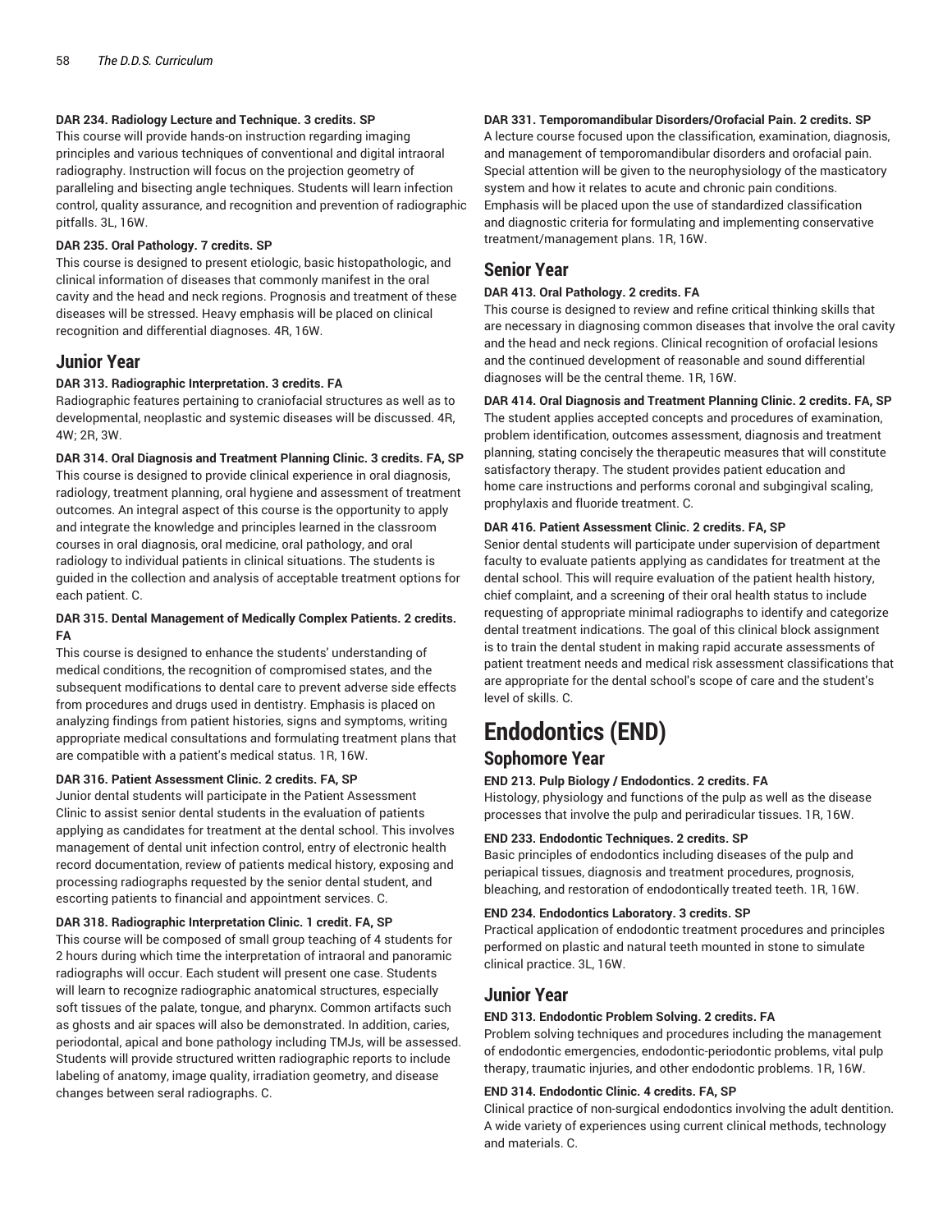**DAR 234. Radiology Lecture and Technique. 3 credits. SP**

This course will provide hands-on instruction regarding imaging principles and various techniques of conventional and digital intraoral radiography. Instruction will focus on the projection geometry of paralleling and bisecting angle techniques. Students will learn infection control, quality assurance, and recognition and prevention of radiographic pitfalls. 3L, 16W.

**DAR 235. Oral Pathology. 7 credits. SP**

This course is designed to present etiologic, basic histopathologic, and clinical information of diseases that commonly manifest in the oral cavity and the head and neck regions. Prognosis and treatment of these diseases will be stressed. Heavy emphasis will be placed on clinical recognition and differential diagnoses. 4R, 16W.

## Junior Year

**DAR 313. Radiographic Interpretation. 3 credits. FA**

Radiographic features pertaining to craniofacial structures as well as to developmental, neoplastic and systemic diseases will be discussed. 4R, 4W; 2R, 3W.

**DAR 314. Oral Diagnosis and Treatment Planning Clinic. 3 credits. FA, SP**

This course is designed to provide clinical experience in oral diagnosis, radiology, treatment planning, oral hygiene and assessment of treatment outcomes. An integral aspect of this course is the opportunity to apply and integrate the knowledge and principles learned in the classroom courses in oral diagnosis, oral medicine, oral pathology, and oral radiology to individual patients in clinical situations. The students is guided in the collection and analysis of acceptable treatment options for each patient. C.

**DAR 315. Dental Management of Medically Complex Patients. 2 credits. FA**

This course is designed to enhance the students' understanding of medical conditions, the recognition of compromised states, and the subsequent modifications to dental care to prevent adverse side effects from procedures and drugs used in dentistry. Emphasis is placed on analyzing findings from patient histories, signs and symptoms, writing appropriate medical consultations and formulating treatment plans that are compatible with a patient's medical status. 1R, 16W.

**DAR 316. Patient Assessment Clinic. 2 credits. FA, SP**

Junior dental students will participate in the Patient Assessment Clinic to assist senior dental students in the evaluation of patients applying as candidates for treatment at the dental school. This involves management of dental unit infection control, entry of electronic health record documentation, review of patients medical history, exposing and processing radiographs requested by the senior dental student, and escorting patients to financial and appointment services. C.

**DAR 318. Radiographic Interpretation Clinic. 1 credit. FA, SP**

This course will be composed of small group teaching of 4 students for 2 hours during which time the interpretation of intraoral and panoramic radiographs will occur. Each student will present one case. Students will learn to recognize radiographic anatomical structures, especially soft tissues of the palate, tongue, and pharynx. Common artifacts such as ghosts and air spaces will also be demonstrated. In addition, caries, periodontal, apical and bone pathology including TMJs, will be assessed. Students will provide structured written radiographic reports to include labeling of anatomy, image quality, irradiation geometry, and disease changes between seral radiographs. C.

**DAR 331. Temporomandibular Disorders/Orofacial Pain. 2 credits. SP**

A lecture course focused upon the classification, examination, diagnosis, and management of temporomandibular disorders and orofacial pain. Special attention will be given to the neurophysiology of the masticatory system and how it relates to acute and chronic pain conditions. Emphasis will be placed upon the use of standardized classification and diagnostic criteria for formulating and implementing conservative treatment/management plans. 1R, 16W.

## Senior Year

**DAR 413. Oral Pathology. 2 credits. FA**

This course is designed to review and refine critical thinking skills that are necessary in diagnosing common diseases that involve the oral cavity and the head and neck regions. Clinical recognition of orofacial lesions and the continued development of reasonable and sound differential diagnoses will be the central theme. 1R, 16W.

**DAR 414. Oral Diagnosis and Treatment Planning Clinic. 2 credits. FA, SP**

The student applies accepted concepts and procedures of examination, problem identification, outcomes assessment, diagnosis and treatment planning, stating concisely the therapeutic measures that will constitute satisfactory therapy. The student provides patient education and home care instructions and performs coronal and subgingival scaling, prophylaxis and fluoride treatment. C.

**DAR 416. Patient Assessment Clinic. 2 credits. FA, SP**

Senior dental students will participate under supervision of department faculty to evaluate patients applying as candidates for treatment at the dental school. This will require evaluation of the patient health history, chief complaint, and a screening of their oral health status to include requesting of appropriate minimal radiographs to identify and categorize dental treatment indications. The goal of this clinical block assignment is to train the dental student in making rapid accurate assessments of patient treatment needs and medical risk assessment classifications that are appropriate for the dental school's scope of care and the student's level of skills. C.

# Endodontics (END)

## Sophomore Year

**END 213. Pulp Biology / Endodontics. 2 credits. FA**

Histology, physiology and functions of the pulp as well as the disease processes that involve the pulp and periradicular tissues. 1R, 16W.

**END 233. Endodontic Techniques. 2 credits. SP**

Basic principles of endodontics including diseases of the pulp and periapical tissues, diagnosis and treatment procedures, prognosis, bleaching, and restoration of endodontically treated teeth. 1R, 16W.

**END 234. Endodontics Laboratory. 3 credits. SP**

Practical application of endodontic treatment procedures and principles performed on plastic and natural teeth mounted in stone to simulate clinical practice. 3L, 16W.

## Junior Year

**END 313. Endodontic Problem Solving. 2 credits. FA**

Problem solving techniques and procedures including the management of endodontic emergencies, endodontic-periodontic problems, vital pulp therapy, traumatic injuries, and other endodontic problems. 1R, 16W.

**END 314. Endodontic Clinic. 4 credits. FA, SP**

Clinical practice of non-surgical endodontics involving the adult dentition. A wide variety of experiences using current clinical methods, technology and materials. C.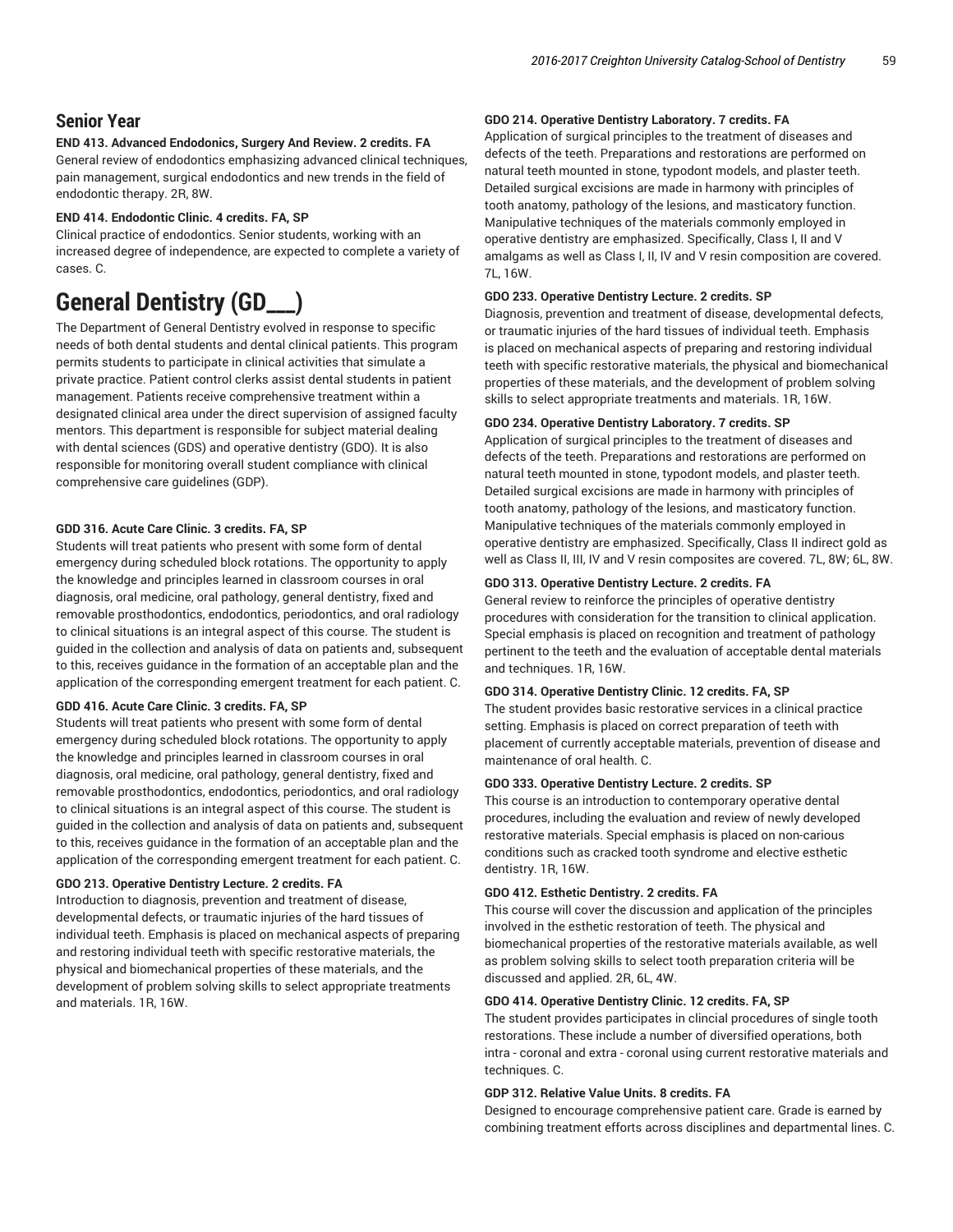## Senior Year

**END 413. Advanced Endodonics, Surgery And Review. 2 credits. FA**

General review of endodontics emphasizing advanced clinical techniques, pain management, surgical endodontics and new trends in the field of endodontic therapy. 2R, 8W.

**END 414. Endodontic Clinic. 4 credits. FA, SP**

Clinical practice of endodontics. Senior students, working with an increased degree of independence, are expected to complete a variety of cases. C.

# General Dentistry (GD___)

The Department of General Dentistry evolved in response to specific needs of both dental students and dental clinical patients. This program permits students to participate in clinical activities that simulate a private practice. Patient control clerks assist dental students in patient management. Patients receive comprehensive treatment within a designated clinical area under the direct supervision of assigned faculty mentors. This department is responsible for subject material dealing with dental sciences (GDS) and operative dentistry (GDO). It is also responsible for monitoring overall student compliance with clinical comprehensive care guidelines (GDP).

**GDD 316. Acute Care Clinic. 3 credits. FA, SP**

Students will treat patients who present with some form of dental emergency during scheduled block rotations. The opportunity to apply the knowledge and principles learned in classroom courses in oral diagnosis, oral medicine, oral pathology, general dentistry, fixed and removable prosthodontics, endodontics, periodontics, and oral radiology to clinical situations is an integral aspect of this course. The student is guided in the collection and analysis of data on patients and, subsequent to this, receives guidance in the formation of an acceptable plan and the application of the corresponding emergent treatment for each patient. C.

**GDD 416. Acute Care Clinic. 3 credits. FA, SP**

Students will treat patients who present with some form of dental emergency during scheduled block rotations. The opportunity to apply the knowledge and principles learned in classroom courses in oral diagnosis, oral medicine, oral pathology, general dentistry, fixed and removable prosthodontics, endodontics, periodontics, and oral radiology to clinical situations is an integral aspect of this course. The student is guided in the collection and analysis of data on patients and, subsequent to this, receives guidance in the formation of an acceptable plan and the application of the corresponding emergent treatment for each patient. C.

**GDO 213. Operative Dentistry Lecture. 2 credits. FA**

Introduction to diagnosis, prevention and treatment of disease, developmental defects, or traumatic injuries of the hard tissues of individual teeth. Emphasis is placed on mechanical aspects of preparing and restoring individual teeth with specific restorative materials, the physical and biomechanical properties of these materials, and the development of problem solving skills to select appropriate treatments and materials. 1R, 16W.

**GDO 214. Operative Dentistry Laboratory. 7 credits. FA**

Application of surgical principles to the treatment of diseases and defects of the teeth. Preparations and restorations are performed on natural teeth mounted in stone, typodont models, and plaster teeth. Detailed surgical excisions are made in harmony with principles of tooth anatomy, pathology of the lesions, and masticatory function. Manipulative techniques of the materials commonly employed in operative dentistry are emphasized. Specifically, Class I, II and V amalgams as well as Class I, II, IV and V resin composition are covered. 7L, 16W.

**GDO 233. Operative Dentistry Lecture. 2 credits. SP**

Diagnosis, prevention and treatment of disease, developmental defects, or traumatic injuries of the hard tissues of individual teeth. Emphasis is placed on mechanical aspects of preparing and restoring individual teeth with specific restorative materials, the physical and biomechanical properties of these materials, and the development of problem solving skills to select appropriate treatments and materials. 1R, 16W.

**GDO 234. Operative Dentistry Laboratory. 7 credits. SP**

Application of surgical principles to the treatment of diseases and defects of the teeth. Preparations and restorations are performed on natural teeth mounted in stone, typodont models, and plaster teeth. Detailed surgical excisions are made in harmony with principles of tooth anatomy, pathology of the lesions, and masticatory function. Manipulative techniques of the materials commonly employed in operative dentistry are emphasized. Specifically, Class II indirect gold as well as Class II, III, IV and V resin composites are covered. 7L, 8W; 6L, 8W.

**GDO 313. Operative Dentistry Lecture. 2 credits. FA**

General review to reinforce the principles of operative dentistry procedures with consideration for the transition to clinical application. Special emphasis is placed on recognition and treatment of pathology pertinent to the teeth and the evaluation of acceptable dental materials and techniques. 1R, 16W.

**GDO 314. Operative Dentistry Clinic. 12 credits. FA, SP**

The student provides basic restorative services in a clinical practice setting. Emphasis is placed on correct preparation of teeth with placement of currently acceptable materials, prevention of disease and maintenance of oral health. C.

**GDO 333. Operative Dentistry Lecture. 2 credits. SP**

This course is an introduction to contemporary operative dental procedures, including the evaluation and review of newly developed restorative materials. Special emphasis is placed on non-carious conditions such as cracked tooth syndrome and elective esthetic dentistry. 1R, 16W.

**GDO 412. Esthetic Dentistry. 2 credits. FA**

This course will cover the discussion and application of the principles involved in the esthetic restoration of teeth. The physical and biomechanical properties of the restorative materials available, as well as problem solving skills to select tooth preparation criteria will be discussed and applied. 2R, 6L, 4W.

**GDO 414. Operative Dentistry Clinic. 12 credits. FA, SP**

The student provides participates in clincial procedures of single tooth restorations. These include a number of diversified operations, both intra - coronal and extra - coronal using current restorative materials and techniques. C.

**GDP 312. Relative Value Units. 8 credits. FA**

Designed to encourage comprehensive patient care. Grade is earned by combining treatment efforts across disciplines and departmental lines. C.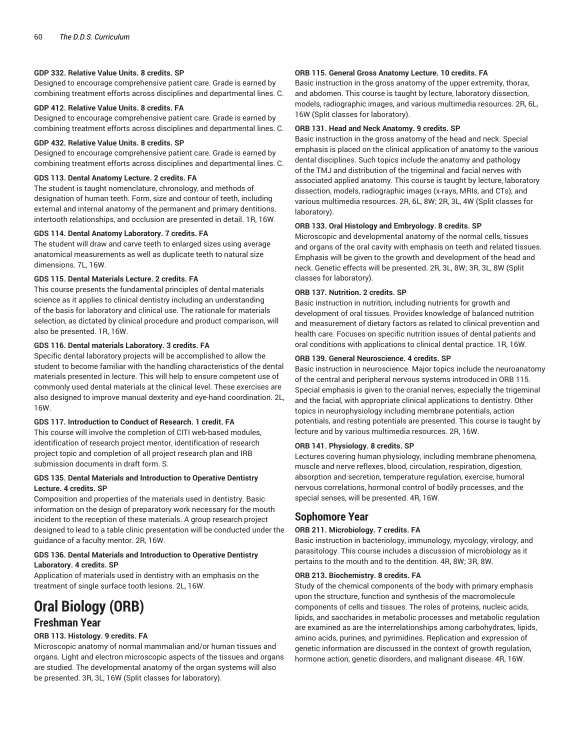**GDP 332. Relative Value Units. 8 credits. SP**

Designed to encourage comprehensive patient care. Grade is earned by combining treatment efforts across disciplines and departmental lines. C.

**GDP 412. Relative Value Units. 8 credits. FA**

Designed to encourage comprehensive patient care. Grade is earned by combining treatment efforts across disciplines and departmental lines. C.

**GDP 432. Relative Value Units. 8 credits. SP**

Designed to encourage comprehensive patient care. Grade is earned by combining treatment efforts across disciplines and departmental lines. C.

**GDS 113. Dental Anatomy Lecture. 2 credits. FA**

The student is taught nomenclature, chronology, and methods of designation of human teeth. Form, size and contour of teeth, including external and internal anatomy of the permanent and primary dentitions, intertooth relationships, and occlusion are presented in detail. 1R, 16W.

**GDS 114. Dental Anatomy Laboratory. 7 credits. FA**

The student will draw and carve teeth to enlarged sizes using average anatomical measurements as well as duplicate teeth to natural size dimensions. 7L, 16W.

**GDS 115. Dental Materials Lecture. 2 credits. FA**

This course presents the fundamental principles of dental materials science as it applies to clinical dentistry including an understanding of the basis for laboratory and clinical use. The rationale for materials selection, as dictated by clinical procedure and product comparison, will also be presented. 1R, 16W.

**GDS 116. Dental materials Laboratory. 3 credits. FA**

Specific dental laboratory projects will be accomplished to allow the student to become familiar with the handling characteristics of the dental materials presented in lecture. This will help to ensure competent use of commonly used dental materials at the clinical level. These exercises are also designed to improve manual dexterity and eye-hand coordination. 2L, 16W.

**GDS 117. Introduction to Conduct of Research. 1 credit. FA**

This course will involve the completion of CITI web-based modules, identification of research project mentor, identification of research project topic and completion of all project research plan and IRB submission documents in draft form. S.

**GDS 135. Dental Materials and Introduction to Operative Dentistry Lecture. 4 credits. SP**

Composition and properties of the materials used in dentistry. Basic information on the design of preparatory work necessary for the mouth incident to the reception of these materials. A group research project designed to lead to a table clinic presentation will be conducted under the guidance of a faculty mentor. 2R, 16W.

**GDS 136. Dental Materials and Introduction to Operative Dentistry Laboratory. 4 credits. SP**

Application of materials used in dentistry with an emphasis on the treatment of single surface tooth lesions. 2L, 16W.

# Oral Biology (ORB)

## Freshman Year

**ORB 113. Histology. 9 credits. FA**

Microscopic anatomy of normal mammalian and/or human tissues and organs. Light and electron microscopic aspects of the tissues and organs are studied. The developmental anatomy of the organ systems will also be presented. 3R, 3L, 16W (Split classes for laboratory).

**ORB 115. General Gross Anatomy Lecture. 10 credits. FA**

Basic instruction in the gross anatomy of the upper extremity, thorax, and abdomen. This course is taught by lecture, laboratory dissection, models, radiographic images, and various multimedia resources. 2R, 6L, 16W (Split classes for laboratory).

**ORB 131. Head and Neck Anatomy. 9 credits. SP**

Basic instruction in the gross anatomy of the head and neck. Special emphasis is placed on the clinical application of anatomy to the various dental disciplines. Such topics include the anatomy and pathology of the TMJ and distribution of the trigeminal and facial nerves with associated applied anatomy. This course is taught by lecture, laboratory dissection, models, radiographic images (x-rays, MRIs, and CTs), and various multimedia resources. 2R, 6L, 8W; 2R, 3L, 4W (Split classes for laboratory).

**ORB 133. Oral Histology and Embryology. 8 credits. SP**

Microscopic and developmental anatomy of the normal cells, tissues and organs of the oral cavity with emphasis on teeth and related tissues. Emphasis will be given to the growth and development of the head and neck. Genetic effects will be presented. 2R, 3L, 8W; 3R, 3L, 8W (Split classes for laboratory).

**ORB 137. Nutrition. 2 credits. SP**

Basic instruction in nutrition, including nutrients for growth and development of oral tissues. Provides knowledge of balanced nutrition and measurement of dietary factors as related to clinical prevention and health care. Focuses on specific nutrition issues of dental patients and oral conditions with applications to clinical dental practice. 1R, 16W.

**ORB 139. General Neuroscience. 4 credits. SP**

Basic instruction in neuroscience. Major topics include the neuroanatomy of the central and peripheral nervous systems introduced in ORB 115. Special emphasis is given to the cranial nerves, especially the trigeminal and the facial, with appropriate clinical applications to dentistry. Other topics in neurophysiology including membrane potentials, action potentials, and resting potentials are presented. This course is taught by lecture and by various multimedia resources. 2R, 16W.

**ORB 141. Physiology. 8 credits. SP**

Lectures covering human physiology, including membrane phenomena, muscle and nerve reflexes, blood, circulation, respiration, digestion, absorption and secretion, temperature regulation, exercise, humoral nervous correlations, hormonal control of bodily processes, and the special senses, will be presented. 4R, 16W.

## Sophomore Year

**ORB 211. Microbiology. 7 credits. FA**

Basic instruction in bacteriology, immunology, mycology, virology, and parasitology. This course includes a discussion of microbiology as it pertains to the mouth and to the dentition. 4R, 8W; 3R, 8W.

**ORB 213. Biochemistry. 8 credits. FA**

Study of the chemical components of the body with primary emphasis upon the structure, function and synthesis of the macromolecule components of cells and tissues. The roles of proteins, nucleic acids, lipids, and saccharides in metabolic processes and metabolic regulation are examined as are the interrelationships among carbohydrates, lipids, amino acids, purines, and pyrimidines. Replication and expression of genetic information are discussed in the context of growth regulation, hormone action, genetic disorders, and malignant disease. 4R, 16W.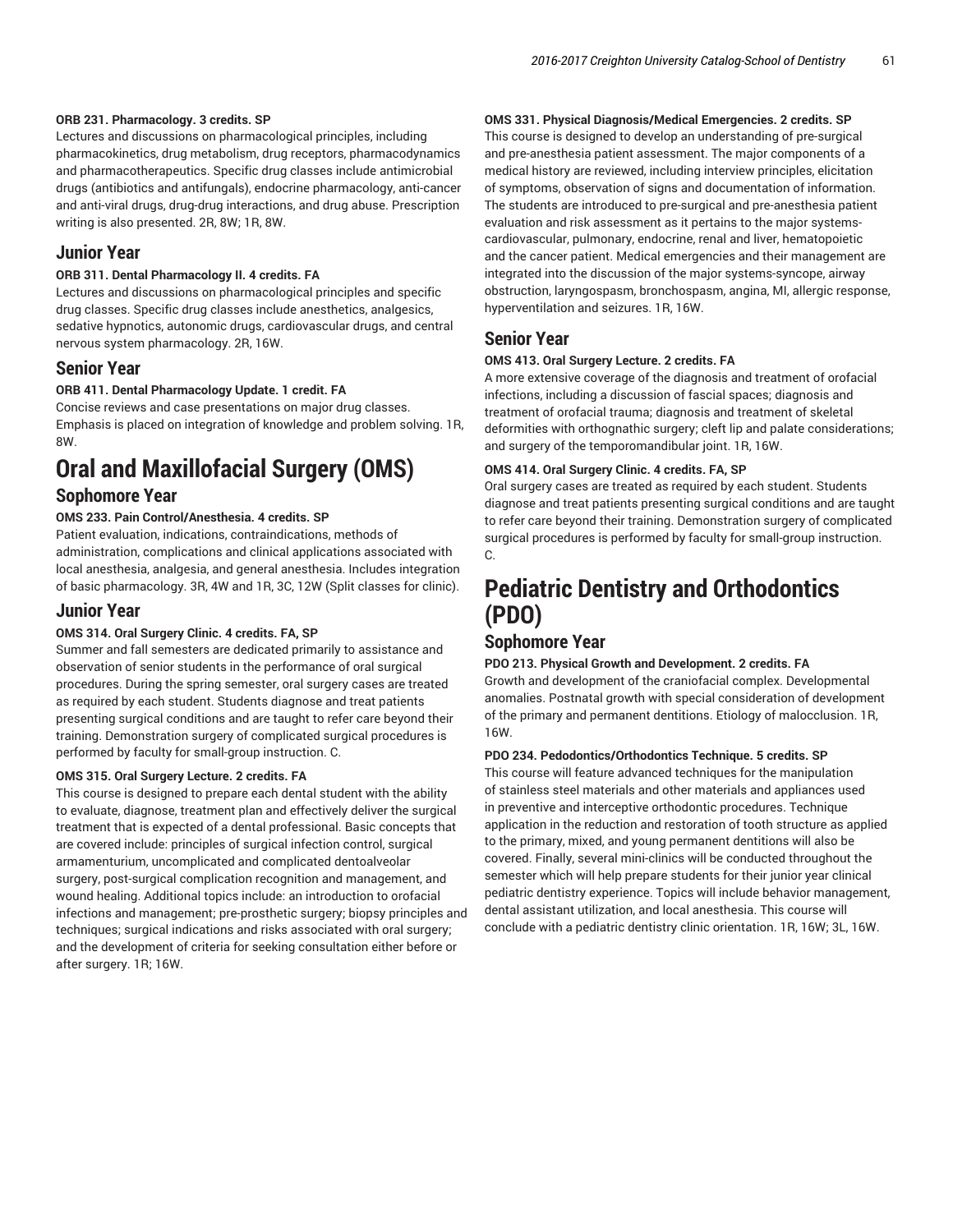**ORB 231. Pharmacology. 3 credits. SP**

Lectures and discussions on pharmacological principles, including pharmacokinetics, drug metabolism, drug receptors, pharmacodynamics and pharmacotherapeutics. Specific drug classes include antimicrobial drugs (antibiotics and antifungals), endocrine pharmacology, anti-cancer and anti-viral drugs, drug-drug interactions, and drug abuse. Prescription writing is also presented. 2R, 8W; 1R, 8W.

## Junior Year

**ORB 311. Dental Pharmacology II. 4 credits. FA**

Lectures and discussions on pharmacological principles and specific drug classes. Specific drug classes include anesthetics, analgesics, sedative hypnotics, autonomic drugs, cardiovascular drugs, and central nervous system pharmacology. 2R, 16W.

## Senior Year

**ORB 411. Dental Pharmacology Update. 1 credit. FA**

Concise reviews and case presentations on major drug classes. Emphasis is placed on integration of knowledge and problem solving. 1R, 8W.

# Oral and Maxillofacial Surgery (OMS)

## Sophomore Year

**OMS 233. Pain Control/Anesthesia. 4 credits. SP**

Patient evaluation, indications, contraindications, methods of administration, complications and clinical applications associated with local anesthesia, analgesia, and general anesthesia. Includes integration of basic pharmacology. 3R, 4W and 1R, 3C, 12W (Split classes for clinic).

## Junior Year

**OMS 314. Oral Surgery Clinic. 4 credits. FA, SP**

Summer and fall semesters are dedicated primarily to assistance and observation of senior students in the performance of oral surgical procedures. During the spring semester, oral surgery cases are treated as required by each student. Students diagnose and treat patients presenting surgical conditions and are taught to refer care beyond their training. Demonstration surgery of complicated surgical procedures is performed by faculty for small-group instruction. C.

**OMS 315. Oral Surgery Lecture. 2 credits. FA**

This course is designed to prepare each dental student with the ability to evaluate, diagnose, treatment plan and effectively deliver the surgical treatment that is expected of a dental professional. Basic concepts that are covered include: principles of surgical infection control, surgical armamenturium, uncomplicated and complicated dentoalveolar surgery, post-surgical complication recognition and management, and wound healing. Additional topics include: an introduction to orofacial infections and management; pre-prosthetic surgery; biopsy principles and techniques; surgical indications and risks associated with oral surgery; and the development of criteria for seeking consultation either before or after surgery. 1R; 16W.

**OMS 331. Physical Diagnosis/Medical Emergencies. 2 credits. SP**

This course is designed to develop an understanding of pre-surgical and pre-anesthesia patient assessment. The major components of a medical history are reviewed, including interview principles, elicitation of symptoms, observation of signs and documentation of information. The students are introduced to pre-surgical and pre-anesthesia patient evaluation and risk assessment as it pertains to the major systems-cardiovascular, pulmonary, endocrine, renal and liver, hematopoietic and the cancer patient. Medical emergencies and their management are integrated into the discussion of the major systems-syncope, airway obstruction, laryngospasm, bronchospasm, angina, MI, allergic response, hyperventilation and seizures. 1R, 16W.

## Senior Year

**OMS 413. Oral Surgery Lecture. 2 credits. FA**

A more extensive coverage of the diagnosis and treatment of orofacial infections, including a discussion of fascial spaces; diagnosis and treatment of orofacial trauma; diagnosis and treatment of skeletal deformities with orthognathic surgery; cleft lip and palate considerations; and surgery of the temporomandibular joint. 1R, 16W.

**OMS 414. Oral Surgery Clinic. 4 credits. FA, SP**

Oral surgery cases are treated as required by each student. Students diagnose and treat patients presenting surgical conditions and are taught to refer care beyond their training. Demonstration surgery of complicated surgical procedures is performed by faculty for small-group instruction. C.

# Pediatric Dentistry and Orthodontics (PDO)

## Sophomore Year

**PDO 213. Physical Growth and Development. 2 credits. FA**

Growth and development of the craniofacial complex. Developmental anomalies. Postnatal growth with special consideration of development of the primary and permanent dentitions. Etiology of malocclusion. 1R, 16W.

**PDO 234. Pedodontics/Orthodontics Technique. 5 credits. SP**

This course will feature advanced techniques for the manipulation of stainless steel materials and other materials and appliances used in preventive and interceptive orthodontic procedures. Technique application in the reduction and restoration of tooth structure as applied to the primary, mixed, and young permanent dentitions will also be covered. Finally, several mini-clinics will be conducted throughout the semester which will help prepare students for their junior year clinical pediatric dentistry experience. Topics will include behavior management, dental assistant utilization, and local anesthesia. This course will conclude with a pediatric dentistry clinic orientation. 1R, 16W; 3L, 16W.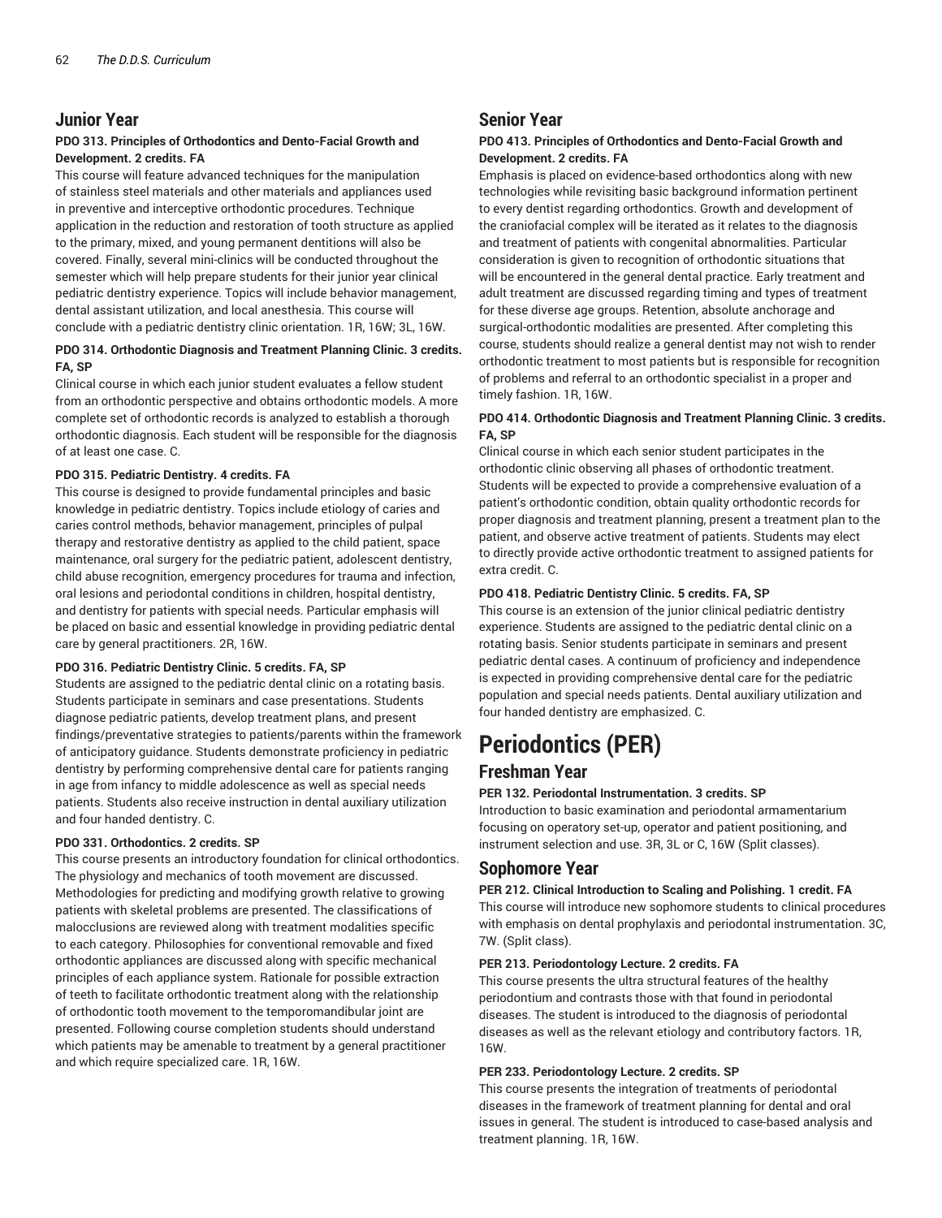## Junior Year

**PDO 313. Principles of Orthodontics and Dento-Facial Growth and Development. 2 credits. FA**

This course will feature advanced techniques for the manipulation of stainless steel materials and other materials and appliances used in preventive and interceptive orthodontic procedures. Technique application in the reduction and restoration of tooth structure as applied to the primary, mixed, and young permanent dentitions will also be covered. Finally, several mini-clinics will be conducted throughout the semester which will help prepare students for their junior year clinical pediatric dentistry experience. Topics will include behavior management, dental assistant utilization, and local anesthesia. This course will conclude with a pediatric dentistry clinic orientation. 1R, 16W; 3L, 16W.

**PDO 314. Orthodontic Diagnosis and Treatment Planning Clinic. 3 credits. FA, SP**

Clinical course in which each junior student evaluates a fellow student from an orthodontic perspective and obtains orthodontic models. A more complete set of orthodontic records is analyzed to establish a thorough orthodontic diagnosis. Each student will be responsible for the diagnosis of at least one case. C.

**PDO 315. Pediatric Dentistry. 4 credits. FA**

This course is designed to provide fundamental principles and basic knowledge in pediatric dentistry. Topics include etiology of caries and caries control methods, behavior management, principles of pulpal therapy and restorative dentistry as applied to the child patient, space maintenance, oral surgery for the pediatric patient, adolescent dentistry, child abuse recognition, emergency procedures for trauma and infection, oral lesions and periodontal conditions in children, hospital dentistry, and dentistry for patients with special needs. Particular emphasis will be placed on basic and essential knowledge in providing pediatric dental care by general practitioners. 2R, 16W.

**PDO 316. Pediatric Dentistry Clinic. 5 credits. FA, SP**

Students are assigned to the pediatric dental clinic on a rotating basis. Students participate in seminars and case presentations. Students diagnose pediatric patients, develop treatment plans, and present findings/preventative strategies to patients/parents within the framework of anticipatory guidance. Students demonstrate proficiency in pediatric dentistry by performing comprehensive dental care for patients ranging in age from infancy to middle adolescence as well as special needs patients. Students also receive instruction in dental auxiliary utilization and four handed dentistry. C.

**PDO 331. Orthodontics. 2 credits. SP**

This course presents an introductory foundation for clinical orthodontics. The physiology and mechanics of tooth movement are discussed. Methodologies for predicting and modifying growth relative to growing patients with skeletal problems are presented. The classifications of malocclusions are reviewed along with treatment modalities specific to each category. Philosophies for conventional removable and fixed orthodontic appliances are discussed along with specific mechanical principles of each appliance system. Rationale for possible extraction of teeth to facilitate orthodontic treatment along with the relationship of orthodontic tooth movement to the temporomandibular joint are presented. Following course completion students should understand which patients may be amenable to treatment by a general practitioner and which require specialized care. 1R, 16W.

## Senior Year

**PDO 413. Principles of Orthodontics and Dento-Facial Growth and Development. 2 credits. FA**

Emphasis is placed on evidence-based orthodontics along with new technologies while revisiting basic background information pertinent to every dentist regarding orthodontics. Growth and development of the craniofacial complex will be iterated as it relates to the diagnosis and treatment of patients with congenital abnormalities. Particular consideration is given to recognition of orthodontic situations that will be encountered in the general dental practice. Early treatment and adult treatment are discussed regarding timing and types of treatment for these diverse age groups. Retention, absolute anchorage and surgical-orthodontic modalities are presented. After completing this course, students should realize a general dentist may not wish to render orthodontic treatment to most patients but is responsible for recognition of problems and referral to an orthodontic specialist in a proper and timely fashion. 1R, 16W.

**PDO 414. Orthodontic Diagnosis and Treatment Planning Clinic. 3 credits. FA, SP**

Clinical course in which each senior student participates in the orthodontic clinic observing all phases of orthodontic treatment. Students will be expected to provide a comprehensive evaluation of a patient's orthodontic condition, obtain quality orthodontic records for proper diagnosis and treatment planning, present a treatment plan to the patient, and observe active treatment of patients. Students may elect to directly provide active orthodontic treatment to assigned patients for extra credit. C.

**PDO 418. Pediatric Dentistry Clinic. 5 credits. FA, SP**

This course is an extension of the junior clinical pediatric dentistry experience. Students are assigned to the pediatric dental clinic on a rotating basis. Senior students participate in seminars and present pediatric dental cases. A continuum of proficiency and independence is expected in providing comprehensive dental care for the pediatric population and special needs patients. Dental auxiliary utilization and four handed dentistry are emphasized. C.

# Periodontics (PER)

## Freshman Year

**PER 132. Periodontal Instrumentation. 3 credits. SP**

Introduction to basic examination and periodontal armamentarium focusing on operatory set-up, operator and patient positioning, and instrument selection and use. 3R, 3L or C, 16W (Split classes).

## Sophomore Year

**PER 212. Clinical Introduction to Scaling and Polishing. 1 credit. FA**

This course will introduce new sophomore students to clinical procedures with emphasis on dental prophylaxis and periodontal instrumentation. 3C, 7W. (Split class).

**PER 213. Periodontology Lecture. 2 credits. FA**

This course presents the ultra structural features of the healthy periodontium and contrasts those with that found in periodontal diseases. The student is introduced to the diagnosis of periodontal diseases as well as the relevant etiology and contributory factors. 1R, 16W.

**PER 233. Periodontology Lecture. 2 credits. SP**

This course presents the integration of treatments of periodontal diseases in the framework of treatment planning for dental and oral issues in general. The student is introduced to case-based analysis and treatment planning. 1R, 16W.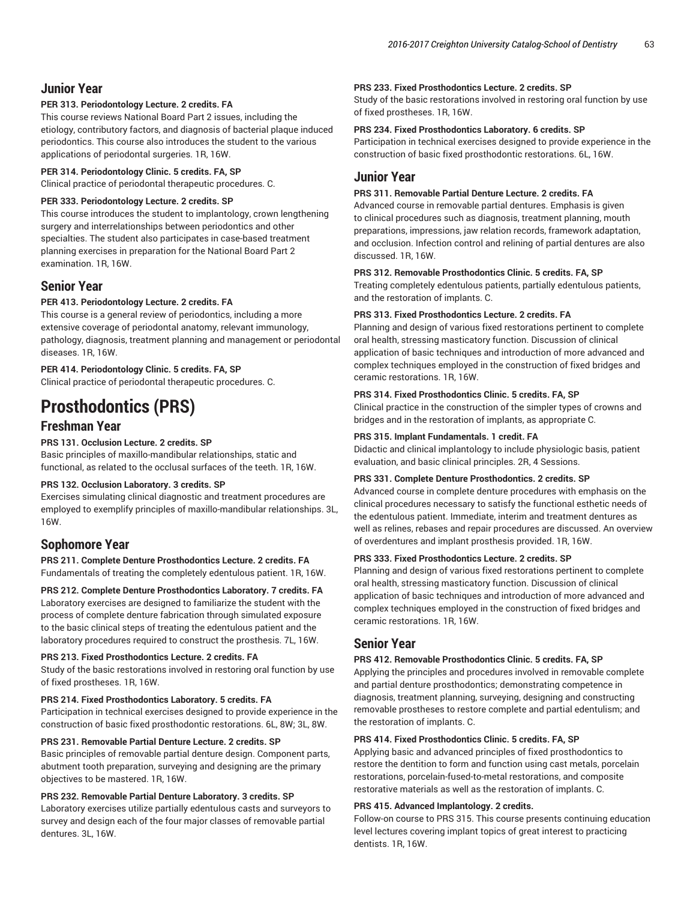## Junior Year

**PER 313. Periodontology Lecture. 2 credits. FA**

This course reviews National Board Part 2 issues, including the etiology, contributory factors, and diagnosis of bacterial plaque induced periodontics. This course also introduces the student to the various applications of periodontal surgeries. 1R, 16W.

**PER 314. Periodontology Clinic. 5 credits. FA, SP**

Clinical practice of periodontal therapeutic procedures. C.

**PER 333. Periodontology Lecture. 2 credits. SP**

This course introduces the student to implantology, crown lengthening surgery and interrelationships between periodontics and other specialties. The student also participates in case-based treatment planning exercises in preparation for the National Board Part 2 examination. 1R, 16W.

## Senior Year

**PER 413. Periodontology Lecture. 2 credits. FA**

This course is a general review of periodontics, including a more extensive coverage of periodontal anatomy, relevant immunology, pathology, diagnosis, treatment planning and management or periodontal diseases. 1R, 16W.

**PER 414. Periodontology Clinic. 5 credits. FA, SP**

Clinical practice of periodontal therapeutic procedures. C.

# Prosthodontics (PRS)

## Freshman Year

**PRS 131. Occlusion Lecture. 2 credits. SP**

Basic principles of maxillo-mandibular relationships, static and functional, as related to the occlusal surfaces of the teeth. 1R, 16W.

**PRS 132. Occlusion Laboratory. 3 credits. SP**

Exercises simulating clinical diagnostic and treatment procedures are employed to exemplify principles of maxillo-mandibular relationships. 3L, 16W.

## Sophomore Year

**PRS 211. Complete Denture Prosthodontics Lecture. 2 credits. FA**

Fundamentals of treating the completely edentulous patient. 1R, 16W.

**PRS 212. Complete Denture Prosthodontics Laboratory. 7 credits. FA**

Laboratory exercises are designed to familiarize the student with the process of complete denture fabrication through simulated exposure to the basic clinical steps of treating the edentulous patient and the laboratory procedures required to construct the prosthesis. 7L, 16W.

**PRS 213. Fixed Prosthodontics Lecture. 2 credits. FA**

Study of the basic restorations involved in restoring oral function by use of fixed prostheses. 1R, 16W.

**PRS 214. Fixed Prosthodontics Laboratory. 5 credits. FA**

Participation in technical exercises designed to provide experience in the construction of basic fixed prosthodontic restorations. 6L, 8W; 3L, 8W.

**PRS 231. Removable Partial Denture Lecture. 2 credits. SP**

Basic principles of removable partial denture design. Component parts, abutment tooth preparation, surveying and designing are the primary objectives to be mastered. 1R, 16W.

**PRS 232. Removable Partial Denture Laboratory. 3 credits. SP**

Laboratory exercises utilize partially edentulous casts and surveyors to survey and design each of the four major classes of removable partial dentures. 3L, 16W.

**PRS 233. Fixed Prosthodontics Lecture. 2 credits. SP**

Study of the basic restorations involved in restoring oral function by use of fixed prostheses. 1R, 16W.

**PRS 234. Fixed Prosthodontics Laboratory. 6 credits. SP**

Participation in technical exercises designed to provide experience in the construction of basic fixed prosthodontic restorations. 6L, 16W.

## Junior Year

**PRS 311. Removable Partial Denture Lecture. 2 credits. FA**

Advanced course in removable partial dentures. Emphasis is given to clinical procedures such as diagnosis, treatment planning, mouth preparations, impressions, jaw relation records, framework adaptation, and occlusion. Infection control and relining of partial dentures are also discussed. 1R, 16W.

**PRS 312. Removable Prosthodontics Clinic. 5 credits. FA, SP**

Treating completely edentulous patients, partially edentulous patients, and the restoration of implants. C.

**PRS 313. Fixed Prosthodontics Lecture. 2 credits. FA**

Planning and design of various fixed restorations pertinent to complete oral health, stressing masticatory function. Discussion of clinical application of basic techniques and introduction of more advanced and complex techniques employed in the construction of fixed bridges and ceramic restorations. 1R, 16W.

**PRS 314. Fixed Prosthodontics Clinic. 5 credits. FA, SP**

Clinical practice in the construction of the simpler types of crowns and bridges and in the restoration of implants, as appropriate C.

**PRS 315. Implant Fundamentals. 1 credit. FA**

Didactic and clinical implantology to include physiologic basis, patient evaluation, and basic clinical principles. 2R, 4 Sessions.

**PRS 331. Complete Denture Prosthodontics. 2 credits. SP**

Advanced course in complete denture procedures with emphasis on the clinical procedures necessary to satisfy the functional esthetic needs of the edentulous patient. Immediate, interim and treatment dentures as well as relines, rebases and repair procedures are discussed. An overview of overdentures and implant prosthesis provided. 1R, 16W.

**PRS 333. Fixed Prosthodontics Lecture. 2 credits. SP**

Planning and design of various fixed restorations pertinent to complete oral health, stressing masticatory function. Discussion of clinical application of basic techniques and introduction of more advanced and complex techniques employed in the construction of fixed bridges and ceramic restorations. 1R, 16W.

## Senior Year

**PRS 412. Removable Prosthodontics Clinic. 5 credits. FA, SP**

Applying the principles and procedures involved in removable complete and partial denture prosthodontics; demonstrating competence in diagnosis, treatment planning, surveying, designing and constructing removable prostheses to restore complete and partial edentulism; and the restoration of implants. C.

**PRS 414. Fixed Prosthodontics Clinic. 5 credits. FA, SP**

Applying basic and advanced principles of fixed prosthodontics to restore the dentition to form and function using cast metals, porcelain restorations, porcelain-fused-to-metal restorations, and composite restorative materials as well as the restoration of implants. C.

**PRS 415. Advanced Implantology. 2 credits.**

Follow-on course to PRS 315. This course presents continuing education level lectures covering implant topics of great interest to practicing dentists. 1R, 16W.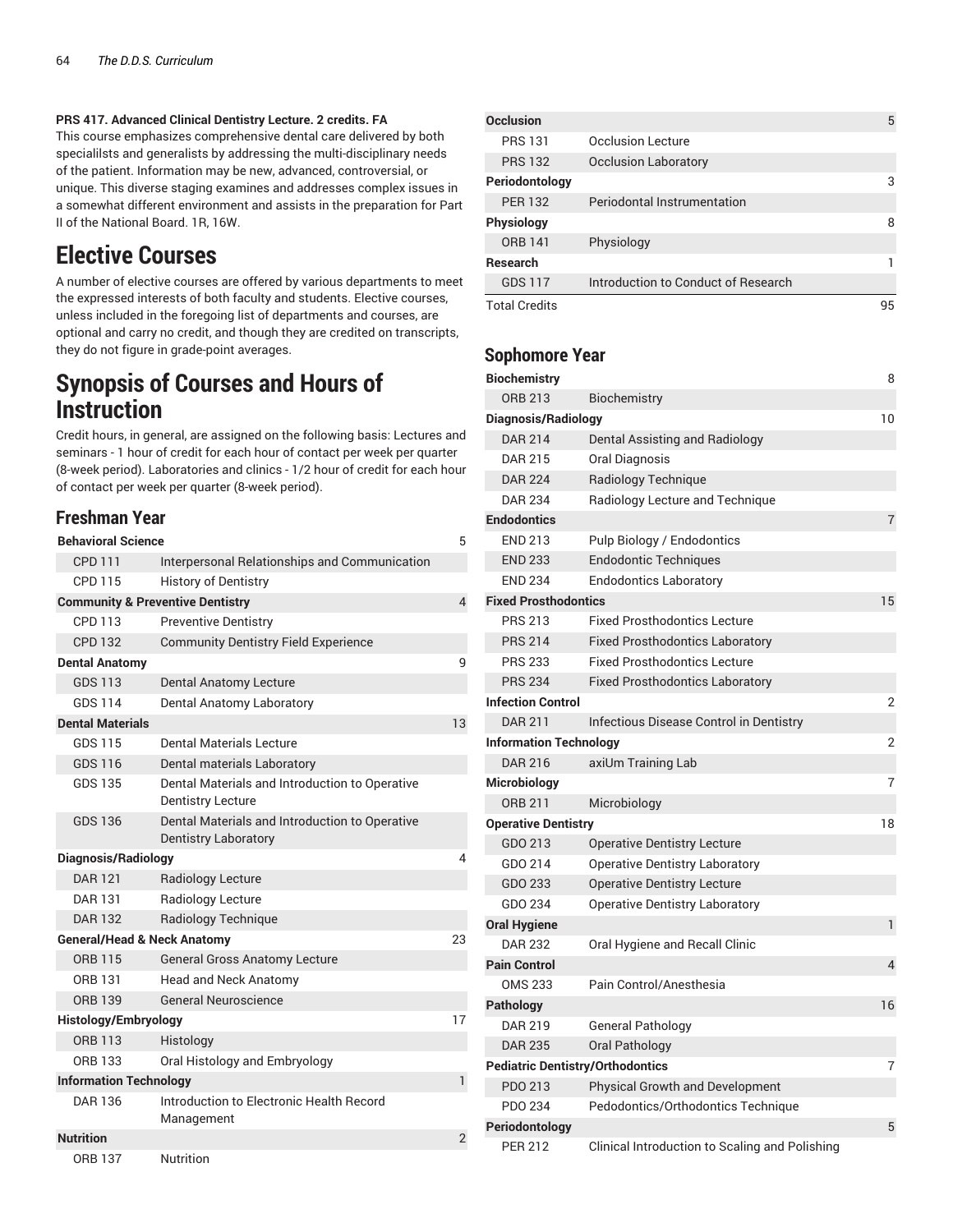**PRS 417. Advanced Clinical Dentistry Lecture. 2 credits. FA**
This course emphasizes comprehensive dental care delivered by both specialilsts and generalists by addressing the multi-disciplinary needs of the patient. Information may be new, advanced, controversial, or unique. This diverse staging examines and addresses complex issues in a somewhat different environment and assists in the preparation for Part II of the National Board. 1R, 16W.

# Elective Courses

A number of elective courses are offered by various departments to meet the expressed interests of both faculty and students. Elective courses, unless included in the foregoing list of departments and courses, are optional and carry no credit, and though they are credited on transcripts, they do not figure in grade-point averages.

# Synopsis of Courses and Hours of Instruction

Credit hours, in general, are assigned on the following basis: Lectures and seminars - 1 hour of credit for each hour of contact per week per quarter (8-week period). Laboratories and clinics - 1/2 hour of credit for each hour of contact per week per quarter (8-week period).

## Freshman Year

| | | |
|---|---|---|
| **Behavioral Science** | | 5 |
| CPD 111 | Interpersonal Relationships and Communication | |
| CPD 115 | History of Dentistry | |
| **Community & Preventive Dentistry** | | 4 |
| CPD 113 | Preventive Dentistry | |
| CPD 132 | Community Dentistry Field Experience | |
| **Dental Anatomy** | | 9 |
| GDS 113 | Dental Anatomy Lecture | |
| GDS 114 | Dental Anatomy Laboratory | |
| **Dental Materials** | | 13 |
| GDS 115 | Dental Materials Lecture | |
| GDS 116 | Dental materials Laboratory | |
| GDS 135 | Dental Materials and Introduction to Operative Dentistry Lecture | |
| GDS 136 | Dental Materials and Introduction to Operative Dentistry Laboratory | |
| **Diagnosis/Radiology** | | 4 |
| DAR 121 | Radiology Lecture | |
| DAR 131 | Radiology Lecture | |
| DAR 132 | Radiology Technique | |
| **General/Head & Neck Anatomy** | | 23 |
| ORB 115 | General Gross Anatomy Lecture | |
| ORB 131 | Head and Neck Anatomy | |
| ORB 139 | General Neuroscience | |
| **Histology/Embryology** | | 17 |
| ORB 113 | Histology | |
| ORB 133 | Oral Histology and Embryology | |
| **Information Technology** | | 1 |
| DAR 136 | Introduction to Electronic Health Record Management | |
| **Nutrition** | | 2 |
| ORB 137 | Nutrition | |
| **Occlusion** | | 5 |
| PRS 131 | Occlusion Lecture | |
| PRS 132 | Occlusion Laboratory | |
| **Periodontology** | | 3 |
| PER 132 | Periodontal Instrumentation | |
| **Physiology** | | 8 |
| ORB 141 | Physiology | |
| **Research** | | 1 |
| GDS 117 | Introduction to Conduct of Research | |
| Total Credits | | 95 |

## Sophomore Year

| | | |
|---|---|---|
| **Biochemistry** | | 8 |
| ORB 213 | Biochemistry | |
| **Diagnosis/Radiology** | | 10 |
| DAR 214 | Dental Assisting and Radiology | |
| DAR 215 | Oral Diagnosis | |
| DAR 224 | Radiology Technique | |
| DAR 234 | Radiology Lecture and Technique | |
| **Endodontics** | | 7 |
| END 213 | Pulp Biology / Endodontics | |
| END 233 | Endodontic Techniques | |
| END 234 | Endodontics Laboratory | |
| **Fixed Prosthodontics** | | 15 |
| PRS 213 | Fixed Prosthodontics Lecture | |
| PRS 214 | Fixed Prosthodontics Laboratory | |
| PRS 233 | Fixed Prosthodontics Lecture | |
| PRS 234 | Fixed Prosthodontics Laboratory | |
| **Infection Control** | | 2 |
| DAR 211 | Infectious Disease Control in Dentistry | |
| **Information Technology** | | 2 |
| DAR 216 | axiUm Training Lab | |
| **Microbiology** | | 7 |
| ORB 211 | Microbiology | |
| **Operative Dentistry** | | 18 |
| GDO 213 | Operative Dentistry Lecture | |
| GDO 214 | Operative Dentistry Laboratory | |
| GDO 233 | Operative Dentistry Lecture | |
| GDO 234 | Operative Dentistry Laboratory | |
| **Oral Hygiene** | | 1 |
| DAR 232 | Oral Hygiene and Recall Clinic | |
| **Pain Control** | | 4 |
| OMS 233 | Pain Control/Anesthesia | |
| **Pathology** | | 16 |
| DAR 219 | General Pathology | |
| DAR 235 | Oral Pathology | |
| **Pediatric Dentistry/Orthodontics** | | 7 |
| PDO 213 | Physical Growth and Development | |
| PDO 234 | Pedodontics/Orthodontics Technique | |
| **Periodontology** | | 5 |
| PER 212 | Clinical Introduction to Scaling and Polishing | |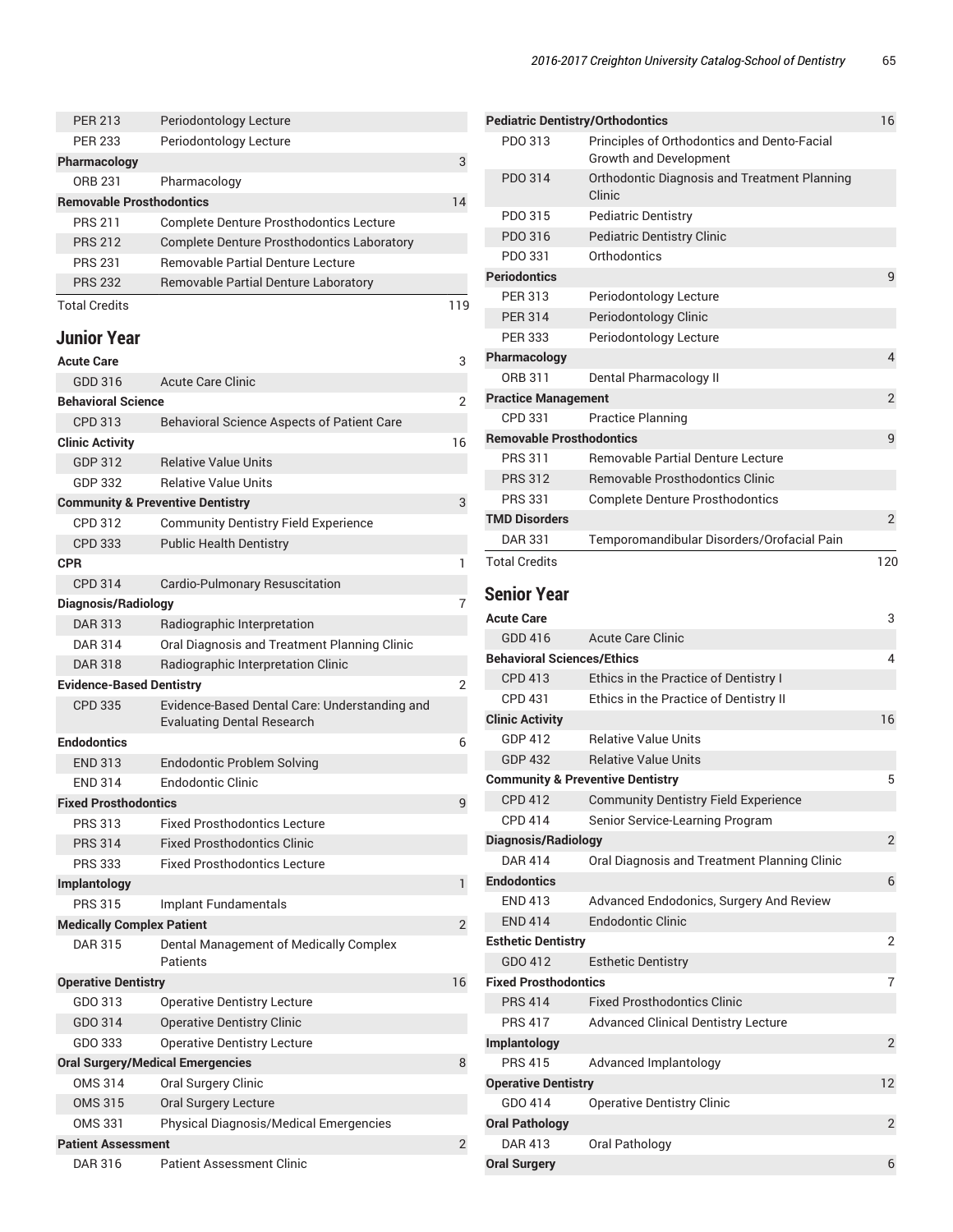| | | |
|---|---|---|
| PER 213 | Periodontology Lecture | |
| PER 233 | Periodontology Lecture | |
| **Pharmacology** | | 3 |
| ORB 231 | Pharmacology | |
| **Removable Prosthodontics** | | 14 |
| PRS 211 | Complete Denture Prosthodontics Lecture | |
| PRS 212 | Complete Denture Prosthodontics Laboratory | |
| PRS 231 | Removable Partial Denture Lecture | |
| PRS 232 | Removable Partial Denture Laboratory | |
| Total Credits | | 119 |

## Junior Year

| | | |
|---|---|---|
| **Acute Care** | | 3 |
| GDD 316 | Acute Care Clinic | |
| **Behavioral Science** | | 2 |
| CPD 313 | Behavioral Science Aspects of Patient Care | |
| **Clinic Activity** | | 16 |
| GDP 312 | Relative Value Units | |
| GDP 332 | Relative Value Units | |
| **Community & Preventive Dentistry** | | 3 |
| CPD 312 | Community Dentistry Field Experience | |
| CPD 333 | Public Health Dentistry | |
| **CPR** | | 1 |
| CPD 314 | Cardio-Pulmonary Resuscitation | |
| **Diagnosis/Radiology** | | 7 |
| DAR 313 | Radiographic Interpretation | |
| DAR 314 | Oral Diagnosis and Treatment Planning Clinic | |
| DAR 318 | Radiographic Interpretation Clinic | |
| **Evidence-Based Dentistry** | | 2 |
| CPD 335 | Evidence-Based Dental Care: Understanding and Evaluating Dental Research | |
| **Endodontics** | | 6 |
| END 313 | Endodontic Problem Solving | |
| END 314 | Endodontic Clinic | |
| **Fixed Prosthodontics** | | 9 |
| PRS 313 | Fixed Prosthodontics Lecture | |
| PRS 314 | Fixed Prosthodontics Clinic | |
| PRS 333 | Fixed Prosthodontics Lecture | |
| **Implantology** | | 1 |
| PRS 315 | Implant Fundamentals | |
| **Medically Complex Patient** | | 2 |
| DAR 315 | Dental Management of Medically Complex Patients | |
| **Operative Dentistry** | | 16 |
| GDO 313 | Operative Dentistry Lecture | |
| GDO 314 | Operative Dentistry Clinic | |
| GDO 333 | Operative Dentistry Lecture | |
| **Oral Surgery/Medical Emergencies** | | 8 |
| OMS 314 | Oral Surgery Clinic | |
| OMS 315 | Oral Surgery Lecture | |
| OMS 331 | Physical Diagnosis/Medical Emergencies | |
| **Patient Assessment** | | 2 |
| DAR 316 | Patient Assessment Clinic | |
| **Pediatric Dentistry/Orthodontics** | | 16 |
| PDO 313 | Principles of Orthodontics and Dento-Facial Growth and Development | |
| PDO 314 | Orthodontic Diagnosis and Treatment Planning Clinic | |
| PDO 315 | Pediatric Dentistry | |
| PDO 316 | Pediatric Dentistry Clinic | |
| PDO 331 | Orthodontics | |
| **Periodontics** | | 9 |
| PER 313 | Periodontology Lecture | |
| PER 314 | Periodontology Clinic | |
| PER 333 | Periodontology Lecture | |
| **Pharmacology** | | 4 |
| ORB 311 | Dental Pharmacology II | |
| **Practice Management** | | 2 |
| CPD 331 | Practice Planning | |
| **Removable Prosthodontics** | | 9 |
| PRS 311 | Removable Partial Denture Lecture | |
| PRS 312 | Removable Prosthodontics Clinic | |
| PRS 331 | Complete Denture Prosthodontics | |
| **TMD Disorders** | | 2 |
| DAR 331 | Temporomandibular Disorders/Orofacial Pain | |
| Total Credits | | 120 |

## Senior Year

| | | |
|---|---|---|
| **Acute Care** | | 3 |
| GDD 416 | Acute Care Clinic | |
| **Behavioral Sciences/Ethics** | | 4 |
| CPD 413 | Ethics in the Practice of Dentistry I | |
| CPD 431 | Ethics in the Practice of Dentistry II | |
| **Clinic Activity** | | 16 |
| GDP 412 | Relative Value Units | |
| GDP 432 | Relative Value Units | |
| **Community & Preventive Dentistry** | | 5 |
| CPD 412 | Community Dentistry Field Experience | |
| CPD 414 | Senior Service-Learning Program | |
| **Diagnosis/Radiology** | | 2 |
| DAR 414 | Oral Diagnosis and Treatment Planning Clinic | |
| **Endodontics** | | 6 |
| END 413 | Advanced Endodonics, Surgery And Review | |
| END 414 | Endodontic Clinic | |
| **Esthetic Dentistry** | | 2 |
| GDO 412 | Esthetic Dentistry | |
| **Fixed Prosthodontics** | | 7 |
| PRS 414 | Fixed Prosthodontics Clinic | |
| PRS 417 | Advanced Clinical Dentistry Lecture | |
| **Implantology** | | 2 |
| PRS 415 | Advanced Implantology | |
| **Operative Dentistry** | | 12 |
| GDO 414 | Operative Dentistry Clinic | |
| **Oral Pathology** | | 2 |
| DAR 413 | Oral Pathology | |
| **Oral Surgery** | | 6 |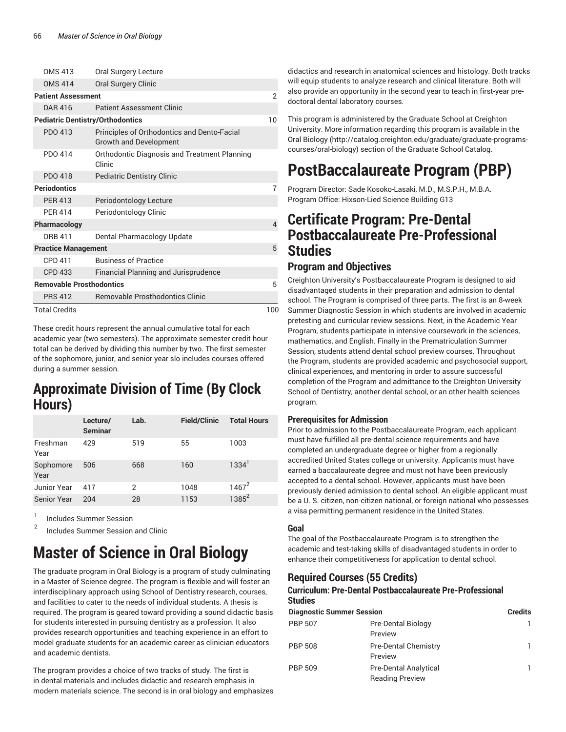| | | |
|---|---|---|
| OMS 413 | Oral Surgery Lecture | |
| OMS 414 | Oral Surgery Clinic | |
| **Patient Assessment** | | 2 |
| DAR 416 | Patient Assessment Clinic | |
| **Pediatric Dentistry/Orthodontics** | | 10 |
| PDO 413 | Principles of Orthodontics and Dento-Facial Growth and Development | |
| PDO 414 | Orthodontic Diagnosis and Treatment Planning Clinic | |
| PDO 418 | Pediatric Dentistry Clinic | |
| **Periodontics** | | 7 |
| PER 413 | Periodontology Lecture | |
| PER 414 | Periodontology Clinic | |
| **Pharmacology** | | 4 |
| ORB 411 | Dental Pharmacology Update | |
| **Practice Management** | | 5 |
| CPD 411 | Business of Practice | |
| CPD 433 | Financial Planning and Jurisprudence | |
| **Removable Prosthodontics** | | 5 |
| PRS 412 | Removable Prosthodontics Clinic | |
| Total Credits | | 100 |

These credit hours represent the annual cumulative total for each academic year (two semesters). The approximate semester credit hour total can be derived by dividing this number by two. The first semester of the sophomore, junior, and senior year slo includes courses offered during a summer session.

# Approximate Division of Time (By Clock Hours)

| | Lecture/ Seminar | Lab. | Field/Clinic | Total Hours |
|---|---|---|---|---|
| Freshman Year | 429 | 519 | 55 | 1003 |
| Sophomore Year | 506 | 668 | 160 | 1334[1] |
| Junior Year | 417 | 2 | 1048 | 1467[2] |
| Senior Year | 204 | 28 | 1153 | 1385[2] |

[1] Includes Summer Session

[2] Includes Summer Session and Clinic

# Master of Science in Oral Biology

The graduate program in Oral Biology is a program of study culminating in a Master of Science degree. The program is flexible and will foster an interdisciplinary approach using School of Dentistry research, courses, and facilities to cater to the needs of individual students. A thesis is required. The program is geared toward providing a sound didactic basis for students interested in pursuing dentistry as a profession. It also provides research opportunities and teaching experience in an effort to model graduate students for an academic career as clinician educators and academic dentists.

The program provides a choice of two tracks of study. The first is in dental materials and includes didactic and research emphasis in modern materials science. The second is in oral biology and emphasizes didactics and research in anatomical sciences and histology. Both tracks will equip students to analyze research and clinical literature. Both will also provide an opportunity in the second year to teach in first-year pre-doctoral dental laboratory courses.

This program is administered by the Graduate School at Creighton University. More information regarding this program is available in the Oral Biology (http://catalog.creighton.edu/graduate/graduate-programs-courses/oral-biology) section of the Graduate School Catalog.

# PostBaccalaureate Program (PBP)

Program Director: Sade Kosoko-Lasaki, M.D., M.S.P.H., M.B.A.
Program Office: Hixson-Lied Science Building G13

## Certificate Program: Pre-Dental Postbaccalaureate Pre-Professional Studies

### Program and Objectives

Creighton University's Postbaccalaureate Program is designed to aid disadvantaged students in their preparation and admission to dental school. The Program is comprised of three parts. The first is an 8-week Summer Diagnostic Session in which students are involved in academic pretesting and curricular review sessions. Next, in the Academic Year Program, students participate in intensive coursework in the sciences, mathematics, and English. Finally in the Prematriculation Summer Session, students attend dental school preview courses. Throughout the Program, students are provided academic and psychosocial support, clinical experiences, and mentoring in order to assure successful completion of the Program and admittance to the Creighton University School of Dentistry, another dental school, or an other health sciences program.

#### Prerequisites for Admission

Prior to admission to the Postbaccalaureate Program, each applicant must have fulfilled all pre-dental science requirements and have completed an undergraduate degree or higher from a regionally accredited United States college or university. Applicants must have earned a baccalaureate degree and must not have been previously accepted to a dental school. However, applicants must have been previously denied admission to dental school. An eligible applicant must be a U. S. citizen, non-citizen national, or foreign national who possesses a visa permitting permanent residence in the United States.

#### Goal

The goal of the Postbaccalaureate Program is to strengthen the academic and test-taking skills of disadvantaged students in order to enhance their competitiveness for application to dental school.

### Required Courses (55 Credits)

#### Curriculum: Pre-Dental Postbaccalaureate Pre-Professional Studies

| Diagnostic Summer Session | | Credits |
|---|---|---|
| PBP 507 | Pre-Dental Biology Preview | 1 |
| PBP 508 | Pre-Dental Chemistry Preview | 1 |
| PBP 509 | Pre-Dental Analytical Reading Preview | 1 |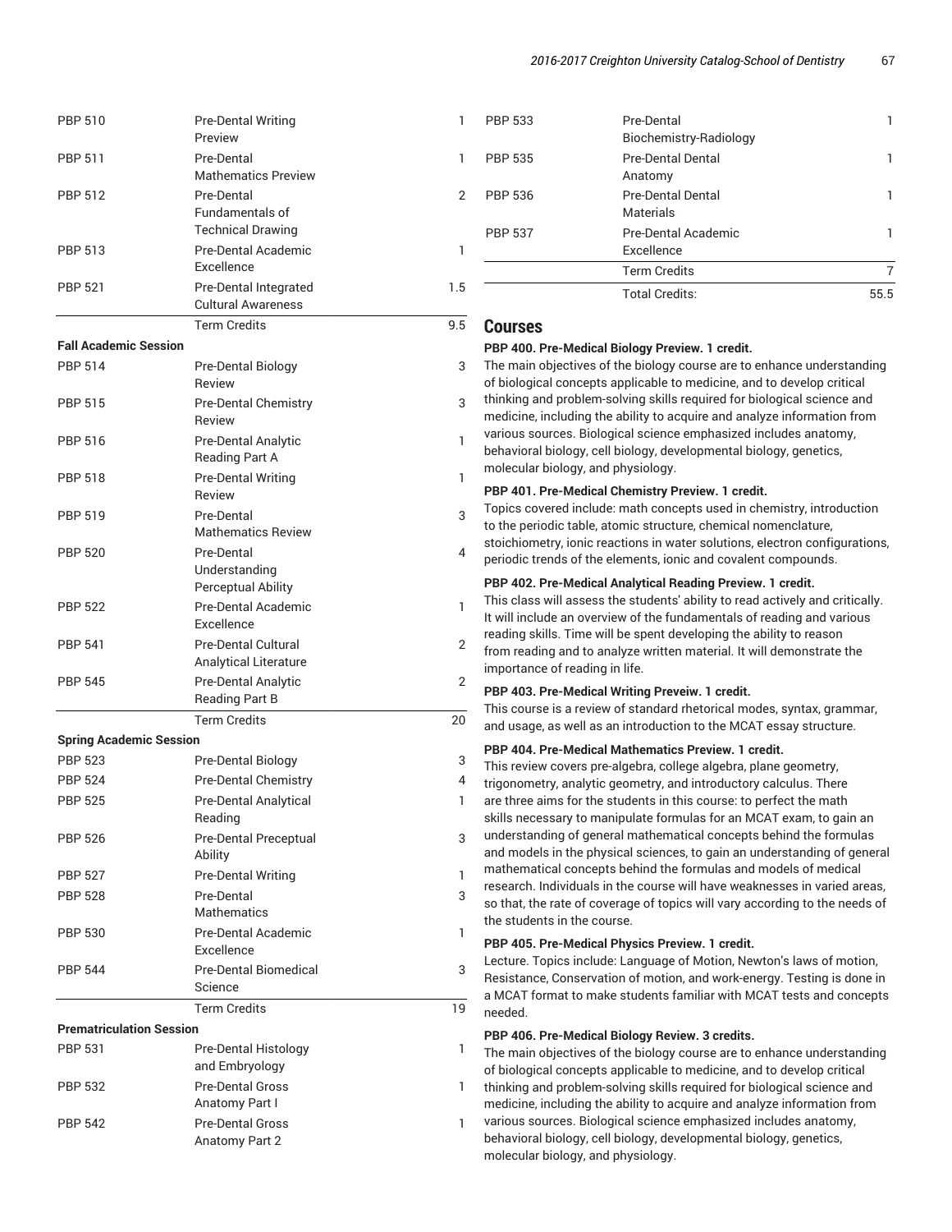| | | |
|---|---|---|
| PBP 510 | Pre-Dental Writing Preview | 1 |
| PBP 511 | Pre-Dental Mathematics Preview | 1 |
| PBP 512 | Pre-Dental Fundamentals of Technical Drawing | 2 |
| PBP 513 | Pre-Dental Academic Excellence | 1 |
| PBP 521 | Pre-Dental Integrated Cultural Awareness | 1.5 |
| | Term Credits | 9.5 |
| **Fall Academic Session** | | |
| PBP 514 | Pre-Dental Biology Review | 3 |
| PBP 515 | Pre-Dental Chemistry Review | 3 |
| PBP 516 | Pre-Dental Analytic Reading Part A | 1 |
| PBP 518 | Pre-Dental Writing Review | 1 |
| PBP 519 | Pre-Dental Mathematics Review | 3 |
| PBP 520 | Pre-Dental Understanding Perceptual Ability | 4 |
| PBP 522 | Pre-Dental Academic Excellence | 1 |
| PBP 541 | Pre-Dental Cultural Analytical Literature | 2 |
| PBP 545 | Pre-Dental Analytic Reading Part B | 2 |
| | Term Credits | 20 |
| **Spring Academic Session** | | |
| PBP 523 | Pre-Dental Biology | 3 |
| PBP 524 | Pre-Dental Chemistry | 4 |
| PBP 525 | Pre-Dental Analytical Reading | 1 |
| PBP 526 | Pre-Dental Preceptual Ability | 3 |
| PBP 527 | Pre-Dental Writing | 1 |
| PBP 528 | Pre-Dental Mathematics | 3 |
| PBP 530 | Pre-Dental Academic Excellence | 1 |
| PBP 544 | Pre-Dental Biomedical Science | 3 |
| | Term Credits | 19 |
| **Prematriculation Session** | | |
| PBP 531 | Pre-Dental Histology and Embryology | 1 |
| PBP 532 | Pre-Dental Gross Anatomy Part I | 1 |
| PBP 542 | Pre-Dental Gross Anatomy Part 2 | 1 |
| PBP 533 | Pre-Dental Biochemistry-Radiology | 1 |
| PBP 535 | Pre-Dental Dental Anatomy | 1 |
| PBP 536 | Pre-Dental Dental Materials | 1 |
| PBP 537 | Pre-Dental Academic Excellence | 1 |
| | Term Credits | 7 |
| | Total Credits: | 55.5 |

## Courses

**PBP 400. Pre-Medical Biology Preview. 1 credit.**
The main objectives of the biology course are to enhance understanding of biological concepts applicable to medicine, and to develop critical thinking and problem-solving skills required for biological science and medicine, including the ability to acquire and analyze information from various sources. Biological science emphasized includes anatomy, behavioral biology, cell biology, developmental biology, genetics, molecular biology, and physiology.

**PBP 401. Pre-Medical Chemistry Preview. 1 credit.**
Topics covered include: math concepts used in chemistry, introduction to the periodic table, atomic structure, chemical nomenclature, stoichiometry, ionic reactions in water solutions, electron configurations, periodic trends of the elements, ionic and covalent compounds.

**PBP 402. Pre-Medical Analytical Reading Preview. 1 credit.**
This class will assess the students' ability to read actively and critically. It will include an overview of the fundamentals of reading and various reading skills. Time will be spent developing the ability to reason from reading and to analyze written material. It will demonstrate the importance of reading in life.

**PBP 403. Pre-Medical Writing Preveiw. 1 credit.**
This course is a review of standard rhetorical modes, syntax, grammar, and usage, as well as an introduction to the MCAT essay structure.

**PBP 404. Pre-Medical Mathematics Preview. 1 credit.**
This review covers pre-algebra, college algebra, plane geometry, trigonometry, analytic geometry, and introductory calculus. There are three aims for the students in this course: to perfect the math skills necessary to manipulate formulas for an MCAT exam, to gain an understanding of general mathematical concepts behind the formulas and models in the physical sciences, to gain an understanding of general mathematical concepts behind the formulas and models of medical research. Individuals in the course will have weaknesses in varied areas, so that, the rate of coverage of topics will vary according to the needs of the students in the course.

**PBP 405. Pre-Medical Physics Preview. 1 credit.**
Lecture. Topics include: Language of Motion, Newton's laws of motion, Resistance, Conservation of motion, and work-energy. Testing is done in a MCAT format to make students familiar with MCAT tests and concepts needed.

**PBP 406. Pre-Medical Biology Review. 3 credits.**
The main objectives of the biology course are to enhance understanding of biological concepts applicable to medicine, and to develop critical thinking and problem-solving skills required for biological science and medicine, including the ability to acquire and analyze information from various sources. Biological science emphasized includes anatomy, behavioral biology, cell biology, developmental biology, genetics, molecular biology, and physiology.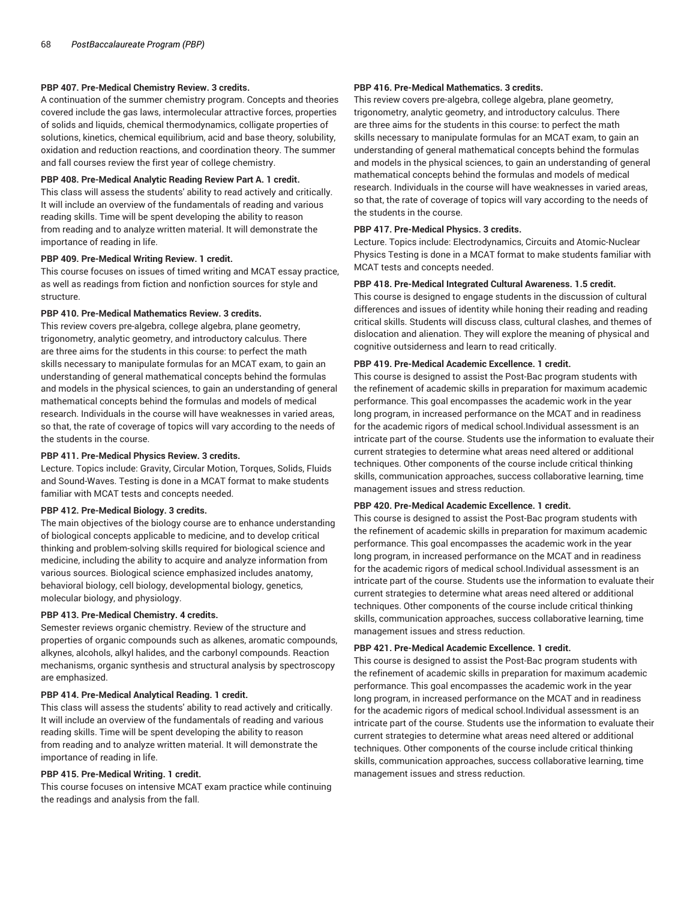**PBP 407. Pre-Medical Chemistry Review. 3 credits.**

A continuation of the summer chemistry program. Concepts and theories covered include the gas laws, intermolecular attractive forces, properties of solids and liquids, chemical thermodynamics, colligate properties of solutions, kinetics, chemical equilibrium, acid and base theory, solubility, oxidation and reduction reactions, and coordination theory. The summer and fall courses review the first year of college chemistry.

**PBP 408. Pre-Medical Analytic Reading Review Part A. 1 credit.**

This class will assess the students' ability to read actively and critically. It will include an overview of the fundamentals of reading and various reading skills. Time will be spent developing the ability to reason from reading and to analyze written material. It will demonstrate the importance of reading in life.

**PBP 409. Pre-Medical Writing Review. 1 credit.**

This course focuses on issues of timed writing and MCAT essay practice, as well as readings from fiction and nonfiction sources for style and structure.

**PBP 410. Pre-Medical Mathematics Review. 3 credits.**

This review covers pre-algebra, college algebra, plane geometry, trigonometry, analytic geometry, and introductory calculus. There are three aims for the students in this course: to perfect the math skills necessary to manipulate formulas for an MCAT exam, to gain an understanding of general mathematical concepts behind the formulas and models in the physical sciences, to gain an understanding of general mathematical concepts behind the formulas and models of medical research. Individuals in the course will have weaknesses in varied areas, so that, the rate of coverage of topics will vary according to the needs of the students in the course.

**PBP 411. Pre-Medical Physics Review. 3 credits.**

Lecture. Topics include: Gravity, Circular Motion, Torques, Solids, Fluids and Sound-Waves. Testing is done in a MCAT format to make students familiar with MCAT tests and concepts needed.

**PBP 412. Pre-Medical Biology. 3 credits.**

The main objectives of the biology course are to enhance understanding of biological concepts applicable to medicine, and to develop critical thinking and problem-solving skills required for biological science and medicine, including the ability to acquire and analyze information from various sources. Biological science emphasized includes anatomy, behavioral biology, cell biology, developmental biology, genetics, molecular biology, and physiology.

**PBP 413. Pre-Medical Chemistry. 4 credits.**

Semester reviews organic chemistry. Review of the structure and properties of organic compounds such as alkenes, aromatic compounds, alkynes, alcohols, alkyl halides, and the carbonyl compounds. Reaction mechanisms, organic synthesis and structural analysis by spectroscopy are emphasized.

**PBP 414. Pre-Medical Analytical Reading. 1 credit.**

This class will assess the students' ability to read actively and critically. It will include an overview of the fundamentals of reading and various reading skills. Time will be spent developing the ability to reason from reading and to analyze written material. It will demonstrate the importance of reading in life.

**PBP 415. Pre-Medical Writing. 1 credit.**

This course focuses on intensive MCAT exam practice while continuing the readings and analysis from the fall.

**PBP 416. Pre-Medical Mathematics. 3 credits.**

This review covers pre-algebra, college algebra, plane geometry, trigonometry, analytic geometry, and introductory calculus. There are three aims for the students in this course: to perfect the math skills necessary to manipulate formulas for an MCAT exam, to gain an understanding of general mathematical concepts behind the formulas and models in the physical sciences, to gain an understanding of general mathematical concepts behind the formulas and models of medical research. Individuals in the course will have weaknesses in varied areas, so that, the rate of coverage of topics will vary according to the needs of the students in the course.

**PBP 417. Pre-Medical Physics. 3 credits.**

Lecture. Topics include: Electrodynamics, Circuits and Atomic-Nuclear Physics Testing is done in a MCAT format to make students familiar with MCAT tests and concepts needed.

**PBP 418. Pre-Medical Integrated Cultural Awareness. 1.5 credit.**

This course is designed to engage students in the discussion of cultural differences and issues of identity while honing their reading and reading critical skills. Students will discuss class, cultural clashes, and themes of dislocation and alienation. They will explore the meaning of physical and cognitive outsiderness and learn to read critically.

**PBP 419. Pre-Medical Academic Excellence. 1 credit.**

This course is designed to assist the Post-Bac program students with the refinement of academic skills in preparation for maximum academic performance. This goal encompasses the academic work in the year long program, in increased performance on the MCAT and in readiness for the academic rigors of medical school.Individual assessment is an intricate part of the course. Students use the information to evaluate their current strategies to determine what areas need altered or additional techniques. Other components of the course include critical thinking skills, communication approaches, success collaborative learning, time management issues and stress reduction.

**PBP 420. Pre-Medical Academic Excellence. 1 credit.**

This course is designed to assist the Post-Bac program students with the refinement of academic skills in preparation for maximum academic performance. This goal encompasses the academic work in the year long program, in increased performance on the MCAT and in readiness for the academic rigors of medical school.Individual assessment is an intricate part of the course. Students use the information to evaluate their current strategies to determine what areas need altered or additional techniques. Other components of the course include critical thinking skills, communication approaches, success collaborative learning, time management issues and stress reduction.

**PBP 421. Pre-Medical Academic Excellence. 1 credit.**

This course is designed to assist the Post-Bac program students with the refinement of academic skills in preparation for maximum academic performance. This goal encompasses the academic work in the year long program, in increased performance on the MCAT and in readiness for the academic rigors of medical school.Individual assessment is an intricate part of the course. Students use the information to evaluate their current strategies to determine what areas need altered or additional techniques. Other components of the course include critical thinking skills, communication approaches, success collaborative learning, time management issues and stress reduction.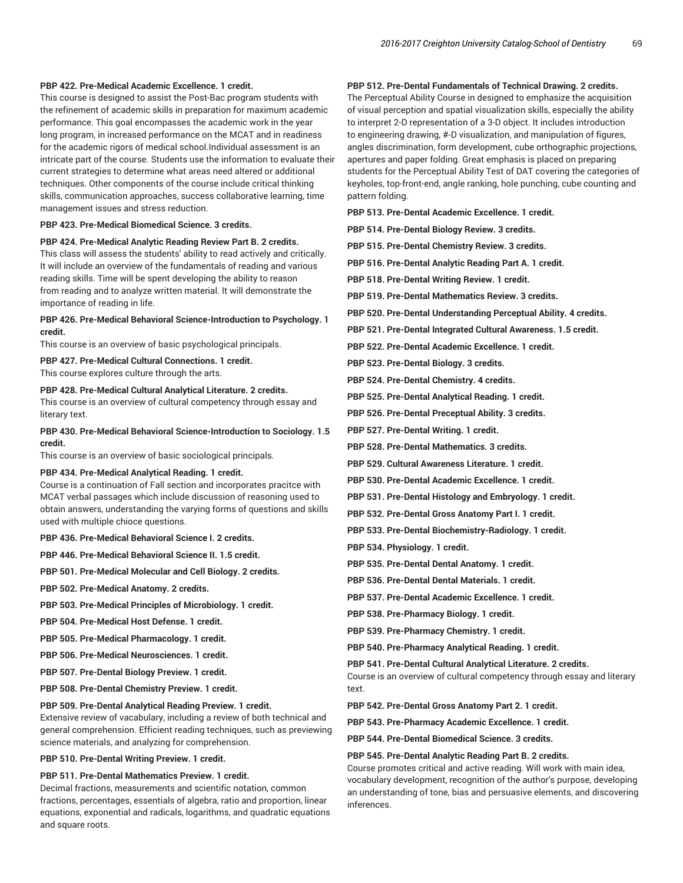**PBP 422. Pre-Medical Academic Excellence. 1 credit.**
This course is designed to assist the Post-Bac program students with the refinement of academic skills in preparation for maximum academic performance. This goal encompasses the academic work in the year long program, in increased performance on the MCAT and in readiness for the academic rigors of medical school.Individual assessment is an intricate part of the course. Students use the information to evaluate their current strategies to determine what areas need altered or additional techniques. Other components of the course include critical thinking skills, communication approaches, success collaborative learning, time management issues and stress reduction.

**PBP 423. Pre-Medical Biomedical Science. 3 credits.**

**PBP 424. Pre-Medical Analytic Reading Review Part B. 2 credits.**
This class will assess the students' ability to read actively and critically. It will include an overview of the fundamentals of reading and various reading skills. Time will be spent developing the ability to reason from reading and to analyze written material. It will demonstrate the importance of reading in life.

**PBP 426. Pre-Medical Behavioral Science-Introduction to Psychology. 1 credit.**
This course is an overview of basic psychological principals.

**PBP 427. Pre-Medical Cultural Connections. 1 credit.**
This course explores culture through the arts.

**PBP 428. Pre-Medical Cultural Analytical Literature. 2 credits.**
This course is an overview of cultural competency through essay and literary text.

**PBP 430. Pre-Medical Behavioral Science-Introduction to Sociology. 1.5 credit.**
This course is an overview of basic sociological principals.

**PBP 434. Pre-Medical Analytical Reading. 1 credit.**
Course is a continuation of Fall section and incorporates pracitce with MCAT verbal passages which include discussion of reasoning used to obtain answers, understanding the varying forms of questions and skills used with multiple chioce questions.

**PBP 436. Pre-Medical Behavioral Science I. 2 credits.**

**PBP 446. Pre-Medical Behavioral Science II. 1.5 credit.**

**PBP 501. Pre-Medical Molecular and Cell Biology. 2 credits.**

**PBP 502. Pre-Medical Anatomy. 2 credits.**

**PBP 503. Pre-Medical Principles of Microbiology. 1 credit.**

**PBP 504. Pre-Medical Host Defense. 1 credit.**

**PBP 505. Pre-Medical Pharmacology. 1 credit.**

**PBP 506. Pre-Medical Neurosciences. 1 credit.**

**PBP 507. Pre-Dental Biology Preview. 1 credit.**

**PBP 508. Pre-Dental Chemistry Preview. 1 credit.**

**PBP 509. Pre-Dental Analytical Reading Preview. 1 credit.**
Extensive review of vacabulary, including a review of both technical and general comprehension. Efficient reading techniques, such as previewing science materials, and analyzing for comprehension.

**PBP 510. Pre-Dental Writing Preview. 1 credit.**

**PBP 511. Pre-Dental Mathematics Preview. 1 credit.**
Decimal fractions, measurements and scientific notation, common fractions, percentages, essentials of algebra, ratio and proportion, linear equations, exponential and radicals, logarithms, and quadratic equations and square roots.

**PBP 512. Pre-Dental Fundamentals of Technical Drawing. 2 credits.**
The Perceptual Ability Course in designed to emphasize the acquisition of visual perception and spatial visualization skills, especially the ability to interpret 2-D representation of a 3-D object. It includes introduction to engineering drawing, #-D visualization, and manipulation of figures, angles discrimination, form development, cube orthographic projections, apertures and paper folding. Great emphasis is placed on preparing students for the Perceptual Ability Test of DAT covering the categories of keyholes, top-front-end, angle ranking, hole punching, cube counting and pattern folding.

**PBP 513. Pre-Dental Academic Excellence. 1 credit.**

**PBP 514. Pre-Dental Biology Review. 3 credits.**

**PBP 515. Pre-Dental Chemistry Review. 3 credits.**

**PBP 516. Pre-Dental Analytic Reading Part A. 1 credit.**

**PBP 518. Pre-Dental Writing Review. 1 credit.**

**PBP 519. Pre-Dental Mathematics Review. 3 credits.**

**PBP 520. Pre-Dental Understanding Perceptual Ability. 4 credits.**

**PBP 521. Pre-Dental Integrated Cultural Awareness. 1.5 credit.**

**PBP 522. Pre-Dental Academic Excellence. 1 credit.**

**PBP 523. Pre-Dental Biology. 3 credits.**

**PBP 524. Pre-Dental Chemistry. 4 credits.**

**PBP 525. Pre-Dental Analytical Reading. 1 credit.**

**PBP 526. Pre-Dental Preceptual Ability. 3 credits.**

**PBP 527. Pre-Dental Writing. 1 credit.**

**PBP 528. Pre-Dental Mathematics. 3 credits.**

**PBP 529. Cultural Awareness Literature. 1 credit.**

**PBP 530. Pre-Dental Academic Excellence. 1 credit.**

**PBP 531. Pre-Dental Histology and Embryology. 1 credit.**

**PBP 532. Pre-Dental Gross Anatomy Part I. 1 credit.**

**PBP 533. Pre-Dental Biochemistry-Radiology. 1 credit.**

**PBP 534. Physiology. 1 credit.**

**PBP 535. Pre-Dental Dental Anatomy. 1 credit.**

**PBP 536. Pre-Dental Dental Materials. 1 credit.**

**PBP 537. Pre-Dental Academic Excellence. 1 credit.**

**PBP 538. Pre-Pharmacy Biology. 1 credit.**

**PBP 539. Pre-Pharmacy Chemistry. 1 credit.**

**PBP 540. Pre-Pharmacy Analytical Reading. 1 credit.**

**PBP 541. Pre-Dental Cultural Analytical Literature. 2 credits.**
Course is an overview of cultural competency through essay and literary text.

**PBP 542. Pre-Dental Gross Anatomy Part 2. 1 credit.**

**PBP 543. Pre-Pharmacy Academic Excellence. 1 credit.**

**PBP 544. Pre-Dental Biomedical Science. 3 credits.**

**PBP 545. Pre-Dental Analytic Reading Part B. 2 credits.**
Course promotes critical and active reading. Will work with main idea, vocabulary development, recognition of the author's purpose, developing an understanding of tone, bias and persuasive elements, and discovering inferences.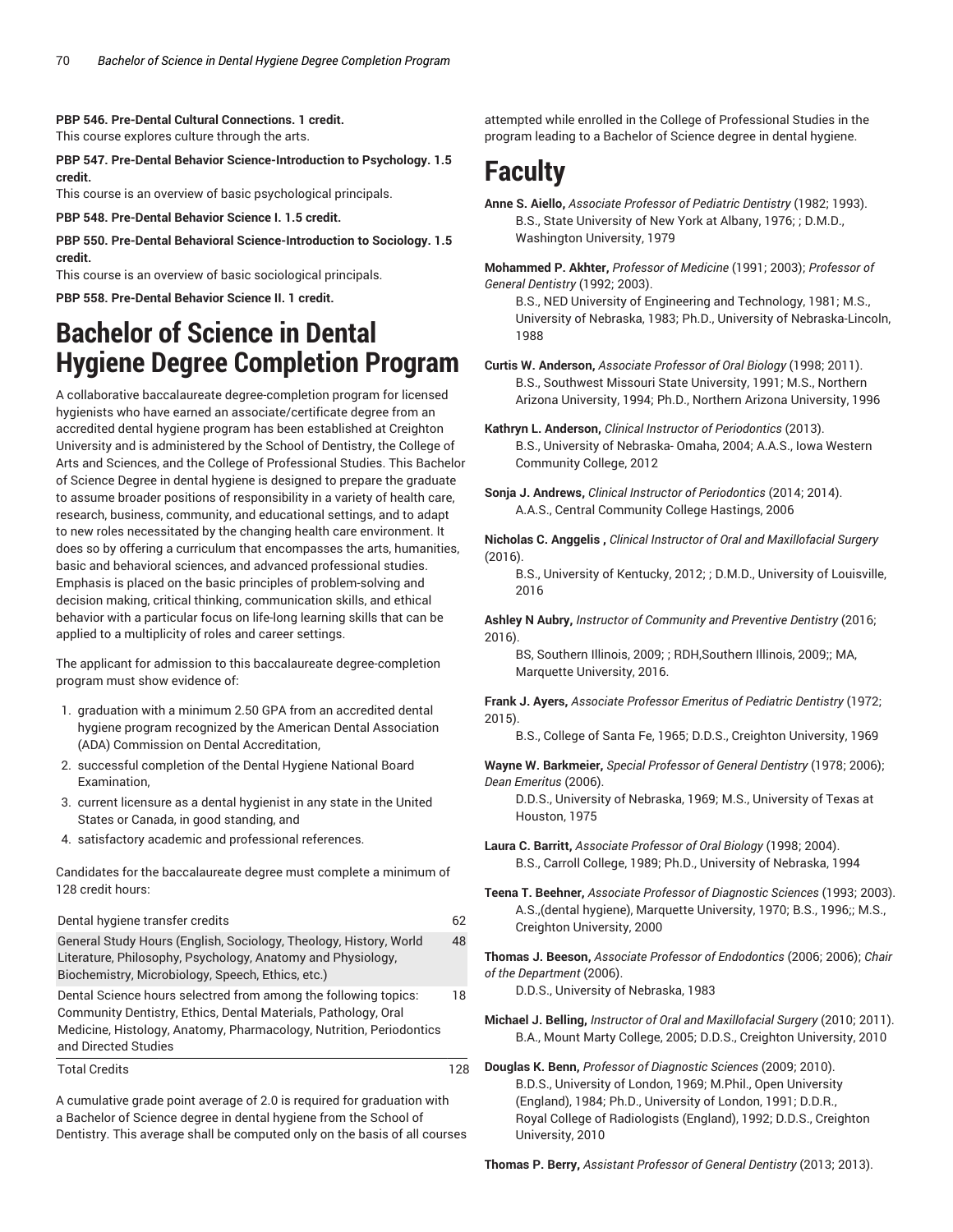**PBP 546. Pre-Dental Cultural Connections. 1 credit.**
This course explores culture through the arts.

**PBP 547. Pre-Dental Behavior Science-Introduction to Psychology. 1.5 credit.**
This course is an overview of basic psychological principals.

**PBP 548. Pre-Dental Behavior Science I. 1.5 credit.**

**PBP 550. Pre-Dental Behavioral Science-Introduction to Sociology. 1.5 credit.**
This course is an overview of basic sociological principals.

**PBP 558. Pre-Dental Behavior Science II. 1 credit.**

# Bachelor of Science in Dental Hygiene Degree Completion Program

A collaborative baccalaureate degree-completion program for licensed hygienists who have earned an associate/certificate degree from an accredited dental hygiene program has been established at Creighton University and is administered by the School of Dentistry, the College of Arts and Sciences, and the College of Professional Studies. This Bachelor of Science Degree in dental hygiene is designed to prepare the graduate to assume broader positions of responsibility in a variety of health care, research, business, community, and educational settings, and to adapt to new roles necessitated by the changing health care environment. It does so by offering a curriculum that encompasses the arts, humanities, basic and behavioral sciences, and advanced professional studies. Emphasis is placed on the basic principles of problem-solving and decision making, critical thinking, communication skills, and ethical behavior with a particular focus on life-long learning skills that can be applied to a multiplicity of roles and career settings.

The applicant for admission to this baccalaureate degree-completion program must show evidence of:

1. graduation with a minimum 2.50 GPA from an accredited dental hygiene program recognized by the American Dental Association (ADA) Commission on Dental Accreditation,
2. successful completion of the Dental Hygiene National Board Examination,
3. current licensure as a dental hygienist in any state in the United States or Canada, in good standing, and
4. satisfactory academic and professional references.

Candidates for the baccalaureate degree must complete a minimum of 128 credit hours:

| | |
|---|---|
| Dental hygiene transfer credits | 62 |
| General Study Hours (English, Sociology, Theology, History, World Literature, Philosophy, Psychology, Anatomy and Physiology, Biochemistry, Microbiology, Speech, Ethics, etc.) | 48 |
| Dental Science hours selectred from among the following topics: Community Dentistry, Ethics, Dental Materials, Pathology, Oral Medicine, Histology, Anatomy, Pharmacology, Nutrition, Periodontics and Directed Studies | 18 |
| Total Credits | 128 |

A cumulative grade point average of 2.0 is required for graduation with a Bachelor of Science degree in dental hygiene from the School of Dentistry. This average shall be computed only on the basis of all courses attempted while enrolled in the College of Professional Studies in the program leading to a Bachelor of Science degree in dental hygiene.

# Faculty

**Anne S. Aiello,** *Associate Professor of Pediatric Dentistry* (1982; 1993).
B.S., State University of New York at Albany, 1976; ; D.M.D., Washington University, 1979

**Mohammed P. Akhter,** *Professor of Medicine* (1991; 2003); *Professor of General Dentistry* (1992; 2003).
B.S., NED University of Engineering and Technology, 1981; M.S., University of Nebraska, 1983; Ph.D., University of Nebraska-Lincoln, 1988

**Curtis W. Anderson,** *Associate Professor of Oral Biology* (1998; 2011).
B.S., Southwest Missouri State University, 1991; M.S., Northern Arizona University, 1994; Ph.D., Northern Arizona University, 1996

**Kathryn L. Anderson,** *Clinical Instructor of Periodontics* (2013).
B.S., University of Nebraska- Omaha, 2004; A.A.S., Iowa Western Community College, 2012

**Sonja J. Andrews,** *Clinical Instructor of Periodontics* (2014; 2014).
A.A.S., Central Community College Hastings, 2006

**Nicholas C. Anggelis ,** *Clinical Instructor of Oral and Maxillofacial Surgery* (2016).
B.S., University of Kentucky, 2012; ; D.M.D., University of Louisville, 2016

**Ashley N Aubry,** *Instructor of Community and Preventive Dentistry* (2016; 2016).
BS, Southern Illinois, 2009; ; RDH,Southern Illinois, 2009;; MA, Marquette University, 2016.

**Frank J. Ayers,** *Associate Professor Emeritus of Pediatric Dentistry* (1972; 2015).
B.S., College of Santa Fe, 1965; D.D.S., Creighton University, 1969

**Wayne W. Barkmeier,** *Special Professor of General Dentistry* (1978; 2006); *Dean Emeritus* (2006).
D.D.S., University of Nebraska, 1969; M.S., University of Texas at Houston, 1975

**Laura C. Barritt,** *Associate Professor of Oral Biology* (1998; 2004).
B.S., Carroll College, 1989; Ph.D., University of Nebraska, 1994

**Teena T. Beehner,** *Associate Professor of Diagnostic Sciences* (1993; 2003).
A.S.,(dental hygiene), Marquette University, 1970; B.S., 1996;; M.S., Creighton University, 2000

**Thomas J. Beeson,** *Associate Professor of Endodontics* (2006; 2006); *Chair of the Department* (2006).
D.D.S., University of Nebraska, 1983

**Michael J. Belling,** *Instructor of Oral and Maxillofacial Surgery* (2010; 2011).
B.A., Mount Marty College, 2005; D.D.S., Creighton University, 2010

**Douglas K. Benn,** *Professor of Diagnostic Sciences* (2009; 2010).
B.D.S., University of London, 1969; M.Phil., Open University (England), 1984; Ph.D., University of London, 1991; D.D.R., Royal College of Radiologists (England), 1992; D.D.S., Creighton University, 2010

**Thomas P. Berry,** *Assistant Professor of General Dentistry* (2013; 2013).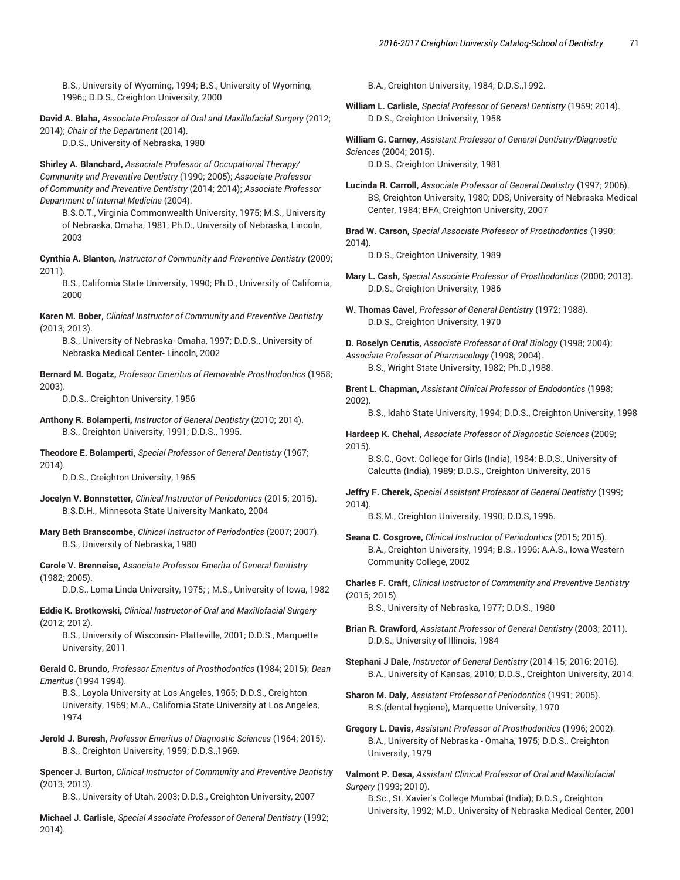B.S., University of Wyoming, 1994; B.S., University of Wyoming, 1996;; D.D.S., Creighton University, 2000

**David A. Blaha,** *Associate Professor of Oral and Maxillofacial Surgery* (2012; 2014); *Chair of the Department* (2014).
D.D.S., University of Nebraska, 1980

**Shirley A. Blanchard,** *Associate Professor of Occupational Therapy/ Community and Preventive Dentistry* (1990; 2005); *Associate Professor of Community and Preventive Dentistry* (2014; 2014); *Associate Professor Department of Internal Medicine* (2004).
B.S.O.T., Virginia Commonwealth University, 1975; M.S., University of Nebraska, Omaha, 1981; Ph.D., University of Nebraska, Lincoln, 2003

**Cynthia A. Blanton,** *Instructor of Community and Preventive Dentistry* (2009; 2011).
B.S., California State University, 1990; Ph.D., University of California, 2000

**Karen M. Bober,** *Clinical Instructor of Community and Preventive Dentistry* (2013; 2013).
B.S., University of Nebraska- Omaha, 1997; D.D.S., University of Nebraska Medical Center- Lincoln, 2002

**Bernard M. Bogatz,** *Professor Emeritus of Removable Prosthodontics* (1958; 2003).
D.D.S., Creighton University, 1956

**Anthony R. Bolamperti,** *Instructor of General Dentistry* (2010; 2014).
B.S., Creighton University, 1991; D.D.S., 1995.

**Theodore E. Bolamperti,** *Special Professor of General Dentistry* (1967; 2014).
D.D.S., Creighton University, 1965

**Jocelyn V. Bonnstetter,** *Clinical Instructor of Periodontics* (2015; 2015).
B.S.D.H., Minnesota State University Mankato, 2004

**Mary Beth Branscombe,** *Clinical Instructor of Periodontics* (2007; 2007).
B.S., University of Nebraska, 1980

**Carole V. Brenneise,** *Associate Professor Emerita of General Dentistry* (1982; 2005).
D.D.S., Loma Linda University, 1975; ; M.S., University of Iowa, 1982

**Eddie K. Brotkowski,** *Clinical Instructor of Oral and Maxillofacial Surgery* (2012; 2012).
B.S., University of Wisconsin- Platteville, 2001; D.D.S., Marquette University, 2011

**Gerald C. Brundo,** *Professor Emeritus of Prosthodontics* (1984; 2015); *Dean Emeritus* (1994 1994).
B.S., Loyola University at Los Angeles, 1965; D.D.S., Creighton University, 1969; M.A., California State University at Los Angeles, 1974

**Jerold J. Buresh,** *Professor Emeritus of Diagnostic Sciences* (1964; 2015).
B.S., Creighton University, 1959; D.D.S.,1969.

**Spencer J. Burton,** *Clinical Instructor of Community and Preventive Dentistry* (2013; 2013).
B.S., University of Utah, 2003; D.D.S., Creighton University, 2007

**Michael J. Carlisle,** *Special Associate Professor of General Dentistry* (1992; 2014).
B.A., Creighton University, 1984; D.D.S.,1992.

**William L. Carlisle,** *Special Professor of General Dentistry* (1959; 2014).
D.D.S., Creighton University, 1958

**William G. Carney,** *Assistant Professor of General Dentistry/Diagnostic Sciences* (2004; 2015).
D.D.S., Creighton University, 1981

**Lucinda R. Carroll,** *Associate Professor of General Dentistry* (1997; 2006).
BS, Creighton University, 1980; DDS, University of Nebraska Medical Center, 1984; BFA, Creighton University, 2007

**Brad W. Carson,** *Special Associate Professor of Prosthodontics* (1990; 2014).
D.D.S., Creighton University, 1989

**Mary L. Cash,** *Special Associate Professor of Prosthodontics* (2000; 2013).
D.D.S., Creighton University, 1986

**W. Thomas Cavel,** *Professor of General Dentistry* (1972; 1988).
D.D.S., Creighton University, 1970

**D. Roselyn Cerutis,** *Associate Professor of Oral Biology* (1998; 2004); *Associate Professor of Pharmacology* (1998; 2004).
B.S., Wright State University, 1982; Ph.D.,1988.

**Brent L. Chapman,** *Assistant Clinical Professor of Endodontics* (1998; 2002).
B.S., Idaho State University, 1994; D.D.S., Creighton University, 1998

**Hardeep K. Chehal,** *Associate Professor of Diagnostic Sciences* (2009; 2015).
B.S.C., Govt. College for Girls (India), 1984; B.D.S., University of Calcutta (India), 1989; D.D.S., Creighton University, 2015

**Jeffry F. Cherek,** *Special Assistant Professor of General Dentistry* (1999; 2014).
B.S.M., Creighton University, 1990; D.D.S, 1996.

**Seana C. Cosgrove,** *Clinical Instructor of Periodontics* (2015; 2015).
B.A., Creighton University, 1994; B.S., 1996; A.A.S., Iowa Western Community College, 2002

**Charles F. Craft,** *Clinical Instructor of Community and Preventive Dentistry* (2015; 2015).
B.S., University of Nebraska, 1977; D.D.S., 1980

**Brian R. Crawford,** *Assistant Professor of General Dentistry* (2003; 2011).
D.D.S., University of Illinois, 1984

**Stephani J Dale,** *Instructor of General Dentistry* (2014-15; 2016; 2016).
B.A., University of Kansas, 2010; D.D.S., Creighton University, 2014.

**Sharon M. Daly,** *Assistant Professor of Periodontics* (1991; 2005).
B.S.(dental hygiene), Marquette University, 1970

**Gregory L. Davis,** *Assistant Professor of Prosthodontics* (1996; 2002).
B.A., University of Nebraska - Omaha, 1975; D.D.S., Creighton University, 1979

**Valmont P. Desa,** *Assistant Clinical Professor of Oral and Maxillofacial Surgery* (1993; 2010).
B.Sc., St. Xavier's College Mumbai (India); D.D.S., Creighton University, 1992; M.D., University of Nebraska Medical Center, 2001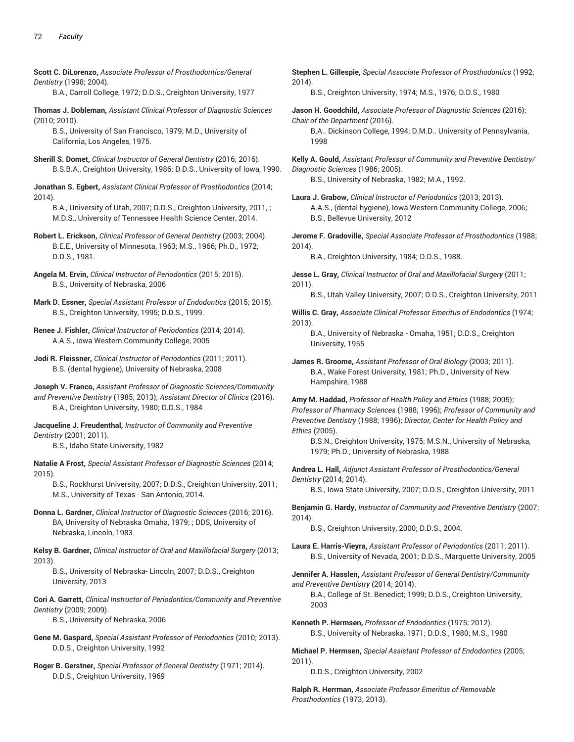**Scott C. DiLorenzo,** *Associate Professor of Prosthodontics/General Dentistry* (1998; 2004).
B.A., Carroll College, 1972; D.D.S., Creighton University, 1977

**Thomas J. Dobleman,** *Assistant Clinical Professor of Diagnostic Sciences* (2010; 2010).
B.S., University of San Francisco, 1979; M.D., University of California, Los Angeles, 1975.

**Sherill S. Domet,** *Clinical Instructor of General Dentistry* (2016; 2016).
B.S.B.A., Creighton University, 1986; D.D.S., University of Iowa, 1990.

**Jonathan S. Egbert,** *Assistant Clinical Professor of Prosthodontics* (2014; 2014).
B.A., University of Utah, 2007; D.D.S., Creighton University, 2011, ; M.D.S., University of Tennessee Health Science Center, 2014.

**Robert L. Erickson,** *Clinical Professor of General Dentistry* (2003; 2004).
B.E.E., University of Minnesota, 1963; M.S., 1966; Ph.D., 1972; D.D.S., 1981.

**Angela M. Ervin,** *Clinical Instructor of Periodontics* (2015; 2015).
B.S., University of Nebraska, 2006

**Mark D. Essner,** *Special Assistant Professor of Endodontics* (2015; 2015).
B.S., Creighton University, 1995; D.D.S., 1999.

**Renee J. Fishler,** *Clinical Instructor of Periodontics* (2014; 2014).
A.A.S., Iowa Western Community College, 2005

**Jodi R. Fleissner,** *Clinical Instructor of Periodontics* (2011; 2011).
B.S. (dental hygiene), University of Nebraska, 2008

**Joseph V. Franco,** *Assistant Professor of Diagnostic Sciences/Community and Preventive Dentistry* (1985; 2013); *Assistant Director of Clinics* (2016).
B.A., Creighton University, 1980; D.D.S., 1984

**Jacqueline J. Freudenthal,** *Instructor of Community and Preventive Dentistry* (2001; 2011).
B.S., Idaho State University, 1982

**Natalie A Frost,** *Special Assistant Professor of Diagnostic Sciences* (2014; 2015).
B.S., Rockhurst University, 2007; D.D.S., Creighton University, 2011; M.S., University of Texas - San Antonio, 2014.

**Donna L. Gardner,** *Clinical Instructor of Diagnostic Sciences* (2016; 2016).
BA, University of Nebraska Omaha, 1979; ; DDS, University of Nebraska, Lincoln, 1983

**Kelsy B. Gardner,** *Clinical Instructor of Oral and Maxillofacial Surgery* (2013; 2013).
B.S., University of Nebraska- Lincoln, 2007; D.D.S., Creighton University, 2013

**Cori A. Garrett,** *Clinical Instructor of Periodontics/Community and Preventive Dentistry* (2009; 2009).
B.S., University of Nebraska, 2006

**Gene M. Gaspard,** *Special Assistant Professor of Periodontics* (2010; 2013).
D.D.S., Creighton University, 1992

**Roger B. Gerstner,** *Special Professor of General Dentistry* (1971; 2014).
D.D.S., Creighton University, 1969

**Stephen L. Gillespie,** *Special Associate Professor of Prosthodontics* (1992; 2014).
B.S., Creighton University, 1974; M.S., 1976; D.D.S., 1980

**Jason H. Goodchild,** *Associate Professor of Diagnostic Sciences* (2016); *Chair of the Department* (2016).
B.A.. Dickinson College, 1994; D.M.D.. University of Pennsylvania, 1998

**Kelly A. Gould,** *Assistant Professor of Community and Preventive Dentistry/ Diagnostic Sciences* (1986; 2005).
B.S., University of Nebraska, 1982; M.A., 1992.

**Laura J. Grabow,** *Clinical Instructor of Periodontics* (2013; 2013).
A.A.S., (dental hygiene), Iowa Western Community College, 2006; B.S., Bellevue University, 2012

**Jerome F. Gradoville,** *Special Associate Professor of Prosthodontics* (1988; 2014).
B.A., Creighton University, 1984; D.D.S., 1988.

**Jesse L. Gray,** *Clinical Instructor of Oral and Maxillofacial Surgery* (2011; 2011).
B.S., Utah Valley University, 2007; D.D.S., Creighton University, 2011

**Willis C. Gray,** *Associate Clinical Professor Emeritus of Endodontics* (1974; 2013).
B.A., University of Nebraska - Omaha, 1951; D.D.S., Creighton University, 1955

**James R. Groome,** *Assistant Professor of Oral Biology* (2003; 2011).
B.A., Wake Forest University, 1981; Ph.D., University of New Hampshire, 1988

**Amy M. Haddad,** *Professor of Health Policy and Ethics* (1988; 2005); *Professor of Pharmacy Sciences* (1988; 1996); *Professor of Community and Preventive Dentistry* (1988; 1996); *Director, Center for Health Policy and Ethics* (2005).
B.S.N., Creighton University, 1975; M.S.N., University of Nebraska, 1979; Ph.D., University of Nebraska, 1988

**Andrea L. Hall,** *Adjunct Assistant Professor of Prosthodontics/General Dentistry* (2014; 2014).
B.S., Iowa State University, 2007; D.D.S., Creighton University, 2011

**Benjamin G. Hardy,** *Instructor of Community and Preventive Dentistry* (2007; 2014).
B.S., Creighton University, 2000; D.D.S., 2004.

**Laura E. Harris-Vieyra,** *Assistant Professor of Periodontics* (2011; 2011).
B.S., University of Nevada, 2001; D.D.S., Marquette University, 2005

**Jennifer A. Hasslen,** *Assistant Professor of General Dentistry/Community and Preventive Dentistry* (2014; 2014).
B.A., College of St. Benedict; 1999; D.D.S., Creighton University, 2003

**Kenneth P. Hermsen,** *Professor of Endodontics* (1975; 2012).
B.S., University of Nebraska, 1971; D.D.S., 1980; M.S., 1980

**Michael P. Hermsen,** *Special Assistant Professor of Endodontics* (2005; 2011).
D.D.S., Creighton University, 2002

**Ralph R. Herrman,** *Associate Professor Emeritus of Removable Prosthodontics* (1973; 2013).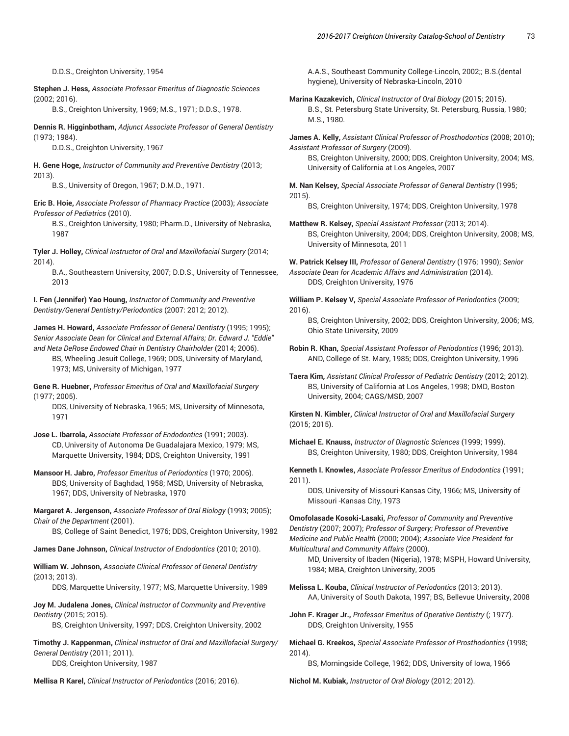D.D.S., Creighton University, 1954

**Stephen J. Hess,** *Associate Professor Emeritus of Diagnostic Sciences* (2002; 2016).
B.S., Creighton University, 1969; M.S., 1971; D.D.S., 1978.

**Dennis R. Higginbotham,** *Adjunct Associate Professor of General Dentistry* (1973; 1984).
D.D.S., Creighton University, 1967

**H. Gene Hoge,** *Instructor of Community and Preventive Dentistry* (2013; 2013).
B.S., University of Oregon, 1967; D.M.D., 1971.

**Eric B. Hoie,** *Associate Professor of Pharmacy Practice* (2003); *Associate Professor of Pediatrics* (2010).
B.S., Creighton University, 1980; Pharm.D., University of Nebraska, 1987

**Tyler J. Holley,** *Clinical Instructor of Oral and Maxillofacial Surgery* (2014; 2014).
B.A., Southeastern University, 2007; D.D.S., University of Tennessee, 2013

**I. Fen (Jennifer) Yao Houng,** *Instructor of Community and Preventive Dentistry/General Dentistry/Periodontics* (2007: 2012; 2012).

**James H. Howard,** *Associate Professor of General Dentistry* (1995; 1995); *Senior Associate Dean for Clinical and External Affairs; Dr. Edward J. "Eddie" and Neta DeRose Endowed Chair in Dentistry Chairholder* (2014; 2006).
BS, Wheeling Jesuit College, 1969; DDS, University of Maryland, 1973; MS, University of Michigan, 1977

**Gene R. Huebner,** *Professor Emeritus of Oral and Maxillofacial Surgery* (1977; 2005).
DDS, University of Nebraska, 1965; MS, University of Minnesota, 1971

**Jose L. Ibarrola,** *Associate Professor of Endodontics* (1991; 2003).
CD, University of Autonoma De Guadalajara Mexico, 1979; MS, Marquette University, 1984; DDS, Creighton University, 1991

**Mansoor H. Jabro,** *Professor Emeritus of Periodontics* (1970; 2006).
BDS, University of Baghdad, 1958; MSD, University of Nebraska, 1967; DDS, University of Nebraska, 1970

**Margaret A. Jergenson,** *Associate Professor of Oral Biology* (1993; 2005); *Chair of the Department* (2001).
BS, College of Saint Benedict, 1976; DDS, Creighton University, 1982

**James Dane Johnson,** *Clinical Instructor of Endodontics* (2010; 2010).

**William W. Johnson,** *Associate Clinical Professor of General Dentistry* (2013; 2013).
DDS, Marquette University, 1977; MS, Marquette University, 1989

**Joy M. Judalena Jones,** *Clinical Instructor of Community and Preventive Dentistry* (2015; 2015).
BS, Creighton University, 1997; DDS, Creighton University, 2002

**Timothy J. Kappenman,** *Clinical Instructor of Oral and Maxillofacial Surgery/ General Dentistry* (2011; 2011).
DDS, Creighton University, 1987

**Mellisa R Karel,** *Clinical Instructor of Periodontics* (2016; 2016).
A.A.S., Southeast Community College-Lincoln, 2002;; B.S.(dental hygiene), University of Nebraska-Lincoln, 2010

**Marina Kazakevich,** *Clinical Instructor of Oral Biology* (2015; 2015).
B.S., St. Petersburg State University, St. Petersburg, Russia, 1980; M.S., 1980.

**James A. Kelly,** *Assistant Clinical Professor of Prosthodontics* (2008; 2010); *Assistant Professor of Surgery* (2009).
BS, Creighton University, 2000; DDS, Creighton University, 2004; MS, University of California at Los Angeles, 2007

**M. Nan Kelsey,** *Special Associate Professor of General Dentistry* (1995; 2015).
BS, Creighton University, 1974; DDS, Creighton University, 1978

**Matthew R. Kelsey,** *Special Assistant Professor* (2013; 2014).
BS, Creighton University, 2004; DDS, Creighton University, 2008; MS, University of Minnesota, 2011

**W. Patrick Kelsey III,** *Professor of General Dentistry* (1976; 1990); *Senior Associate Dean for Academic Affairs and Administration* (2014).
DDS, Creighton University, 1976

**William P. Kelsey V,** *Special Associate Professor of Periodontics* (2009; 2016).
BS, Creighton University, 2002; DDS, Creighton University, 2006; MS, Ohio State University, 2009

**Robin R. Khan,** *Special Assistant Professor of Periodontics* (1996; 2013).
AND, College of St. Mary, 1985; DDS, Creighton University, 1996

**Taera Kim,** *Assistant Clinical Professor of Pediatric Dentistry* (2012; 2012).
BS, University of California at Los Angeles, 1998; DMD, Boston University, 2004; CAGS/MSD, 2007

**Kirsten N. Kimbler,** *Clinical Instructor of Oral and Maxillofacial Surgery* (2015; 2015).

**Michael E. Knauss,** *Instructor of Diagnostic Sciences* (1999; 1999).
BS, Creighton University, 1980; DDS, Creighton University, 1984

**Kenneth I. Knowles,** *Associate Professor Emeritus of Endodontics* (1991; 2011).
DDS, University of Missouri-Kansas City, 1966; MS, University of Missouri -Kansas City, 1973

**Omofolasade Kosoki-Lasaki,** *Professor of Community and Preventive Dentistry* (2007; 2007); *Professor of Surgery; Professor of Preventive Medicine and Public Health* (2000; 2004); *Associate Vice President for Multicultural and Community Affairs* (2000).
MD, University of Ibaden (Nigeria), 1978; MSPH, Howard University, 1984; MBA, Creighton University, 2005

**Melissa L. Kouba,** *Clinical Instructor of Periodontics* (2013; 2013).
AA, University of South Dakota, 1997; BS, Bellevue University, 2008

**John F. Krager Jr.,** *Professor Emeritus of Operative Dentistry* (; 1977).
DDS, Creighton University, 1955

**Michael G. Kreekos,** *Special Associate Professor of Prosthodontics* (1998; 2014).
BS, Morningside College, 1962; DDS, University of Iowa, 1966

**Nichol M. Kubiak,** *Instructor of Oral Biology* (2012; 2012).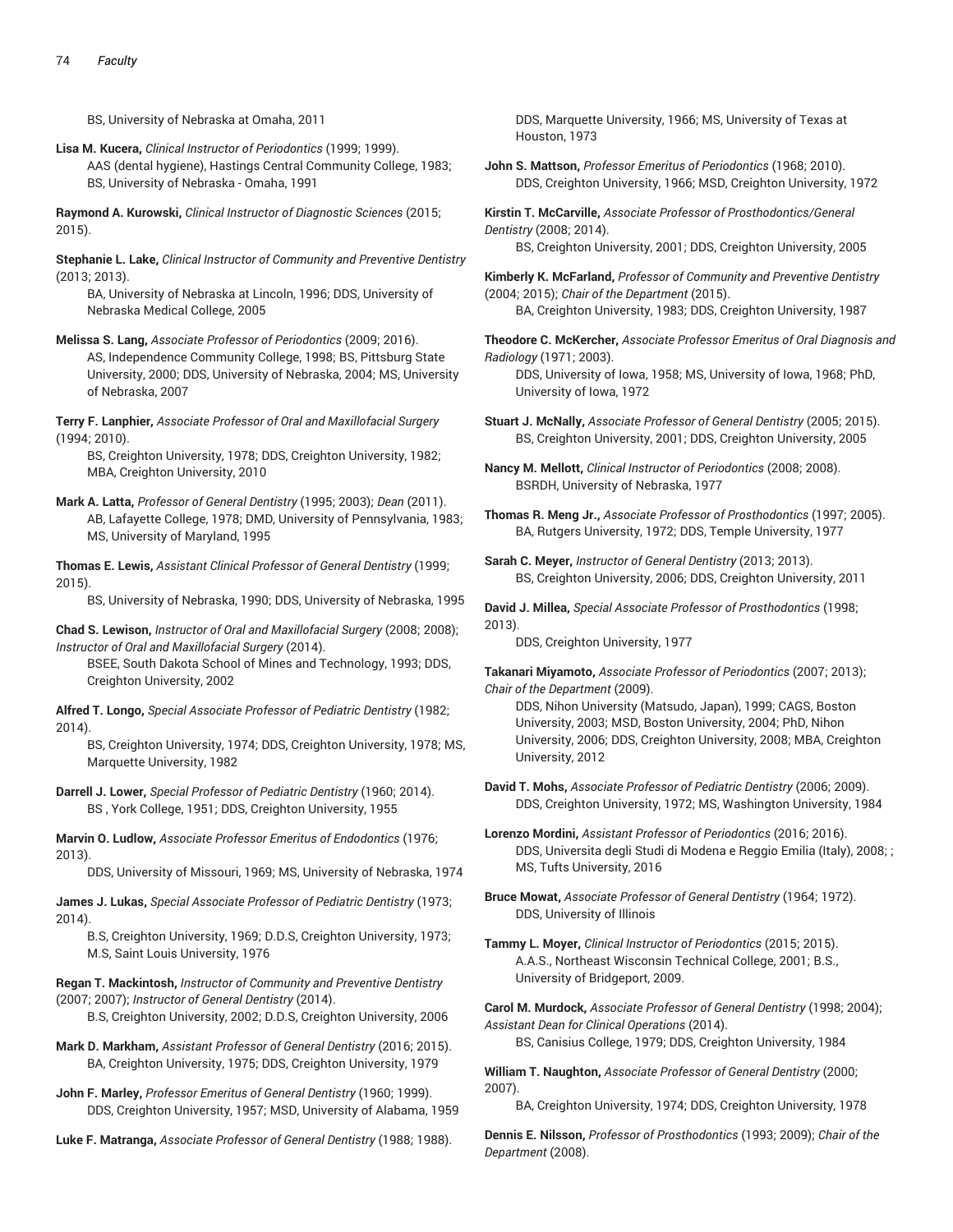BS, University of Nebraska at Omaha, 2011

**Lisa M. Kucera,** *Clinical Instructor of Periodontics* (1999; 1999).
AAS (dental hygiene), Hastings Central Community College, 1983; BS, University of Nebraska - Omaha, 1991

**Raymond A. Kurowski,** *Clinical Instructor of Diagnostic Sciences* (2015; 2015).

**Stephanie L. Lake,** *Clinical Instructor of Community and Preventive Dentistry* (2013; 2013).
BA, University of Nebraska at Lincoln, 1996; DDS, University of Nebraska Medical College, 2005

**Melissa S. Lang,** *Associate Professor of Periodontics* (2009; 2016).
AS, Independence Community College, 1998; BS, Pittsburg State University, 2000; DDS, University of Nebraska, 2004; MS, University of Nebraska, 2007

**Terry F. Lanphier,** *Associate Professor of Oral and Maxillofacial Surgery* (1994; 2010).
BS, Creighton University, 1978; DDS, Creighton University, 1982; MBA, Creighton University, 2010

**Mark A. Latta,** *Professor of General Dentistry* (1995; 2003); *Dean* (2011).
AB, Lafayette College, 1978; DMD, University of Pennsylvania, 1983; MS, University of Maryland, 1995

**Thomas E. Lewis,** *Assistant Clinical Professor of General Dentistry* (1999; 2015).
BS, University of Nebraska, 1990; DDS, University of Nebraska, 1995

**Chad S. Lewison,** *Instructor of Oral and Maxillofacial Surgery* (2008; 2008); *Instructor of Oral and Maxillofacial Surgery* (2014).
BSEE, South Dakota School of Mines and Technology, 1993; DDS, Creighton University, 2002

**Alfred T. Longo,** *Special Associate Professor of Pediatric Dentistry* (1982; 2014).
BS, Creighton University, 1974; DDS, Creighton University, 1978; MS, Marquette University, 1982

**Darrell J. Lower,** *Special Professor of Pediatric Dentistry* (1960; 2014).
BS , York College, 1951; DDS, Creighton University, 1955

**Marvin O. Ludlow,** *Associate Professor Emeritus of Endodontics* (1976; 2013).
DDS, University of Missouri, 1969; MS, University of Nebraska, 1974

**James J. Lukas,** *Special Associate Professor of Pediatric Dentistry* (1973; 2014).
B.S, Creighton University, 1969; D.D.S, Creighton University, 1973; M.S, Saint Louis University, 1976

**Regan T. Mackintosh,** *Instructor of Community and Preventive Dentistry* (2007; 2007); *Instructor of General Dentistry* (2014).
B.S, Creighton University, 2002; D.D.S, Creighton University, 2006

**Mark D. Markham,** *Assistant Professor of General Dentistry* (2016; 2015).
BA, Creighton University, 1975; DDS, Creighton University, 1979

**John F. Marley,** *Professor Emeritus of General Dentistry* (1960; 1999).
DDS, Creighton University, 1957; MSD, University of Alabama, 1959

**Luke F. Matranga,** *Associate Professor of General Dentistry* (1988; 1988).
DDS, Marquette University, 1966; MS, University of Texas at Houston, 1973

**John S. Mattson,** *Professor Emeritus of Periodontics* (1968; 2010).
DDS, Creighton University, 1966; MSD, Creighton University, 1972

**Kirstin T. McCarville,** *Associate Professor of Prosthodontics/General Dentistry* (2008; 2014).
BS, Creighton University, 2001; DDS, Creighton University, 2005

**Kimberly K. McFarland,** *Professor of Community and Preventive Dentistry* (2004; 2015); *Chair of the Department* (2015).
BA, Creighton University, 1983; DDS, Creighton University, 1987

**Theodore C. McKercher,** *Associate Professor Emeritus of Oral Diagnosis and Radiology* (1971; 2003).
DDS, University of Iowa, 1958; MS, University of Iowa, 1968; PhD, University of Iowa, 1972

**Stuart J. McNally,** *Associate Professor of General Dentistry* (2005; 2015).
BS, Creighton University, 2001; DDS, Creighton University, 2005

**Nancy M. Mellott,** *Clinical Instructor of Periodontics* (2008; 2008).
BSRDH, University of Nebraska, 1977

**Thomas R. Meng Jr.,** *Associate Professor of Prosthodontics* (1997; 2005).
BA, Rutgers University, 1972; DDS, Temple University, 1977

**Sarah C. Meyer,** *Instructor of General Dentistry* (2013; 2013).
BS, Creighton University, 2006; DDS, Creighton University, 2011

**David J. Millea,** *Special Associate Professor of Prosthodontics* (1998; 2013).
DDS, Creighton University, 1977

**Takanari Miyamoto,** *Associate Professor of Periodontics* (2007; 2013); *Chair of the Department* (2009).
DDS, Nihon University (Matsudo, Japan), 1999; CAGS, Boston University, 2003; MSD, Boston University, 2004; PhD, Nihon University, 2006; DDS, Creighton University, 2008; MBA, Creighton University, 2012

**David T. Mohs,** *Associate Professor of Pediatric Dentistry* (2006; 2009).
DDS, Creighton University, 1972; MS, Washington University, 1984

**Lorenzo Mordini,** *Assistant Professor of Periodontics* (2016; 2016).
DDS, Universita degli Studi di Modena e Reggio Emilia (Italy), 2008; ; MS, Tufts University, 2016

**Bruce Mowat,** *Associate Professor of General Dentistry* (1964; 1972).
DDS, University of Illinois

**Tammy L. Moyer,** *Clinical Instructor of Periodontics* (2015; 2015).
A.A.S., Northeast Wisconsin Technical College, 2001; B.S., University of Bridgeport, 2009.

**Carol M. Murdock,** *Associate Professor of General Dentistry* (1998; 2004); *Assistant Dean for Clinical Operations* (2014).
BS, Canisius College, 1979; DDS, Creighton University, 1984

**William T. Naughton,** *Associate Professor of General Dentistry* (2000; 2007).
BA, Creighton University, 1974; DDS, Creighton University, 1978

**Dennis E. Nilsson,** *Professor of Prosthodontics* (1993; 2009); *Chair of the Department* (2008).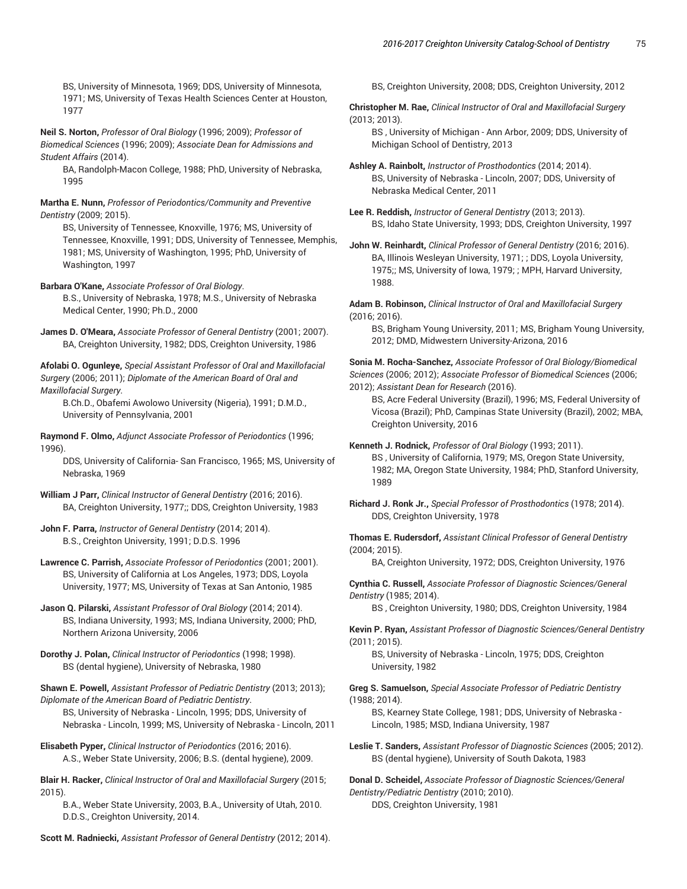BS, University of Minnesota, 1969; DDS, University of Minnesota, 1971; MS, University of Texas Health Sciences Center at Houston, 1977

**Neil S. Norton,** *Professor of Oral Biology* (1996; 2009); *Professor of Biomedical Sciences* (1996; 2009); *Associate Dean for Admissions and Student Affairs* (2014).
BA, Randolph-Macon College, 1988; PhD, University of Nebraska, 1995

**Martha E. Nunn,** *Professor of Periodontics/Community and Preventive Dentistry* (2009; 2015).
BS, University of Tennessee, Knoxville, 1976; MS, University of Tennessee, Knoxville, 1991; DDS, University of Tennessee, Memphis, 1981; MS, University of Washington, 1995; PhD, University of Washington, 1997

**Barbara O'Kane,** *Associate Professor of Oral Biology*.
B.S., University of Nebraska, 1978; M.S., University of Nebraska Medical Center, 1990; Ph.D., 2000

**James D. O'Meara,** *Associate Professor of General Dentistry* (2001; 2007).
BA, Creighton University, 1982; DDS, Creighton University, 1986

**Afolabi O. Ogunleye,** *Special Assistant Professor of Oral and Maxillofacial Surgery* (2006; 2011); *Diplomate of the American Board of Oral and Maxillofacial Surgery*.
B.Ch.D., Obafemi Awolowo University (Nigeria), 1991; D.M.D., University of Pennsylvania, 2001

**Raymond F. Olmo,** *Adjunct Associate Professor of Periodontics* (1996; 1996).
DDS, University of California- San Francisco, 1965; MS, University of Nebraska, 1969

**William J Parr,** *Clinical Instructor of General Dentistry* (2016; 2016).
BA, Creighton University, 1977;; DDS, Creighton University, 1983

**John F. Parra,** *Instructor of General Dentistry* (2014; 2014).
B.S., Creighton University, 1991; D.D.S. 1996

**Lawrence C. Parrish,** *Associate Professor of Periodontics* (2001; 2001).
BS, University of California at Los Angeles, 1973; DDS, Loyola University, 1977; MS, University of Texas at San Antonio, 1985

**Jason Q. Pilarski,** *Assistant Professor of Oral Biology* (2014; 2014).
BS, Indiana University, 1993; MS, Indiana University, 2000; PhD, Northern Arizona University, 2006

**Dorothy J. Polan,** *Clinical Instructor of Periodontics* (1998; 1998).
BS (dental hygiene), University of Nebraska, 1980

**Shawn E. Powell,** *Assistant Professor of Pediatric Dentistry* (2013; 2013); *Diplomate of the American Board of Pediatric Dentistry*.
BS, University of Nebraska - Lincoln, 1995; DDS, University of Nebraska - Lincoln, 1999; MS, University of Nebraska - Lincoln, 2011

**Elisabeth Pyper,** *Clinical Instructor of Periodontics* (2016; 2016).
A.S., Weber State University, 2006; B.S. (dental hygiene), 2009.

**Blair H. Racker,** *Clinical Instructor of Oral and Maxillofacial Surgery* (2015; 2015).
B.A., Weber State University, 2003, B.A., University of Utah, 2010. D.D.S., Creighton University, 2014.

**Scott M. Radniecki,** *Assistant Professor of General Dentistry* (2012; 2014).
BS, Creighton University, 2008; DDS, Creighton University, 2012

**Christopher M. Rae,** *Clinical Instructor of Oral and Maxillofacial Surgery* (2013; 2013).
BS , University of Michigan - Ann Arbor, 2009; DDS, University of Michigan School of Dentistry, 2013

**Ashley A. Rainbolt,** *Instructor of Prosthodontics* (2014; 2014).
BS, University of Nebraska - Lincoln, 2007; DDS, University of Nebraska Medical Center, 2011

**Lee R. Reddish,** *Instructor of General Dentistry* (2013; 2013).
BS, Idaho State University, 1993; DDS, Creighton University, 1997

**John W. Reinhardt,** *Clinical Professor of General Dentistry* (2016; 2016).
BA, Illinois Wesleyan University, 1971; ; DDS, Loyola University, 1975;; MS, University of Iowa, 1979; ; MPH, Harvard University, 1988.

**Adam B. Robinson,** *Clinical Instructor of Oral and Maxillofacial Surgery* (2016; 2016).
BS, Brigham Young University, 2011; MS, Brigham Young University, 2012; DMD, Midwestern University-Arizona, 2016

**Sonia M. Rocha-Sanchez,** *Associate Professor of Oral Biology/Biomedical Sciences* (2006; 2012); *Associate Professor of Biomedical Sciences* (2006; 2012); *Assistant Dean for Research* (2016).
BS, Acre Federal University (Brazil), 1996; MS, Federal University of Vicosa (Brazil); PhD, Campinas State University (Brazil), 2002; MBA, Creighton University, 2016

**Kenneth J. Rodnick,** *Professor of Oral Biology* (1993; 2011).
BS , University of California, 1979; MS, Oregon State University, 1982; MA, Oregon State University, 1984; PhD, Stanford University, 1989

**Richard J. Ronk Jr.,** *Special Professor of Prosthodontics* (1978; 2014).
DDS, Creighton University, 1978

**Thomas E. Rudersdorf,** *Assistant Clinical Professor of General Dentistry* (2004; 2015).
BA, Creighton University, 1972; DDS, Creighton University, 1976

**Cynthia C. Russell,** *Associate Professor of Diagnostic Sciences/General Dentistry* (1985; 2014).
BS , Creighton University, 1980; DDS, Creighton University, 1984

**Kevin P. Ryan,** *Assistant Professor of Diagnostic Sciences/General Dentistry* (2011; 2015).
BS, University of Nebraska - Lincoln, 1975; DDS, Creighton University, 1982

**Greg S. Samuelson,** *Special Associate Professor of Pediatric Dentistry* (1988; 2014).
BS, Kearney State College, 1981; DDS, University of Nebraska - Lincoln, 1985; MSD, Indiana University, 1987

**Leslie T. Sanders,** *Assistant Professor of Diagnostic Sciences* (2005; 2012).
BS (dental hygiene), University of South Dakota, 1983

**Donal D. Scheidel,** *Associate Professor of Diagnostic Sciences/General Dentistry/Pediatric Dentistry* (2010; 2010).
DDS, Creighton University, 1981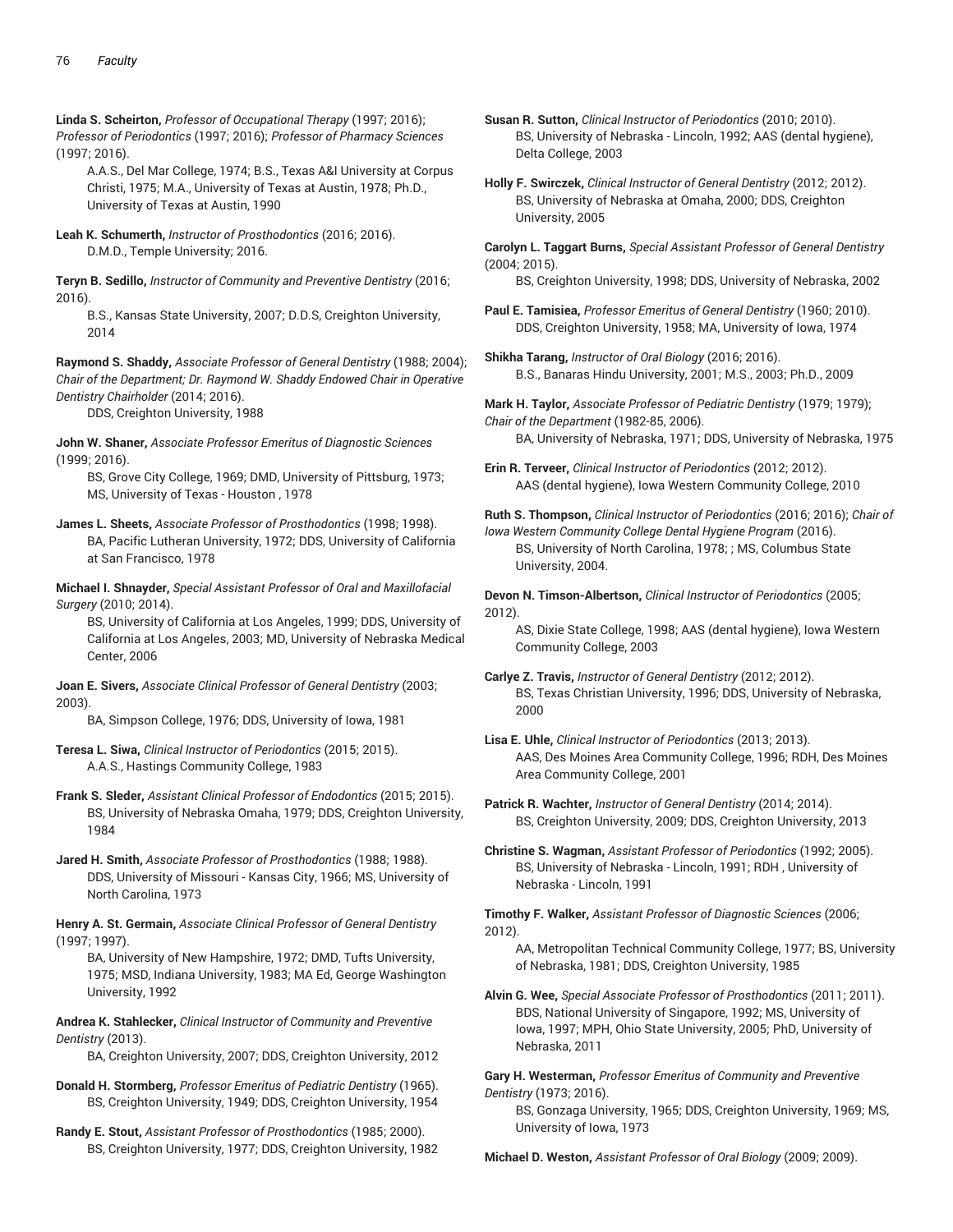**Linda S. Scheirton,** *Professor of Occupational Therapy* (1997; 2016); *Professor of Periodontics* (1997; 2016); *Professor of Pharmacy Sciences* (1997; 2016).
A.A.S., Del Mar College, 1974; B.S., Texas A&I University at Corpus Christi, 1975; M.A., University of Texas at Austin, 1978; Ph.D., University of Texas at Austin, 1990

**Leah K. Schumerth,** *Instructor of Prosthodontics* (2016; 2016).
D.M.D., Temple University; 2016.

**Teryn B. Sedillo,** *Instructor of Community and Preventive Dentistry* (2016; 2016).
B.S., Kansas State University, 2007; D.D.S, Creighton University, 2014

**Raymond S. Shaddy,** *Associate Professor of General Dentistry* (1988; 2004); *Chair of the Department; Dr. Raymond W. Shaddy Endowed Chair in Operative Dentistry Chairholder* (2014; 2016).
DDS, Creighton University, 1988

**John W. Shaner,** *Associate Professor Emeritus of Diagnostic Sciences* (1999; 2016).
BS, Grove City College, 1969; DMD, University of Pittsburg, 1973; MS, University of Texas - Houston , 1978

**James L. Sheets,** *Associate Professor of Prosthodontics* (1998; 1998).
BA, Pacific Lutheran University, 1972; DDS, University of California at San Francisco, 1978

**Michael I. Shnayder,** *Special Assistant Professor of Oral and Maxillofacial Surgery* (2010; 2014).
BS, University of California at Los Angeles, 1999; DDS, University of California at Los Angeles, 2003; MD, University of Nebraska Medical Center, 2006

**Joan E. Sivers,** *Associate Clinical Professor of General Dentistry* (2003; 2003).
BA, Simpson College, 1976; DDS, University of Iowa, 1981

**Teresa L. Siwa,** *Clinical Instructor of Periodontics* (2015; 2015).
A.A.S., Hastings Community College, 1983

**Frank S. Sleder,** *Assistant Clinical Professor of Endodontics* (2015; 2015).
BS, University of Nebraska Omaha, 1979; DDS, Creighton University, 1984

**Jared H. Smith,** *Associate Professor of Prosthodontics* (1988; 1988).
DDS, University of Missouri - Kansas City, 1966; MS, University of North Carolina, 1973

**Henry A. St. Germain,** *Associate Clinical Professor of General Dentistry* (1997; 1997).
BA, University of New Hampshire, 1972; DMD, Tufts University, 1975; MSD, Indiana University, 1983; MA Ed, George Washington University, 1992

**Andrea K. Stahlecker,** *Clinical Instructor of Community and Preventive Dentistry* (2013).
BA, Creighton University, 2007; DDS, Creighton University, 2012

**Donald H. Stormberg,** *Professor Emeritus of Pediatric Dentistry* (1965).
BS, Creighton University, 1949; DDS, Creighton University, 1954

**Randy E. Stout,** *Assistant Professor of Prosthodontics* (1985; 2000).
BS, Creighton University, 1977; DDS, Creighton University, 1982

**Susan R. Sutton,** *Clinical Instructor of Periodontics* (2010; 2010).
BS, University of Nebraska - Lincoln, 1992; AAS (dental hygiene), Delta College, 2003

**Holly F. Swirczek,** *Clinical Instructor of General Dentistry* (2012; 2012).
BS, University of Nebraska at Omaha, 2000; DDS, Creighton University, 2005

**Carolyn L. Taggart Burns,** *Special Assistant Professor of General Dentistry* (2004; 2015).
BS, Creighton University, 1998; DDS, University of Nebraska, 2002

**Paul E. Tamisiea,** *Professor Emeritus of General Dentistry* (1960; 2010).
DDS, Creighton University, 1958; MA, University of Iowa, 1974

**Shikha Tarang,** *Instructor of Oral Biology* (2016; 2016).
B.S., Banaras Hindu University, 2001; M.S., 2003; Ph.D., 2009

**Mark H. Taylor,** *Associate Professor of Pediatric Dentistry* (1979; 1979); *Chair of the Department* (1982-85, 2006).
BA, University of Nebraska, 1971; DDS, University of Nebraska, 1975

**Erin R. Terveer,** *Clinical Instructor of Periodontics* (2012; 2012).
AAS (dental hygiene), Iowa Western Community College, 2010

**Ruth S. Thompson,** *Clinical Instructor of Periodontics* (2016; 2016); *Chair of Iowa Western Community College Dental Hygiene Program* (2016).
BS, University of North Carolina, 1978; ; MS, Columbus State University, 2004.

**Devon N. Timson-Albertson,** *Clinical Instructor of Periodontics* (2005; 2012).
AS, Dixie State College, 1998; AAS (dental hygiene), Iowa Western Community College, 2003

**Carlye Z. Travis,** *Instructor of General Dentistry* (2012; 2012).
BS, Texas Christian University, 1996; DDS, University of Nebraska, 2000

**Lisa E. Uhle,** *Clinical Instructor of Periodontics* (2013; 2013).
AAS, Des Moines Area Community College, 1996; RDH, Des Moines Area Community College, 2001

**Patrick R. Wachter,** *Instructor of General Dentistry* (2014; 2014).
BS, Creighton University, 2009; DDS, Creighton University, 2013

**Christine S. Wagman,** *Assistant Professor of Periodontics* (1992; 2005).
BS, University of Nebraska - Lincoln, 1991; RDH , University of Nebraska - Lincoln, 1991

**Timothy F. Walker,** *Assistant Professor of Diagnostic Sciences* (2006; 2012).
AA, Metropolitan Technical Community College, 1977; BS, University of Nebraska, 1981; DDS, Creighton University, 1985

**Alvin G. Wee,** *Special Associate Professor of Prosthodontics* (2011; 2011).
BDS, National University of Singapore, 1992; MS, University of Iowa, 1997; MPH, Ohio State University, 2005; PhD, University of Nebraska, 2011

**Gary H. Westerman,** *Professor Emeritus of Community and Preventive Dentistry* (1973; 2016).
BS, Gonzaga University, 1965; DDS, Creighton University, 1969; MS, University of Iowa, 1973

**Michael D. Weston,** *Assistant Professor of Oral Biology* (2009; 2009).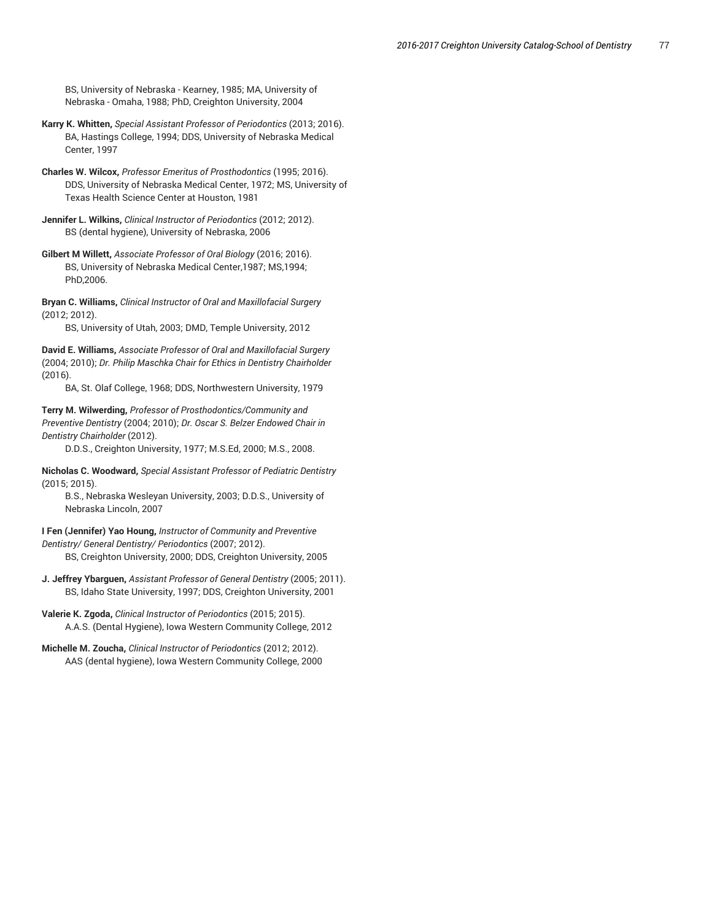BS, University of Nebraska - Kearney, 1985; MA, University of Nebraska - Omaha, 1988; PhD, Creighton University, 2004

**Karry K. Whitten,** *Special Assistant Professor of Periodontics* (2013; 2016).
BA, Hastings College, 1994; DDS, University of Nebraska Medical Center, 1997

**Charles W. Wilcox,** *Professor Emeritus of Prosthodontics* (1995; 2016).
DDS, University of Nebraska Medical Center, 1972; MS, University of Texas Health Science Center at Houston, 1981

**Jennifer L. Wilkins,** *Clinical Instructor of Periodontics* (2012; 2012).
BS (dental hygiene), University of Nebraska, 2006

**Gilbert M Willett,** *Associate Professor of Oral Biology* (2016; 2016).
BS, University of Nebraska Medical Center,1987; MS,1994; PhD,2006.

**Bryan C. Williams,** *Clinical Instructor of Oral and Maxillofacial Surgery* (2012; 2012).
BS, University of Utah, 2003; DMD, Temple University, 2012

**David E. Williams,** *Associate Professor of Oral and Maxillofacial Surgery* (2004; 2010); *Dr. Philip Maschka Chair for Ethics in Dentistry Chairholder* (2016).
BA, St. Olaf College, 1968; DDS, Northwestern University, 1979

**Terry M. Wilwerding,** *Professor of Prosthodontics/Community and Preventive Dentistry* (2004; 2010); *Dr. Oscar S. Belzer Endowed Chair in Dentistry Chairholder* (2012).
D.D.S., Creighton University, 1977; M.S.Ed, 2000; M.S., 2008.

**Nicholas C. Woodward,** *Special Assistant Professor of Pediatric Dentistry* (2015; 2015).
B.S., Nebraska Wesleyan University, 2003; D.D.S., University of Nebraska Lincoln, 2007

**I Fen (Jennifer) Yao Houng,** *Instructor of Community and Preventive Dentistry/ General Dentistry/ Periodontics* (2007; 2012).
BS, Creighton University, 2000; DDS, Creighton University, 2005

**J. Jeffrey Ybarguen,** *Assistant Professor of General Dentistry* (2005; 2011).
BS, Idaho State University, 1997; DDS, Creighton University, 2001

**Valerie K. Zgoda,** *Clinical Instructor of Periodontics* (2015; 2015).
A.A.S. (Dental Hygiene), Iowa Western Community College, 2012

**Michelle M. Zoucha,** *Clinical Instructor of Periodontics* (2012; 2012).
AAS (dental hygiene), Iowa Western Community College, 2000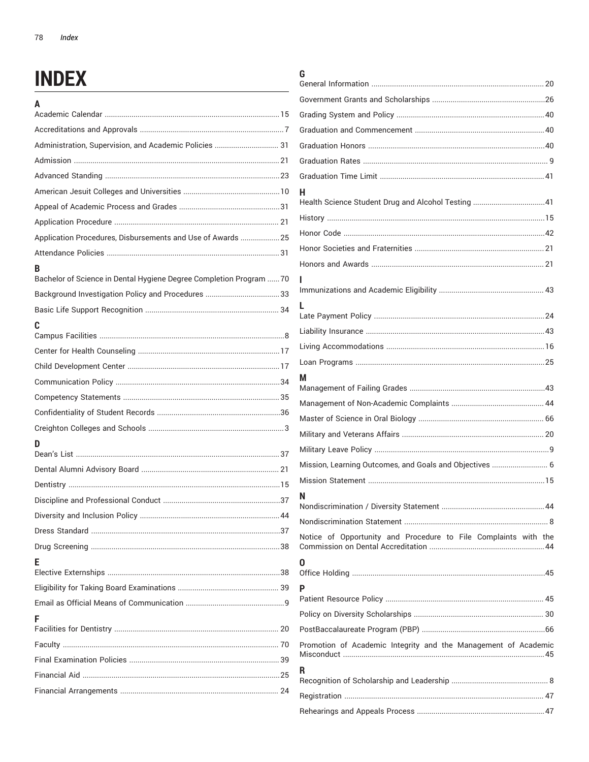# INDEX

## A

Academic Calendar ..... 15
Accreditations and Approvals ..... 7
Administration, Supervision, and Academic Policies ..... 31
Admission ..... 21
Advanced Standing ..... 23
American Jesuit Colleges and Universities ..... 10
Appeal of Academic Process and Grades ..... 31
Application Procedure ..... 21
Application Procedures, Disbursements and Use of Awards ..... 25
Attendance Policies ..... 31

## B

Bachelor of Science in Dental Hygiene Degree Completion Program ..... 70
Background Investigation Policy and Procedures ..... 33
Basic Life Support Recognition ..... 34

## C

Campus Facilities ..... 8
Center for Health Counseling ..... 17
Child Development Center ..... 17
Communication Policy ..... 34
Competency Statements ..... 35
Confidentiality of Student Records ..... 36
Creighton Colleges and Schools ..... 3

## D

Dean's List ..... 37
Dental Alumni Advisory Board ..... 21
Dentistry ..... 15
Discipline and Professional Conduct ..... 37
Diversity and Inclusion Policy ..... 44
Dress Standard ..... 37
Drug Screening ..... 38

## E

Elective Externships ..... 38
Eligibility for Taking Board Examinations ..... 39
Email as Official Means of Communication ..... 9

## F

Facilities for Dentistry ..... 20
Faculty ..... 70
Final Examination Policies ..... 39
Financial Aid ..... 25
Financial Arrangements ..... 24

## G

General Information ..... 20
Government Grants and Scholarships ..... 26
Grading System and Policy ..... 40
Graduation and Commencement ..... 40
Graduation Honors ..... 40
Graduation Rates ..... 9
Graduation Time Limit ..... 41

## H

Health Science Student Drug and Alcohol Testing ..... 41
History ..... 15
Honor Code ..... 42
Honor Societies and Fraternities ..... 21
Honors and Awards ..... 21

## I

Immunizations and Academic Eligibility ..... 43

## L

Late Payment Policy ..... 24
Liability Insurance ..... 43
Living Accommodations ..... 16
Loan Programs ..... 25

## M

Management of Failing Grades ..... 43
Management of Non-Academic Complaints ..... 44
Master of Science in Oral Biology ..... 66
Military and Veterans Affairs ..... 20
Military Leave Policy ..... 9
Mission, Learning Outcomes, and Goals and Objectives ..... 6
Mission Statement ..... 15

## N

Nondiscrimination / Diversity Statement ..... 44
Nondiscrimination Statement ..... 8
Notice of Opportunity and Procedure to File Complaints with the Commission on Dental Accreditation ..... 44

## O

Office Holding ..... 45

## P

Patient Resource Policy ..... 45
Policy on Diversity Scholarships ..... 30
PostBaccalaureate Program (PBP) ..... 66
Promotion of Academic Integrity and the Management of Academic Misconduct ..... 45

## R

Recognition of Scholarship and Leadership ..... 8
Registration ..... 47
Rehearings and Appeals Process ..... 47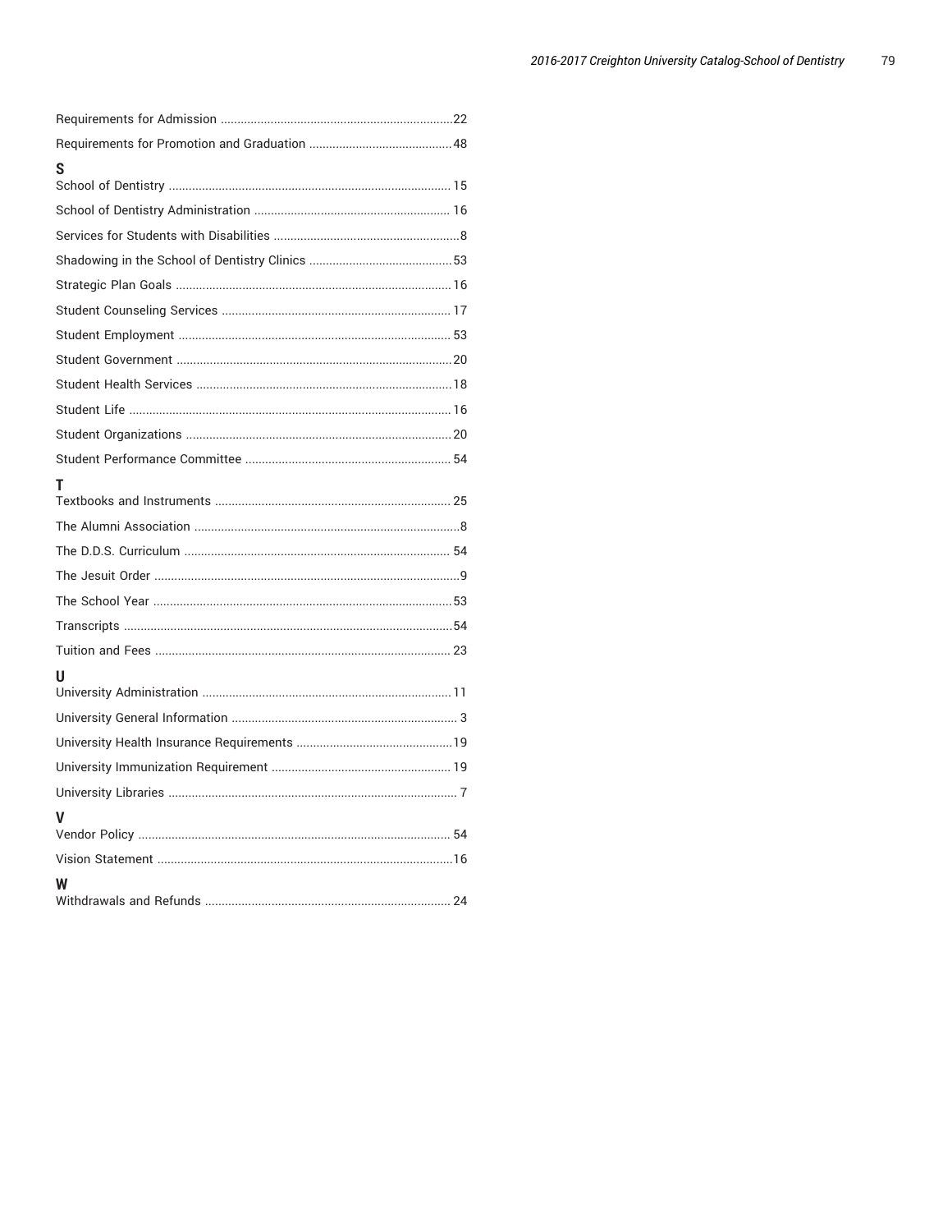Requirements for Admission ....................................................................22

Requirements for Promotion and Graduation ..........................................48

**S**

School of Dentistry ..................................................................................... 15

School of Dentistry Administration ........................................................... 16

Services for Students with Disabilities ........................................................8

Shadowing in the School of Dentistry Clinics ..........................................53

Strategic Plan Goals ..................................................................................16

Student Counseling Services .................................................................... 17

Student Employment ................................................................................. 53

Student Government ..................................................................................20

Student Health Services ............................................................................18

Student Life ................................................................................................ 16

Student Organizations ...............................................................................20

Student Performance Committee ............................................................. 54

**T**

Textbooks and Instruments ...................................................................... 25

The Alumni Association ...............................................................................8

The D.D.S. Curriculum ............................................................................... 54

The Jesuit Order ...........................................................................................9

The School Year .........................................................................................53

Transcripts ..................................................................................................54

Tuition and Fees ........................................................................................ 23

**U**

University Administration .......................................................................... 11

University General Information .................................................................... 3

University Health Insurance Requirements ...............................................19

University Immunization Requirement ..................................................... 19

University Libraries ...................................................................................... 7

**V**

Vendor Policy ............................................................................................. 54

Vision Statement ........................................................................................16

**W**

Withdrawals and Refunds ......................................................................... 24